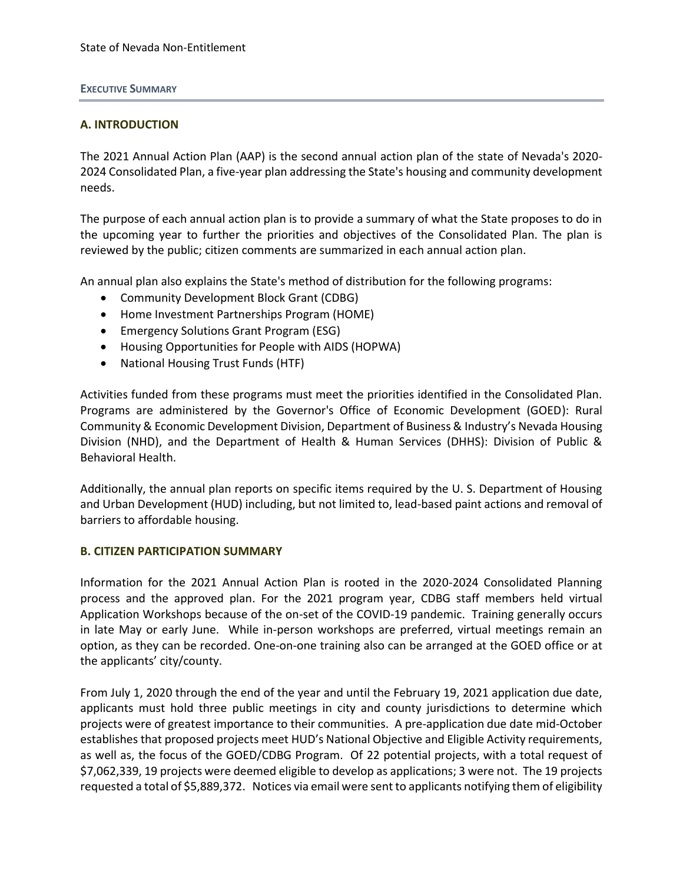# EXECUTIVE SUMMARY

## A. INTRODUCTION

The 2021 Annual Action Plan (AAP) is the second annual action plan of the state of Nevada's 2020-2024 Consolidated Plan, a five-year plan addressing the State's housing and community development needs.

The purpose of each annual action plan is to provide a summary of what the State proposes to do in the upcoming year to further the priorities and objectives of the Consolidated Plan. The plan is reviewed by the public; citizen comments are summarized in each annual action plan.

An annual plan also explains the State's method of distribution for the following programs:

- Community Development Block Grant (CDBG)
- Home Investment Partnerships Program (HOME)
- Emergency Solutions Grant Program (ESG)
- Housing Opportunities for People with AIDS (HOPWA)
- National Housing Trust Funds (HTF)

Activities funded from these programs must meet the priorities identified in the Consolidated Plan. Programs are administered by the Governor's Office of Economic Development (GOED): Rural Community & Economic Development Division, Department of Business & Industry's Nevada Housing Division (NHD), and the Department of Health & Human Services (DHHS): Division of Public & Behavioral Health.

Additionally, the annual plan reports on specific items required by the U. S. Department of Housing and Urban Development (HUD) including, but not limited to, lead-based paint actions and removal of barriers to affordable housing.

## B. CITIZEN PARTICIPATION SUMMARY

Information for the 2021 Annual Action Plan is rooted in the 2020-2024 Consolidated Planning process and the approved plan. For the 2021 program year, CDBG staff members held virtual Application Workshops because of the on-set of the COVID-19 pandemic. Training generally occurs in late May or early June. While in-person workshops are preferred, virtual meetings remain an option, as they can be recorded. One-on-one training also can be arranged at the GOED office or at the applicants' city/county.

From July 1, 2020 through the end of the year and until the February 19, 2021 application due date, applicants must hold three public meetings in city and county jurisdictions to determine which projects were of greatest importance to their communities. A pre-application due date mid-October establishes that proposed projects meet HUD's National Objective and Eligible Activity requirements, as well as, the focus of the GOED/CDBG Program. Of 22 potential projects, with a total request of $7,062,339, 19 projects were deemed eligible to develop as applications; 3 were not. The 19 projects requested a total of $5,889,372. Notices via email were sent to applicants notifying them of eligibility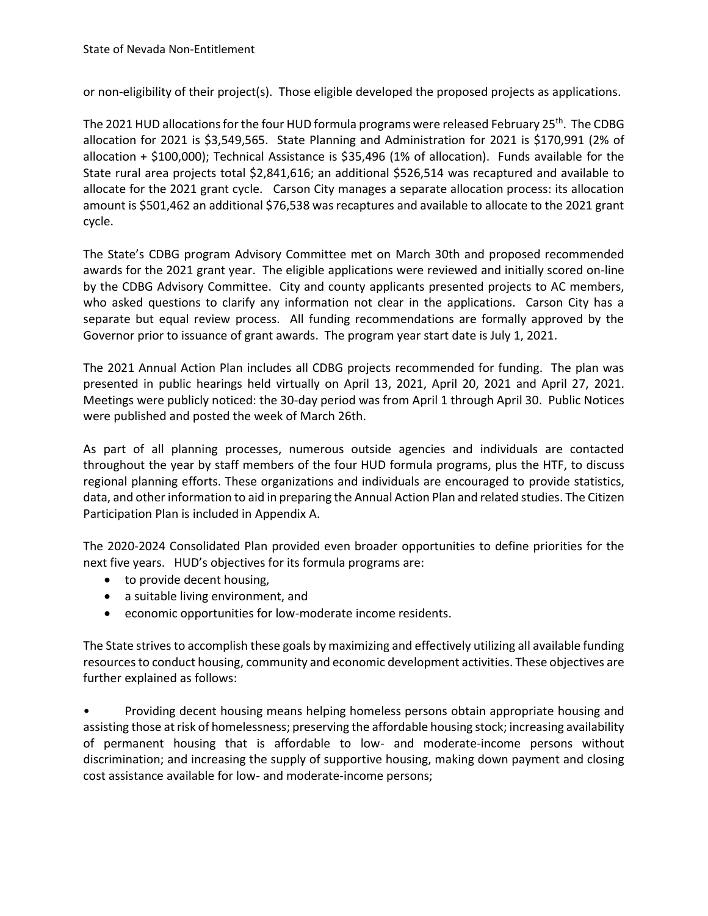or non-eligibility of their project(s). Those eligible developed the proposed projects as applications.

The 2021 HUD allocations for the four HUD formula programs were released February 25th. The CDBG allocation for 2021 is $3,549,565. State Planning and Administration for 2021 is $170,991 (2% of allocation + $100,000); Technical Assistance is $35,496 (1% of allocation). Funds available for the State rural area projects total $2,841,616; an additional $526,514 was recaptured and available to allocate for the 2021 grant cycle. Carson City manages a separate allocation process: its allocation amount is $501,462 an additional $76,538 was recaptures and available to allocate to the 2021 grant cycle.

The State's CDBG program Advisory Committee met on March 30th and proposed recommended awards for the 2021 grant year. The eligible applications were reviewed and initially scored on-line by the CDBG Advisory Committee. City and county applicants presented projects to AC members, who asked questions to clarify any information not clear in the applications. Carson City has a separate but equal review process. All funding recommendations are formally approved by the Governor prior to issuance of grant awards. The program year start date is July 1, 2021.

The 2021 Annual Action Plan includes all CDBG projects recommended for funding. The plan was presented in public hearings held virtually on April 13, 2021, April 20, 2021 and April 27, 2021. Meetings were publicly noticed: the 30-day period was from April 1 through April 30. Public Notices were published and posted the week of March 26th.

As part of all planning processes, numerous outside agencies and individuals are contacted throughout the year by staff members of the four HUD formula programs, plus the HTF, to discuss regional planning efforts. These organizations and individuals are encouraged to provide statistics, data, and other information to aid in preparing the Annual Action Plan and related studies. The Citizen Participation Plan is included in Appendix A.

The 2020-2024 Consolidated Plan provided even broader opportunities to define priorities for the next five years. HUD's objectives for its formula programs are:

- to provide decent housing,
- a suitable living environment, and
- economic opportunities for low-moderate income residents.

The State strives to accomplish these goals by maximizing and effectively utilizing all available funding resources to conduct housing, community and economic development activities. These objectives are further explained as follows:

- Providing decent housing means helping homeless persons obtain appropriate housing and assisting those at risk of homelessness; preserving the affordable housing stock; increasing availability of permanent housing that is affordable to low- and moderate-income persons without discrimination; and increasing the supply of supportive housing, making down payment and closing cost assistance available for low- and moderate-income persons;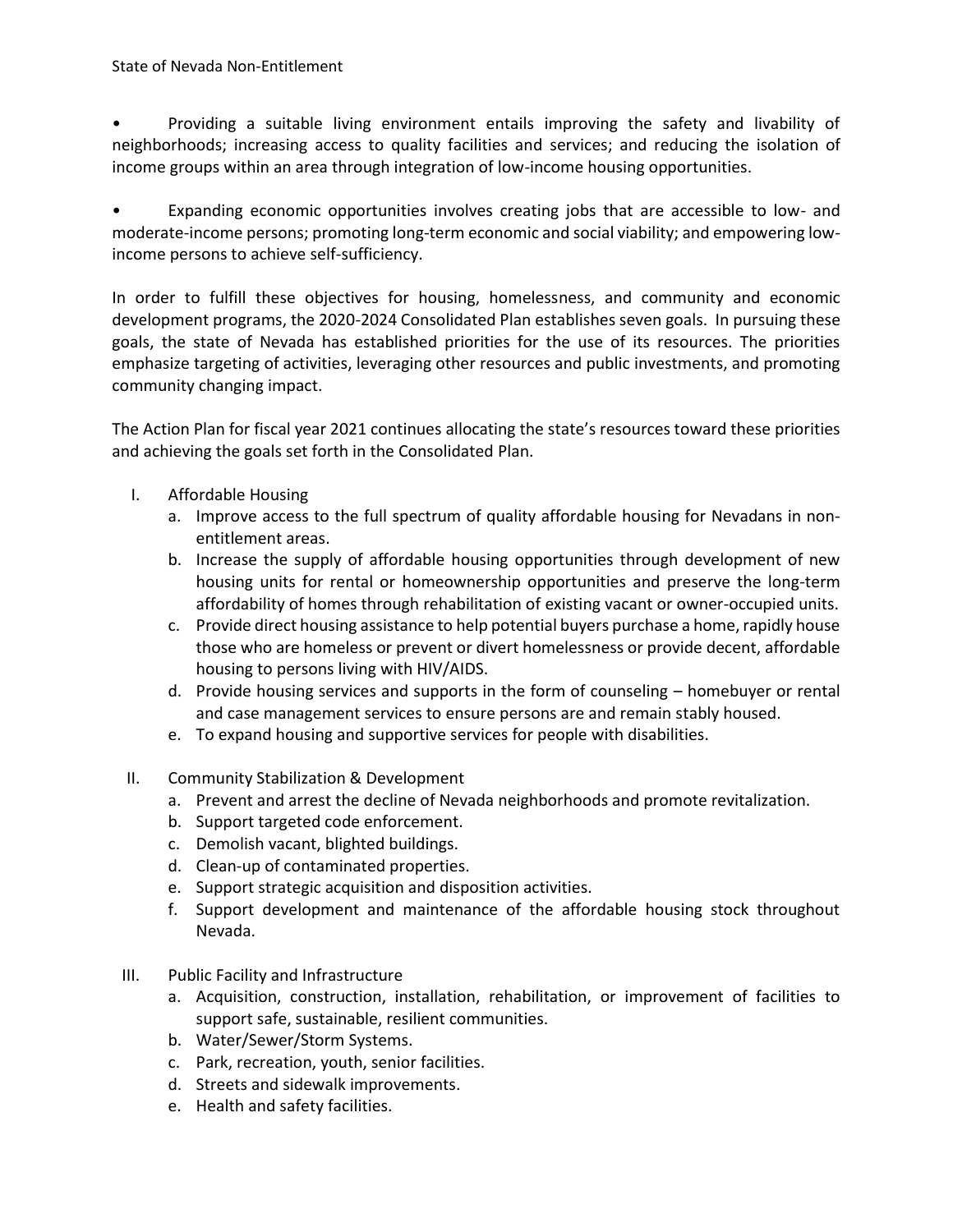- Providing a suitable living environment entails improving the safety and livability of neighborhoods; increasing access to quality facilities and services; and reducing the isolation of income groups within an area through integration of low-income housing opportunities.

- Expanding economic opportunities involves creating jobs that are accessible to low- and moderate-income persons; promoting long-term economic and social viability; and empowering low-income persons to achieve self-sufficiency.

In order to fulfill these objectives for housing, homelessness, and community and economic development programs, the 2020-2024 Consolidated Plan establishes seven goals. In pursuing these goals, the state of Nevada has established priorities for the use of its resources. The priorities emphasize targeting of activities, leveraging other resources and public investments, and promoting community changing impact.

The Action Plan for fiscal year 2021 continues allocating the state's resources toward these priorities and achieving the goals set forth in the Consolidated Plan.

I. Affordable Housing
   a. Improve access to the full spectrum of quality affordable housing for Nevadans in non-entitlement areas.
   b. Increase the supply of affordable housing opportunities through development of new housing units for rental or homeownership opportunities and preserve the long-term affordability of homes through rehabilitation of existing vacant or owner-occupied units.
   c. Provide direct housing assistance to help potential buyers purchase a home, rapidly house those who are homeless or prevent or divert homelessness or provide decent, affordable housing to persons living with HIV/AIDS.
   d. Provide housing services and supports in the form of counseling – homebuyer or rental and case management services to ensure persons are and remain stably housed.
   e. To expand housing and supportive services for people with disabilities.

II. Community Stabilization & Development
   a. Prevent and arrest the decline of Nevada neighborhoods and promote revitalization.
   b. Support targeted code enforcement.
   c. Demolish vacant, blighted buildings.
   d. Clean-up of contaminated properties.
   e. Support strategic acquisition and disposition activities.
   f. Support development and maintenance of the affordable housing stock throughout Nevada.

III. Public Facility and Infrastructure
   a. Acquisition, construction, installation, rehabilitation, or improvement of facilities to support safe, sustainable, resilient communities.
   b. Water/Sewer/Storm Systems.
   c. Park, recreation, youth, senior facilities.
   d. Streets and sidewalk improvements.
   e. Health and safety facilities.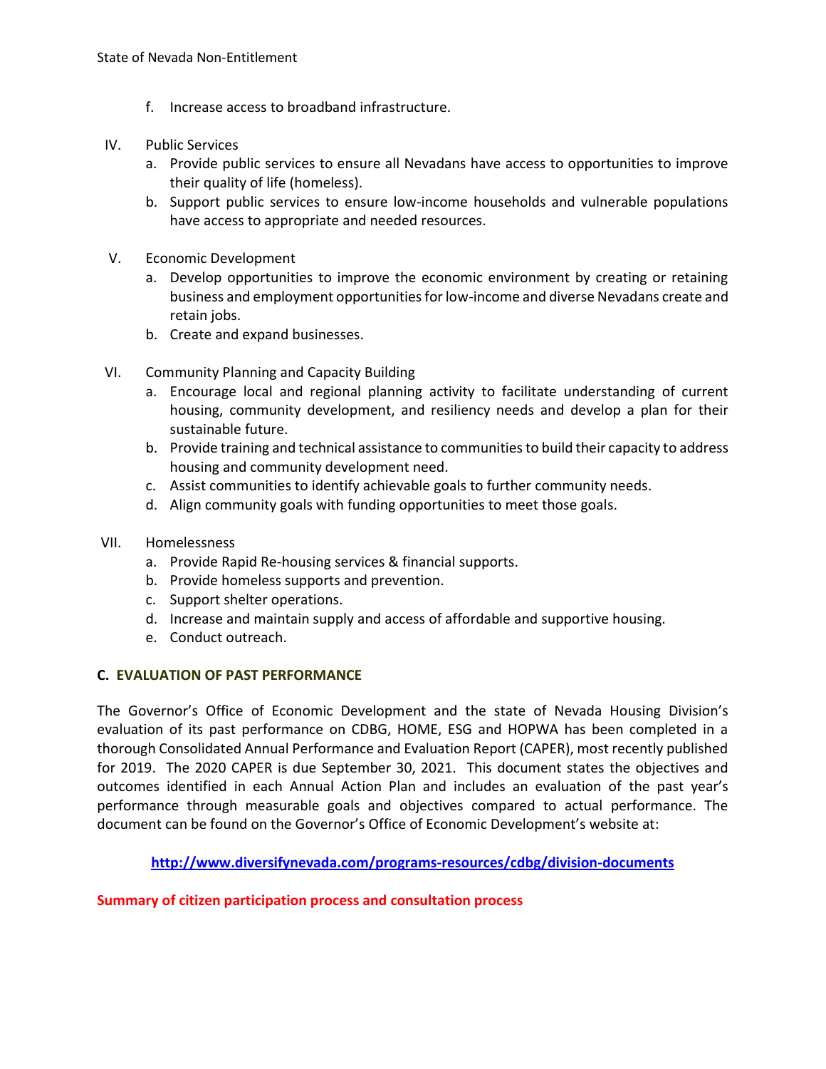f. Increase access to broadband infrastructure.

IV. Public Services
   a. Provide public services to ensure all Nevadans have access to opportunities to improve their quality of life (homeless).
   b. Support public services to ensure low-income households and vulnerable populations have access to appropriate and needed resources.

V. Economic Development
   a. Develop opportunities to improve the economic environment by creating or retaining business and employment opportunities for low-income and diverse Nevadans create and retain jobs.
   b. Create and expand businesses.

VI. Community Planning and Capacity Building
   a. Encourage local and regional planning activity to facilitate understanding of current housing, community development, and resiliency needs and develop a plan for their sustainable future.
   b. Provide training and technical assistance to communities to build their capacity to address housing and community development need.
   c. Assist communities to identify achievable goals to further community needs.
   d. Align community goals with funding opportunities to meet those goals.

VII. Homelessness
   a. Provide Rapid Re-housing services & financial supports.
   b. Provide homeless supports and prevention.
   c. Support shelter operations.
   d. Increase and maintain supply and access of affordable and supportive housing.
   e. Conduct outreach.

## C. EVALUATION OF PAST PERFORMANCE

The Governor's Office of Economic Development and the state of Nevada Housing Division's evaluation of its past performance on CDBG, HOME, ESG and HOPWA has been completed in a thorough Consolidated Annual Performance and Evaluation Report (CAPER), most recently published for 2019. The 2020 CAPER is due September 30, 2021. This document states the objectives and outcomes identified in each Annual Action Plan and includes an evaluation of the past year's performance through measurable goals and objectives compared to actual performance. The document can be found on the Governor's Office of Economic Development's website at:

**http://www.diversifynevada.com/programs-resources/cdbg/division-documents**

**Summary of citizen participation process and consultation process**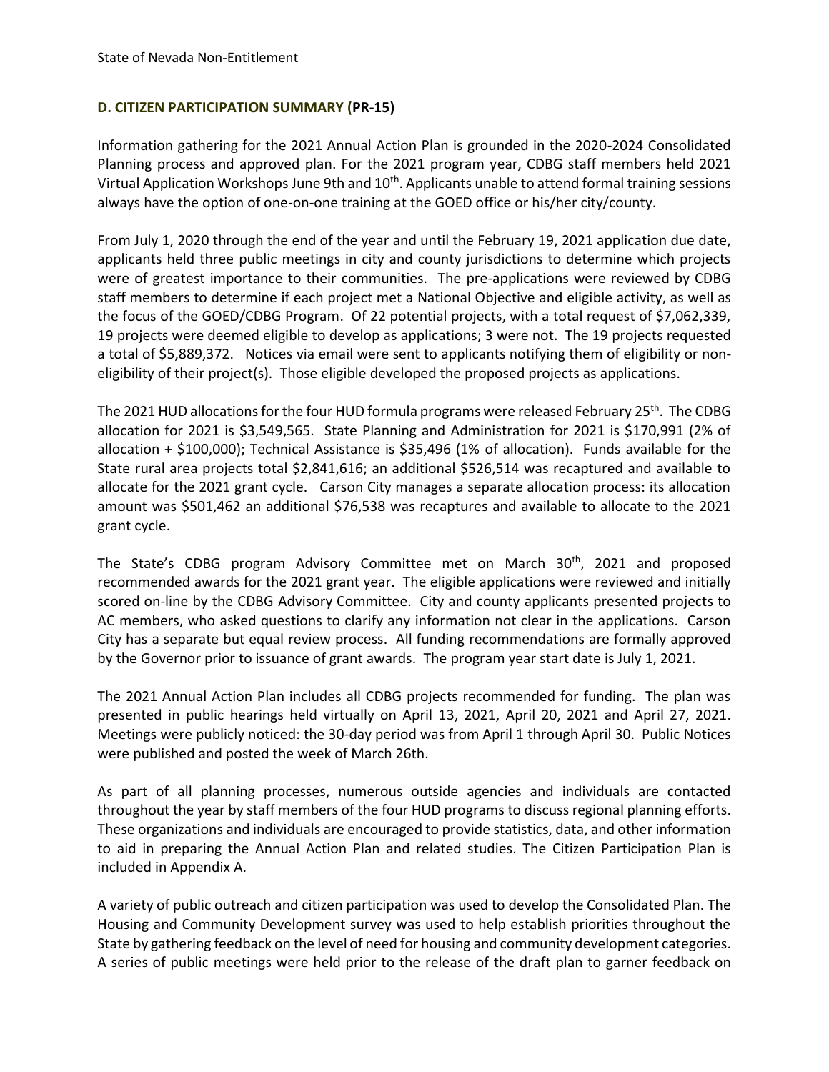## D. CITIZEN PARTICIPATION SUMMARY (PR-15)

Information gathering for the 2021 Annual Action Plan is grounded in the 2020-2024 Consolidated Planning process and approved plan. For the 2021 program year, CDBG staff members held 2021 Virtual Application Workshops June 9th and 10th. Applicants unable to attend formal training sessions always have the option of one-on-one training at the GOED office or his/her city/county.

From July 1, 2020 through the end of the year and until the February 19, 2021 application due date, applicants held three public meetings in city and county jurisdictions to determine which projects were of greatest importance to their communities. The pre-applications were reviewed by CDBG staff members to determine if each project met a National Objective and eligible activity, as well as the focus of the GOED/CDBG Program. Of 22 potential projects, with a total request of $7,062,339, 19 projects were deemed eligible to develop as applications; 3 were not. The 19 projects requested a total of $5,889,372. Notices via email were sent to applicants notifying them of eligibility or non-eligibility of their project(s). Those eligible developed the proposed projects as applications.

The 2021 HUD allocations for the four HUD formula programs were released February 25th. The CDBG allocation for 2021 is $3,549,565. State Planning and Administration for 2021 is $170,991 (2% of allocation + $100,000); Technical Assistance is $35,496 (1% of allocation). Funds available for the State rural area projects total $2,841,616; an additional $526,514 was recaptured and available to allocate for the 2021 grant cycle. Carson City manages a separate allocation process: its allocation amount was $501,462 an additional $76,538 was recaptures and available to allocate to the 2021 grant cycle.

The State's CDBG program Advisory Committee met on March 30th, 2021 and proposed recommended awards for the 2021 grant year. The eligible applications were reviewed and initially scored on-line by the CDBG Advisory Committee. City and county applicants presented projects to AC members, who asked questions to clarify any information not clear in the applications. Carson City has a separate but equal review process. All funding recommendations are formally approved by the Governor prior to issuance of grant awards. The program year start date is July 1, 2021.

The 2021 Annual Action Plan includes all CDBG projects recommended for funding. The plan was presented in public hearings held virtually on April 13, 2021, April 20, 2021 and April 27, 2021. Meetings were publicly noticed: the 30-day period was from April 1 through April 30. Public Notices were published and posted the week of March 26th.

As part of all planning processes, numerous outside agencies and individuals are contacted throughout the year by staff members of the four HUD programs to discuss regional planning efforts. These organizations and individuals are encouraged to provide statistics, data, and other information to aid in preparing the Annual Action Plan and related studies. The Citizen Participation Plan is included in Appendix A.

A variety of public outreach and citizen participation was used to develop the Consolidated Plan. The Housing and Community Development survey was used to help establish priorities throughout the State by gathering feedback on the level of need for housing and community development categories. A series of public meetings were held prior to the release of the draft plan to garner feedback on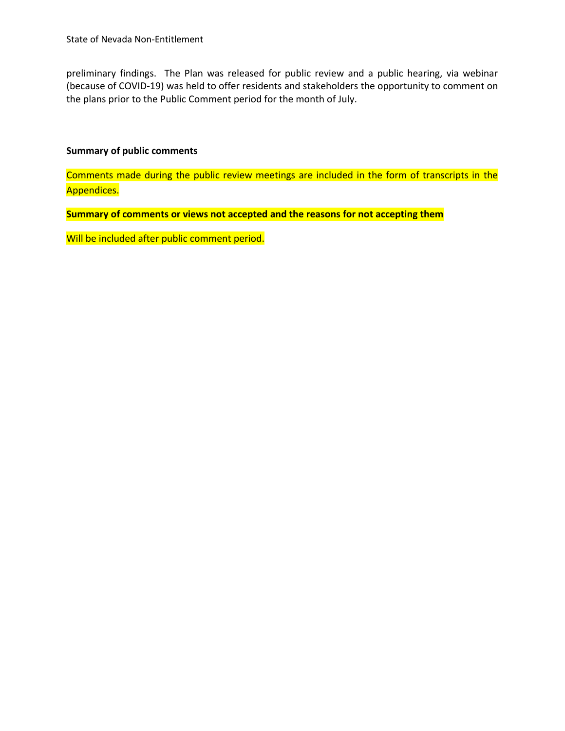preliminary findings. The Plan was released for public review and a public hearing, via webinar (because of COVID-19) was held to offer residents and stakeholders the opportunity to comment on the plans prior to the Public Comment period for the month of July.

**Summary of public comments**

Comments made during the public review meetings are included in the form of transcripts in the Appendices.

**Summary of comments or views not accepted and the reasons for not accepting them**

Will be included after public comment period.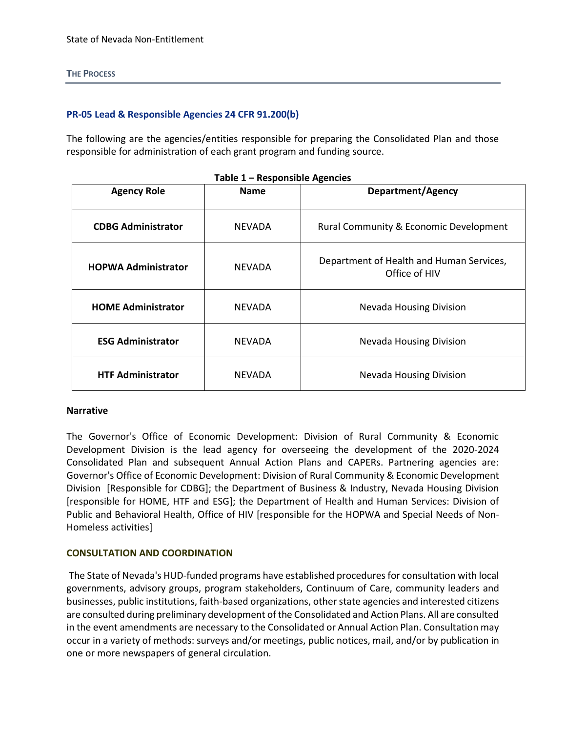## THE PROCESS

### PR-05 Lead & Responsible Agencies 24 CFR 91.200(b)

The following are the agencies/entities responsible for preparing the Consolidated Plan and those responsible for administration of each grant program and funding source.

**Table 1 – Responsible Agencies**

| Agency Role | Name | Department/Agency |
|---|---|---|
| **CDBG Administrator** | NEVADA | Rural Community & Economic Development |
| **HOPWA Administrator** | NEVADA | Department of Health and Human Services, Office of HIV |
| **HOME Administrator** | NEVADA | Nevada Housing Division |
| **ESG Administrator** | NEVADA | Nevada Housing Division |
| **HTF Administrator** | NEVADA | Nevada Housing Division |

**Narrative**

The Governor's Office of Economic Development: Division of Rural Community & Economic Development Division is the lead agency for overseeing the development of the 2020-2024 Consolidated Plan and subsequent Annual Action Plans and CAPERs. Partnering agencies are: Governor's Office of Economic Development: Division of Rural Community & Economic Development Division [Responsible for CDBG]; the Department of Business & Industry, Nevada Housing Division [responsible for HOME, HTF and ESG]; the Department of Health and Human Services: Division of Public and Behavioral Health, Office of HIV [responsible for the HOPWA and Special Needs of Non-Homeless activities]

### CONSULTATION AND COORDINATION

The State of Nevada's HUD-funded programs have established procedures for consultation with local governments, advisory groups, program stakeholders, Continuum of Care, community leaders and businesses, public institutions, faith-based organizations, other state agencies and interested citizens are consulted during preliminary development of the Consolidated and Action Plans. All are consulted in the event amendments are necessary to the Consolidated or Annual Action Plan. Consultation may occur in a variety of methods: surveys and/or meetings, public notices, mail, and/or by publication in one or more newspapers of general circulation.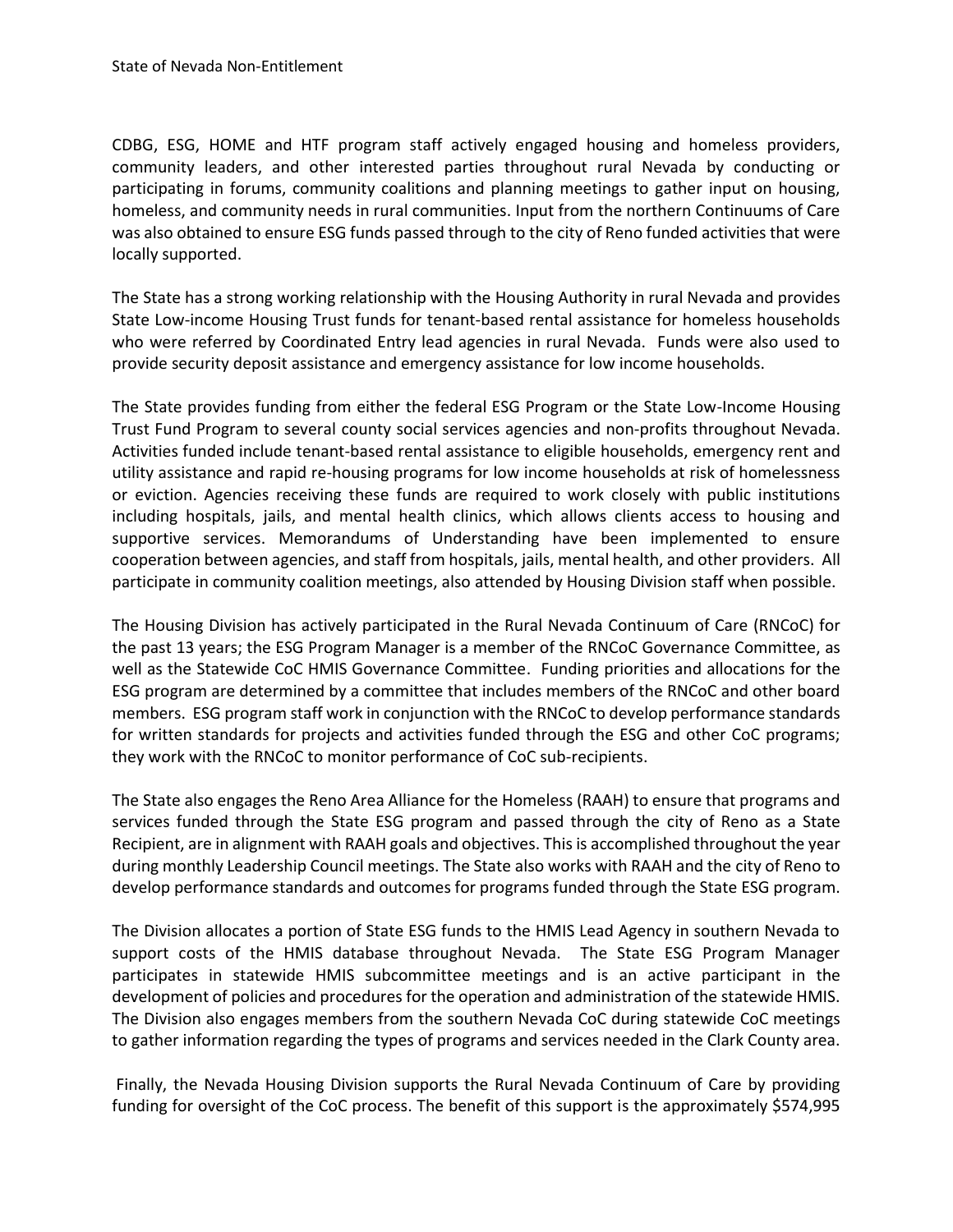CDBG, ESG, HOME and HTF program staff actively engaged housing and homeless providers, community leaders, and other interested parties throughout rural Nevada by conducting or participating in forums, community coalitions and planning meetings to gather input on housing, homeless, and community needs in rural communities. Input from the northern Continuums of Care was also obtained to ensure ESG funds passed through to the city of Reno funded activities that were locally supported.

The State has a strong working relationship with the Housing Authority in rural Nevada and provides State Low-income Housing Trust funds for tenant-based rental assistance for homeless households who were referred by Coordinated Entry lead agencies in rural Nevada. Funds were also used to provide security deposit assistance and emergency assistance for low income households.

The State provides funding from either the federal ESG Program or the State Low-Income Housing Trust Fund Program to several county social services agencies and non-profits throughout Nevada. Activities funded include tenant-based rental assistance to eligible households, emergency rent and utility assistance and rapid re-housing programs for low income households at risk of homelessness or eviction. Agencies receiving these funds are required to work closely with public institutions including hospitals, jails, and mental health clinics, which allows clients access to housing and supportive services. Memorandums of Understanding have been implemented to ensure cooperation between agencies, and staff from hospitals, jails, mental health, and other providers. All participate in community coalition meetings, also attended by Housing Division staff when possible.

The Housing Division has actively participated in the Rural Nevada Continuum of Care (RNCoC) for the past 13 years; the ESG Program Manager is a member of the RNCoC Governance Committee, as well as the Statewide CoC HMIS Governance Committee. Funding priorities and allocations for the ESG program are determined by a committee that includes members of the RNCoC and other board members. ESG program staff work in conjunction with the RNCoC to develop performance standards for written standards for projects and activities funded through the ESG and other CoC programs; they work with the RNCoC to monitor performance of CoC sub-recipients.

The State also engages the Reno Area Alliance for the Homeless (RAAH) to ensure that programs and services funded through the State ESG program and passed through the city of Reno as a State Recipient, are in alignment with RAAH goals and objectives. This is accomplished throughout the year during monthly Leadership Council meetings. The State also works with RAAH and the city of Reno to develop performance standards and outcomes for programs funded through the State ESG program.

The Division allocates a portion of State ESG funds to the HMIS Lead Agency in southern Nevada to support costs of the HMIS database throughout Nevada. The State ESG Program Manager participates in statewide HMIS subcommittee meetings and is an active participant in the development of policies and procedures for the operation and administration of the statewide HMIS. The Division also engages members from the southern Nevada CoC during statewide CoC meetings to gather information regarding the types of programs and services needed in the Clark County area.

Finally, the Nevada Housing Division supports the Rural Nevada Continuum of Care by providing funding for oversight of the CoC process. The benefit of this support is the approximately $574,995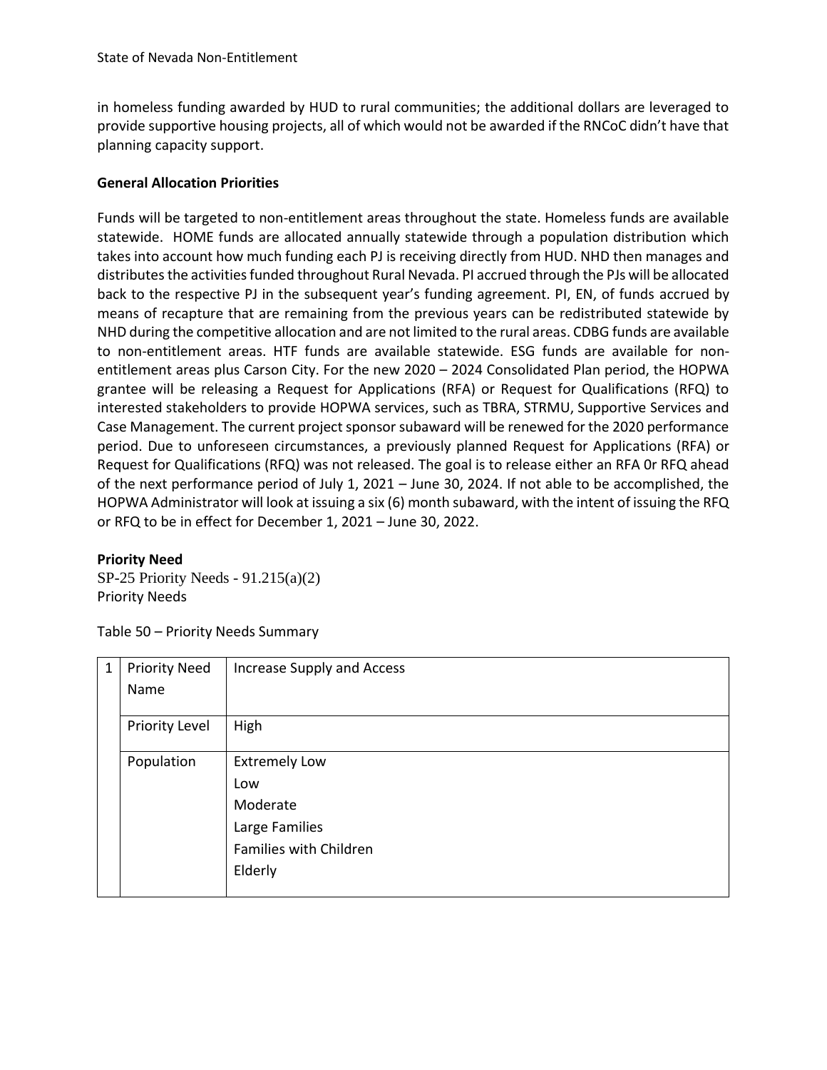in homeless funding awarded by HUD to rural communities; the additional dollars are leveraged to provide supportive housing projects, all of which would not be awarded if the RNCoC didn't have that planning capacity support.

**General Allocation Priorities**

Funds will be targeted to non-entitlement areas throughout the state. Homeless funds are available statewide. HOME funds are allocated annually statewide through a population distribution which takes into account how much funding each PJ is receiving directly from HUD. NHD then manages and distributes the activities funded throughout Rural Nevada. PI accrued through the PJs will be allocated back to the respective PJ in the subsequent year's funding agreement. PI, EN, of funds accrued by means of recapture that are remaining from the previous years can be redistributed statewide by NHD during the competitive allocation and are not limited to the rural areas. CDBG funds are available to non-entitlement areas. HTF funds are available statewide. ESG funds are available for non-entitlement areas plus Carson City. For the new 2020 – 2024 Consolidated Plan period, the HOPWA grantee will be releasing a Request for Applications (RFA) or Request for Qualifications (RFQ) to interested stakeholders to provide HOPWA services, such as TBRA, STRMU, Supportive Services and Case Management. The current project sponsor subaward will be renewed for the 2020 performance period. Due to unforeseen circumstances, a previously planned Request for Applications (RFA) or Request for Qualifications (RFQ) was not released. The goal is to release either an RFA 0r RFQ ahead of the next performance period of July 1, 2021 – June 30, 2024. If not able to be accomplished, the HOPWA Administrator will look at issuing a six (6) month subaward, with the intent of issuing the RFQ or RFQ to be in effect for December 1, 2021 – June 30, 2022.

**Priority Need**

SP-25 Priority Needs - 91.215(a)(2)

Priority Needs

Table 50 – Priority Needs Summary

| | | |
|---|---|---|
| 1 | Priority Need Name | Increase Supply and Access |
| | Priority Level | High |
| | Population | Extremely Low<br>Low<br>Moderate<br>Large Families<br>Families with Children<br>Elderly |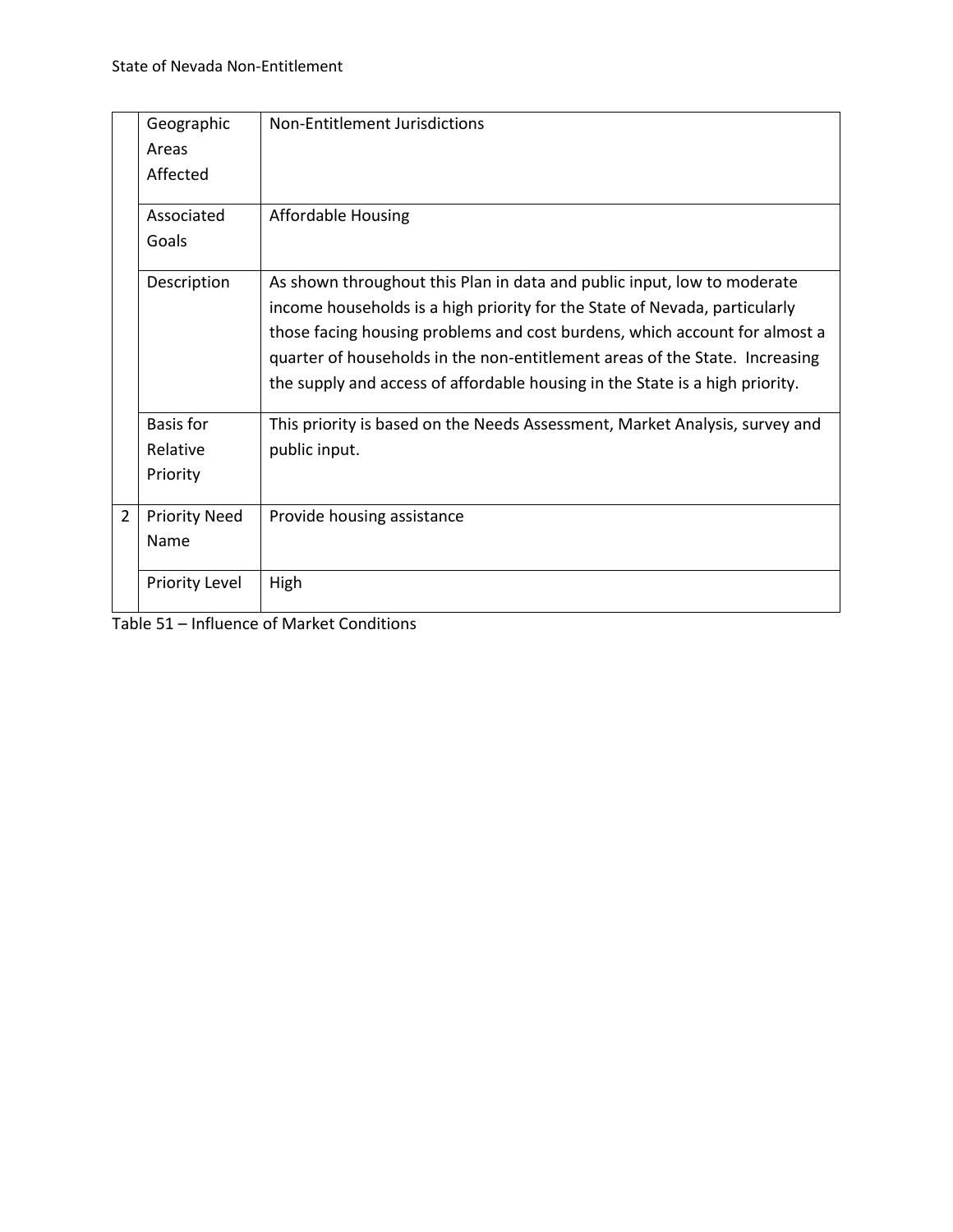| | | |
|---|---|---|
| | Geographic Areas Affected | Non-Entitlement Jurisdictions |
| | Associated Goals | Affordable Housing |
| | Description | As shown throughout this Plan in data and public input, low to moderate income households is a high priority for the State of Nevada, particularly those facing housing problems and cost burdens, which account for almost a quarter of households in the non-entitlement areas of the State. Increasing the supply and access of affordable housing in the State is a high priority. |
| | Basis for Relative Priority | This priority is based on the Needs Assessment, Market Analysis, survey and public input. |
| 2 | Priority Need Name | Provide housing assistance |
| | Priority Level | High |

Table 51 – Influence of Market Conditions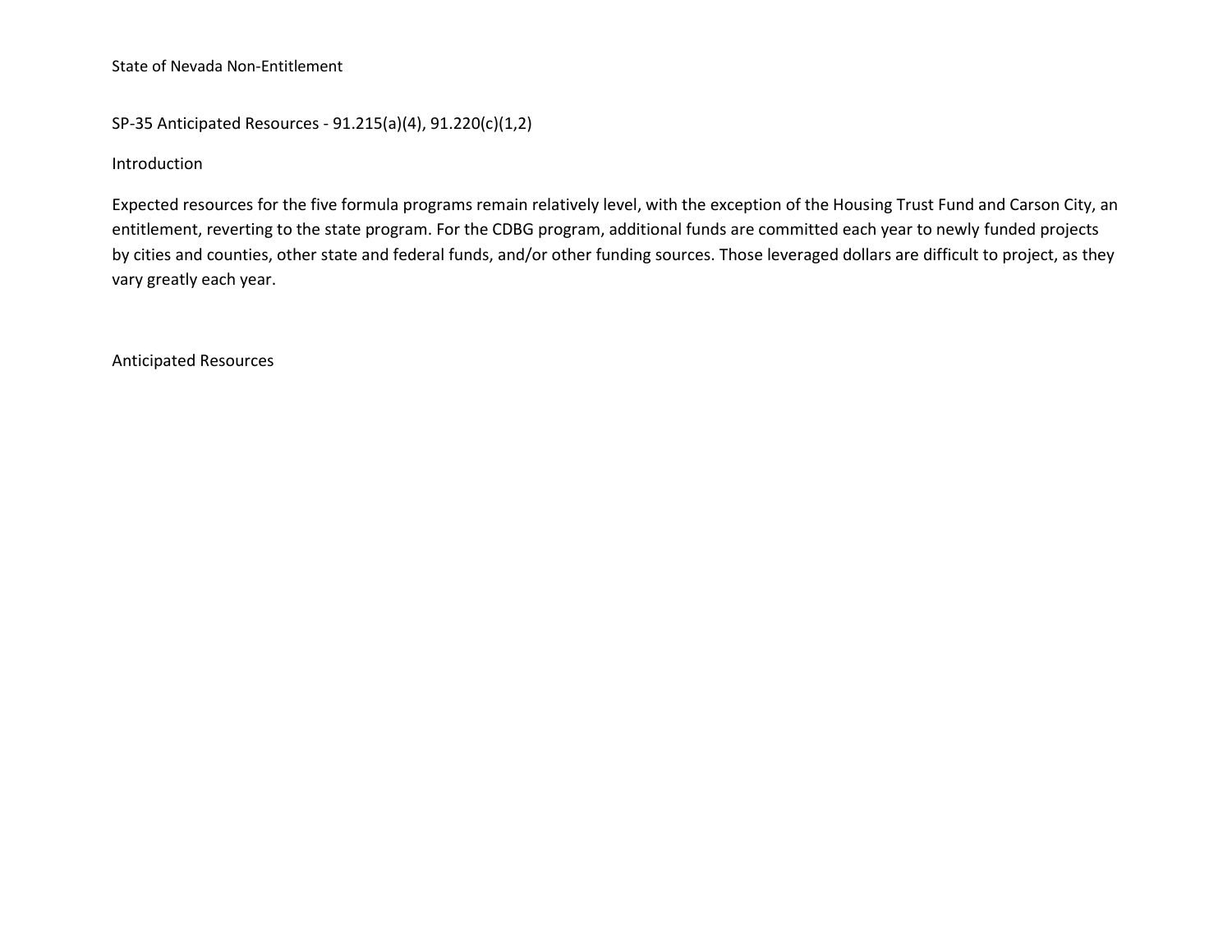State of Nevada Non-Entitlement

## SP-35 Anticipated Resources - 91.215(a)(4), 91.220(c)(1,2)

### Introduction

Expected resources for the five formula programs remain relatively level, with the exception of the Housing Trust Fund and Carson City, an entitlement, reverting to the state program. For the CDBG program, additional funds are committed each year to newly funded projects by cities and counties, other state and federal funds, and/or other funding sources. Those leveraged dollars are difficult to project, as they vary greatly each year.

### Anticipated Resources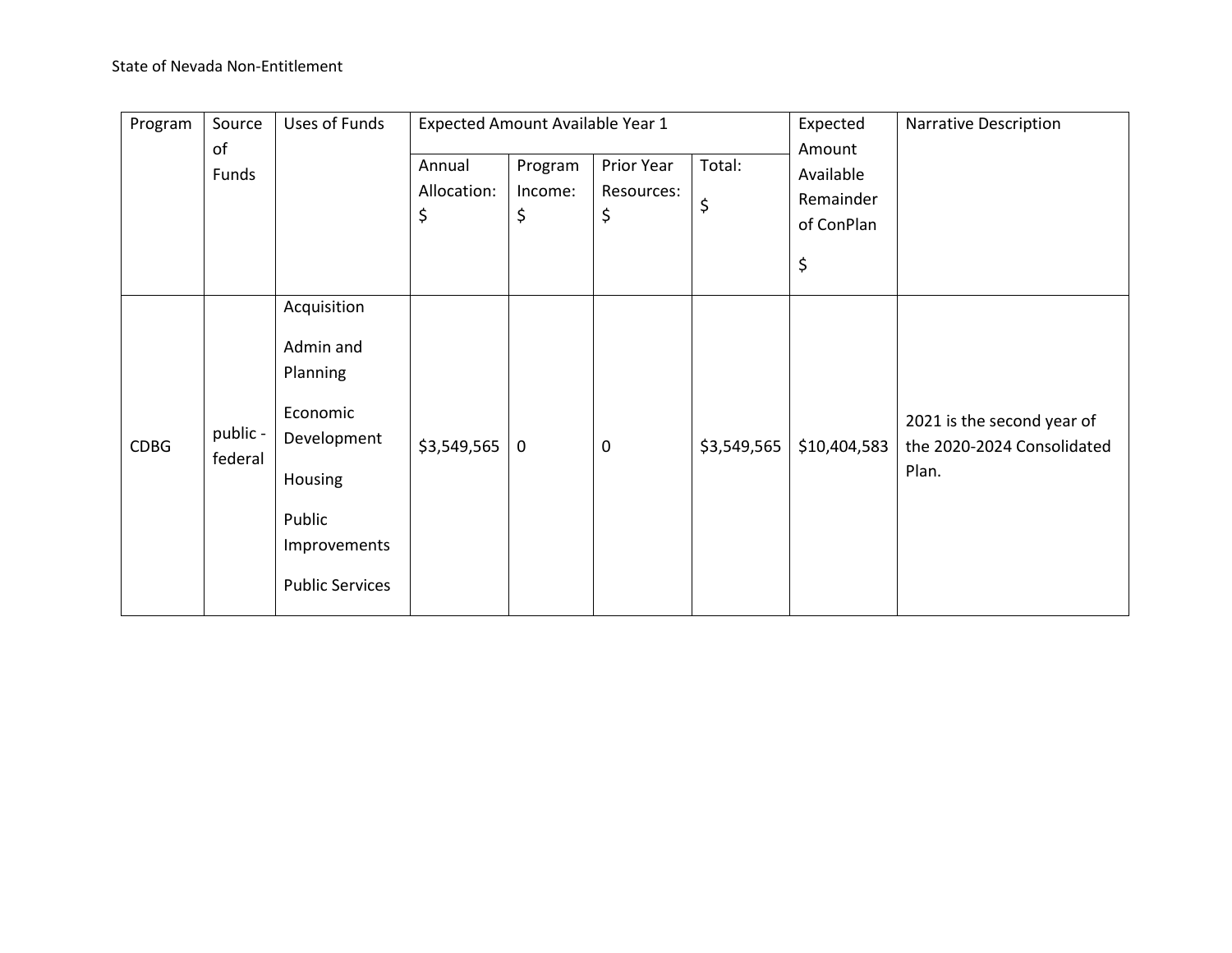| Program | Source of Funds | Uses of Funds | Expected Amount Available Year 1 | | | | Expected Amount Available Remainder of ConPlan $ | Narrative Description |
|---|---|---|---|---|---|---|---|---|
| | | | Annual Allocation: $ | Program Income: $ | Prior Year Resources: $ | Total: $ | | |
| CDBG | public - federal | Acquisition<br><br>Admin and Planning<br><br>Economic Development<br><br>Housing<br><br>Public Improvements<br><br>Public Services | $3,549,565 | 0 | 0 | $3,549,565 | $10,404,583 | 2021 is the second year of the 2020-2024 Consolidated Plan. |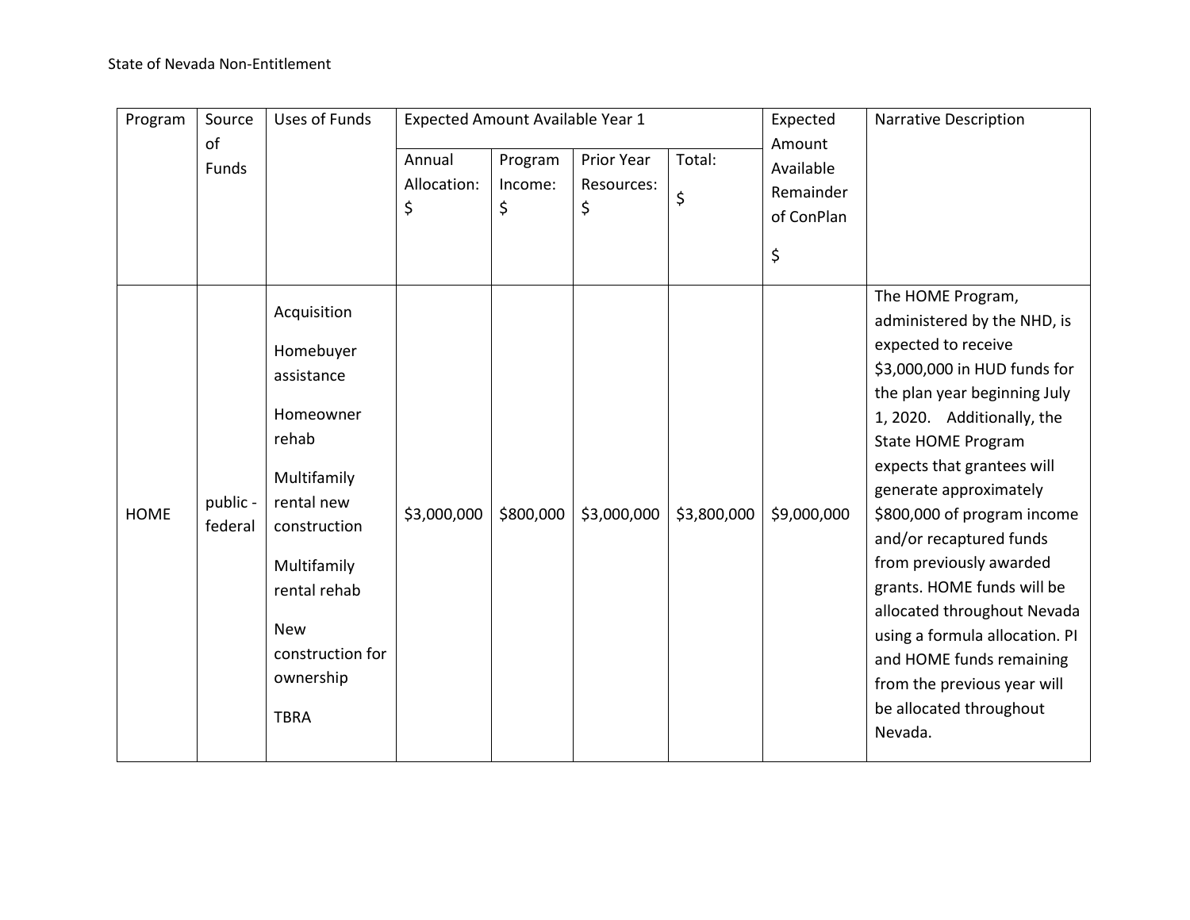| Program | Source of Funds | Uses of Funds | Expected Amount Available Year 1 | | | | Expected Amount Available Remainder of ConPlan $ | Narrative Description |
|---|---|---|---|---|---|---|---|---|
| | | | Annual Allocation: $ | Program Income: $ | Prior Year Resources: $ | Total: $ | | |
| HOME | public - federal | Acquisition<br>Homebuyer assistance<br>Homeowner rehab<br>Multifamily rental new construction<br>Multifamily rental rehab<br>New construction for ownership<br>TBRA | $3,000,000 | $800,000 | $3,000,000 | $3,800,000 | $9,000,000 | The HOME Program, administered by the NHD, is expected to receive $3,000,000 in HUD funds for the plan year beginning July 1, 2020. Additionally, the State HOME Program expects that grantees will generate approximately $800,000 of program income and/or recaptured funds from previously awarded grants. HOME funds will be allocated throughout Nevada using a formula allocation. PI and HOME funds remaining from the previous year will be allocated throughout Nevada. |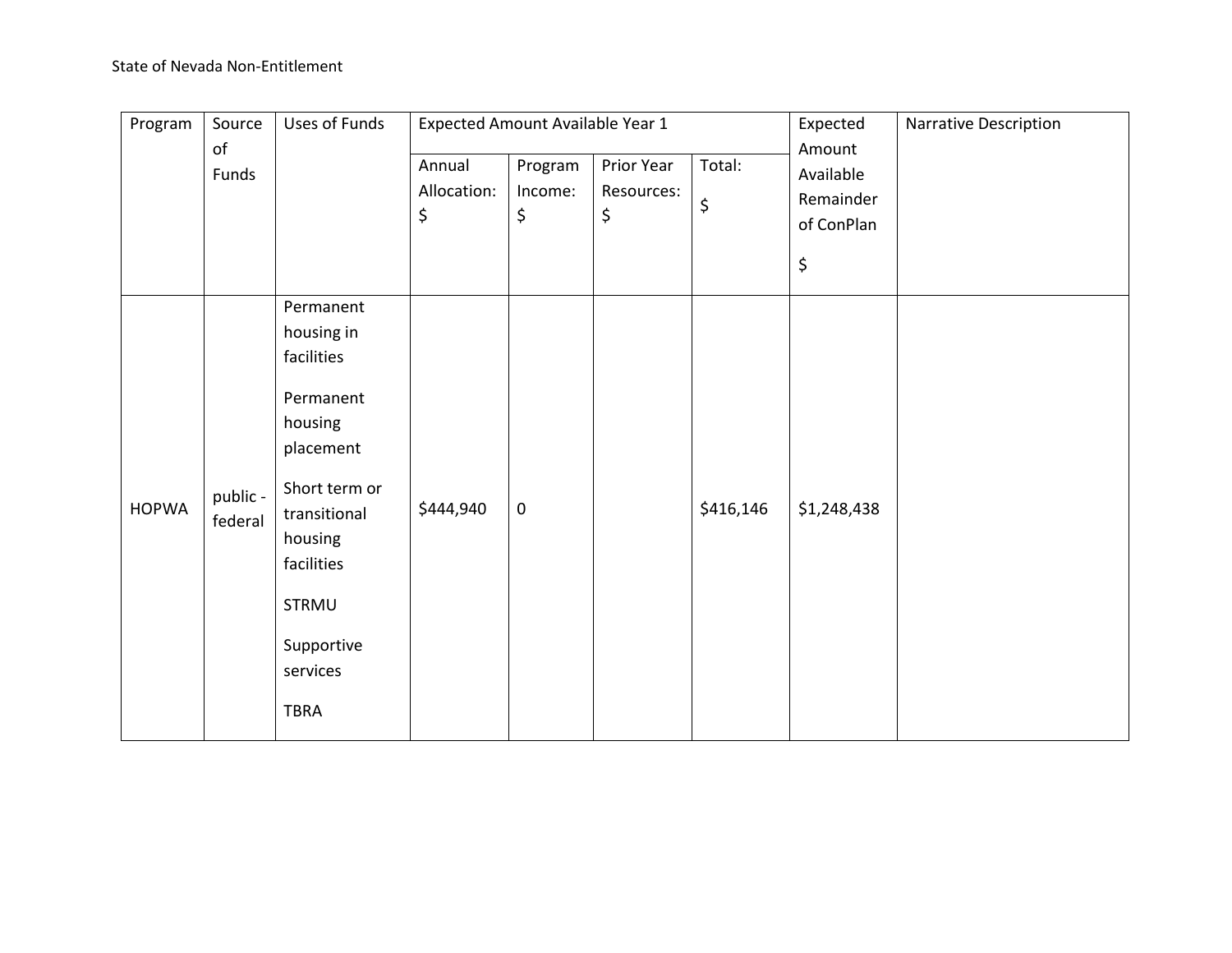| Program | Source of Funds | Uses of Funds | Expected Amount Available Year 1 | | | | Expected Amount Available Remainder of ConPlan $ | Narrative Description |
|---|---|---|---|---|---|---|---|---|
| | | | Annual Allocation: $ | Program Income: $ | Prior Year Resources: $ | Total: $ | | |
| HOPWA | public - federal | Permanent housing in facilities<br><br>Permanent housing placement<br><br>Short term or transitional housing facilities<br><br>STRMU<br><br>Supportive services<br><br>TBRA | $444,940 | 0 | | $416,146 | $1,248,438 | |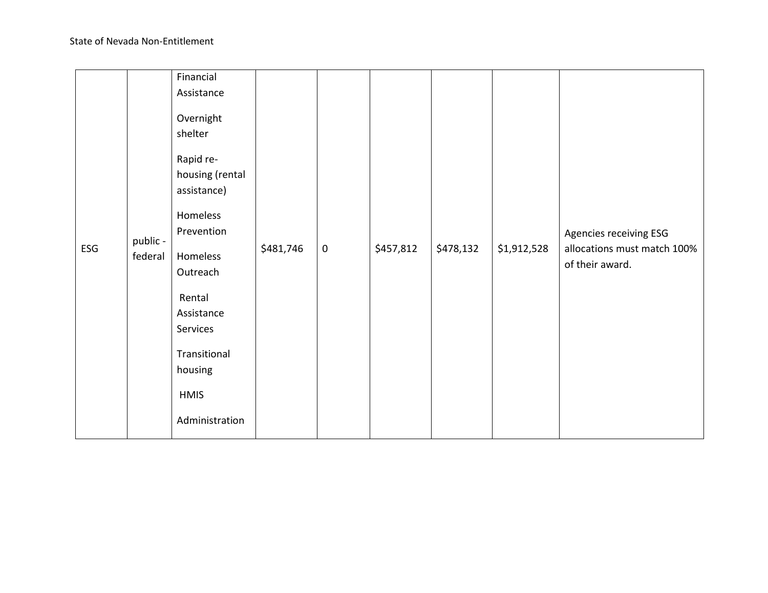| | | | | | | | | |
|---|---|---|---|---|---|---|---|---|
| ESG | public - federal | Financial Assistance<br><br>Overnight shelter<br><br>Rapid re-housing (rental assistance)<br><br>Homeless Prevention<br><br>Homeless Outreach<br><br>Rental Assistance Services<br><br>Transitional housing<br><br>HMIS<br><br>Administration | $481,746 | 0 | $457,812 | $478,132 | $1,912,528 | Agencies receiving ESG allocations must match 100% of their award. |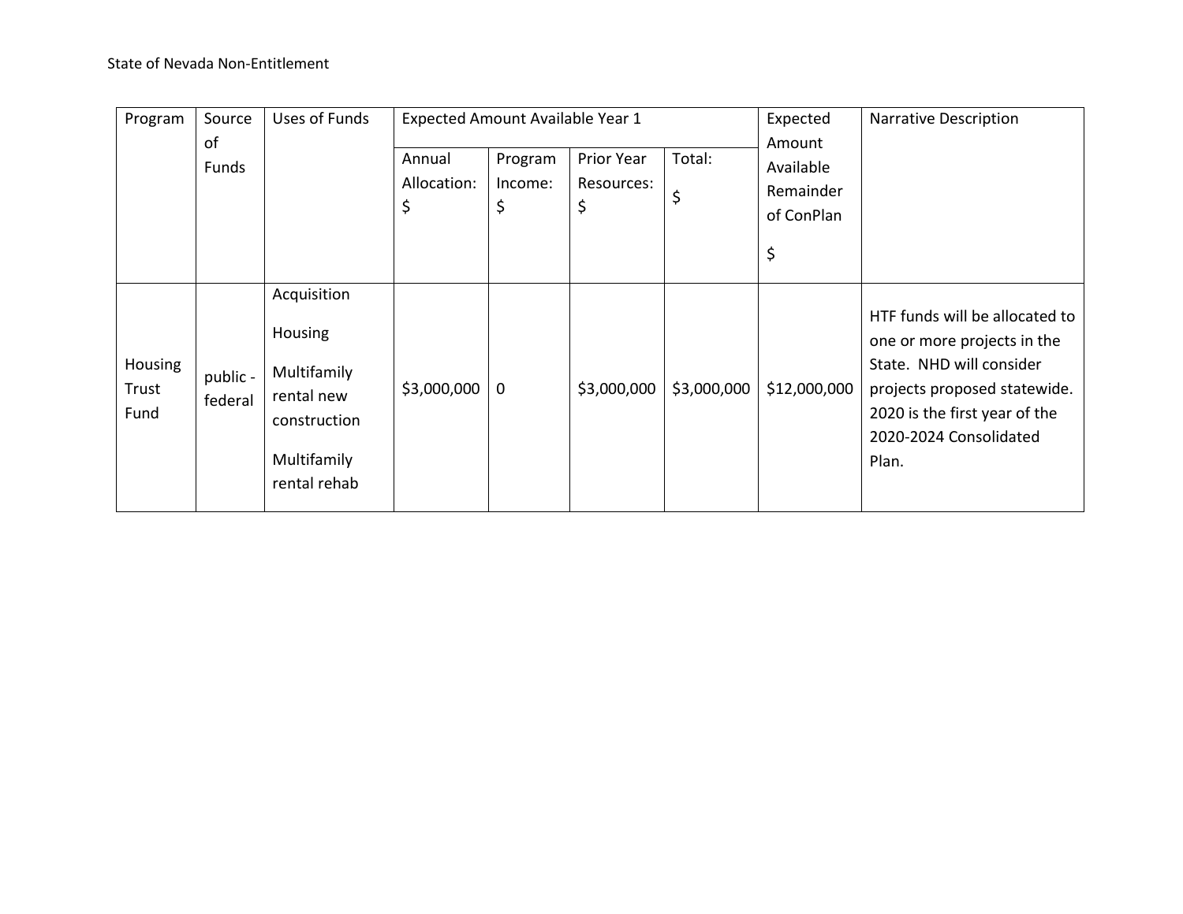| Program | Source of Funds | Uses of Funds | Expected Amount Available Year 1 | | | | Expected Amount Available Remainder of ConPlan $ | Narrative Description |
|---|---|---|---|---|---|---|---|---|
| | | | Annual Allocation: $ | Program Income: $ | Prior Year Resources: $ | Total: $ | | |
| Housing Trust Fund | public - federal | Acquisition<br>Housing<br>Multifamily rental new construction<br>Multifamily rental rehab | $3,000,000 | 0 | $3,000,000 | $3,000,000 | $12,000,000 | HTF funds will be allocated to one or more projects in the State. NHD will consider projects proposed statewide. 2020 is the first year of the 2020-2024 Consolidated Plan. |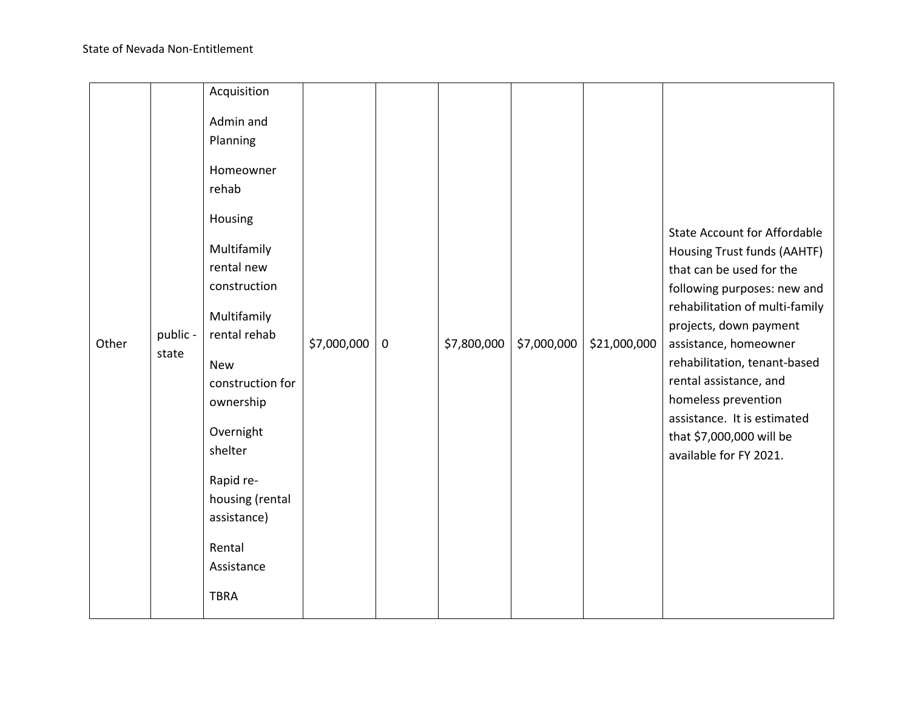| | | | | | | | | |
|---|---|---|---|---|---|---|---|---|
| Other | public - state | Acquisition<br><br>Admin and Planning<br><br>Homeowner rehab<br><br>Housing<br><br>Multifamily rental new construction<br><br>Multifamily rental rehab<br><br>New construction for ownership<br><br>Overnight shelter<br><br>Rapid re-housing (rental assistance)<br><br>Rental Assistance<br><br>TBRA | $7,000,000 | 0 | $7,800,000 | $7,000,000 | $21,000,000 | State Account for Affordable Housing Trust funds (AAHTF) that can be used for the following purposes: new and rehabilitation of multi-family projects, down payment assistance, homeowner rehabilitation, tenant-based rental assistance, and homeless prevention assistance. It is estimated that $7,000,000 will be available for FY 2021. |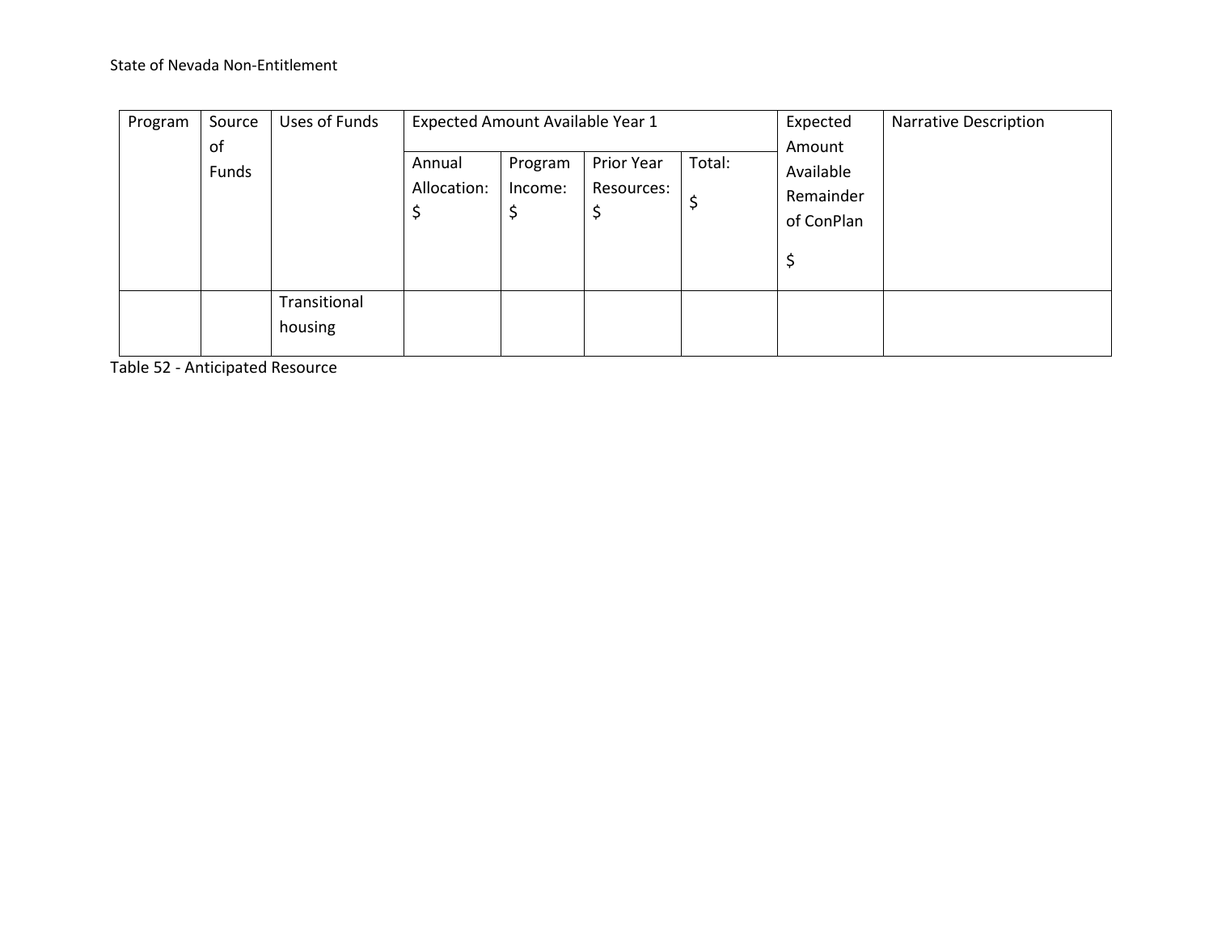| Program | Source of Funds | Uses of Funds | Expected Amount Available Year 1 | | | | Expected Amount Available Remainder of ConPlan $ | Narrative Description |
|---|---|---|---|---|---|---|---|---|
| | | | Annual Allocation: $ | Program Income: $ | Prior Year Resources: $ | Total: $ | | |
| | | Transitional housing | | | | | | |

Table 52 - Anticipated Resource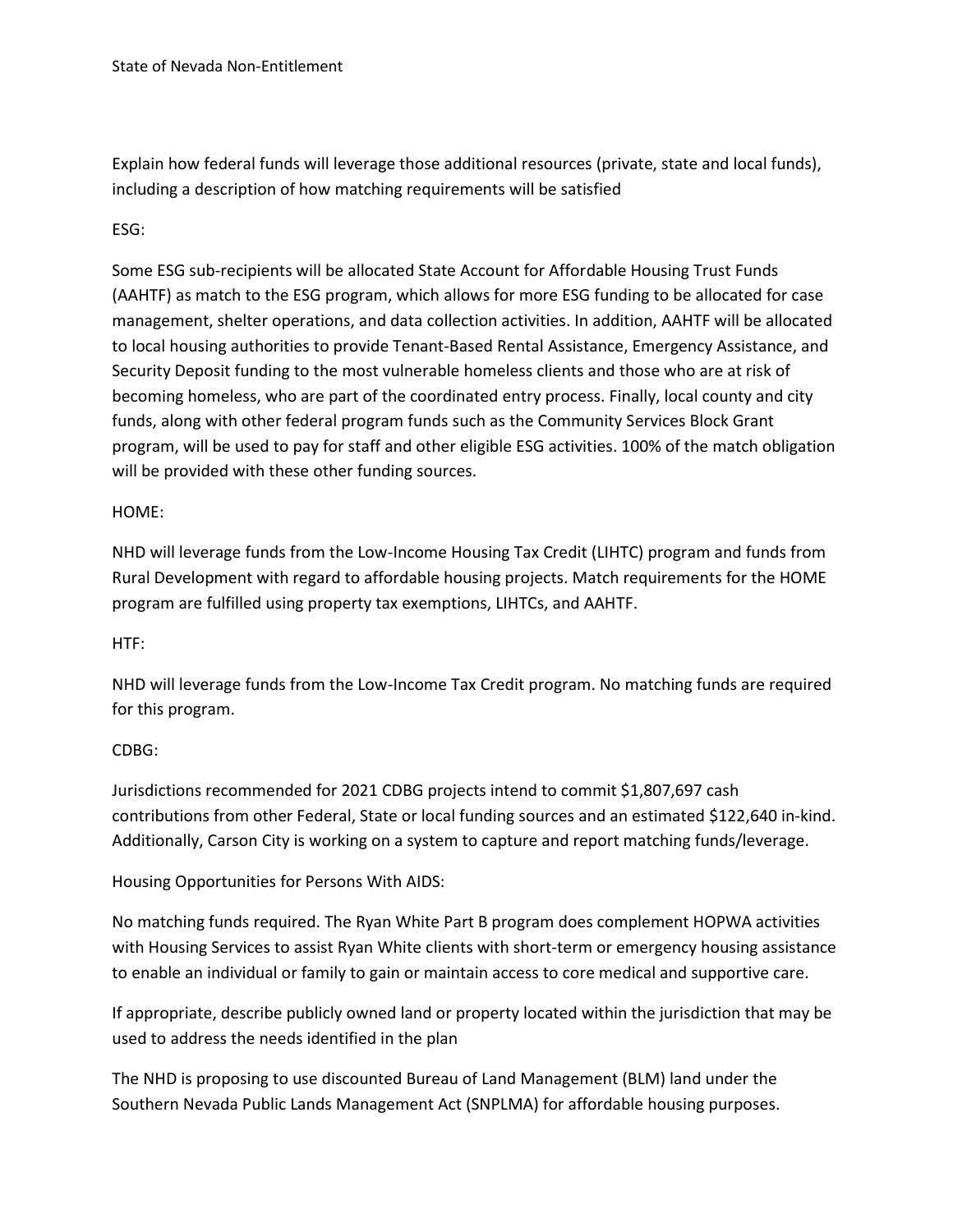Explain how federal funds will leverage those additional resources (private, state and local funds), including a description of how matching requirements will be satisfied

ESG:

Some ESG sub-recipients will be allocated State Account for Affordable Housing Trust Funds (AAHTF) as match to the ESG program, which allows for more ESG funding to be allocated for case management, shelter operations, and data collection activities. In addition, AAHTF will be allocated to local housing authorities to provide Tenant-Based Rental Assistance, Emergency Assistance, and Security Deposit funding to the most vulnerable homeless clients and those who are at risk of becoming homeless, who are part of the coordinated entry process. Finally, local county and city funds, along with other federal program funds such as the Community Services Block Grant program, will be used to pay for staff and other eligible ESG activities. 100% of the match obligation will be provided with these other funding sources.

HOME:

NHD will leverage funds from the Low-Income Housing Tax Credit (LIHTC) program and funds from Rural Development with regard to affordable housing projects. Match requirements for the HOME program are fulfilled using property tax exemptions, LIHTCs, and AAHTF.

HTF:

NHD will leverage funds from the Low-Income Tax Credit program. No matching funds are required for this program.

CDBG:

Jurisdictions recommended for 2021 CDBG projects intend to commit $1,807,697 cash contributions from other Federal, State or local funding sources and an estimated $122,640 in-kind. Additionally, Carson City is working on a system to capture and report matching funds/leverage.

Housing Opportunities for Persons With AIDS:

No matching funds required. The Ryan White Part B program does complement HOPWA activities with Housing Services to assist Ryan White clients with short-term or emergency housing assistance to enable an individual or family to gain or maintain access to core medical and supportive care.

If appropriate, describe publicly owned land or property located within the jurisdiction that may be used to address the needs identified in the plan

The NHD is proposing to use discounted Bureau of Land Management (BLM) land under the Southern Nevada Public Lands Management Act (SNPLMA) for affordable housing purposes.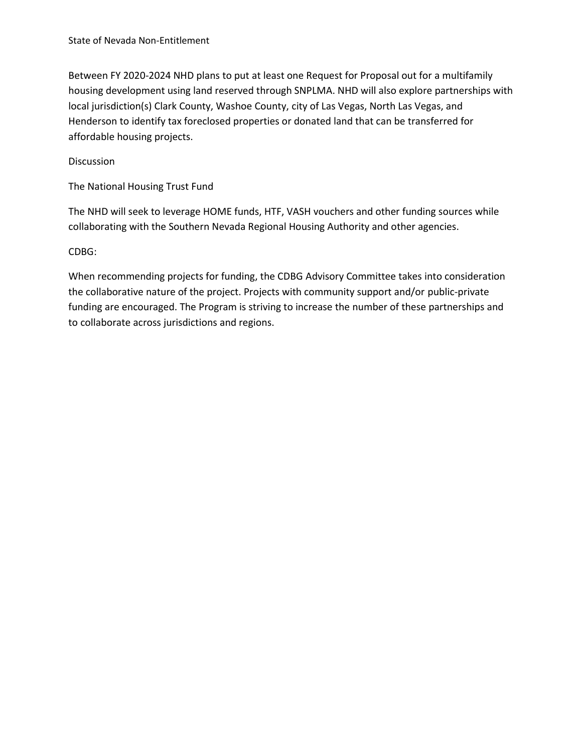Between FY 2020-2024 NHD plans to put at least one Request for Proposal out for a multifamily housing development using land reserved through SNPLMA. NHD will also explore partnerships with local jurisdiction(s) Clark County, Washoe County, city of Las Vegas, North Las Vegas, and Henderson to identify tax foreclosed properties or donated land that can be transferred for affordable housing projects.

Discussion

The National Housing Trust Fund

The NHD will seek to leverage HOME funds, HTF, VASH vouchers and other funding sources while collaborating with the Southern Nevada Regional Housing Authority and other agencies.

CDBG:

When recommending projects for funding, the CDBG Advisory Committee takes into consideration the collaborative nature of the project. Projects with community support and/or public-private funding are encouraged. The Program is striving to increase the number of these partnerships and to collaborate across jurisdictions and regions.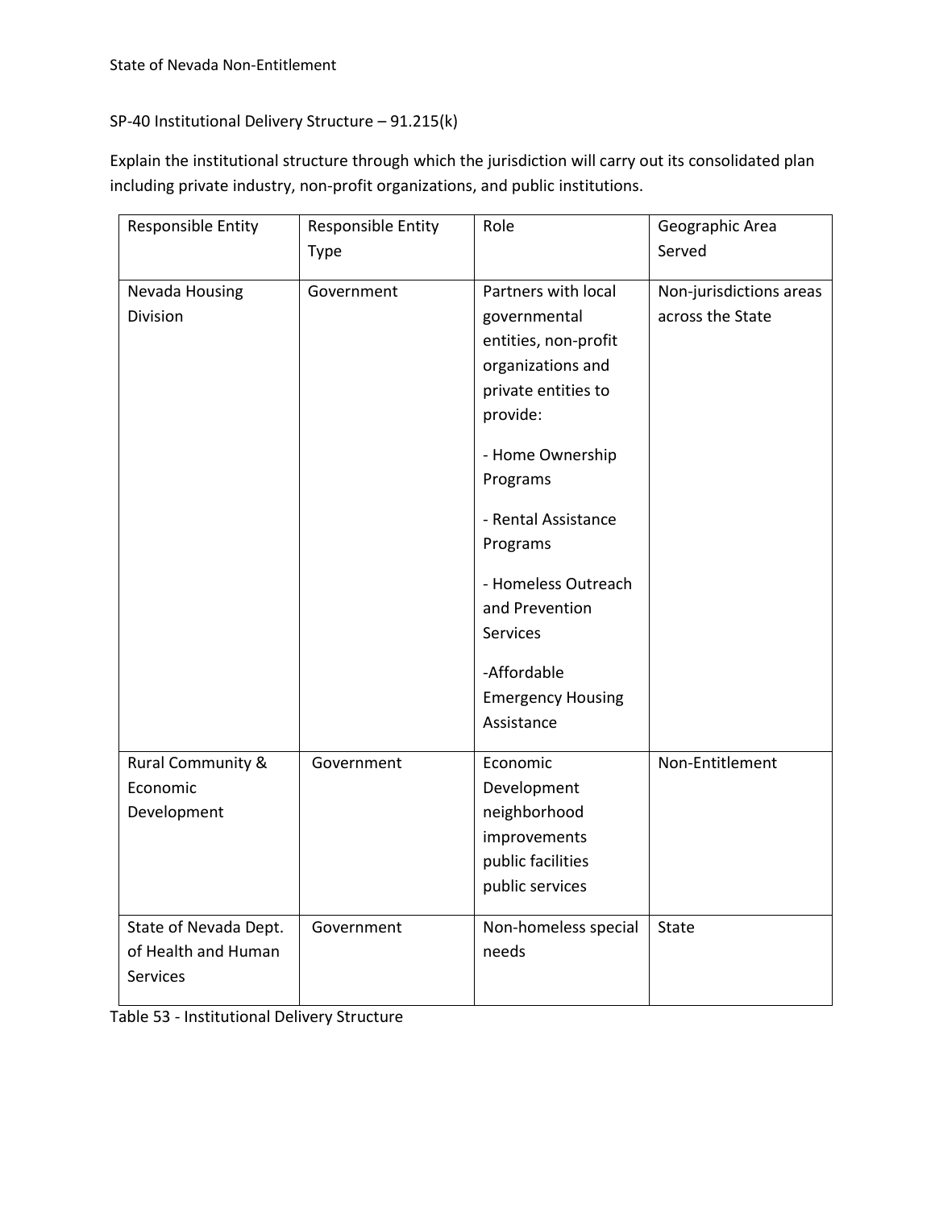## SP-40 Institutional Delivery Structure – 91.215(k)

Explain the institutional structure through which the jurisdiction will carry out its consolidated plan including private industry, non-profit organizations, and public institutions.

| Responsible Entity | Responsible Entity Type | Role | Geographic Area Served |
|---|---|---|---|
| Nevada Housing Division | Government | Partners with local governmental entities, non-profit organizations and private entities to provide:<br><br>- Home Ownership Programs<br><br>- Rental Assistance Programs<br><br>- Homeless Outreach and Prevention Services<br><br>-Affordable Emergency Housing Assistance | Non-jurisdictions areas across the State |
| Rural Community & Economic Development | Government | Economic Development neighborhood improvements public facilities public services | Non-Entitlement |
| State of Nevada Dept. of Health and Human Services | Government | Non-homeless special needs | State |

Table 53 - Institutional Delivery Structure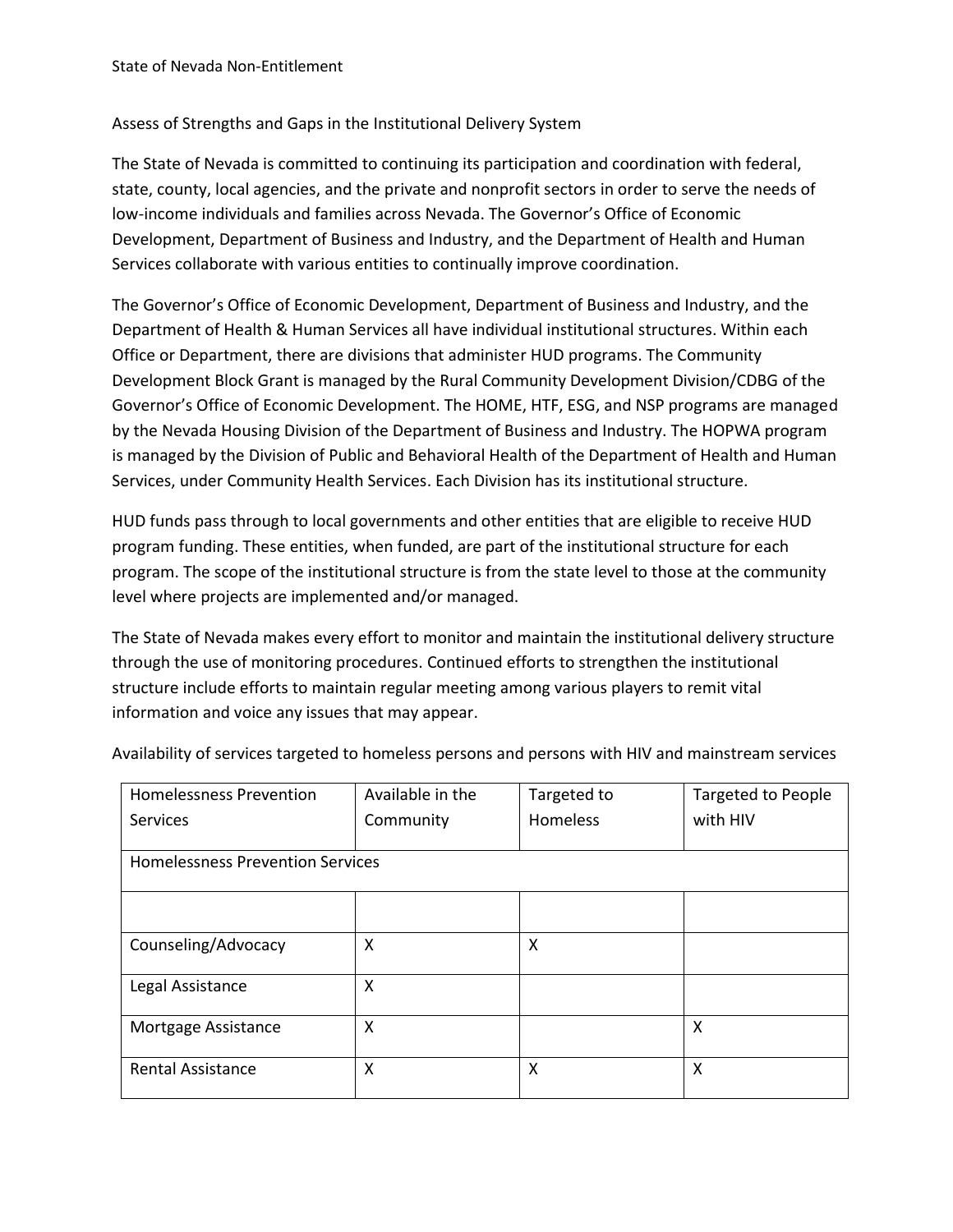## Assess of Strengths and Gaps in the Institutional Delivery System

The State of Nevada is committed to continuing its participation and coordination with federal, state, county, local agencies, and the private and nonprofit sectors in order to serve the needs of low-income individuals and families across Nevada. The Governor's Office of Economic Development, Department of Business and Industry, and the Department of Health and Human Services collaborate with various entities to continually improve coordination.

The Governor's Office of Economic Development, Department of Business and Industry, and the Department of Health & Human Services all have individual institutional structures. Within each Office or Department, there are divisions that administer HUD programs. The Community Development Block Grant is managed by the Rural Community Development Division/CDBG of the Governor's Office of Economic Development. The HOME, HTF, ESG, and NSP programs are managed by the Nevada Housing Division of the Department of Business and Industry. The HOPWA program is managed by the Division of Public and Behavioral Health of the Department of Health and Human Services, under Community Health Services. Each Division has its institutional structure.

HUD funds pass through to local governments and other entities that are eligible to receive HUD program funding. These entities, when funded, are part of the institutional structure for each program. The scope of the institutional structure is from the state level to those at the community level where projects are implemented and/or managed.

The State of Nevada makes every effort to monitor and maintain the institutional delivery structure through the use of monitoring procedures. Continued efforts to strengthen the institutional structure include efforts to maintain regular meeting among various players to remit vital information and voice any issues that may appear.

Availability of services targeted to homeless persons and persons with HIV and mainstream services

| Homelessness Prevention Services | Available in the Community | Targeted to Homeless | Targeted to People with HIV |
|---|---|---|---|
| Homelessness Prevention Services | | | |
| | | | |
| Counseling/Advocacy | X | X | |
| Legal Assistance | X | | |
| Mortgage Assistance | X | | X |
| Rental Assistance | X | X | X |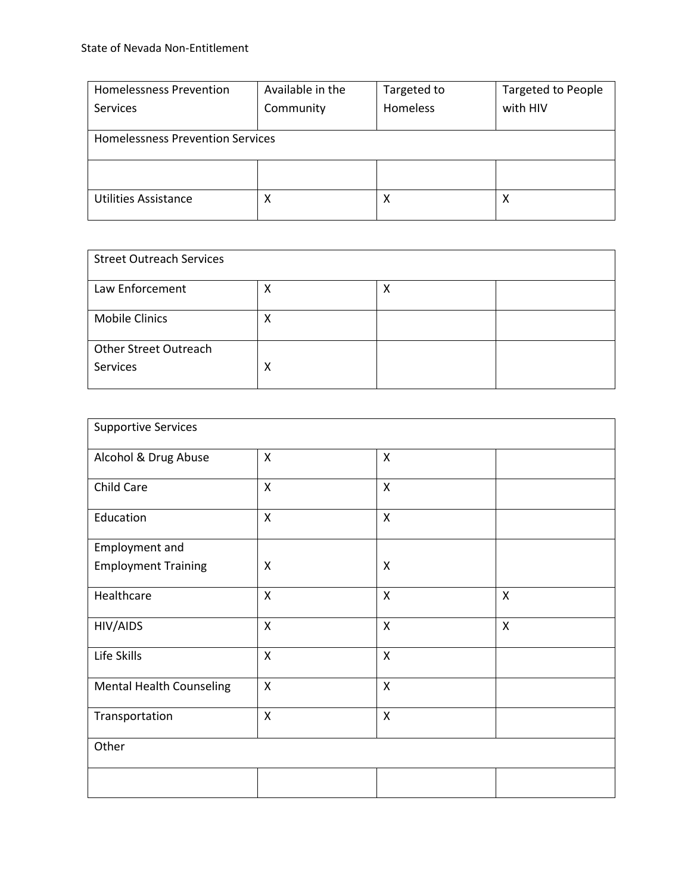| Homelessness Prevention Services | Available in the Community | Targeted to Homeless | Targeted to People with HIV |
| --- | --- | --- | --- |
| Homelessness Prevention Services | | | |
| | | | |
| Utilities Assistance | X | X | X |

| Street Outreach Services | | | |
| --- | --- | --- | --- |
| Law Enforcement | X | X | |
| Mobile Clinics | X | | |
| Other Street Outreach Services | X | | |

| Supportive Services | | | |
| --- | --- | --- | --- |
| Alcohol & Drug Abuse | X | X | |
| Child Care | X | X | |
| Education | X | X | |
| Employment and Employment Training | X | X | |
| Healthcare | X | X | X |
| HIV/AIDS | X | X | X |
| Life Skills | X | X | |
| Mental Health Counseling | X | X | |
| Transportation | X | X | |
| Other | | | |
| | | | |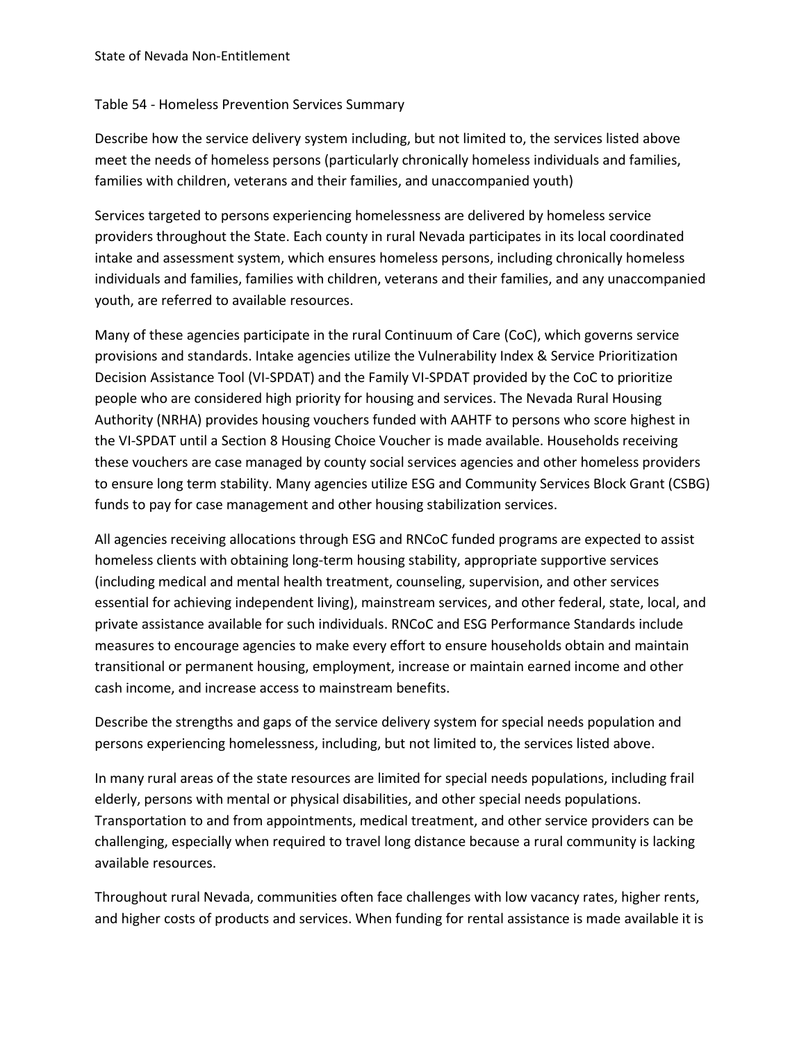Table 54 - Homeless Prevention Services Summary

Describe how the service delivery system including, but not limited to, the services listed above meet the needs of homeless persons (particularly chronically homeless individuals and families, families with children, veterans and their families, and unaccompanied youth)

Services targeted to persons experiencing homelessness are delivered by homeless service providers throughout the State. Each county in rural Nevada participates in its local coordinated intake and assessment system, which ensures homeless persons, including chronically homeless individuals and families, families with children, veterans and their families, and any unaccompanied youth, are referred to available resources.

Many of these agencies participate in the rural Continuum of Care (CoC), which governs service provisions and standards. Intake agencies utilize the Vulnerability Index & Service Prioritization Decision Assistance Tool (VI-SPDAT) and the Family VI-SPDAT provided by the CoC to prioritize people who are considered high priority for housing and services. The Nevada Rural Housing Authority (NRHA) provides housing vouchers funded with AAHTF to persons who score highest in the VI-SPDAT until a Section 8 Housing Choice Voucher is made available. Households receiving these vouchers are case managed by county social services agencies and other homeless providers to ensure long term stability. Many agencies utilize ESG and Community Services Block Grant (CSBG) funds to pay for case management and other housing stabilization services.

All agencies receiving allocations through ESG and RNCoC funded programs are expected to assist homeless clients with obtaining long-term housing stability, appropriate supportive services (including medical and mental health treatment, counseling, supervision, and other services essential for achieving independent living), mainstream services, and other federal, state, local, and private assistance available for such individuals. RNCoC and ESG Performance Standards include measures to encourage agencies to make every effort to ensure households obtain and maintain transitional or permanent housing, employment, increase or maintain earned income and other cash income, and increase access to mainstream benefits.

Describe the strengths and gaps of the service delivery system for special needs population and persons experiencing homelessness, including, but not limited to, the services listed above.

In many rural areas of the state resources are limited for special needs populations, including frail elderly, persons with mental or physical disabilities, and other special needs populations. Transportation to and from appointments, medical treatment, and other service providers can be challenging, especially when required to travel long distance because a rural community is lacking available resources.

Throughout rural Nevada, communities often face challenges with low vacancy rates, higher rents, and higher costs of products and services. When funding for rental assistance is made available it is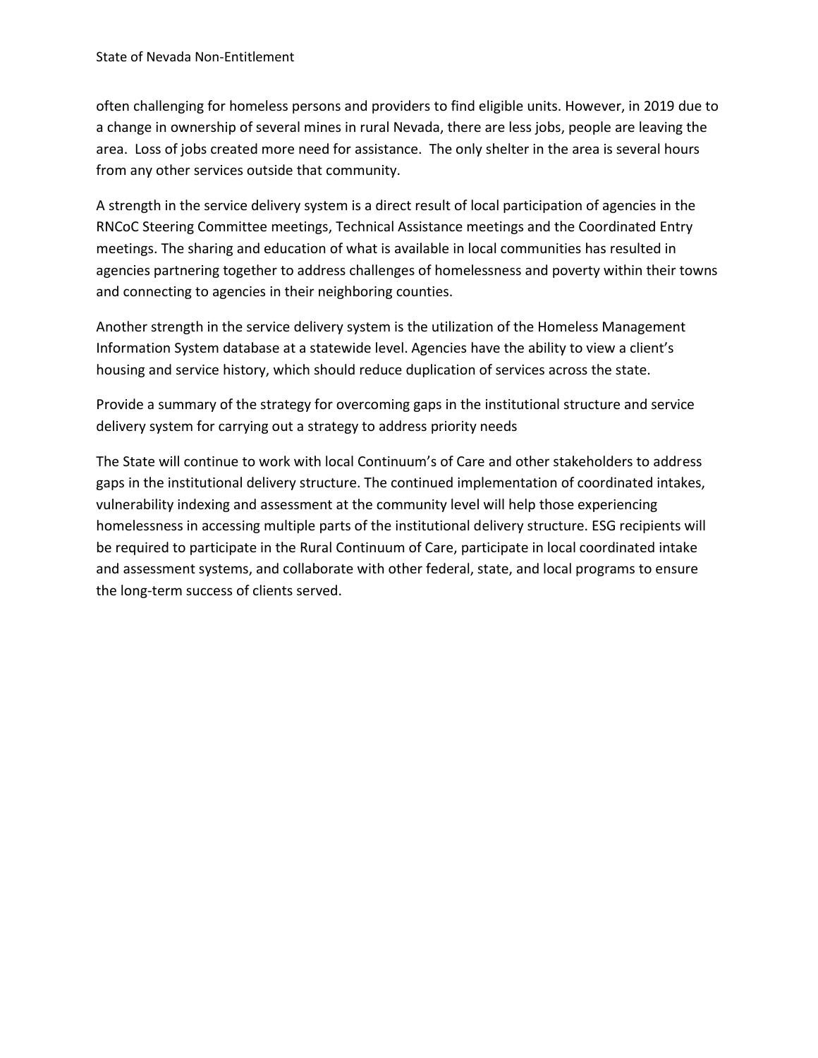often challenging for homeless persons and providers to find eligible units. However, in 2019 due to a change in ownership of several mines in rural Nevada, there are less jobs, people are leaving the area.  Loss of jobs created more need for assistance.  The only shelter in the area is several hours from any other services outside that community.

A strength in the service delivery system is a direct result of local participation of agencies in the RNCoC Steering Committee meetings, Technical Assistance meetings and the Coordinated Entry meetings. The sharing and education of what is available in local communities has resulted in agencies partnering together to address challenges of homelessness and poverty within their towns and connecting to agencies in their neighboring counties.

Another strength in the service delivery system is the utilization of the Homeless Management Information System database at a statewide level. Agencies have the ability to view a client's housing and service history, which should reduce duplication of services across the state.

Provide a summary of the strategy for overcoming gaps in the institutional structure and service delivery system for carrying out a strategy to address priority needs

The State will continue to work with local Continuum's of Care and other stakeholders to address gaps in the institutional delivery structure. The continued implementation of coordinated intakes, vulnerability indexing and assessment at the community level will help those experiencing homelessness in accessing multiple parts of the institutional delivery structure. ESG recipients will be required to participate in the Rural Continuum of Care, participate in local coordinated intake and assessment systems, and collaborate with other federal, state, and local programs to ensure the long-term success of clients served.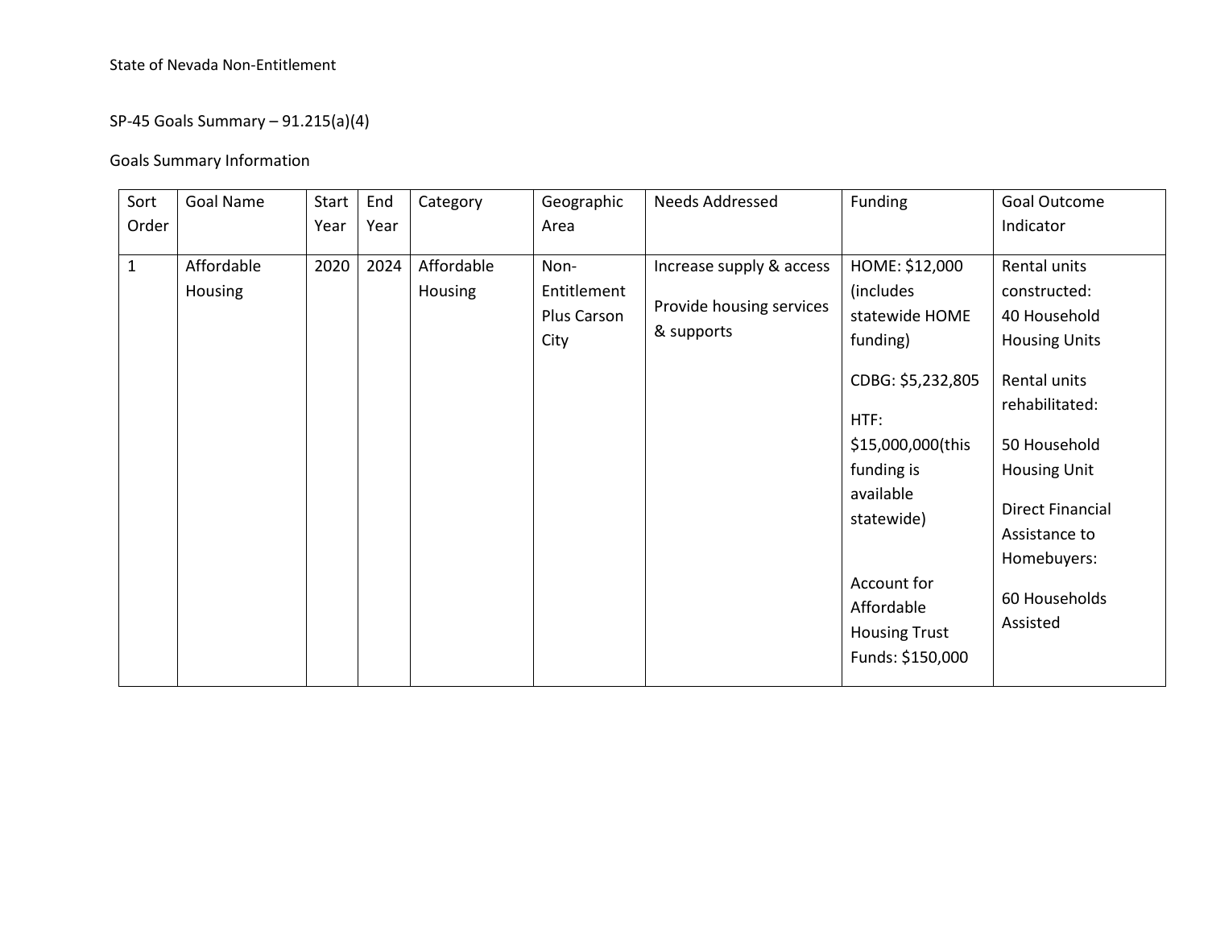State of Nevada Non-Entitlement

## SP-45 Goals Summary – 91.215(a)(4)

### Goals Summary Information

| Sort Order | Goal Name | Start Year | End Year | Category | Geographic Area | Needs Addressed | Funding | Goal Outcome Indicator |
|---|---|---|---|---|---|---|---|---|
| 1 | Affordable Housing | 2020 | 2024 | Affordable Housing | Non-Entitlement Plus Carson City | Increase supply & access<br><br>Provide housing services & supports | HOME: $12,000 (includes statewide HOME funding)<br><br>CDBG: $5,232,805<br><br>HTF: $15,000,000(this funding is available statewide)<br><br>Account for Affordable Housing Trust Funds: $150,000 | Rental units constructed: 40 Household Housing Units<br><br>Rental units rehabilitated:<br><br>50 Household Housing Unit<br><br>Direct Financial Assistance to Homebuyers:<br><br>60 Households Assisted |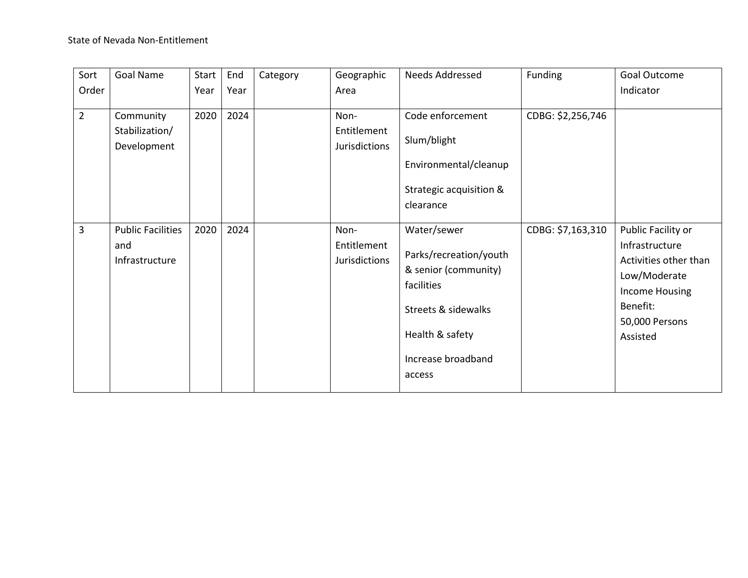State of Nevada Non-Entitlement

| Sort Order | Goal Name | Start Year | End Year | Category | Geographic Area | Needs Addressed | Funding | Goal Outcome Indicator |
|---|---|---|---|---|---|---|---|---|
| 2 | Community Stabilization/ Development | 2020 | 2024 | | Non-Entitlement Jurisdictions | Code enforcement<br><br>Slum/blight<br><br>Environmental/cleanup<br><br>Strategic acquisition & clearance | CDBG: $2,256,746 | |
| 3 | Public Facilities and Infrastructure | 2020 | 2024 | | Non-Entitlement Jurisdictions | Water/sewer<br><br>Parks/recreation/youth & senior (community) facilities<br><br>Streets & sidewalks<br><br>Health & safety<br><br>Increase broadband access | CDBG: $7,163,310 | Public Facility or Infrastructure Activities other than Low/Moderate Income Housing Benefit:<br>50,000 Persons Assisted |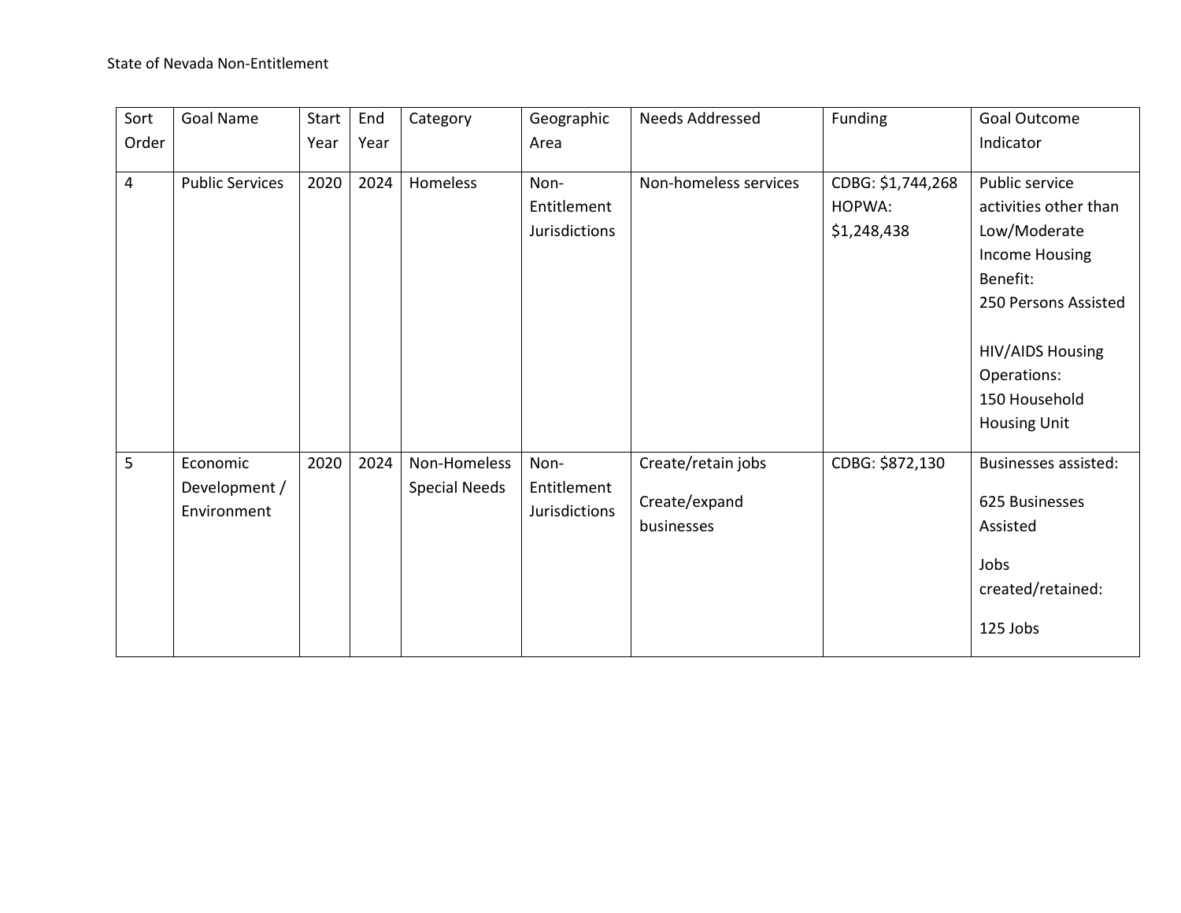State of Nevada Non-Entitlement

| Sort Order | Goal Name | Start Year | End Year | Category | Geographic Area | Needs Addressed | Funding | Goal Outcome Indicator |
|---|---|---|---|---|---|---|---|---|
| 4 | Public Services | 2020 | 2024 | Homeless | Non-Entitlement Jurisdictions | Non-homeless services | CDBG: $1,744,268<br>HOPWA: $1,248,438 | Public service activities other than Low/Moderate Income Housing Benefit:<br>250 Persons Assisted<br><br>HIV/AIDS Housing Operations:<br>150 Household Housing Unit |
| 5 | Economic Development / Environment | 2020 | 2024 | Non-Homeless Special Needs | Non-Entitlement Jurisdictions | Create/retain jobs<br>Create/expand businesses | CDBG: $872,130 | Businesses assisted:<br>625 Businesses Assisted<br>Jobs created/retained:<br>125 Jobs |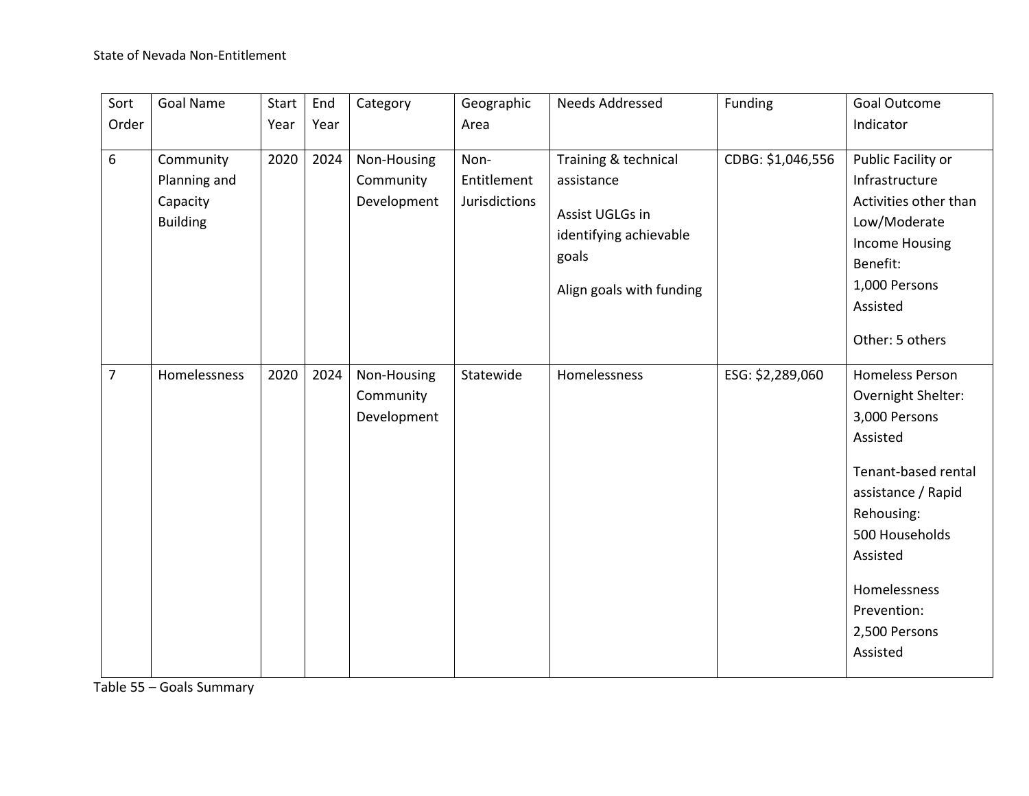| Sort Order | Goal Name | Start Year | End Year | Category | Geographic Area | Needs Addressed | Funding | Goal Outcome Indicator |
|---|---|---|---|---|---|---|---|---|
| 6 | Community Planning and Capacity Building | 2020 | 2024 | Non-Housing Community Development | Non-Entitlement Jurisdictions | Training & technical assistance<br><br>Assist UGLGs in identifying achievable goals<br><br>Align goals with funding | CDBG: $1,046,556 | Public Facility or Infrastructure Activities other than Low/Moderate Income Housing Benefit:<br>1,000 Persons Assisted<br><br>Other: 5 others |
| 7 | Homelessness | 2020 | 2024 | Non-Housing Community Development | Statewide | Homelessness | ESG: $2,289,060 | Homeless Person Overnight Shelter:<br>3,000 Persons Assisted<br><br>Tenant-based rental assistance / Rapid Rehousing:<br>500 Households Assisted<br><br>Homelessness Prevention:<br>2,500 Persons Assisted |

Table 55 – Goals Summary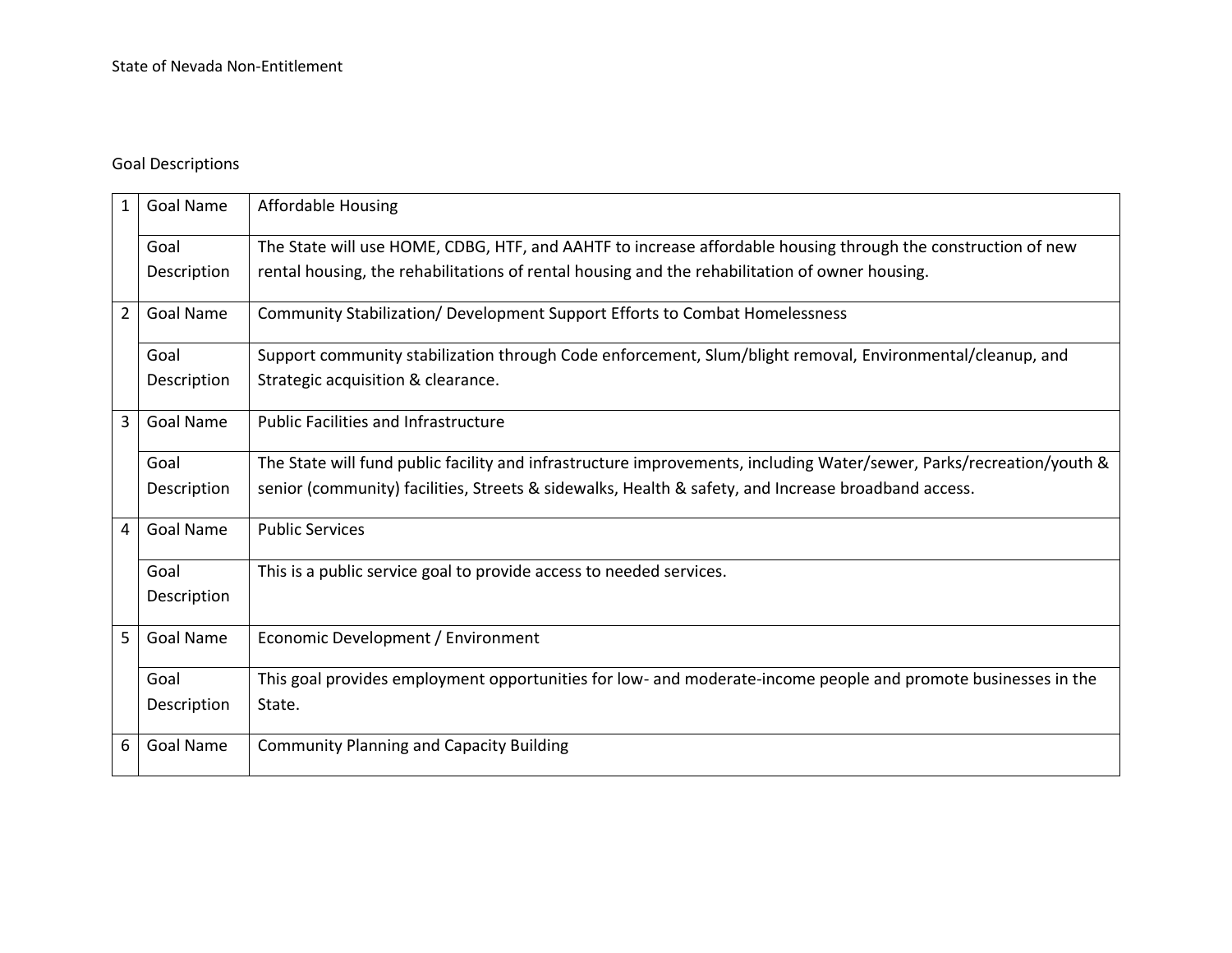Goal Descriptions

| | | |
|---|---|---|
| 1 | Goal Name | Affordable Housing |
| | Goal Description | The State will use HOME, CDBG, HTF, and AAHTF to increase affordable housing through the construction of new rental housing, the rehabilitations of rental housing and the rehabilitation of owner housing. |
| 2 | Goal Name | Community Stabilization/ Development Support Efforts to Combat Homelessness |
| | Goal Description | Support community stabilization through Code enforcement, Slum/blight removal, Environmental/cleanup, and Strategic acquisition & clearance. |
| 3 | Goal Name | Public Facilities and Infrastructure |
| | Goal Description | The State will fund public facility and infrastructure improvements, including Water/sewer, Parks/recreation/youth & senior (community) facilities, Streets & sidewalks, Health & safety, and Increase broadband access. |
| 4 | Goal Name | Public Services |
| | Goal Description | This is a public service goal to provide access to needed services. |
| 5 | Goal Name | Economic Development / Environment |
| | Goal Description | This goal provides employment opportunities for low- and moderate-income people and promote businesses in the State. |
| 6 | Goal Name | Community Planning and Capacity Building |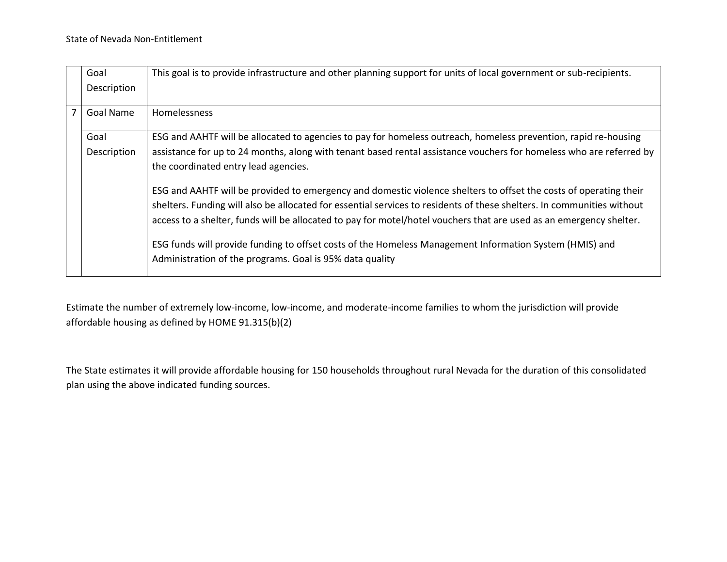| | | |
|---|---|---|
| | Goal Description | This goal is to provide infrastructure and other planning support for units of local government or sub-recipients. |
| 7 | Goal Name | Homelessness |
| | Goal Description | ESG and AAHTF will be allocated to agencies to pay for homeless outreach, homeless prevention, rapid re-housing assistance for up to 24 months, along with tenant based rental assistance vouchers for homeless who are referred by the coordinated entry lead agencies.<br><br>ESG and AAHTF will be provided to emergency and domestic violence shelters to offset the costs of operating their shelters. Funding will also be allocated for essential services to residents of these shelters. In communities without access to a shelter, funds will be allocated to pay for motel/hotel vouchers that are used as an emergency shelter.<br><br>ESG funds will provide funding to offset costs of the Homeless Management Information System (HMIS) and Administration of the programs. Goal is 95% data quality |

Estimate the number of extremely low-income, low-income, and moderate-income families to whom the jurisdiction will provide affordable housing as defined by HOME 91.315(b)(2)

The State estimates it will provide affordable housing for 150 households throughout rural Nevada for the duration of this consolidated plan using the above indicated funding sources.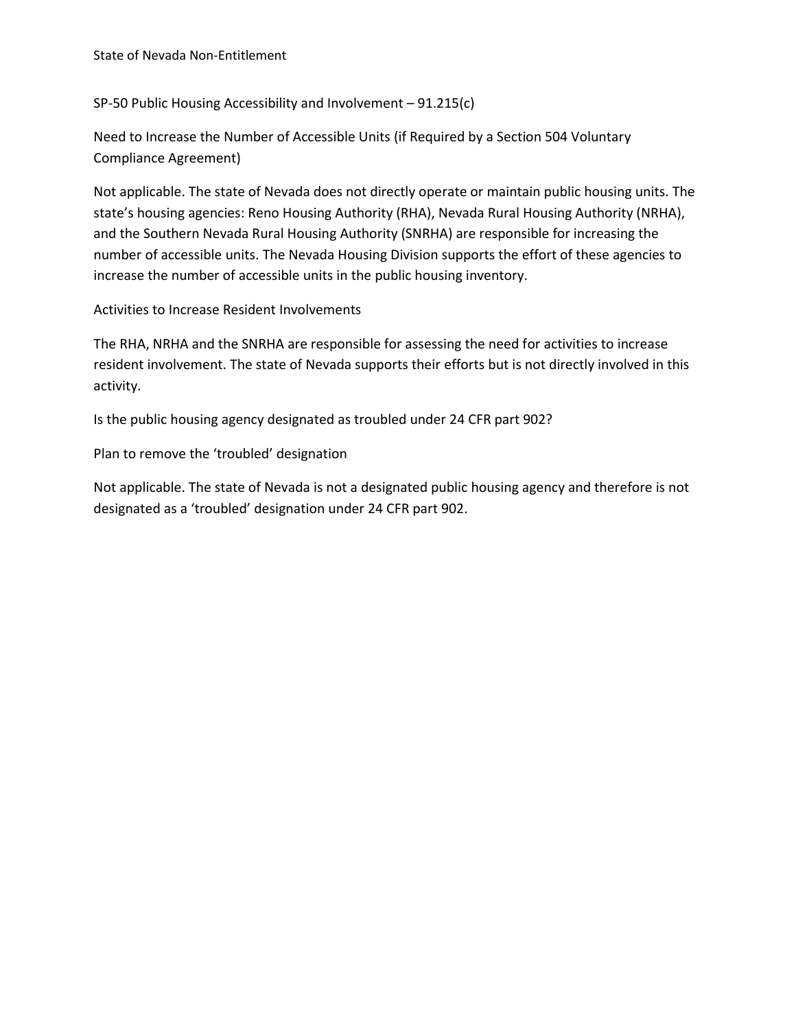## SP-50 Public Housing Accessibility and Involvement – 91.215(c)

### Need to Increase the Number of Accessible Units (if Required by a Section 504 Voluntary Compliance Agreement)

Not applicable. The state of Nevada does not directly operate or maintain public housing units. The state's housing agencies: Reno Housing Authority (RHA), Nevada Rural Housing Authority (NRHA), and the Southern Nevada Rural Housing Authority (SNRHA) are responsible for increasing the number of accessible units. The Nevada Housing Division supports the effort of these agencies to increase the number of accessible units in the public housing inventory.

### Activities to Increase Resident Involvements

The RHA, NRHA and the SNRHA are responsible for assessing the need for activities to increase resident involvement. The state of Nevada supports their efforts but is not directly involved in this activity.

### Is the public housing agency designated as troubled under 24 CFR part 902?

### Plan to remove the 'troubled' designation

Not applicable. The state of Nevada is not a designated public housing agency and therefore is not designated as a 'troubled' designation under 24 CFR part 902.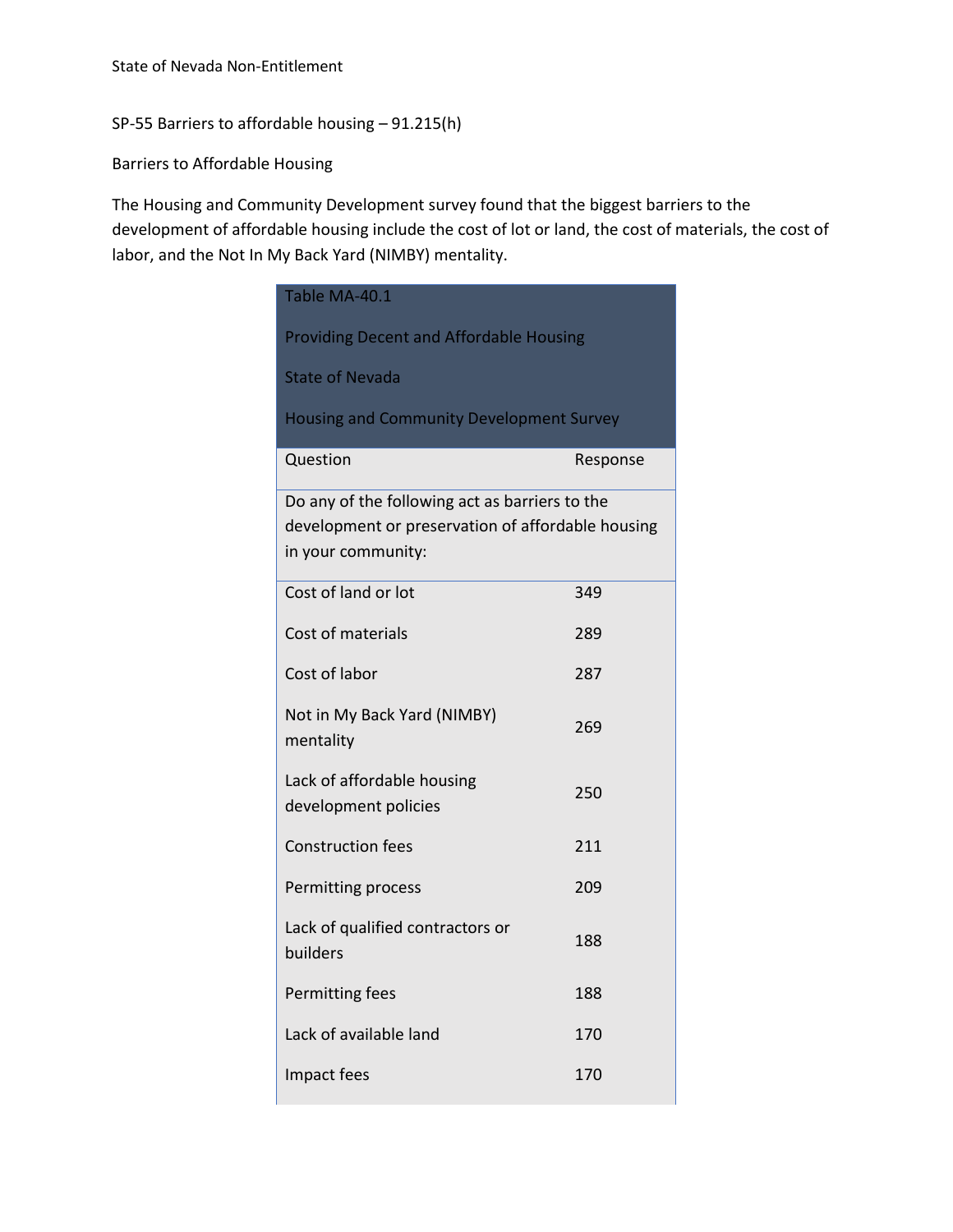## SP-55 Barriers to affordable housing – 91.215(h)

### Barriers to Affordable Housing

The Housing and Community Development survey found that the biggest barriers to the development of affordable housing include the cost of lot or land, the cost of materials, the cost of labor, and the Not In My Back Yard (NIMBY) mentality.

| Table MA-40.1 Providing Decent and Affordable Housing State of Nevada Housing and Community Development Survey | |
|---|---|
| Question | Response |
| Do any of the following act as barriers to the development or preservation of affordable housing in your community: | |
| Cost of land or lot | 349 |
| Cost of materials | 289 |
| Cost of labor | 287 |
| Not in My Back Yard (NIMBY) mentality | 269 |
| Lack of affordable housing development policies | 250 |
| Construction fees | 211 |
| Permitting process | 209 |
| Lack of qualified contractors or builders | 188 |
| Permitting fees | 188 |
| Lack of available land | 170 |
| Impact fees | 170 |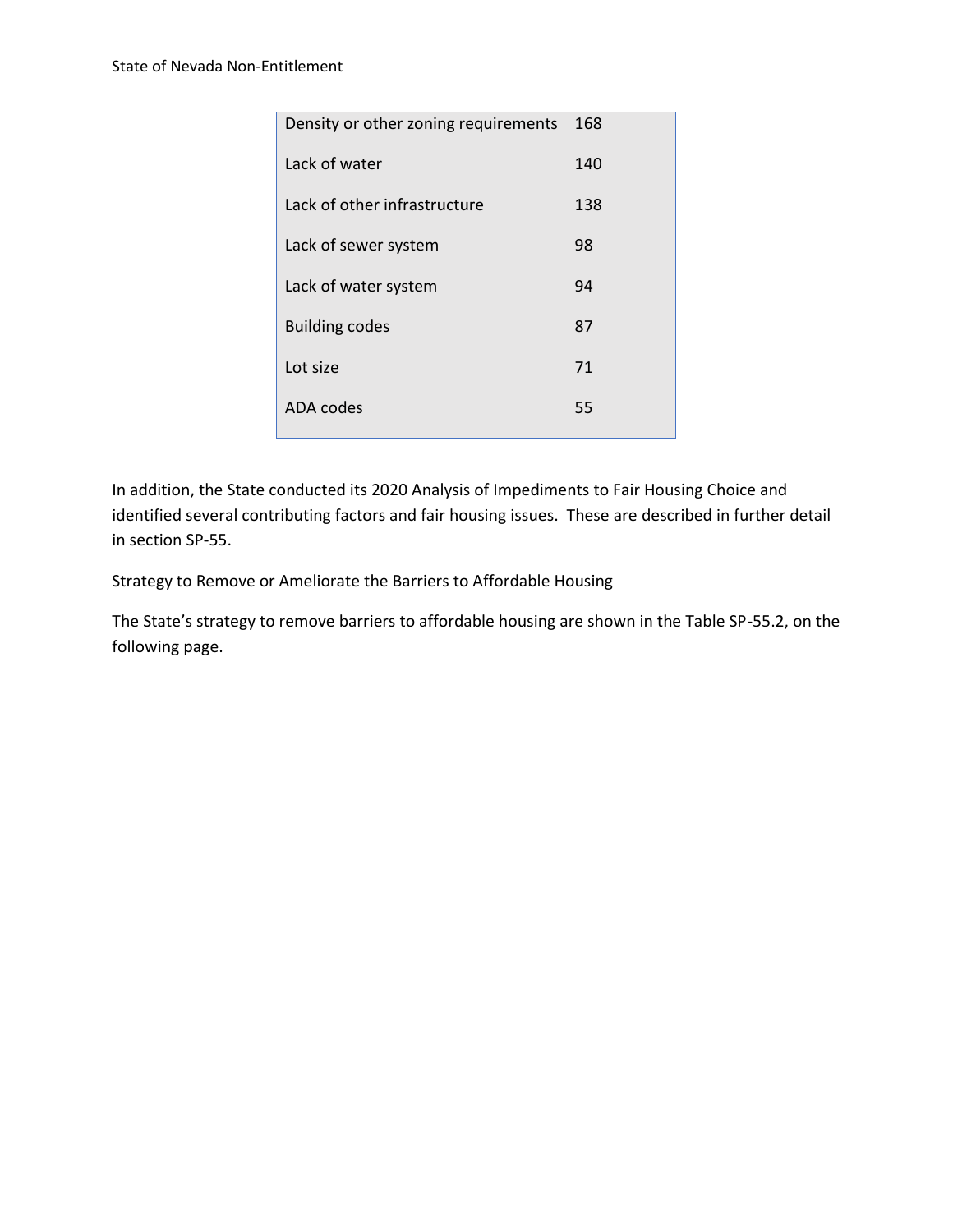| | |
|---|---|
| Density or other zoning requirements | 168 |
| Lack of water | 140 |
| Lack of other infrastructure | 138 |
| Lack of sewer system | 98 |
| Lack of water system | 94 |
| Building codes | 87 |
| Lot size | 71 |
| ADA codes | 55 |

In addition, the State conducted its 2020 Analysis of Impediments to Fair Housing Choice and identified several contributing factors and fair housing issues. These are described in further detail in section SP-55.

Strategy to Remove or Ameliorate the Barriers to Affordable Housing

The State's strategy to remove barriers to affordable housing are shown in the Table SP-55.2, on the following page.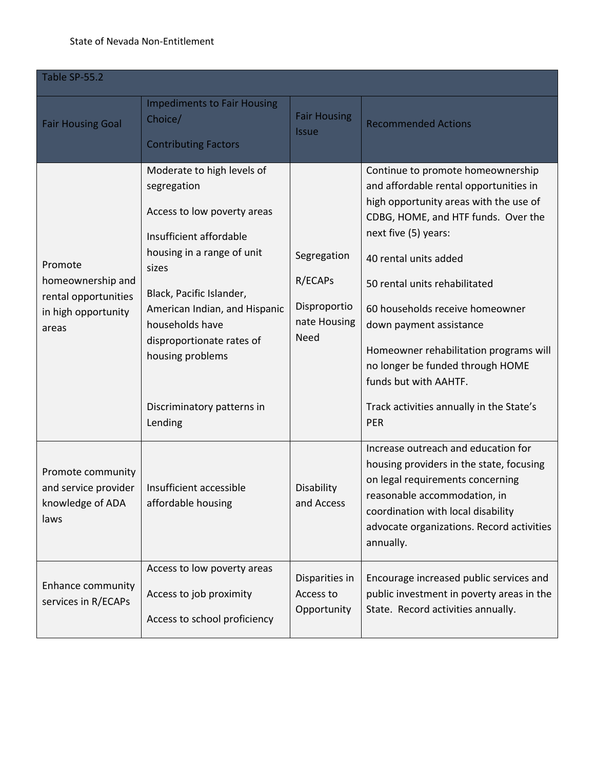| Table SP-55.2 | | | |
|---|---|---|---|
| Fair Housing Goal | Impediments to Fair Housing Choice/ Contributing Factors | Fair Housing Issue | Recommended Actions |
| Promote homeownership and rental opportunities in high opportunity areas | Moderate to high levels of segregation<br><br>Access to low poverty areas<br><br>Insufficient affordable housing in a range of unit sizes<br><br>Black, Pacific Islander, American Indian, and Hispanic households have disproportionate rates of housing problems<br><br>Discriminatory patterns in Lending | Segregation<br><br>R/ECAPs<br><br>Disproportionate Housing Need | Continue to promote homeownership and affordable rental opportunities in high opportunity areas with the use of CDBG, HOME, and HTF funds. Over the next five (5) years:<br><br>40 rental units added<br><br>50 rental units rehabilitated<br><br>60 households receive homeowner down payment assistance<br><br>Homeowner rehabilitation programs will no longer be funded through HOME funds but with AAHTF.<br><br>Track activities annually in the State's PER |
| Promote community and service provider knowledge of ADA laws | Insufficient accessible affordable housing | Disability and Access | Increase outreach and education for housing providers in the state, focusing on legal requirements concerning reasonable accommodation, in coordination with local disability advocate organizations. Record activities annually. |
| Enhance community services in R/ECAPs | Access to low poverty areas<br><br>Access to job proximity<br><br>Access to school proficiency | Disparities in Access to Opportunity | Encourage increased public services and public investment in poverty areas in the State. Record activities annually. |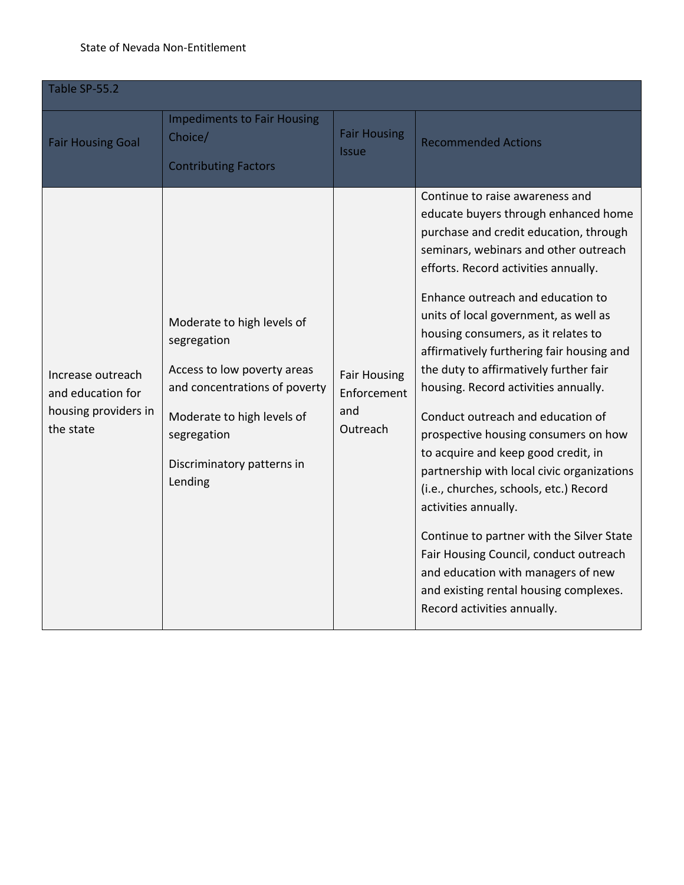Table SP-55.2

| Fair Housing Goal | Impediments to Fair Housing Choice/<br><br>Contributing Factors | Fair Housing Issue | Recommended Actions |
|---|---|---|---|
| Increase outreach and education for housing providers in the state | Moderate to high levels of segregation<br><br>Access to low poverty areas and concentrations of poverty<br><br>Moderate to high levels of segregation<br><br>Discriminatory patterns in Lending | Fair Housing Enforcement and Outreach | Continue to raise awareness and educate buyers through enhanced home purchase and credit education, through seminars, webinars and other outreach efforts. Record activities annually.<br><br>Enhance outreach and education to units of local government, as well as housing consumers, as it relates to affirmatively furthering fair housing and the duty to affirmatively further fair housing. Record activities annually.<br><br>Conduct outreach and education of prospective housing consumers on how to acquire and keep good credit, in partnership with local civic organizations (i.e., churches, schools, etc.) Record activities annually.<br><br>Continue to partner with the Silver State Fair Housing Council, conduct outreach and education with managers of new and existing rental housing complexes. Record activities annually. |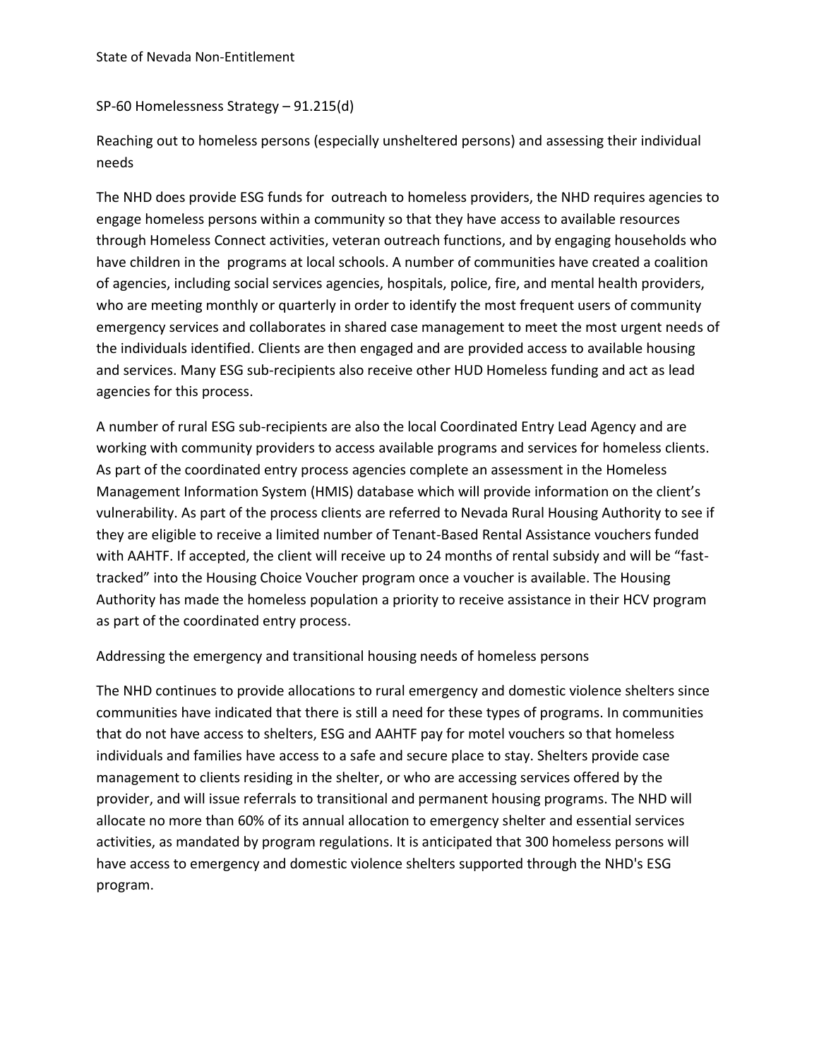## SP-60 Homelessness Strategy – 91.215(d)

### Reaching out to homeless persons (especially unsheltered persons) and assessing their individual needs

The NHD does provide ESG funds for outreach to homeless providers, the NHD requires agencies to engage homeless persons within a community so that they have access to available resources through Homeless Connect activities, veteran outreach functions, and by engaging households who have children in the programs at local schools. A number of communities have created a coalition of agencies, including social services agencies, hospitals, police, fire, and mental health providers, who are meeting monthly or quarterly in order to identify the most frequent users of community emergency services and collaborates in shared case management to meet the most urgent needs of the individuals identified. Clients are then engaged and are provided access to available housing and services. Many ESG sub-recipients also receive other HUD Homeless funding and act as lead agencies for this process.

A number of rural ESG sub-recipients are also the local Coordinated Entry Lead Agency and are working with community providers to access available programs and services for homeless clients. As part of the coordinated entry process agencies complete an assessment in the Homeless Management Information System (HMIS) database which will provide information on the client's vulnerability. As part of the process clients are referred to Nevada Rural Housing Authority to see if they are eligible to receive a limited number of Tenant-Based Rental Assistance vouchers funded with AAHTF. If accepted, the client will receive up to 24 months of rental subsidy and will be "fast-tracked" into the Housing Choice Voucher program once a voucher is available. The Housing Authority has made the homeless population a priority to receive assistance in their HCV program as part of the coordinated entry process.

### Addressing the emergency and transitional housing needs of homeless persons

The NHD continues to provide allocations to rural emergency and domestic violence shelters since communities have indicated that there is still a need for these types of programs. In communities that do not have access to shelters, ESG and AAHTF pay for motel vouchers so that homeless individuals and families have access to a safe and secure place to stay. Shelters provide case management to clients residing in the shelter, or who are accessing services offered by the provider, and will issue referrals to transitional and permanent housing programs. The NHD will allocate no more than 60% of its annual allocation to emergency shelter and essential services activities, as mandated by program regulations. It is anticipated that 300 homeless persons will have access to emergency and domestic violence shelters supported through the NHD's ESG program.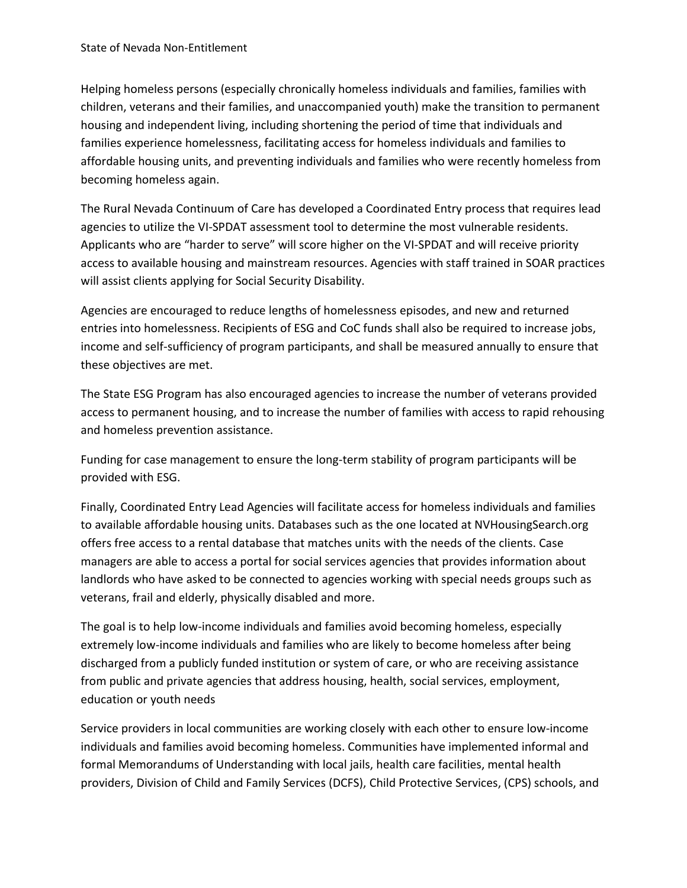Helping homeless persons (especially chronically homeless individuals and families, families with children, veterans and their families, and unaccompanied youth) make the transition to permanent housing and independent living, including shortening the period of time that individuals and families experience homelessness, facilitating access for homeless individuals and families to affordable housing units, and preventing individuals and families who were recently homeless from becoming homeless again.

The Rural Nevada Continuum of Care has developed a Coordinated Entry process that requires lead agencies to utilize the VI-SPDAT assessment tool to determine the most vulnerable residents. Applicants who are "harder to serve" will score higher on the VI-SPDAT and will receive priority access to available housing and mainstream resources. Agencies with staff trained in SOAR practices will assist clients applying for Social Security Disability.

Agencies are encouraged to reduce lengths of homelessness episodes, and new and returned entries into homelessness. Recipients of ESG and CoC funds shall also be required to increase jobs, income and self-sufficiency of program participants, and shall be measured annually to ensure that these objectives are met.

The State ESG Program has also encouraged agencies to increase the number of veterans provided access to permanent housing, and to increase the number of families with access to rapid rehousing and homeless prevention assistance.

Funding for case management to ensure the long-term stability of program participants will be provided with ESG.

Finally, Coordinated Entry Lead Agencies will facilitate access for homeless individuals and families to available affordable housing units. Databases such as the one located at NVHousingSearch.org offers free access to a rental database that matches units with the needs of the clients. Case managers are able to access a portal for social services agencies that provides information about landlords who have asked to be connected to agencies working with special needs groups such as veterans, frail and elderly, physically disabled and more.

The goal is to help low-income individuals and families avoid becoming homeless, especially extremely low-income individuals and families who are likely to become homeless after being discharged from a publicly funded institution or system of care, or who are receiving assistance from public and private agencies that address housing, health, social services, employment, education or youth needs

Service providers in local communities are working closely with each other to ensure low-income individuals and families avoid becoming homeless. Communities have implemented informal and formal Memorandums of Understanding with local jails, health care facilities, mental health providers, Division of Child and Family Services (DCFS), Child Protective Services, (CPS) schools, and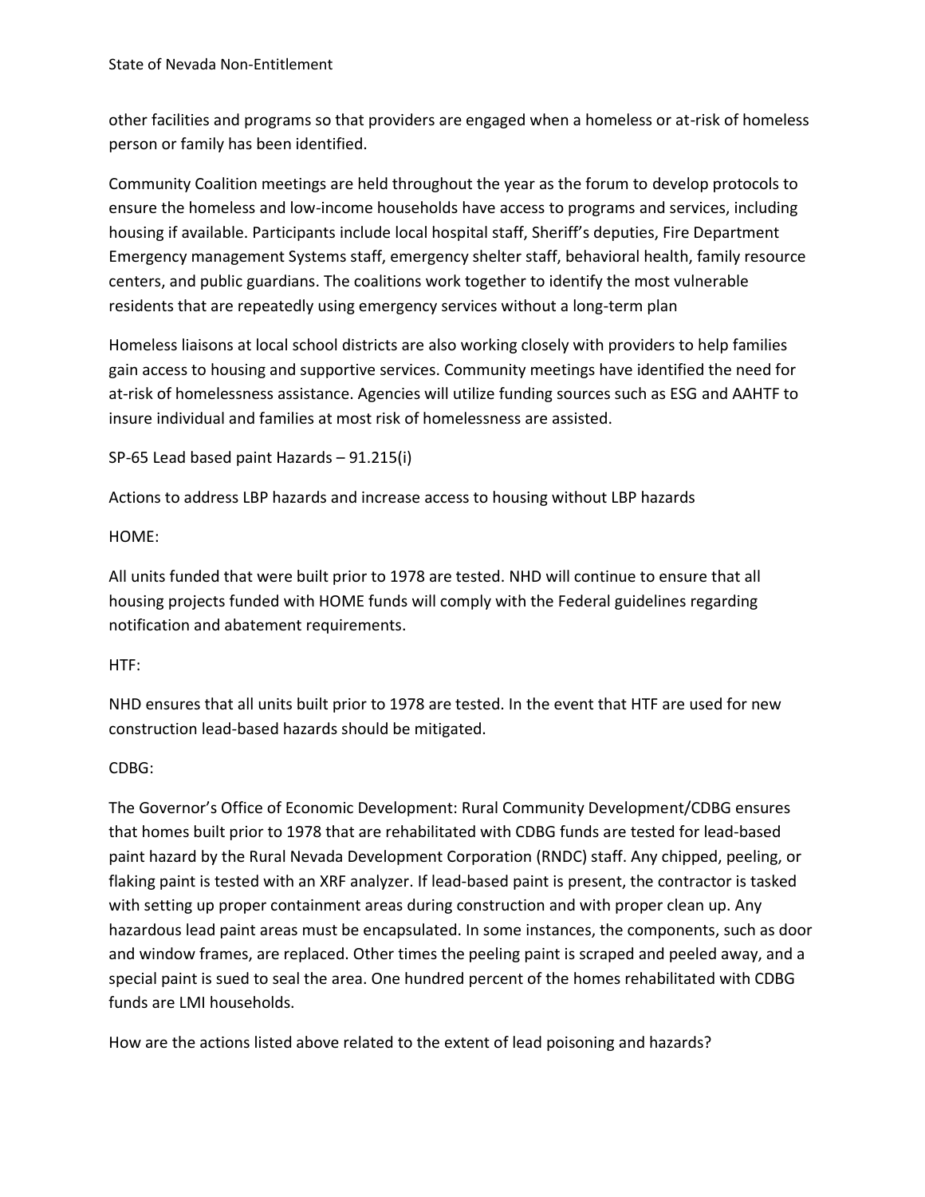other facilities and programs so that providers are engaged when a homeless or at-risk of homeless person or family has been identified.

Community Coalition meetings are held throughout the year as the forum to develop protocols to ensure the homeless and low-income households have access to programs and services, including housing if available. Participants include local hospital staff, Sheriff's deputies, Fire Department Emergency management Systems staff, emergency shelter staff, behavioral health, family resource centers, and public guardians. The coalitions work together to identify the most vulnerable residents that are repeatedly using emergency services without a long-term plan

Homeless liaisons at local school districts are also working closely with providers to help families gain access to housing and supportive services. Community meetings have identified the need for at-risk of homelessness assistance. Agencies will utilize funding sources such as ESG and AAHTF to insure individual and families at most risk of homelessness are assisted.

## SP-65 Lead based paint Hazards – 91.215(i)

### Actions to address LBP hazards and increase access to housing without LBP hazards

HOME:

All units funded that were built prior to 1978 are tested. NHD will continue to ensure that all housing projects funded with HOME funds will comply with the Federal guidelines regarding notification and abatement requirements.

HTF:

NHD ensures that all units built prior to 1978 are tested. In the event that HTF are used for new construction lead-based hazards should be mitigated.

CDBG:

The Governor's Office of Economic Development: Rural Community Development/CDBG ensures that homes built prior to 1978 that are rehabilitated with CDBG funds are tested for lead-based paint hazard by the Rural Nevada Development Corporation (RNDC) staff. Any chipped, peeling, or flaking paint is tested with an XRF analyzer. If lead-based paint is present, the contractor is tasked with setting up proper containment areas during construction and with proper clean up. Any hazardous lead paint areas must be encapsulated. In some instances, the components, such as door and window frames, are replaced. Other times the peeling paint is scraped and peeled away, and a special paint is sued to seal the area. One hundred percent of the homes rehabilitated with CDBG funds are LMI households.

### How are the actions listed above related to the extent of lead poisoning and hazards?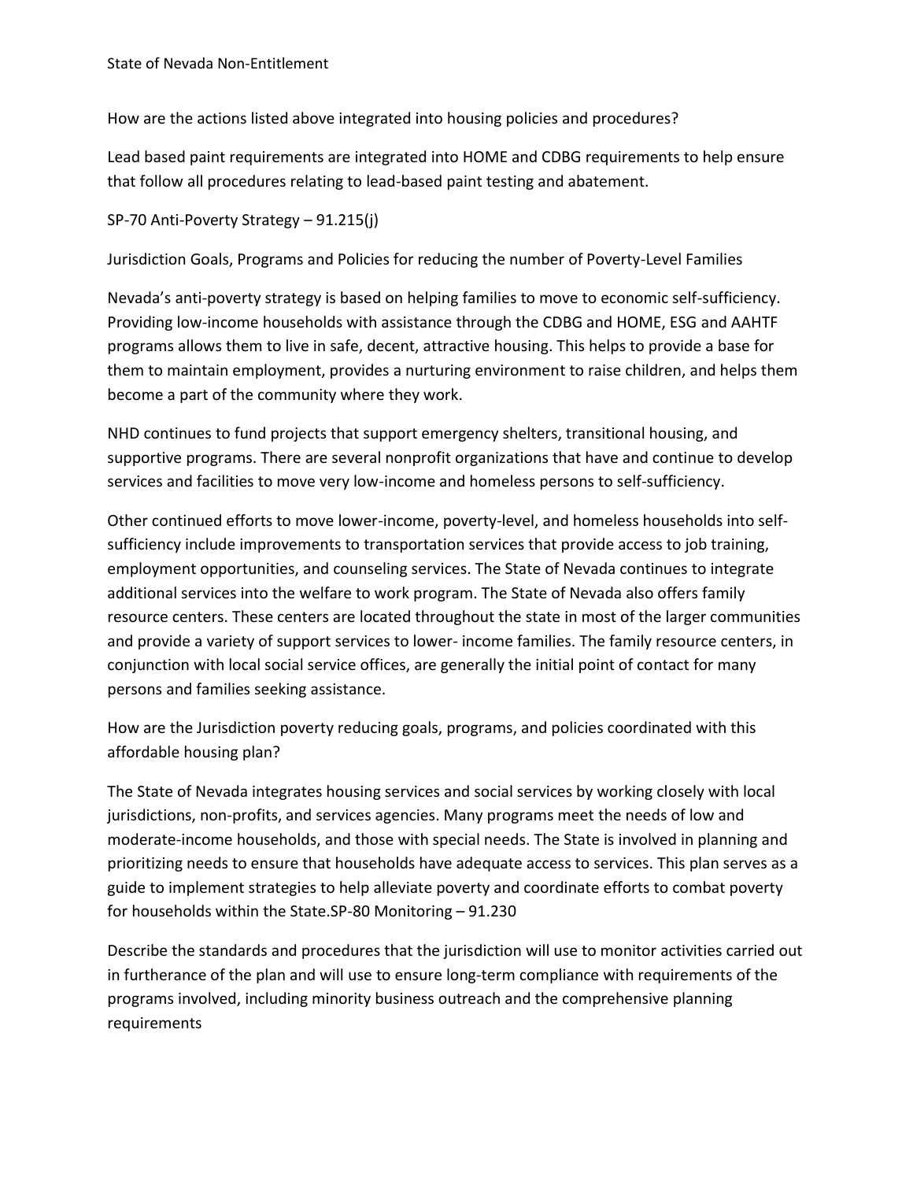How are the actions listed above integrated into housing policies and procedures?

Lead based paint requirements are integrated into HOME and CDBG requirements to help ensure that follow all procedures relating to lead-based paint testing and abatement.

## SP-70 Anti-Poverty Strategy – 91.215(j)

### Jurisdiction Goals, Programs and Policies for reducing the number of Poverty-Level Families

Nevada's anti-poverty strategy is based on helping families to move to economic self-sufficiency. Providing low-income households with assistance through the CDBG and HOME, ESG and AAHTF programs allows them to live in safe, decent, attractive housing. This helps to provide a base for them to maintain employment, provides a nurturing environment to raise children, and helps them become a part of the community where they work.

NHD continues to fund projects that support emergency shelters, transitional housing, and supportive programs. There are several nonprofit organizations that have and continue to develop services and facilities to move very low-income and homeless persons to self-sufficiency.

Other continued efforts to move lower-income, poverty-level, and homeless households into self-sufficiency include improvements to transportation services that provide access to job training, employment opportunities, and counseling services. The State of Nevada continues to integrate additional services into the welfare to work program. The State of Nevada also offers family resource centers. These centers are located throughout the state in most of the larger communities and provide a variety of support services to lower- income families. The family resource centers, in conjunction with local social service offices, are generally the initial point of contact for many persons and families seeking assistance.

### How are the Jurisdiction poverty reducing goals, programs, and policies coordinated with this affordable housing plan?

The State of Nevada integrates housing services and social services by working closely with local jurisdictions, non-profits, and services agencies. Many programs meet the needs of low and moderate-income households, and those with special needs. The State is involved in planning and prioritizing needs to ensure that households have adequate access to services. This plan serves as a guide to implement strategies to help alleviate poverty and coordinate efforts to combat poverty for households within the State.

## SP-80 Monitoring – 91.230

Describe the standards and procedures that the jurisdiction will use to monitor activities carried out in furtherance of the plan and will use to ensure long-term compliance with requirements of the programs involved, including minority business outreach and the comprehensive planning requirements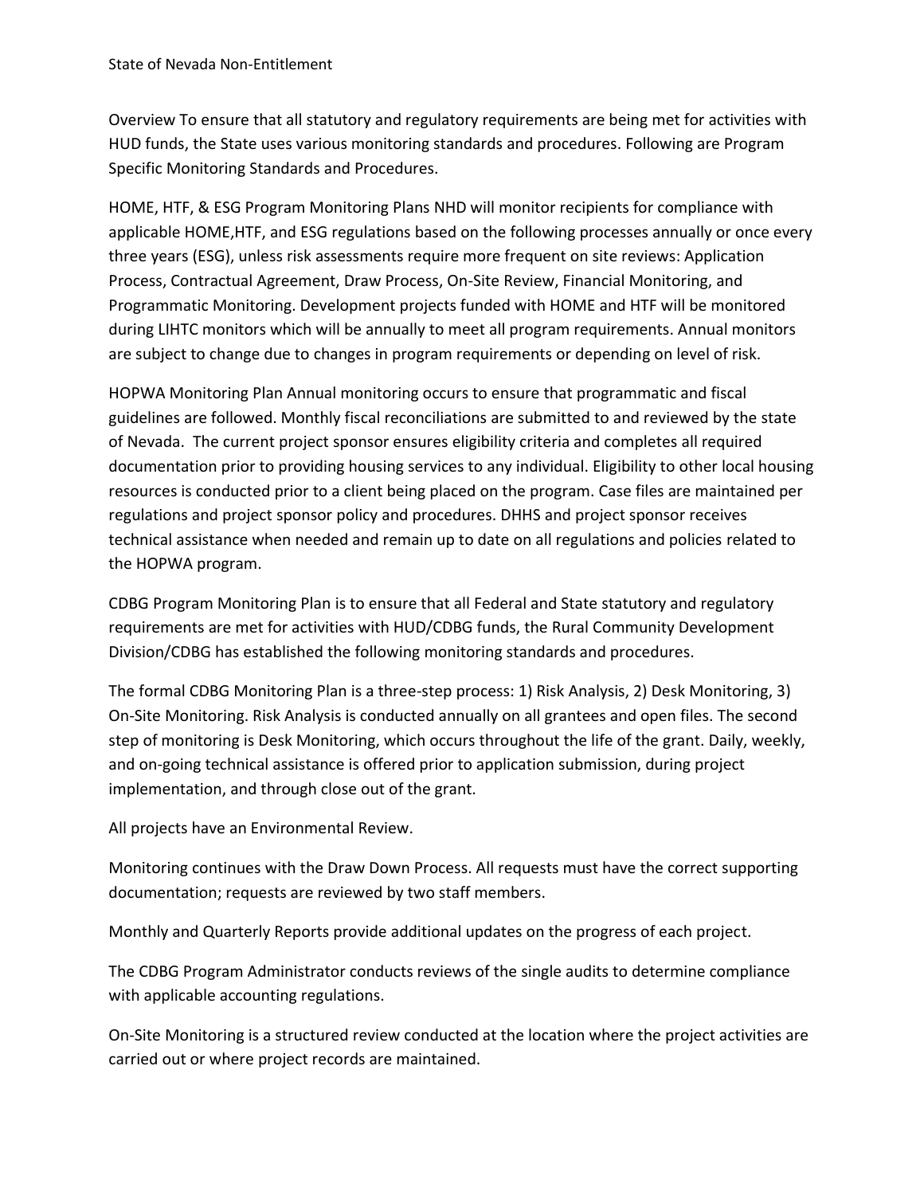Overview To ensure that all statutory and regulatory requirements are being met for activities with HUD funds, the State uses various monitoring standards and procedures. Following are Program Specific Monitoring Standards and Procedures.

HOME, HTF, & ESG Program Monitoring Plans NHD will monitor recipients for compliance with applicable HOME,HTF, and ESG regulations based on the following processes annually or once every three years (ESG), unless risk assessments require more frequent on site reviews: Application Process, Contractual Agreement, Draw Process, On-Site Review, Financial Monitoring, and Programmatic Monitoring. Development projects funded with HOME and HTF will be monitored during LIHTC monitors which will be annually to meet all program requirements. Annual monitors are subject to change due to changes in program requirements or depending on level of risk.

HOPWA Monitoring Plan Annual monitoring occurs to ensure that programmatic and fiscal guidelines are followed. Monthly fiscal reconciliations are submitted to and reviewed by the state of Nevada. The current project sponsor ensures eligibility criteria and completes all required documentation prior to providing housing services to any individual. Eligibility to other local housing resources is conducted prior to a client being placed on the program. Case files are maintained per regulations and project sponsor policy and procedures. DHHS and project sponsor receives technical assistance when needed and remain up to date on all regulations and policies related to the HOPWA program.

CDBG Program Monitoring Plan is to ensure that all Federal and State statutory and regulatory requirements are met for activities with HUD/CDBG funds, the Rural Community Development Division/CDBG has established the following monitoring standards and procedures.

The formal CDBG Monitoring Plan is a three-step process: 1) Risk Analysis, 2) Desk Monitoring, 3) On-Site Monitoring. Risk Analysis is conducted annually on all grantees and open files. The second step of monitoring is Desk Monitoring, which occurs throughout the life of the grant. Daily, weekly, and on-going technical assistance is offered prior to application submission, during project implementation, and through close out of the grant.

All projects have an Environmental Review.

Monitoring continues with the Draw Down Process. All requests must have the correct supporting documentation; requests are reviewed by two staff members.

Monthly and Quarterly Reports provide additional updates on the progress of each project.

The CDBG Program Administrator conducts reviews of the single audits to determine compliance with applicable accounting regulations.

On-Site Monitoring is a structured review conducted at the location where the project activities are carried out or where project records are maintained.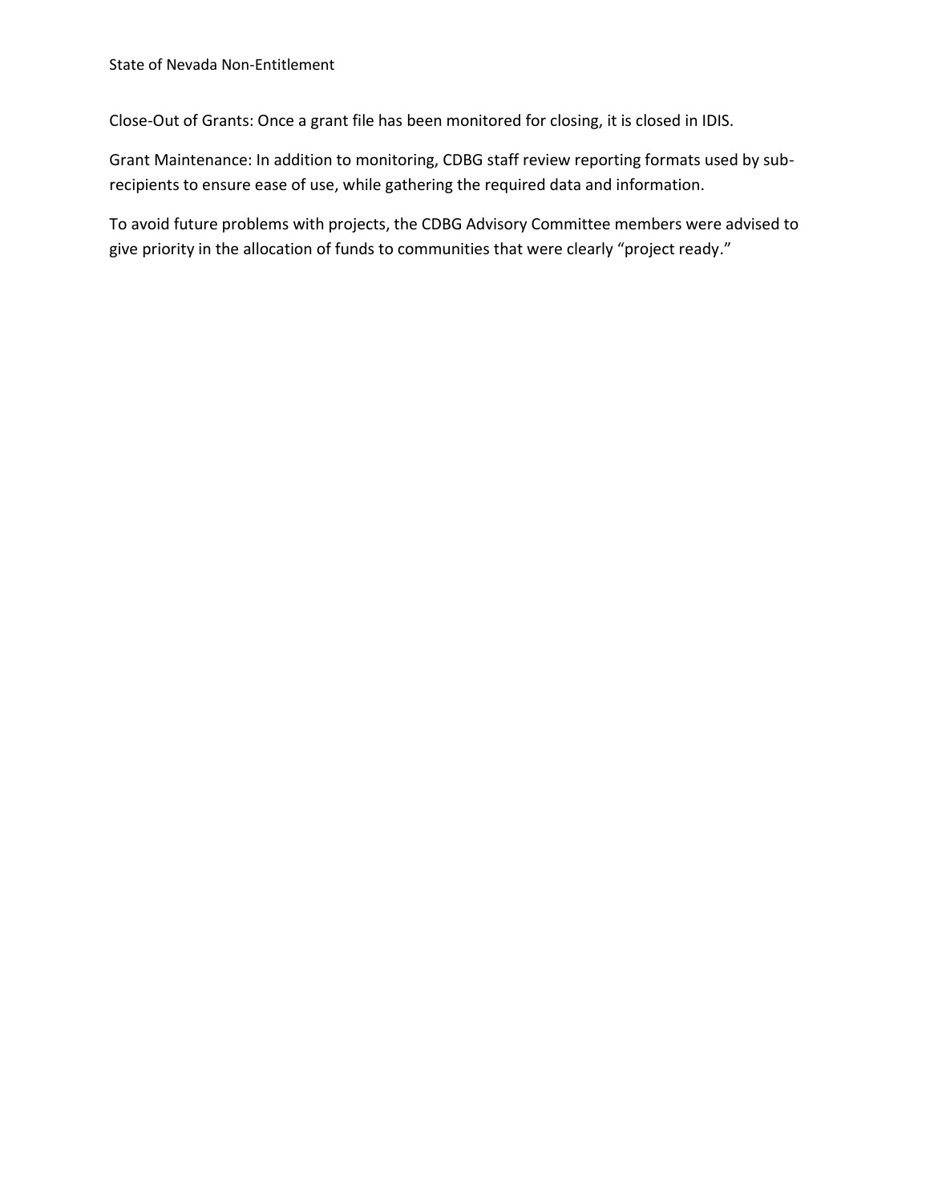Close-Out of Grants: Once a grant file has been monitored for closing, it is closed in IDIS.

Grant Maintenance: In addition to monitoring, CDBG staff review reporting formats used by sub-recipients to ensure ease of use, while gathering the required data and information.

To avoid future problems with projects, the CDBG Advisory Committee members were advised to give priority in the allocation of funds to communities that were clearly "project ready."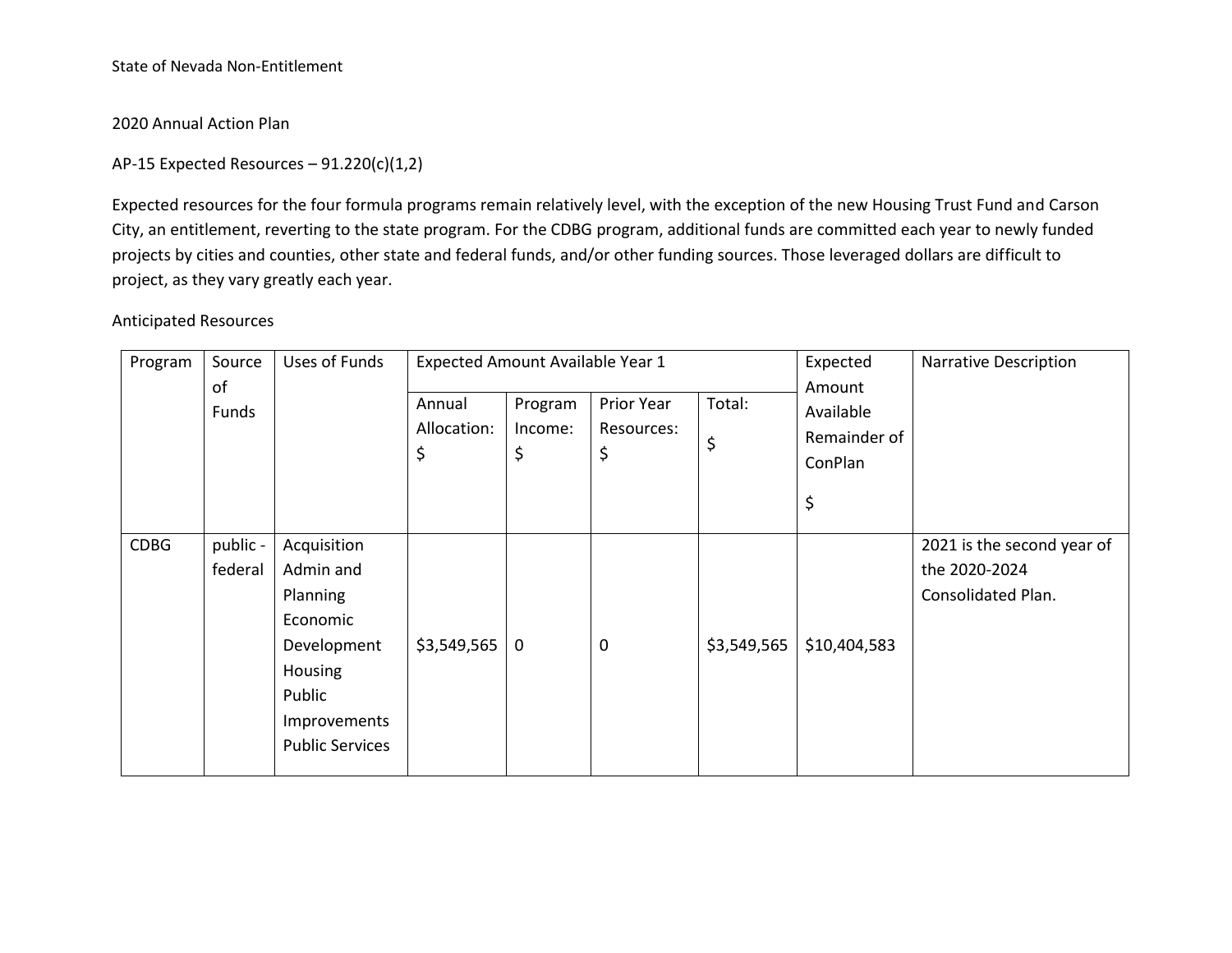State of Nevada Non-Entitlement

2020 Annual Action Plan

## AP-15 Expected Resources – 91.220(c)(1,2)

Expected resources for the four formula programs remain relatively level, with the exception of the new Housing Trust Fund and Carson City, an entitlement, reverting to the state program. For the CDBG program, additional funds are committed each year to newly funded projects by cities and counties, other state and federal funds, and/or other funding sources. Those leveraged dollars are difficult to project, as they vary greatly each year.

### Anticipated Resources

| Program | Source of Funds | Uses of Funds | Expected Amount Available Year 1 | | | | Expected Amount Available Remainder of ConPlan $ | Narrative Description |
|---|---|---|---|---|---|---|---|---|
| | | | Annual Allocation: $ | Program Income: $ | Prior Year Resources: $ | Total: $ | | |
| CDBG | public - federal | Acquisition<br>Admin and Planning<br>Economic Development<br>Housing<br>Public Improvements<br>Public Services | $3,549,565 | 0 | 0 | $3,549,565 | $10,404,583 | 2021 is the second year of the 2020-2024 Consolidated Plan. |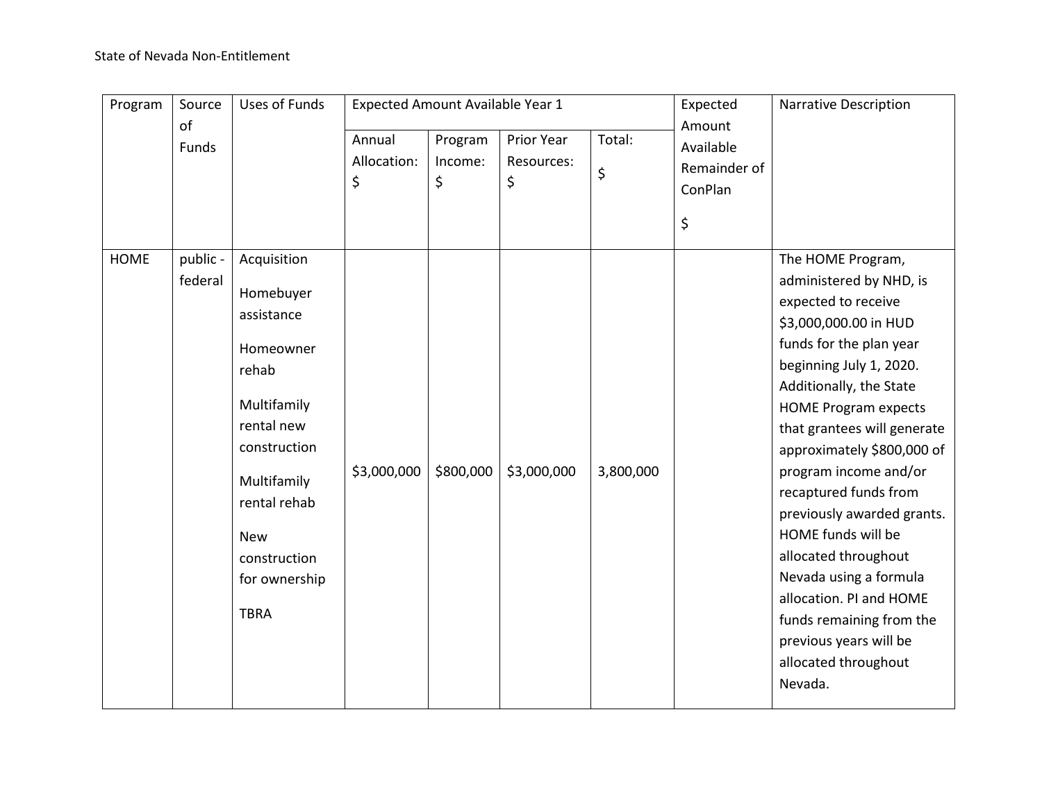| Program | Source of Funds | Uses of Funds | Expected Amount Available Year 1 | | | | Expected Amount Available Remainder of ConPlan $ | Narrative Description |
|---|---|---|---|---|---|---|---|---|
| | | | Annual Allocation: $ | Program Income: $ | Prior Year Resources: $ | Total: $ | | |
| HOME | public - federal | Acquisition<br>Homebuyer assistance<br>Homeowner rehab<br>Multifamily rental new construction<br>Multifamily rental rehab<br>New construction for ownership<br>TBRA | $3,000,000 | $800,000 | $3,000,000 | 3,800,000 | | The HOME Program, administered by NHD, is expected to receive $3,000,000.00 in HUD funds for the plan year beginning July 1, 2020. Additionally, the State HOME Program expects that grantees will generate approximately $800,000 of program income and/or recaptured funds from previously awarded grants. HOME funds will be allocated throughout Nevada using a formula allocation. PI and HOME funds remaining from the previous years will be allocated throughout Nevada. |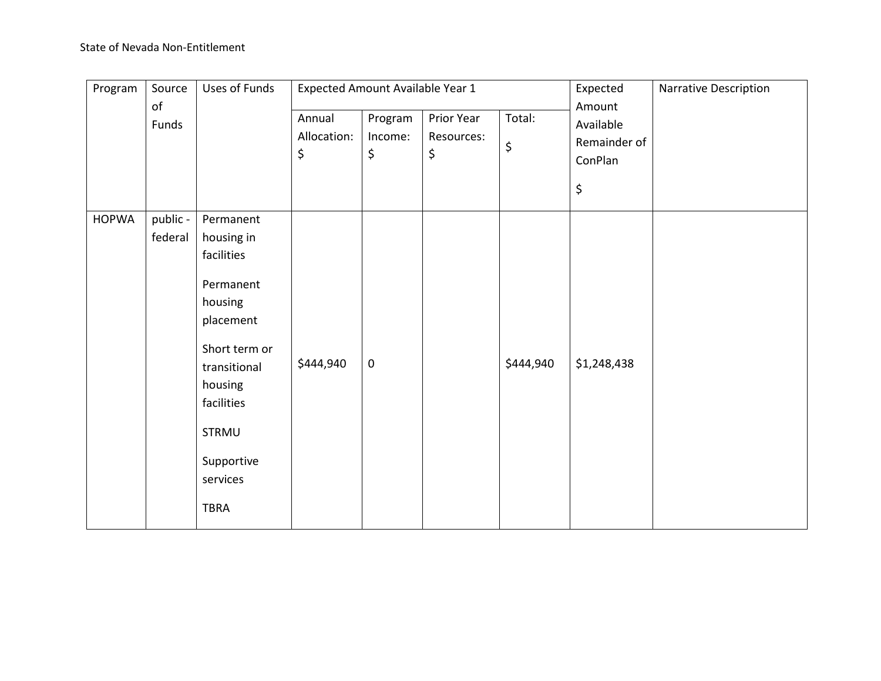| Program | Source of Funds | Uses of Funds | Expected Amount Available Year 1 | | | | Expected Amount Available Remainder of ConPlan $ | Narrative Description |
|---|---|---|---|---|---|---|---|---|
| | | | Annual Allocation: $ | Program Income: $ | Prior Year Resources: $ | Total: $ | | |
| HOPWA | public - federal | Permanent housing in facilities<br><br>Permanent housing placement<br><br>Short term or transitional housing facilities<br><br>STRMU<br><br>Supportive services<br><br>TBRA | $444,940 | 0 | | $444,940 | $1,248,438 | |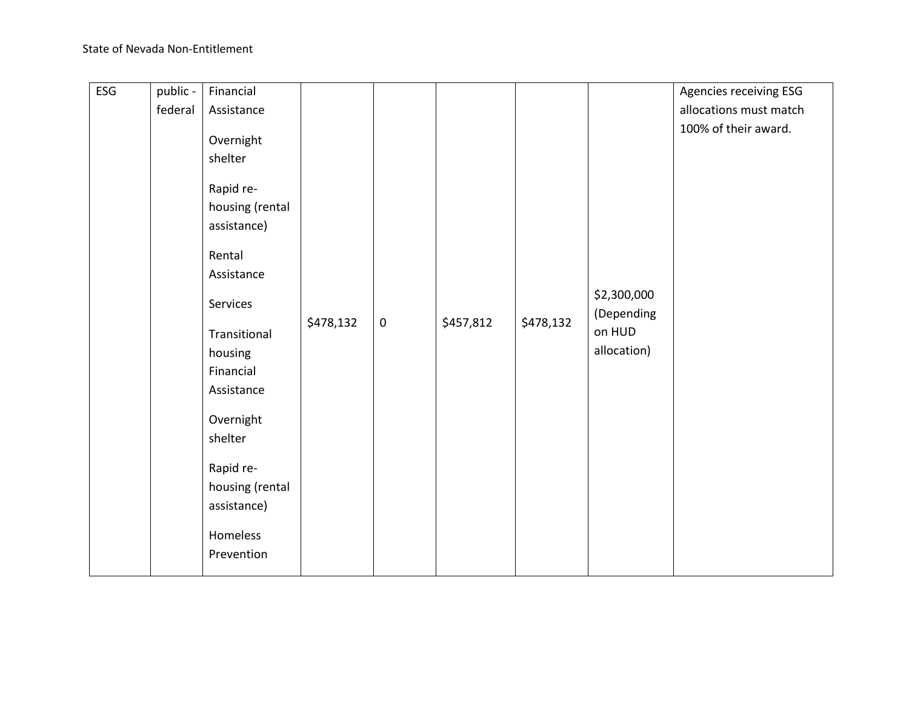| ESG | public - federal | Financial Assistance<br><br>Overnight shelter<br><br>Rapid re-housing (rental assistance)<br><br>Rental Assistance<br><br>Services<br><br>Transitional housing Financial Assistance<br><br>Overnight shelter<br><br>Rapid re-housing (rental assistance)<br><br>Homeless Prevention | $478,132 | 0 | $457,812 | $478,132 | $2,300,000 (Depending on HUD allocation) | Agencies receiving ESG allocations must match 100% of their award. |
|---|---|---|---|---|---|---|---|---|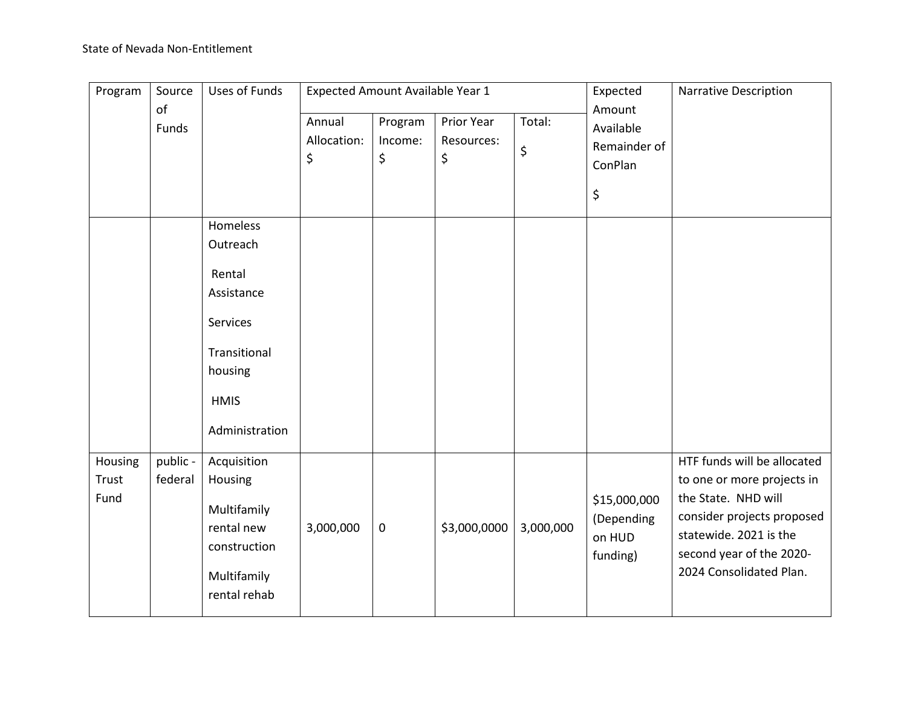| Program | Source of Funds | Uses of Funds | Expected Amount Available Year 1 | | | | Expected Amount Available Remainder of ConPlan $ | Narrative Description |
|---|---|---|---|---|---|---|---|---|
| | | | Annual Allocation: $ | Program Income: $ | Prior Year Resources: $ | Total: $ | | |
| | | Homeless Outreach<br>Rental Assistance<br>Services<br>Transitional housing<br>HMIS<br>Administration | | | | | | |
| Housing Trust Fund | public - federal | Acquisition Housing<br>Multifamily rental new construction<br>Multifamily rental rehab | 3,000,000 | 0 | $3,000,0000 | 3,000,000 | $15,000,000 (Depending on HUD funding) | HTF funds will be allocated to one or more projects in the State. NHD will consider projects proposed statewide. 2021 is the second year of the 2020-2024 Consolidated Plan. |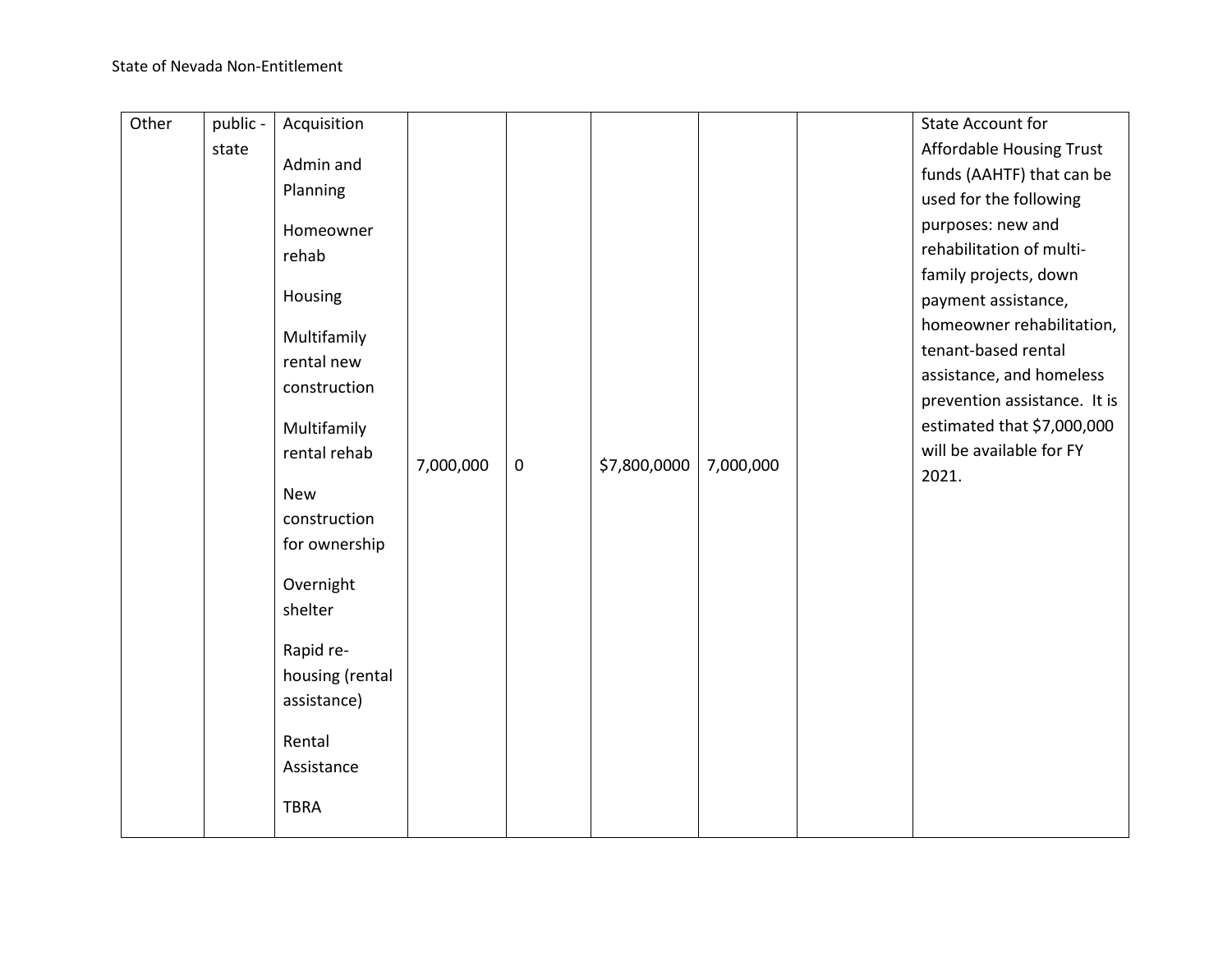| | | | | | | | | |
|---|---|---|---|---|---|---|---|---|
| Other | public - state | Acquisition<br><br>Admin and Planning<br><br>Homeowner rehab<br><br>Housing<br><br>Multifamily rental new construction<br><br>Multifamily rental rehab<br><br>New construction for ownership<br><br>Overnight shelter<br><br>Rapid re-housing (rental assistance)<br><br>Rental Assistance<br><br>TBRA | 7,000,000 | 0 | $7,800,0000 | 7,000,000 | | State Account for Affordable Housing Trust funds (AAHTF) that can be used for the following purposes: new and rehabilitation of multi-family projects, down payment assistance, homeowner rehabilitation, tenant-based rental assistance, and homeless prevention assistance. It is estimated that $7,000,000 will be available for FY 2021. |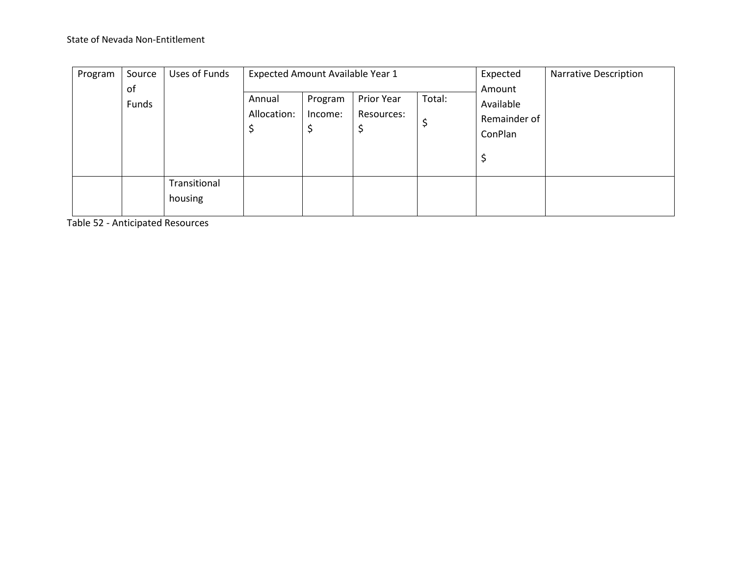| Program | Source of Funds | Uses of Funds | Expected Amount Available Year 1 | | | | Expected Amount Available Remainder of ConPlan $ | Narrative Description |
|---|---|---|---|---|---|---|---|---|
| | | | Annual Allocation: $ | Program Income: $ | Prior Year Resources: $ | Total: $ | | |
| | | Transitional housing | | | | | | |

Table 52 - Anticipated Resources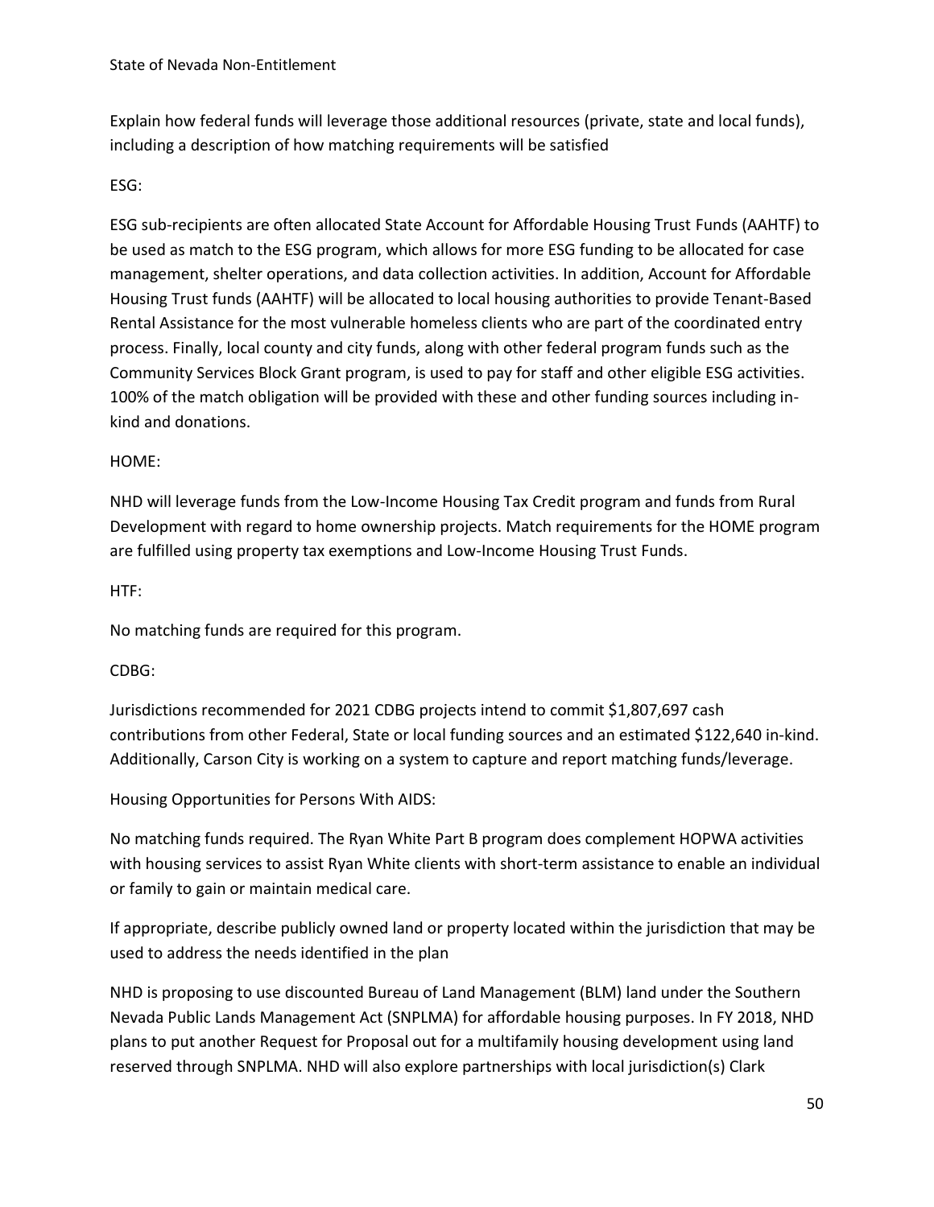Explain how federal funds will leverage those additional resources (private, state and local funds), including a description of how matching requirements will be satisfied

ESG:

ESG sub-recipients are often allocated State Account for Affordable Housing Trust Funds (AAHTF) to be used as match to the ESG program, which allows for more ESG funding to be allocated for case management, shelter operations, and data collection activities. In addition, Account for Affordable Housing Trust funds (AAHTF) will be allocated to local housing authorities to provide Tenant-Based Rental Assistance for the most vulnerable homeless clients who are part of the coordinated entry process. Finally, local county and city funds, along with other federal program funds such as the Community Services Block Grant program, is used to pay for staff and other eligible ESG activities. 100% of the match obligation will be provided with these and other funding sources including in-kind and donations.

HOME:

NHD will leverage funds from the Low-Income Housing Tax Credit program and funds from Rural Development with regard to home ownership projects. Match requirements for the HOME program are fulfilled using property tax exemptions and Low-Income Housing Trust Funds.

HTF:

No matching funds are required for this program.

CDBG:

Jurisdictions recommended for 2021 CDBG projects intend to commit $1,807,697 cash contributions from other Federal, State or local funding sources and an estimated $122,640 in-kind. Additionally, Carson City is working on a system to capture and report matching funds/leverage.

Housing Opportunities for Persons With AIDS:

No matching funds required. The Ryan White Part B program does complement HOPWA activities with housing services to assist Ryan White clients with short-term assistance to enable an individual or family to gain or maintain medical care.

If appropriate, describe publicly owned land or property located within the jurisdiction that may be used to address the needs identified in the plan

NHD is proposing to use discounted Bureau of Land Management (BLM) land under the Southern Nevada Public Lands Management Act (SNPLMA) for affordable housing purposes. In FY 2018, NHD plans to put another Request for Proposal out for a multifamily housing development using land reserved through SNPLMA. NHD will also explore partnerships with local jurisdiction(s) Clark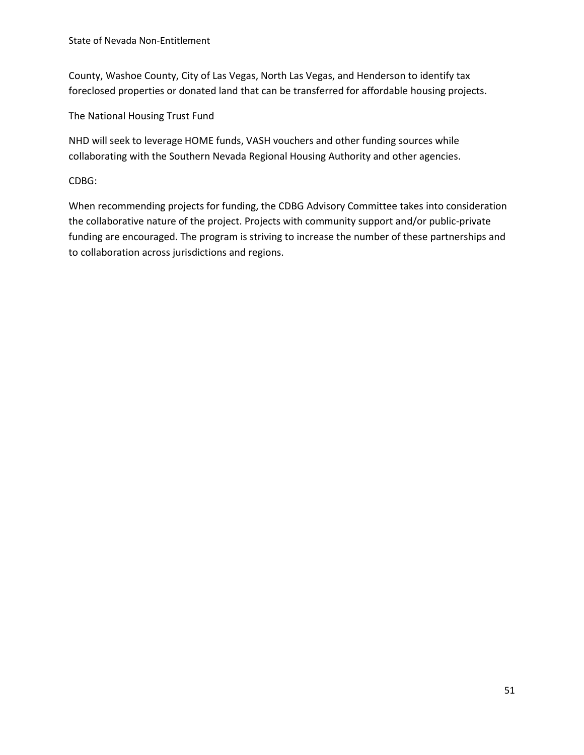County, Washoe County, City of Las Vegas, North Las Vegas, and Henderson to identify tax foreclosed properties or donated land that can be transferred for affordable housing projects.

The National Housing Trust Fund

NHD will seek to leverage HOME funds, VASH vouchers and other funding sources while collaborating with the Southern Nevada Regional Housing Authority and other agencies.

CDBG:

When recommending projects for funding, the CDBG Advisory Committee takes into consideration the collaborative nature of the project. Projects with community support and/or public-private funding are encouraged. The program is striving to increase the number of these partnerships and to collaboration across jurisdictions and regions.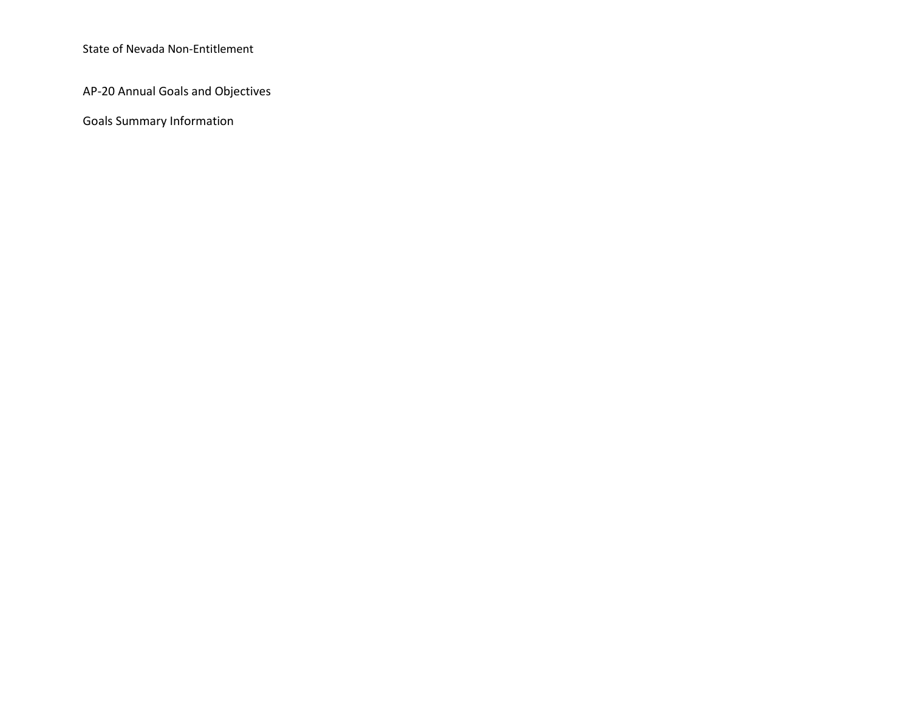State of Nevada Non-Entitlement

## AP-20 Annual Goals and Objectives

### Goals Summary Information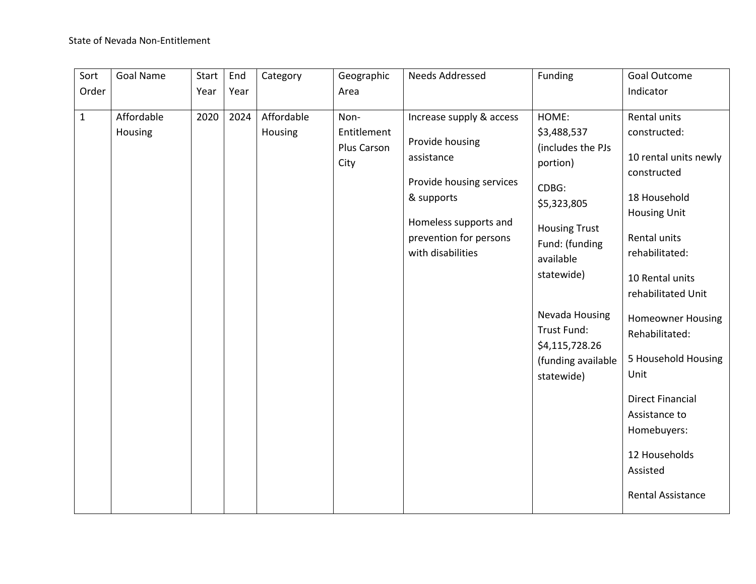State of Nevada Non-Entitlement

| Sort Order | Goal Name | Start Year | End Year | Category | Geographic Area | Needs Addressed | Funding | Goal Outcome Indicator |
|---|---|---|---|---|---|---|---|---|
| 1 | Affordable Housing | 2020 | 2024 | Affordable Housing | Non-Entitlement Plus Carson City | Increase supply & access<br><br>Provide housing assistance<br><br>Provide housing services & supports<br><br>Homeless supports and prevention for persons with disabilities | HOME: $3,488,537 (includes the PJs portion)<br><br>CDBG: $5,323,805<br><br>Housing Trust Fund: (funding available statewide)<br><br>Nevada Housing Trust Fund: $4,115,728.26 (funding available statewide) | Rental units constructed:<br><br>10 rental units newly constructed<br><br>18 Household Housing Unit<br><br>Rental units rehabilitated:<br><br>10 Rental units rehabilitated Unit<br><br>Homeowner Housing Rehabilitated:<br><br>5 Household Housing Unit<br><br>Direct Financial Assistance to Homebuyers:<br><br>12 Households Assisted<br><br>Rental Assistance |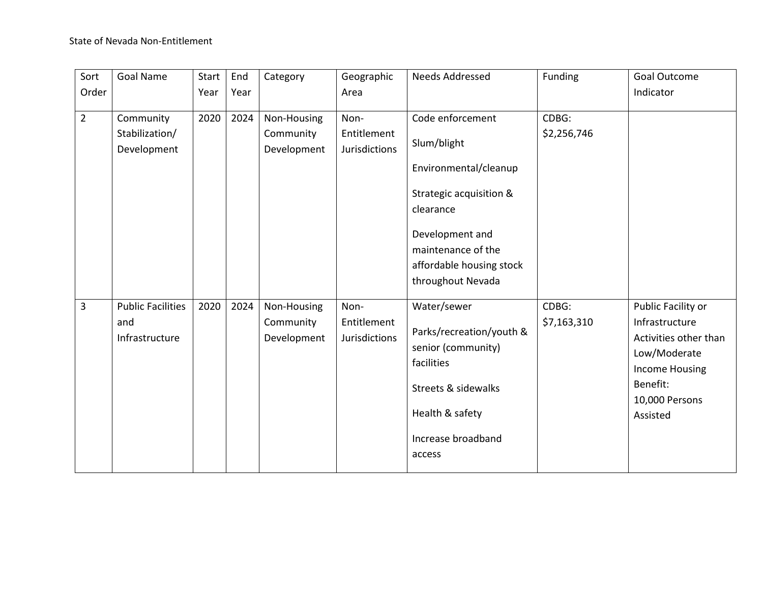| Sort Order | Goal Name | Start Year | End Year | Category | Geographic Area | Needs Addressed | Funding | Goal Outcome Indicator |
|---|---|---|---|---|---|---|---|---|
| 2 | Community Stabilization/ Development | 2020 | 2024 | Non-Housing Community Development | Non-Entitlement Jurisdictions | Code enforcement<br><br>Slum/blight<br><br>Environmental/cleanup<br><br>Strategic acquisition & clearance<br><br>Development and maintenance of the affordable housing stock throughout Nevada | CDBG: $2,256,746 | |
| 3 | Public Facilities and Infrastructure | 2020 | 2024 | Non-Housing Community Development | Non-Entitlement Jurisdictions | Water/sewer<br><br>Parks/recreation/youth & senior (community) facilities<br><br>Streets & sidewalks<br><br>Health & safety<br><br>Increase broadband access | CDBG: $7,163,310 | Public Facility or Infrastructure Activities other than Low/Moderate Income Housing Benefit:<br>10,000 Persons Assisted |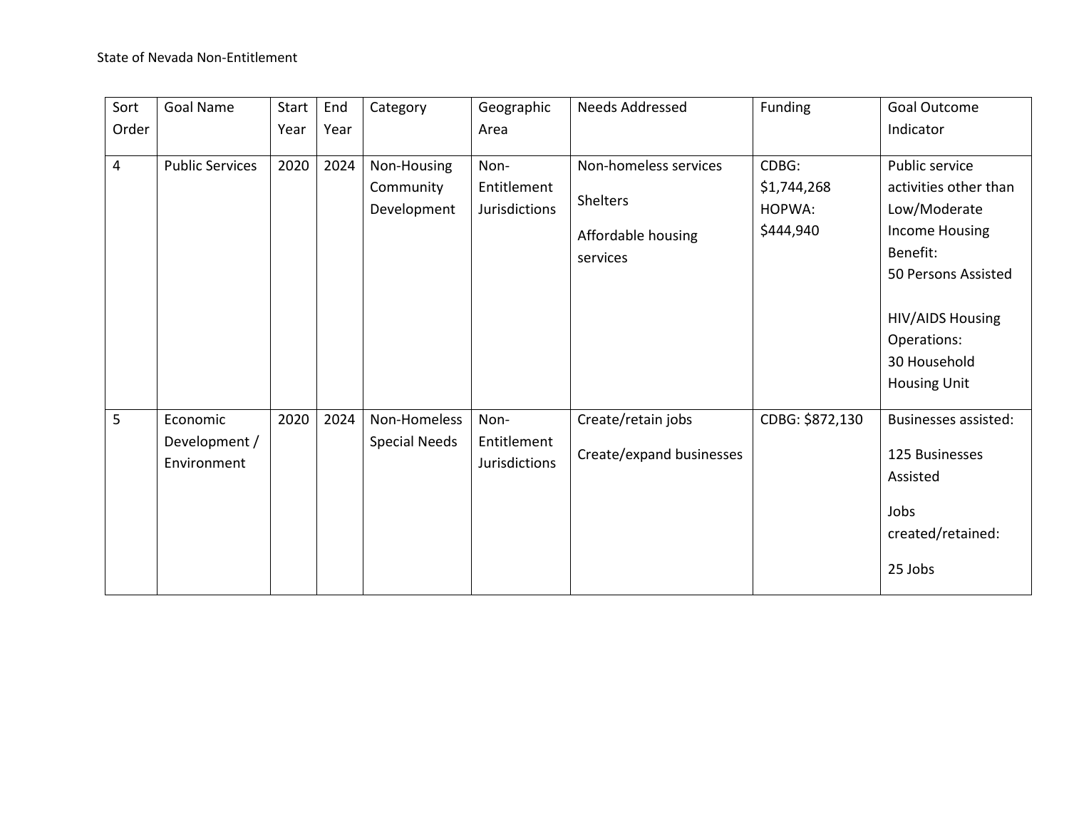State of Nevada Non-Entitlement

| Sort Order | Goal Name | Start Year | End Year | Category | Geographic Area | Needs Addressed | Funding | Goal Outcome Indicator |
|---|---|---|---|---|---|---|---|---|
| 4 | Public Services | 2020 | 2024 | Non-Housing Community Development | Non-Entitlement Jurisdictions | Non-homeless services<br><br>Shelters<br><br>Affordable housing services | CDBG: $1,744,268<br>HOPWA: $444,940 | Public service activities other than Low/Moderate Income Housing Benefit:<br>50 Persons Assisted<br><br>HIV/AIDS Housing Operations:<br>30 Household Housing Unit |
| 5 | Economic Development / Environment | 2020 | 2024 | Non-Homeless Special Needs | Non-Entitlement Jurisdictions | Create/retain jobs<br><br>Create/expand businesses | CDBG: $872,130 | Businesses assisted:<br><br>125 Businesses Assisted<br><br>Jobs created/retained:<br><br>25 Jobs |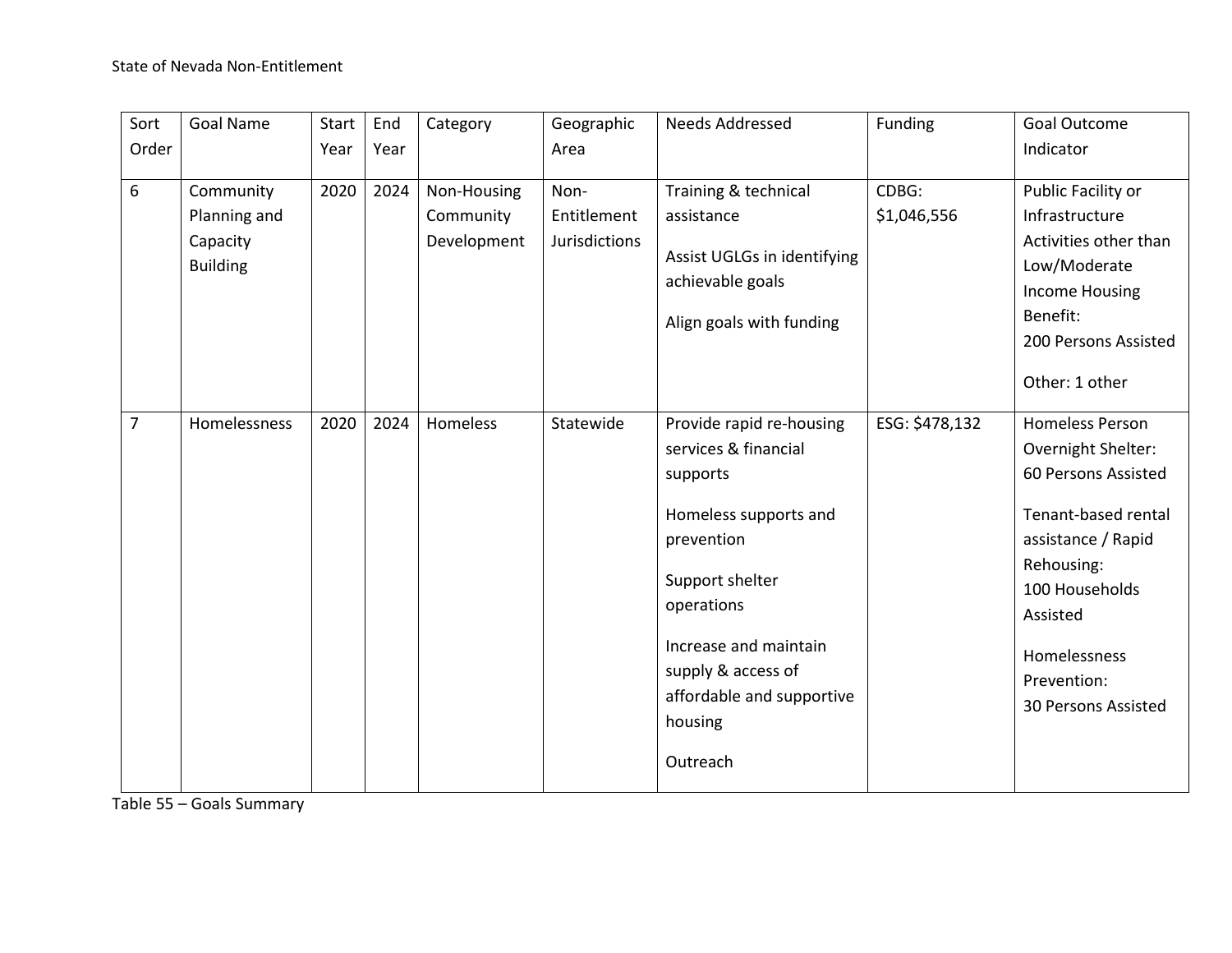| Sort Order | Goal Name | Start Year | End Year | Category | Geographic Area | Needs Addressed | Funding | Goal Outcome Indicator |
|---|---|---|---|---|---|---|---|---|
| 6 | Community Planning and Capacity Building | 2020 | 2024 | Non-Housing Community Development | Non-Entitlement Jurisdictions | Training & technical assistance<br><br>Assist UGLGs in identifying achievable goals<br><br>Align goals with funding | CDBG: $1,046,556 | Public Facility or Infrastructure Activities other than Low/Moderate Income Housing Benefit:<br>200 Persons Assisted<br><br>Other: 1 other |
| 7 | Homelessness | 2020 | 2024 | Homeless | Statewide | Provide rapid re-housing services & financial supports<br><br>Homeless supports and prevention<br><br>Support shelter operations<br><br>Increase and maintain supply & access of affordable and supportive housing<br><br>Outreach | ESG: $478,132 | Homeless Person Overnight Shelter:<br>60 Persons Assisted<br><br>Tenant-based rental assistance / Rapid Rehousing:<br>100 Households Assisted<br><br>Homelessness Prevention:<br>30 Persons Assisted |

Table 55 – Goals Summary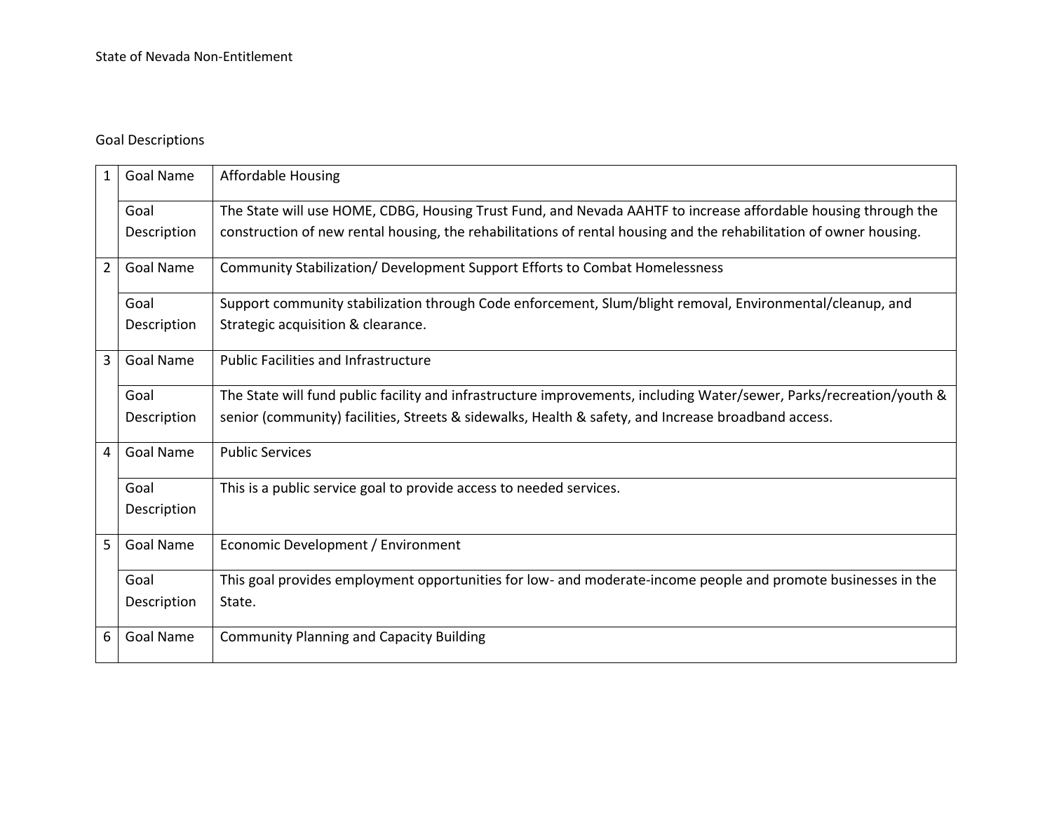Goal Descriptions

| | | |
|---|---|---|
| 1 | Goal Name | Affordable Housing |
| | Goal Description | The State will use HOME, CDBG, Housing Trust Fund, and Nevada AAHTF to increase affordable housing through the construction of new rental housing, the rehabilitations of rental housing and the rehabilitation of owner housing. |
| 2 | Goal Name | Community Stabilization/ Development Support Efforts to Combat Homelessness |
| | Goal Description | Support community stabilization through Code enforcement, Slum/blight removal, Environmental/cleanup, and Strategic acquisition & clearance. |
| 3 | Goal Name | Public Facilities and Infrastructure |
| | Goal Description | The State will fund public facility and infrastructure improvements, including Water/sewer, Parks/recreation/youth & senior (community) facilities, Streets & sidewalks, Health & safety, and Increase broadband access. |
| 4 | Goal Name | Public Services |
| | Goal Description | This is a public service goal to provide access to needed services. |
| 5 | Goal Name | Economic Development / Environment |
| | Goal Description | This goal provides employment opportunities for low- and moderate-income people and promote businesses in the State. |
| 6 | Goal Name | Community Planning and Capacity Building |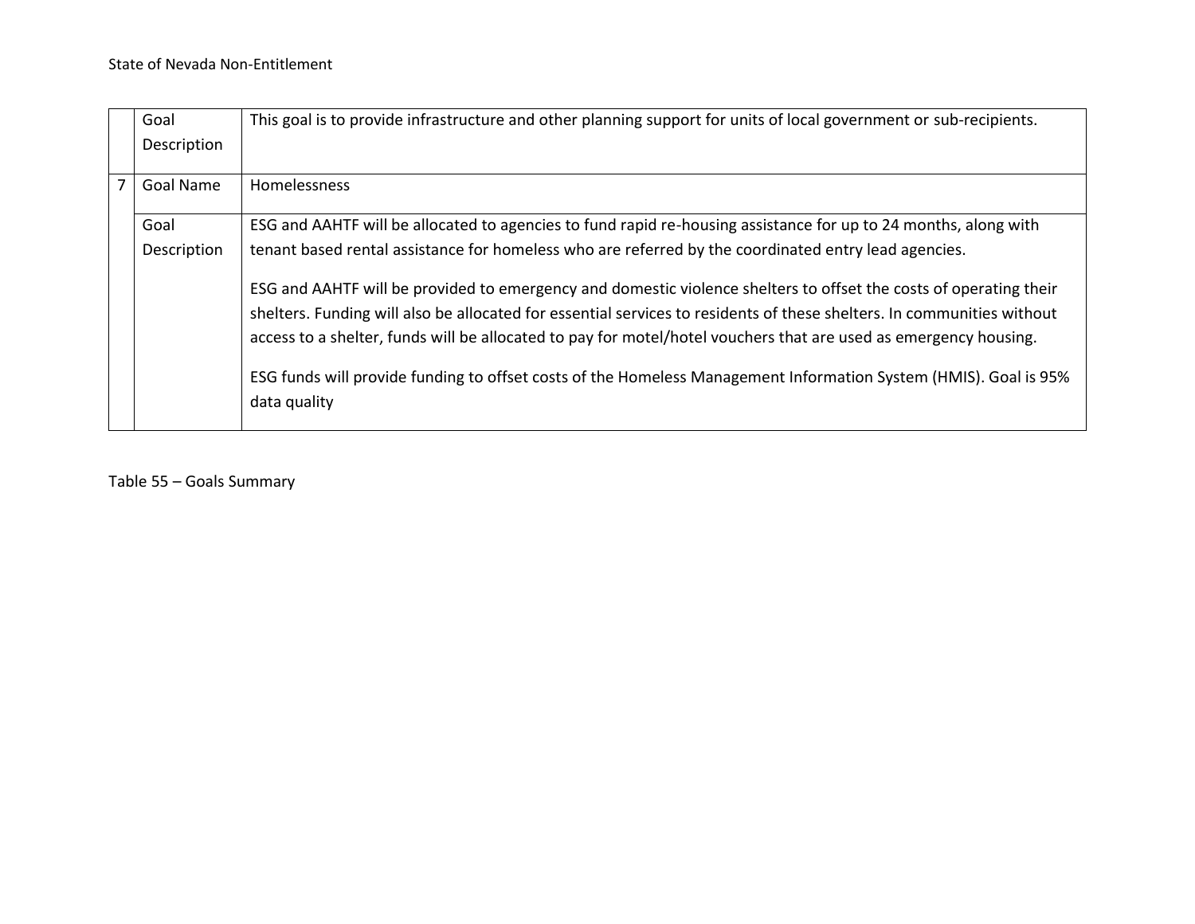| | | |
|---|---|---|
| | Goal Description | This goal is to provide infrastructure and other planning support for units of local government or sub-recipients. |
| 7 | Goal Name | Homelessness |
| | Goal Description | ESG and AAHTF will be allocated to agencies to fund rapid re-housing assistance for up to 24 months, along with tenant based rental assistance for homeless who are referred by the coordinated entry lead agencies.<br><br>ESG and AAHTF will be provided to emergency and domestic violence shelters to offset the costs of operating their shelters. Funding will also be allocated for essential services to residents of these shelters. In communities without access to a shelter, funds will be allocated to pay for motel/hotel vouchers that are used as emergency housing.<br><br>ESG funds will provide funding to offset costs of the Homeless Management Information System (HMIS). Goal is 95% data quality |

Table 55 – Goals Summary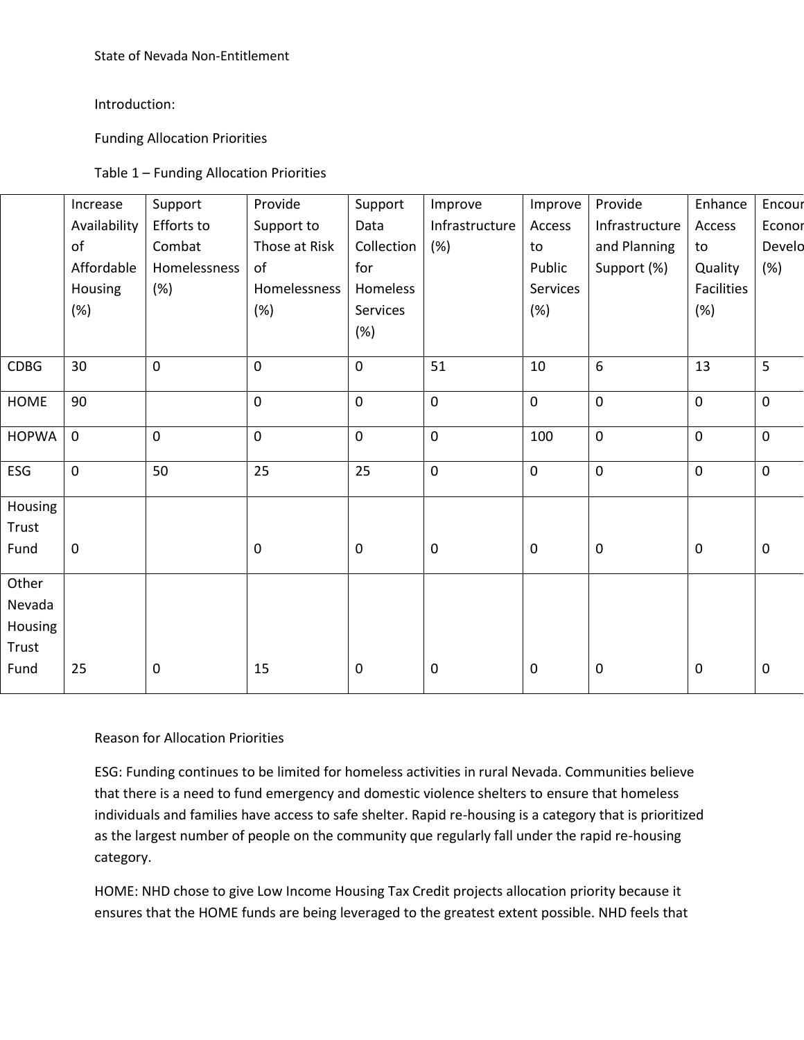State of Nevada Non-Entitlement

Introduction:

Funding Allocation Priorities

Table 1 – Funding Allocation Priorities

| | Increase Availability of Affordable Housing (%) | Support Efforts to Combat Homelessness (%) | Provide Support to Those at Risk of Homelessness (%) | Support Data Collection for Homeless Services (%) | Improve Infrastructure (%) | Improve Access to Public Services (%) | Provide Infrastructure and Planning Support (%) | Enhance Access to Quality Facilities (%) | Encour Econor Develo (%) |
|---|---|---|---|---|---|---|---|---|---|
| CDBG | 30 | 0 | 0 | 0 | 51 | 10 | 6 | 13 | 5 |
| HOME | 90 | | 0 | 0 | 0 | 0 | 0 | 0 | 0 |
| HOPWA | 0 | 0 | 0 | 0 | 0 | 100 | 0 | 0 | 0 |
| ESG | 0 | 50 | 25 | 25 | 0 | 0 | 0 | 0 | 0 |
| Housing Trust Fund | 0 | | 0 | 0 | 0 | 0 | 0 | 0 | 0 |
| Other Nevada Housing Trust Fund | 25 | 0 | 15 | 0 | 0 | 0 | 0 | 0 | 0 |

Reason for Allocation Priorities

ESG: Funding continues to be limited for homeless activities in rural Nevada. Communities believe that there is a need to fund emergency and domestic violence shelters to ensure that homeless individuals and families have access to safe shelter. Rapid re-housing is a category that is prioritized as the largest number of people on the community que regularly fall under the rapid re-housing category.

HOME: NHD chose to give Low Income Housing Tax Credit projects allocation priority because it ensures that the HOME funds are being leveraged to the greatest extent possible. NHD feels that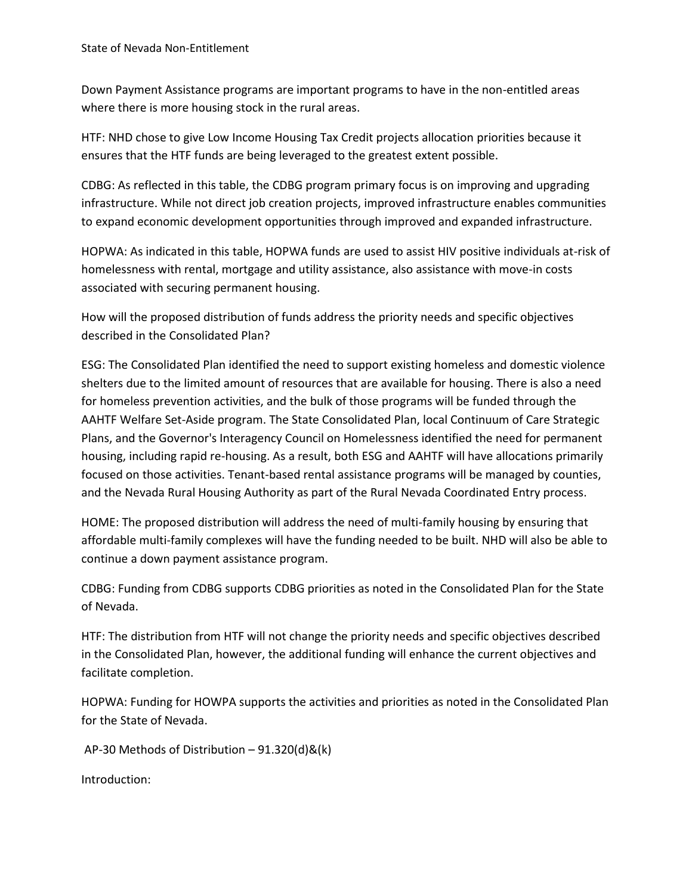Down Payment Assistance programs are important programs to have in the non-entitled areas where there is more housing stock in the rural areas.

HTF: NHD chose to give Low Income Housing Tax Credit projects allocation priorities because it ensures that the HTF funds are being leveraged to the greatest extent possible.

CDBG: As reflected in this table, the CDBG program primary focus is on improving and upgrading infrastructure. While not direct job creation projects, improved infrastructure enables communities to expand economic development opportunities through improved and expanded infrastructure.

HOPWA: As indicated in this table, HOPWA funds are used to assist HIV positive individuals at-risk of homelessness with rental, mortgage and utility assistance, also assistance with move-in costs associated with securing permanent housing.

How will the proposed distribution of funds address the priority needs and specific objectives described in the Consolidated Plan?

ESG: The Consolidated Plan identified the need to support existing homeless and domestic violence shelters due to the limited amount of resources that are available for housing. There is also a need for homeless prevention activities, and the bulk of those programs will be funded through the AAHTF Welfare Set-Aside program. The State Consolidated Plan, local Continuum of Care Strategic Plans, and the Governor's Interagency Council on Homelessness identified the need for permanent housing, including rapid re-housing. As a result, both ESG and AAHTF will have allocations primarily focused on those activities. Tenant-based rental assistance programs will be managed by counties, and the Nevada Rural Housing Authority as part of the Rural Nevada Coordinated Entry process.

HOME: The proposed distribution will address the need of multi-family housing by ensuring that affordable multi-family complexes will have the funding needed to be built. NHD will also be able to continue a down payment assistance program.

CDBG: Funding from CDBG supports CDBG priorities as noted in the Consolidated Plan for the State of Nevada.

HTF: The distribution from HTF will not change the priority needs and specific objectives described in the Consolidated Plan, however, the additional funding will enhance the current objectives and facilitate completion.

HOPWA: Funding for HOWPA supports the activities and priorities as noted in the Consolidated Plan for the State of Nevada.

## AP-30 Methods of Distribution – 91.320(d)&(k)

Introduction: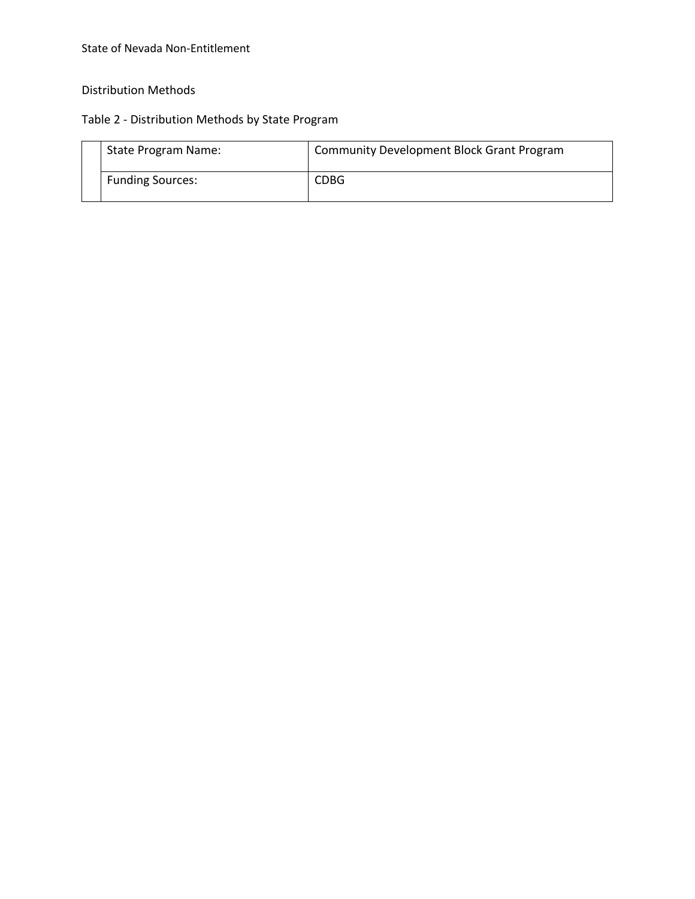Distribution Methods

Table 2 - Distribution Methods by State Program

| | | |
|---|---|---|
| | State Program Name: | Community Development Block Grant Program |
| | Funding Sources: | CDBG |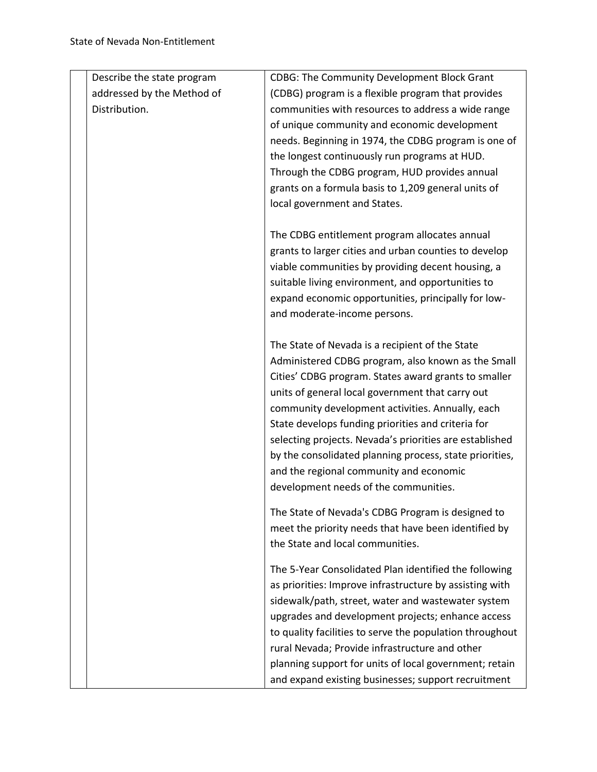| | | |
|---|---|---|
| | Describe the state program addressed by the Method of Distribution. | CDBG: The Community Development Block Grant (CDBG) program is a flexible program that provides communities with resources to address a wide range of unique community and economic development needs. Beginning in 1974, the CDBG program is one of the longest continuously run programs at HUD. Through the CDBG program, HUD provides annual grants on a formula basis to 1,209 general units of local government and States.<br><br>The CDBG entitlement program allocates annual grants to larger cities and urban counties to develop viable communities by providing decent housing, a suitable living environment, and opportunities to expand economic opportunities, principally for low- and moderate-income persons.<br><br>The State of Nevada is a recipient of the State Administered CDBG program, also known as the Small Cities' CDBG program. States award grants to smaller units of general local government that carry out community development activities. Annually, each State develops funding priorities and criteria for selecting projects. Nevada's priorities are established by the consolidated planning process, state priorities, and the regional community and economic development needs of the communities.<br><br>The State of Nevada's CDBG Program is designed to meet the priority needs that have been identified by the State and local communities.<br><br>The 5-Year Consolidated Plan identified the following as priorities: Improve infrastructure by assisting with sidewalk/path, street, water and wastewater system upgrades and development projects; enhance access to quality facilities to serve the population throughout rural Nevada; Provide infrastructure and other planning support for units of local government; retain and expand existing businesses; support recruitment |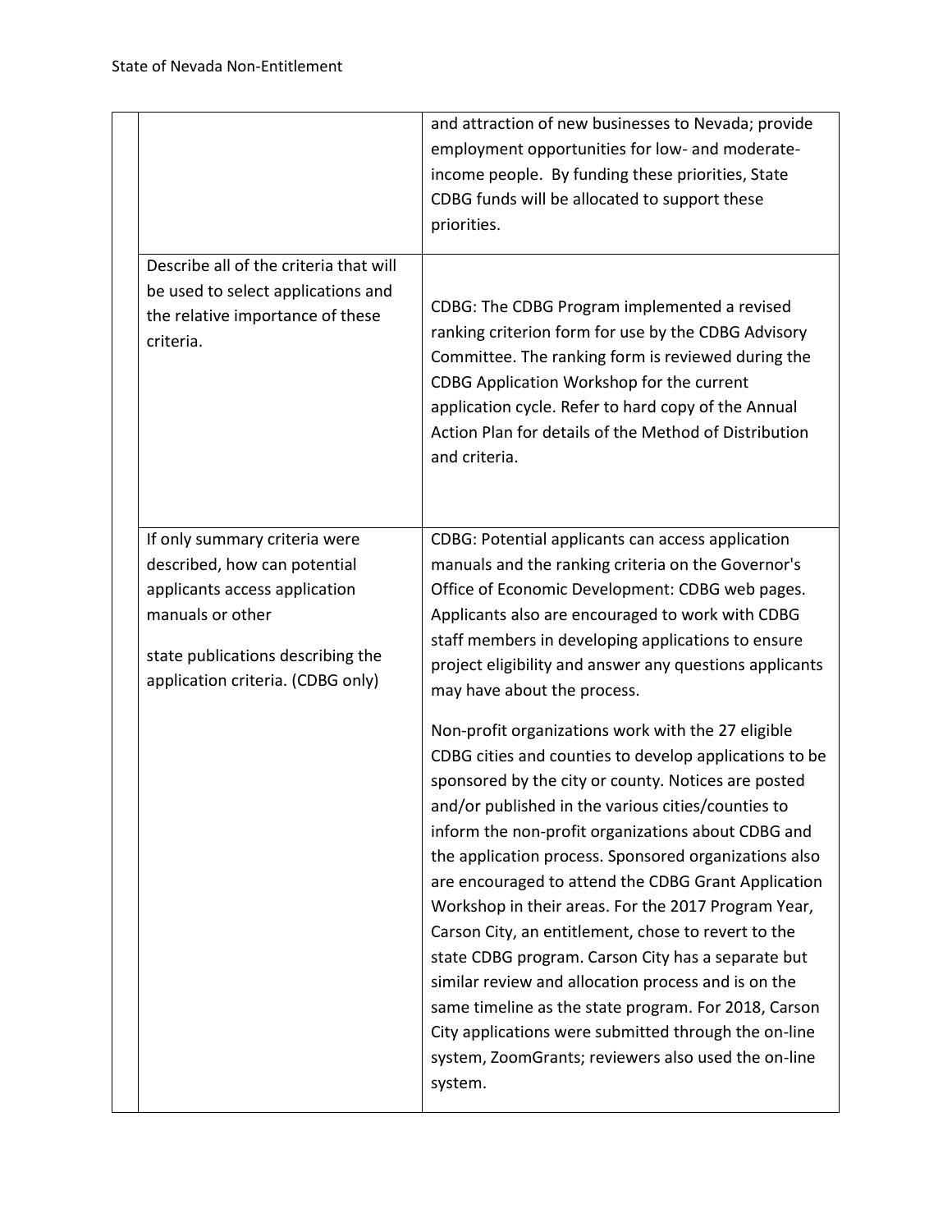| | | |
|---|---|---|
| | | and attraction of new businesses to Nevada; provide employment opportunities for low- and moderate-income people. By funding these priorities, State CDBG funds will be allocated to support these priorities. |
| | Describe all of the criteria that will be used to select applications and the relative importance of these criteria. | CDBG: The CDBG Program implemented a revised ranking criterion form for use by the CDBG Advisory Committee. The ranking form is reviewed during the CDBG Application Workshop for the current application cycle. Refer to hard copy of the Annual Action Plan for details of the Method of Distribution and criteria. |
| | If only summary criteria were described, how can potential applicants access application manuals or other state publications describing the application criteria. (CDBG only) | CDBG: Potential applicants can access application manuals and the ranking criteria on the Governor's Office of Economic Development: CDBG web pages. Applicants also are encouraged to work with CDBG staff members in developing applications to ensure project eligibility and answer any questions applicants may have about the process.<br><br>Non-profit organizations work with the 27 eligible CDBG cities and counties to develop applications to be sponsored by the city or county. Notices are posted and/or published in the various cities/counties to inform the non-profit organizations about CDBG and the application process. Sponsored organizations also are encouraged to attend the CDBG Grant Application Workshop in their areas. For the 2017 Program Year, Carson City, an entitlement, chose to revert to the state CDBG program. Carson City has a separate but similar review and allocation process and is on the same timeline as the state program. For 2018, Carson City applications were submitted through the on-line system, ZoomGrants; reviewers also used the on-line system. |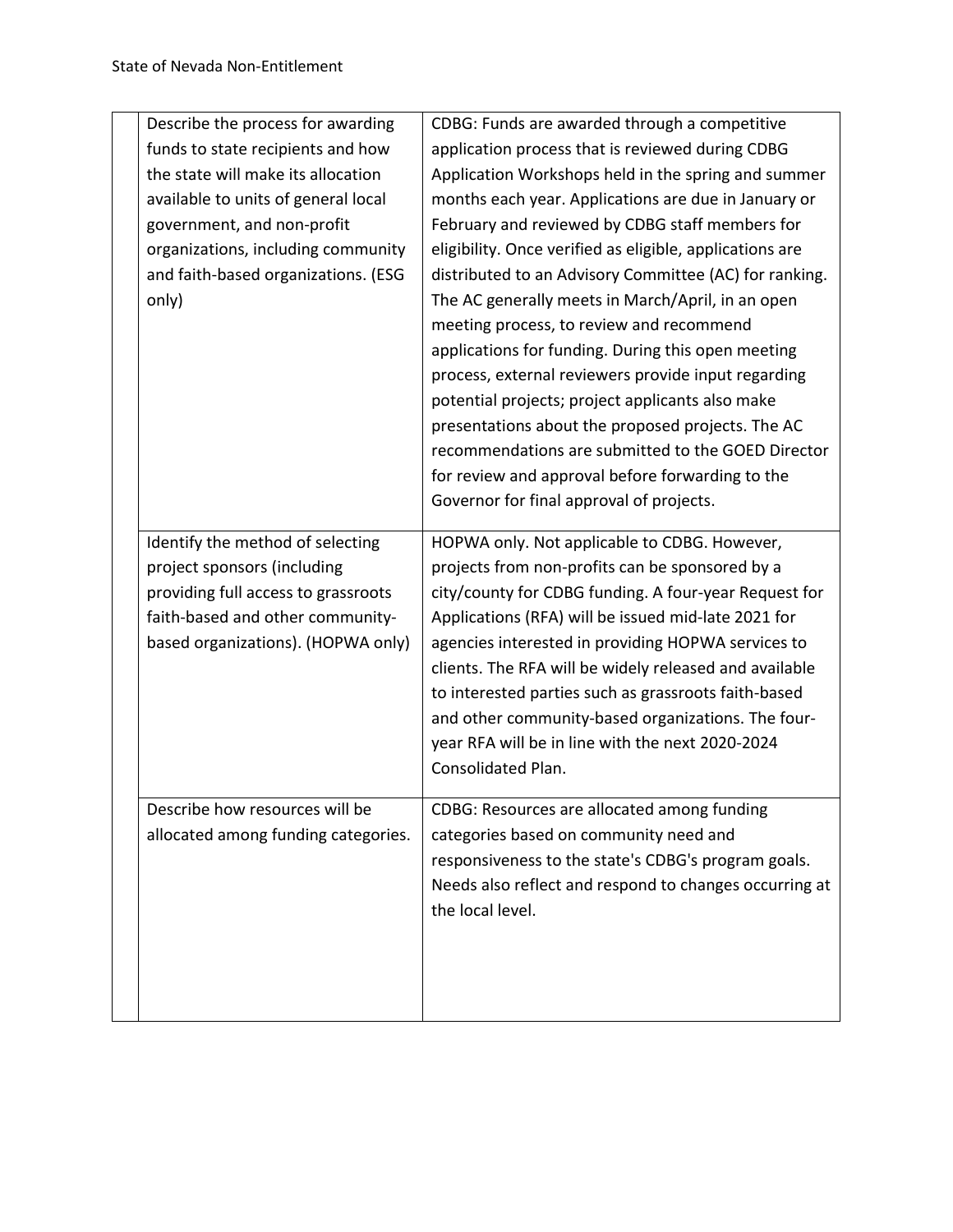| | | |
|---|---|---|
| | Describe the process for awarding funds to state recipients and how the state will make its allocation available to units of general local government, and non-profit organizations, including community and faith-based organizations. (ESG only) | CDBG: Funds are awarded through a competitive application process that is reviewed during CDBG Application Workshops held in the spring and summer months each year. Applications are due in January or February and reviewed by CDBG staff members for eligibility. Once verified as eligible, applications are distributed to an Advisory Committee (AC) for ranking. The AC generally meets in March/April, in an open meeting process, to review and recommend applications for funding. During this open meeting process, external reviewers provide input regarding potential projects; project applicants also make presentations about the proposed projects. The AC recommendations are submitted to the GOED Director for review and approval before forwarding to the Governor for final approval of projects. |
| | Identify the method of selecting project sponsors (including providing full access to grassroots faith-based and other community-based organizations). (HOPWA only) | HOPWA only. Not applicable to CDBG. However, projects from non-profits can be sponsored by a city/county for CDBG funding. A four-year Request for Applications (RFA) will be issued mid-late 2021 for agencies interested in providing HOPWA services to clients. The RFA will be widely released and available to interested parties such as grassroots faith-based and other community-based organizations. The four-year RFA will be in line with the next 2020-2024 Consolidated Plan. |
| | Describe how resources will be allocated among funding categories. | CDBG: Resources are allocated among funding categories based on community need and responsiveness to the state's CDBG's program goals. Needs also reflect and respond to changes occurring at the local level. |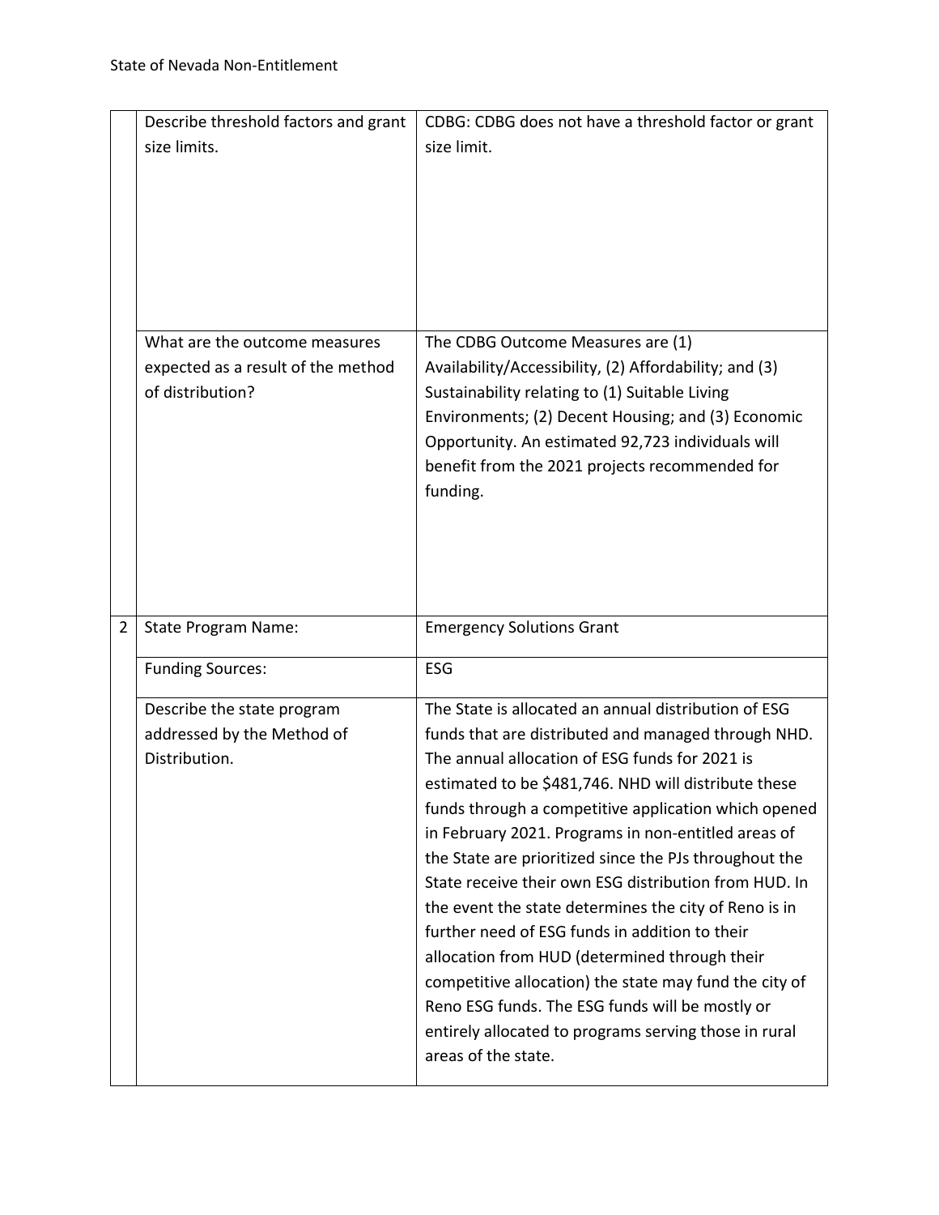| | | |
|---|---|---|
| | Describe threshold factors and grant size limits. | CDBG: CDBG does not have a threshold factor or grant size limit. |
| | What are the outcome measures expected as a result of the method of distribution? | The CDBG Outcome Measures are (1) Availability/Accessibility, (2) Affordability; and (3) Sustainability relating to (1) Suitable Living Environments; (2) Decent Housing; and (3) Economic Opportunity. An estimated 92,723 individuals will benefit from the 2021 projects recommended for funding. |
| 2 | State Program Name: | Emergency Solutions Grant |
| | Funding Sources: | ESG |
| | Describe the state program addressed by the Method of Distribution. | The State is allocated an annual distribution of ESG funds that are distributed and managed through NHD. The annual allocation of ESG funds for 2021 is estimated to be $481,746. NHD will distribute these funds through a competitive application which opened in February 2021. Programs in non-entitled areas of the State are prioritized since the PJs throughout the State receive their own ESG distribution from HUD. In the event the state determines the city of Reno is in further need of ESG funds in addition to their allocation from HUD (determined through their competitive allocation) the state may fund the city of Reno ESG funds. The ESG funds will be mostly or entirely allocated to programs serving those in rural areas of the state. |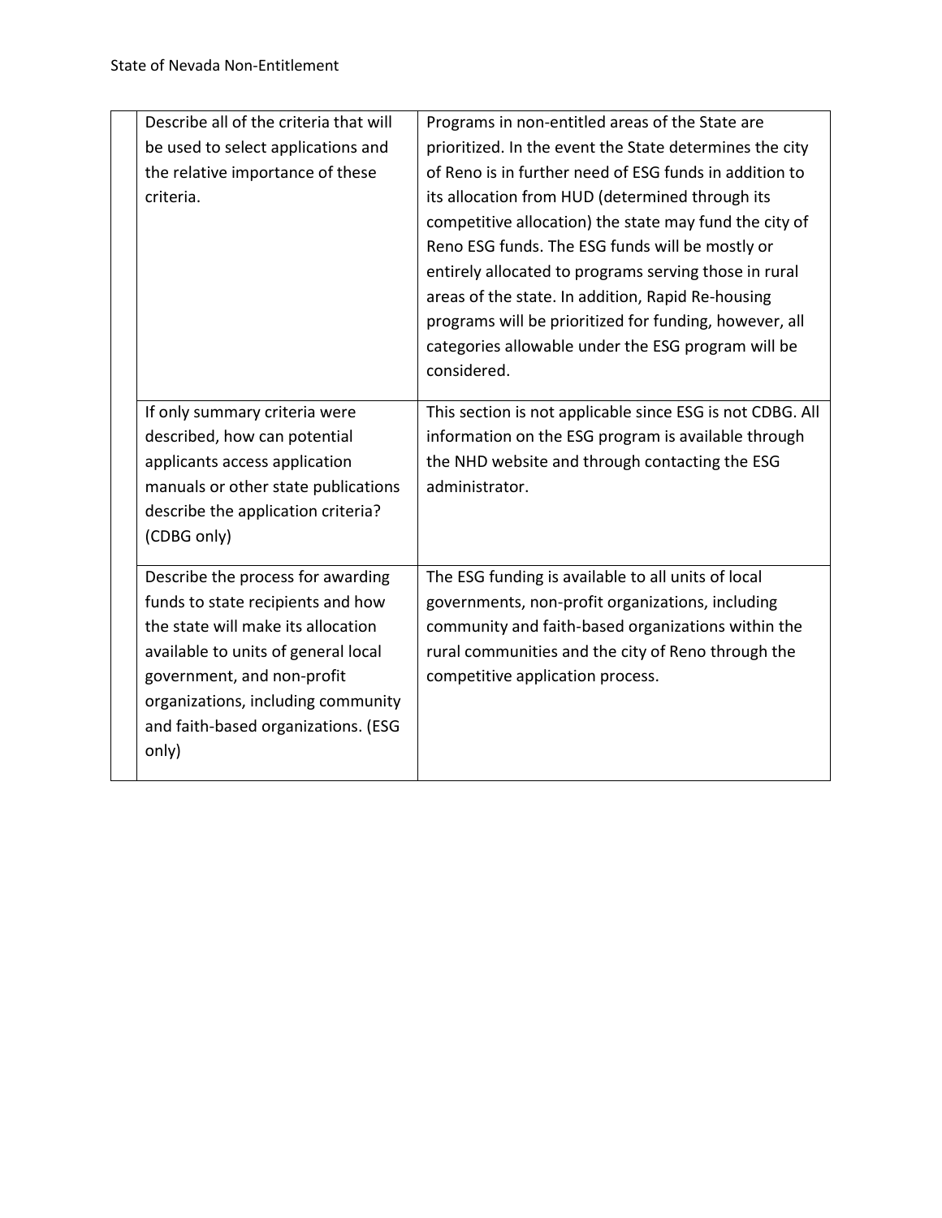| | | |
|---|---|---|
| | Describe all of the criteria that will be used to select applications and the relative importance of these criteria. | Programs in non-entitled areas of the State are prioritized. In the event the State determines the city of Reno is in further need of ESG funds in addition to its allocation from HUD (determined through its competitive allocation) the state may fund the city of Reno ESG funds. The ESG funds will be mostly or entirely allocated to programs serving those in rural areas of the state. In addition, Rapid Re-housing programs will be prioritized for funding, however, all categories allowable under the ESG program will be considered. |
| | If only summary criteria were described, how can potential applicants access application manuals or other state publications describe the application criteria? (CDBG only) | This section is not applicable since ESG is not CDBG. All information on the ESG program is available through the NHD website and through contacting the ESG administrator. |
| | Describe the process for awarding funds to state recipients and how the state will make its allocation available to units of general local government, and non-profit organizations, including community and faith-based organizations. (ESG only) | The ESG funding is available to all units of local governments, non-profit organizations, including community and faith-based organizations within the rural communities and the city of Reno through the competitive application process. |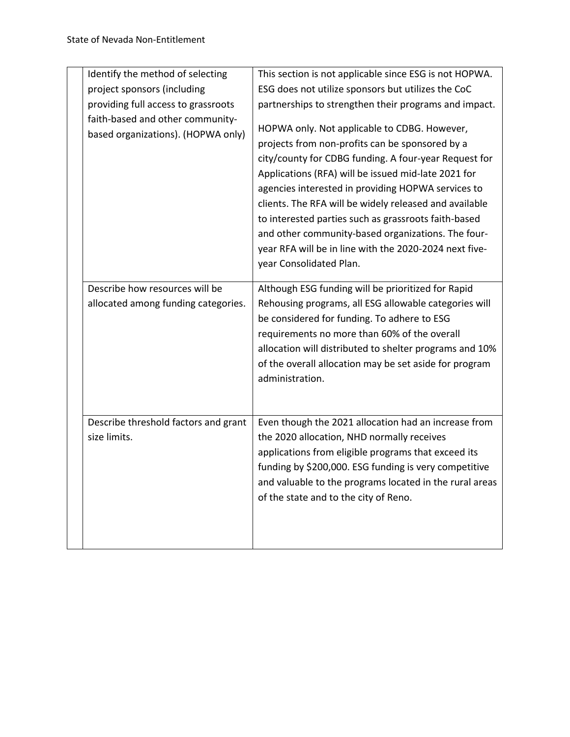| | | |
|---|---|---|
| | Identify the method of selecting project sponsors (including providing full access to grassroots faith-based and other community-based organizations). (HOPWA only) | This section is not applicable since ESG is not HOPWA. ESG does not utilize sponsors but utilizes the CoC partnerships to strengthen their programs and impact.<br><br>HOPWA only. Not applicable to CDBG. However, projects from non-profits can be sponsored by a city/county for CDBG funding. A four-year Request for Applications (RFA) will be issued mid-late 2021 for agencies interested in providing HOPWA services to clients. The RFA will be widely released and available to interested parties such as grassroots faith-based and other community-based organizations. The four-year RFA will be in line with the 2020-2024 next five-year Consolidated Plan. |
| | Describe how resources will be allocated among funding categories. | Although ESG funding will be prioritized for Rapid Rehousing programs, all ESG allowable categories will be considered for funding. To adhere to ESG requirements no more than 60% of the overall allocation will distributed to shelter programs and 10% of the overall allocation may be set aside for program administration. |
| | Describe threshold factors and grant size limits. | Even though the 2021 allocation had an increase from the 2020 allocation, NHD normally receives applications from eligible programs that exceed its funding by $200,000. ESG funding is very competitive and valuable to the programs located in the rural areas of the state and to the city of Reno. |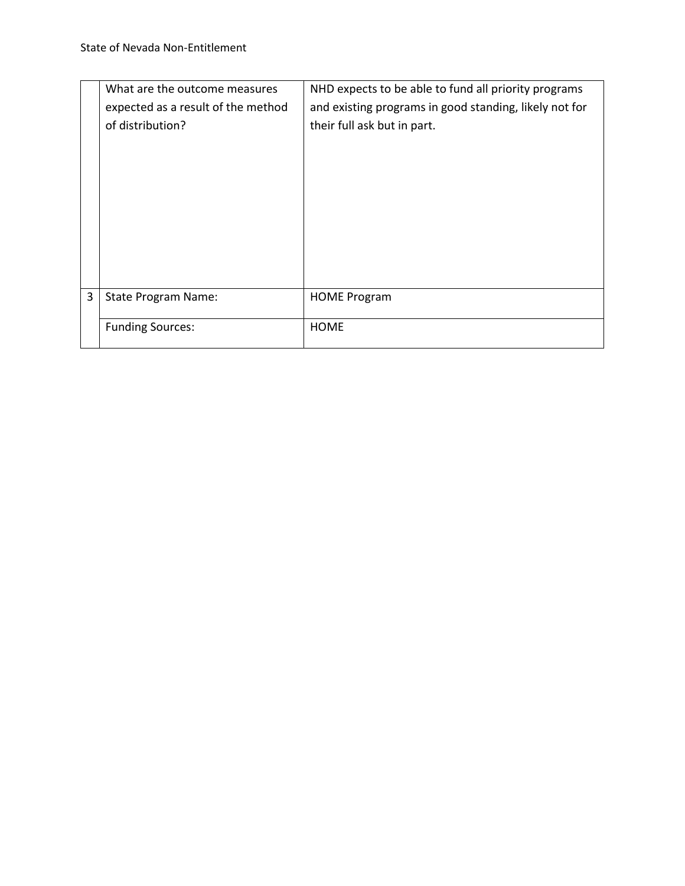| | | |
|---|---|---|
| | What are the outcome measures expected as a result of the method of distribution? | NHD expects to be able to fund all priority programs and existing programs in good standing, likely not for their full ask but in part. |
| 3 | State Program Name: | HOME Program |
| | Funding Sources: | HOME |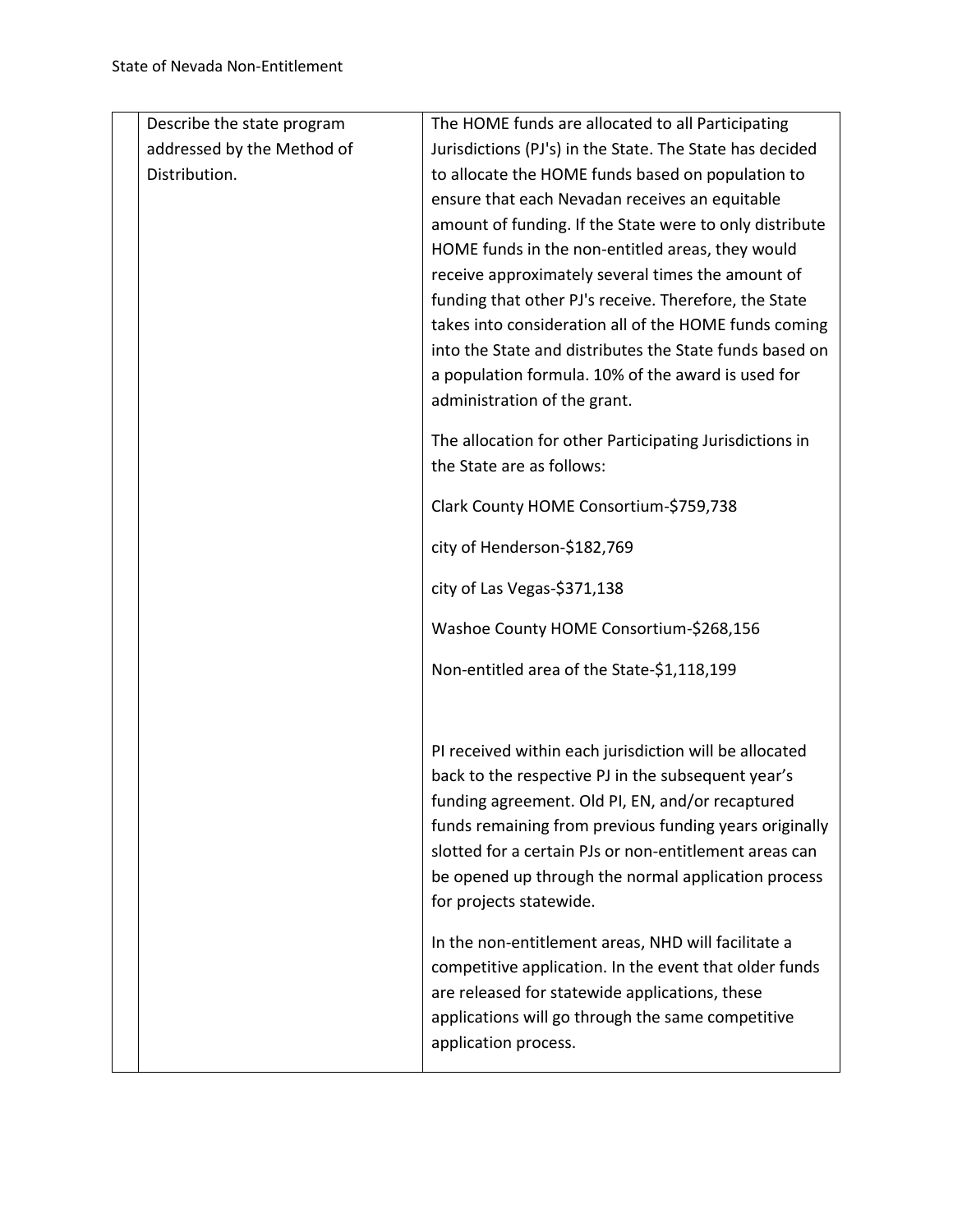| | | |
|---|---|---|
| | Describe the state program addressed by the Method of Distribution. | The HOME funds are allocated to all Participating Jurisdictions (PJ's) in the State. The State has decided to allocate the HOME funds based on population to ensure that each Nevadan receives an equitable amount of funding. If the State were to only distribute HOME funds in the non-entitled areas, they would receive approximately several times the amount of funding that other PJ's receive. Therefore, the State takes into consideration all of the HOME funds coming into the State and distributes the State funds based on a population formula. 10% of the award is used for administration of the grant.<br><br>The allocation for other Participating Jurisdictions in the State are as follows:<br><br>Clark County HOME Consortium-$759,738<br><br>city of Henderson-$182,769<br><br>city of Las Vegas-$371,138<br><br>Washoe County HOME Consortium-$268,156<br><br>Non-entitled area of the State-$1,118,199<br><br>PI received within each jurisdiction will be allocated back to the respective PJ in the subsequent year's funding agreement. Old PI, EN, and/or recaptured funds remaining from previous funding years originally slotted for a certain PJs or non-entitlement areas can be opened up through the normal application process for projects statewide.<br><br>In the non-entitlement areas, NHD will facilitate a competitive application. In the event that older funds are released for statewide applications, these applications will go through the same competitive application process. |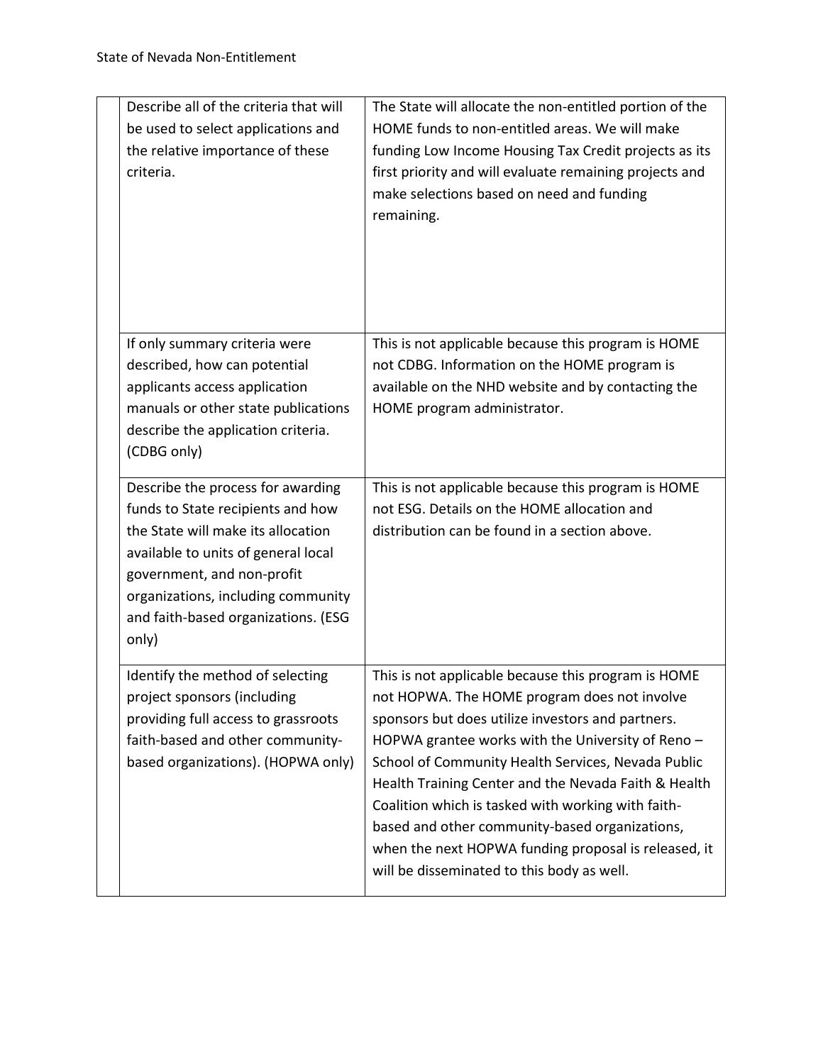| | | |
|---|---|---|
| | Describe all of the criteria that will be used to select applications and the relative importance of these criteria. | The State will allocate the non-entitled portion of the HOME funds to non-entitled areas. We will make funding Low Income Housing Tax Credit projects as its first priority and will evaluate remaining projects and make selections based on need and funding remaining. |
| | If only summary criteria were described, how can potential applicants access application manuals or other state publications describe the application criteria. (CDBG only) | This is not applicable because this program is HOME not CDBG. Information on the HOME program is available on the NHD website and by contacting the HOME program administrator. |
| | Describe the process for awarding funds to State recipients and how the State will make its allocation available to units of general local government, and non-profit organizations, including community and faith-based organizations. (ESG only) | This is not applicable because this program is HOME not ESG. Details on the HOME allocation and distribution can be found in a section above. |
| | Identify the method of selecting project sponsors (including providing full access to grassroots faith-based and other community-based organizations). (HOPWA only) | This is not applicable because this program is HOME not HOPWA. The HOME program does not involve sponsors but does utilize investors and partners. HOPWA grantee works with the University of Reno – School of Community Health Services, Nevada Public Health Training Center and the Nevada Faith & Health Coalition which is tasked with working with faith-based and other community-based organizations, when the next HOPWA funding proposal is released, it will be disseminated to this body as well. |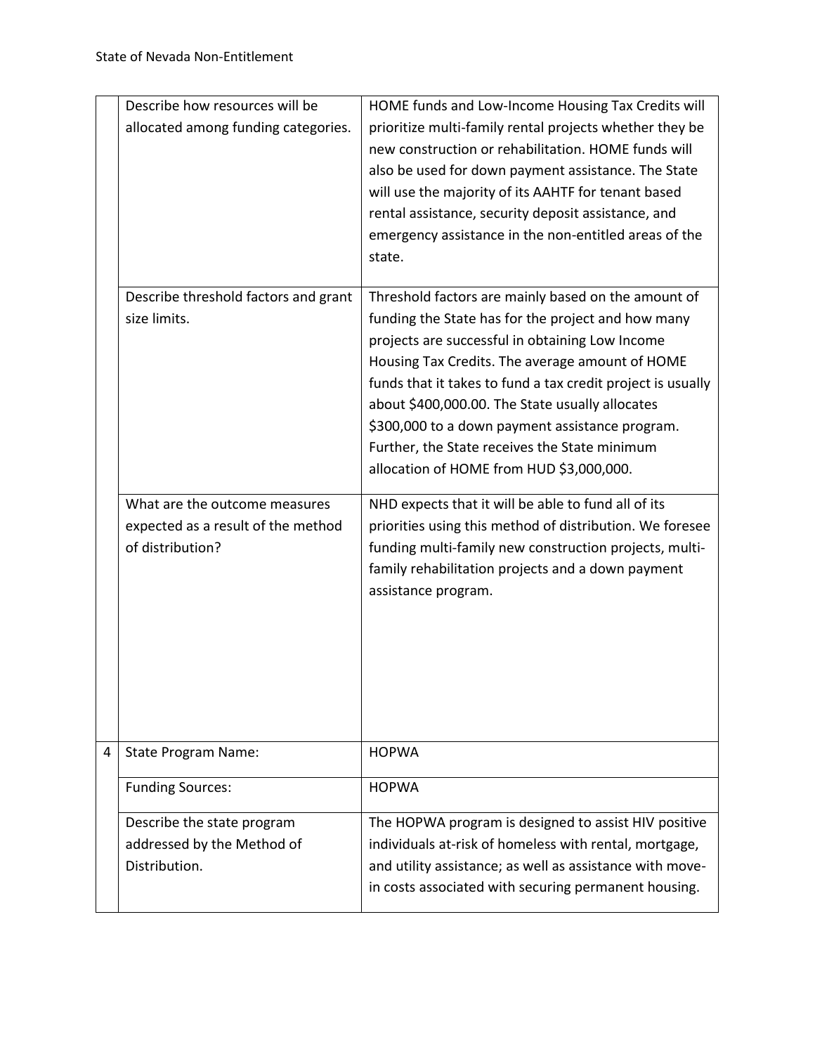| | | |
|---|---|---|
| | Describe how resources will be allocated among funding categories. | HOME funds and Low-Income Housing Tax Credits will prioritize multi-family rental projects whether they be new construction or rehabilitation. HOME funds will also be used for down payment assistance. The State will use the majority of its AAHTF for tenant based rental assistance, security deposit assistance, and emergency assistance in the non-entitled areas of the state. |
| | Describe threshold factors and grant size limits. | Threshold factors are mainly based on the amount of funding the State has for the project and how many projects are successful in obtaining Low Income Housing Tax Credits. The average amount of HOME funds that it takes to fund a tax credit project is usually about $400,000.00. The State usually allocates $300,000 to a down payment assistance program. Further, the State receives the State minimum allocation of HOME from HUD $3,000,000. |
| | What are the outcome measures expected as a result of the method of distribution? | NHD expects that it will be able to fund all of its priorities using this method of distribution. We foresee funding multi-family new construction projects, multi-family rehabilitation projects and a down payment assistance program. |
| 4 | State Program Name: | HOPWA |
| | Funding Sources: | HOPWA |
| | Describe the state program addressed by the Method of Distribution. | The HOPWA program is designed to assist HIV positive individuals at-risk of homeless with rental, mortgage, and utility assistance; as well as assistance with move-in costs associated with securing permanent housing. |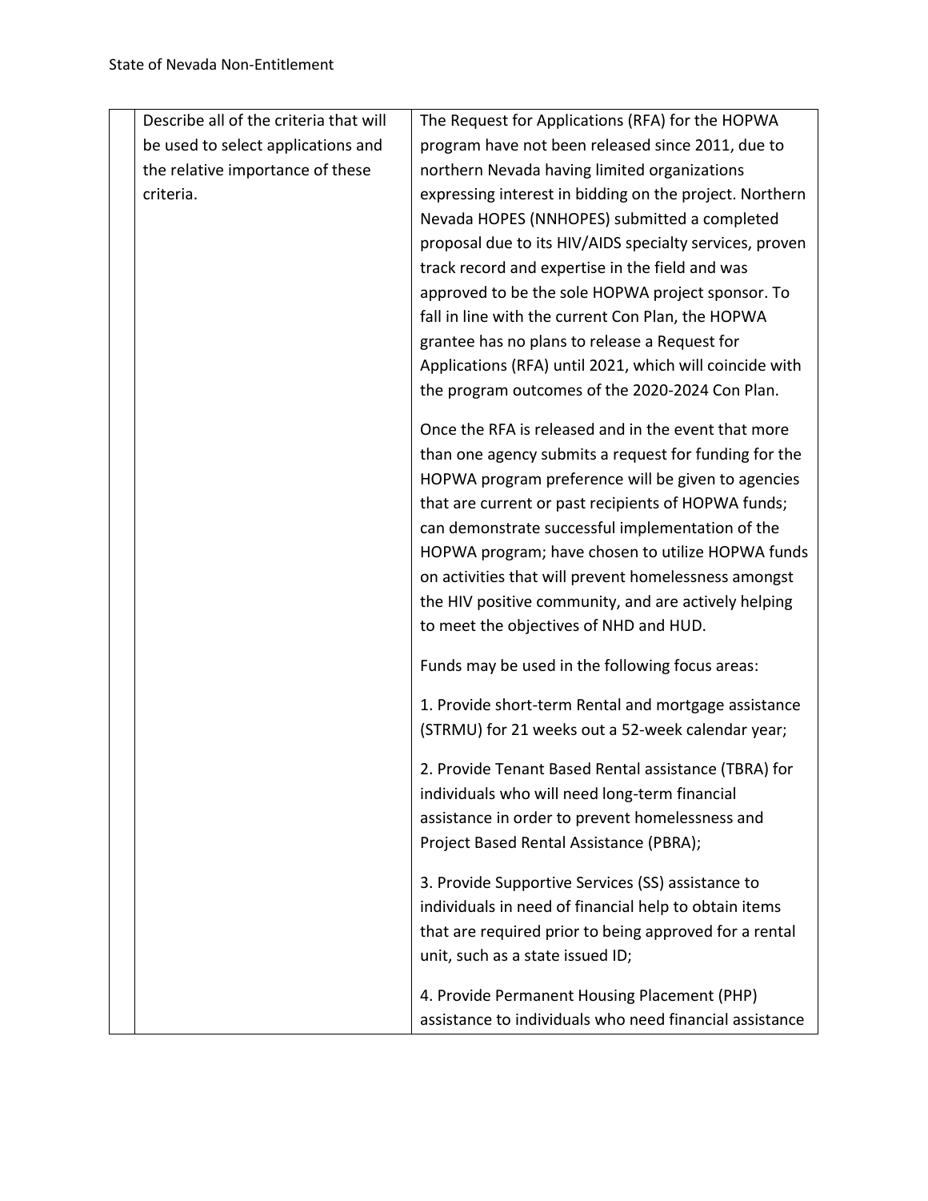| | | |
|---|---|---|
| | Describe all of the criteria that will be used to select applications and the relative importance of these criteria. | The Request for Applications (RFA) for the HOPWA program have not been released since 2011, due to northern Nevada having limited organizations expressing interest in bidding on the project. Northern Nevada HOPES (NNHOPES) submitted a completed proposal due to its HIV/AIDS specialty services, proven track record and expertise in the field and was approved to be the sole HOPWA project sponsor. To fall in line with the current Con Plan, the HOPWA grantee has no plans to release a Request for Applications (RFA) until 2021, which will coincide with the program outcomes of the 2020-2024 Con Plan.<br><br>Once the RFA is released and in the event that more than one agency submits a request for funding for the HOPWA program preference will be given to agencies that are current or past recipients of HOPWA funds; can demonstrate successful implementation of the HOPWA program; have chosen to utilize HOPWA funds on activities that will prevent homelessness amongst the HIV positive community, and are actively helping to meet the objectives of NHD and HUD.<br><br>Funds may be used in the following focus areas:<br><br>1. Provide short-term Rental and mortgage assistance (STRMU) for 21 weeks out a 52-week calendar year;<br><br>2. Provide Tenant Based Rental assistance (TBRA) for individuals who will need long-term financial assistance in order to prevent homelessness and Project Based Rental Assistance (PBRA);<br><br>3. Provide Supportive Services (SS) assistance to individuals in need of financial help to obtain items that are required prior to being approved for a rental unit, such as a state issued ID;<br><br>4. Provide Permanent Housing Placement (PHP) assistance to individuals who need financial assistance |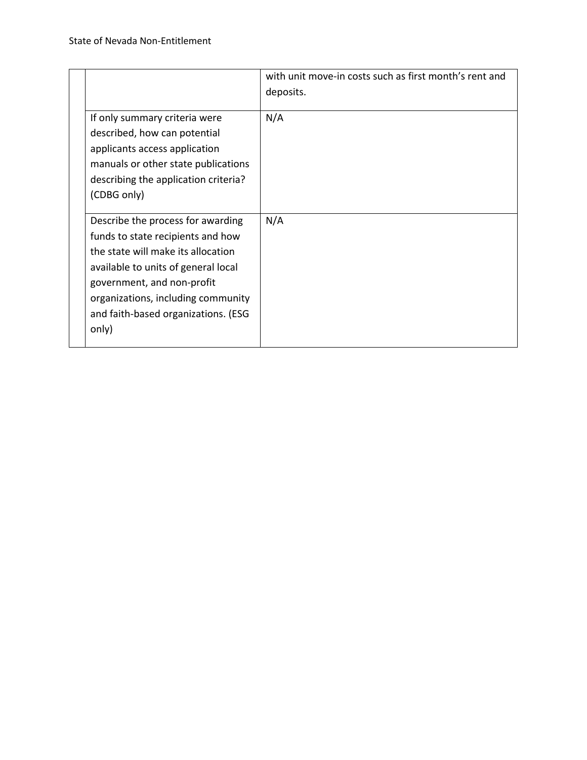| | | |
|---|---|---|
| | | with unit move-in costs such as first month's rent and deposits. |
| | If only summary criteria were described, how can potential applicants access application manuals or other state publications describing the application criteria? (CDBG only) | N/A |
| | Describe the process for awarding funds to state recipients and how the state will make its allocation available to units of general local government, and non-profit organizations, including community and faith-based organizations. (ESG only) | N/A |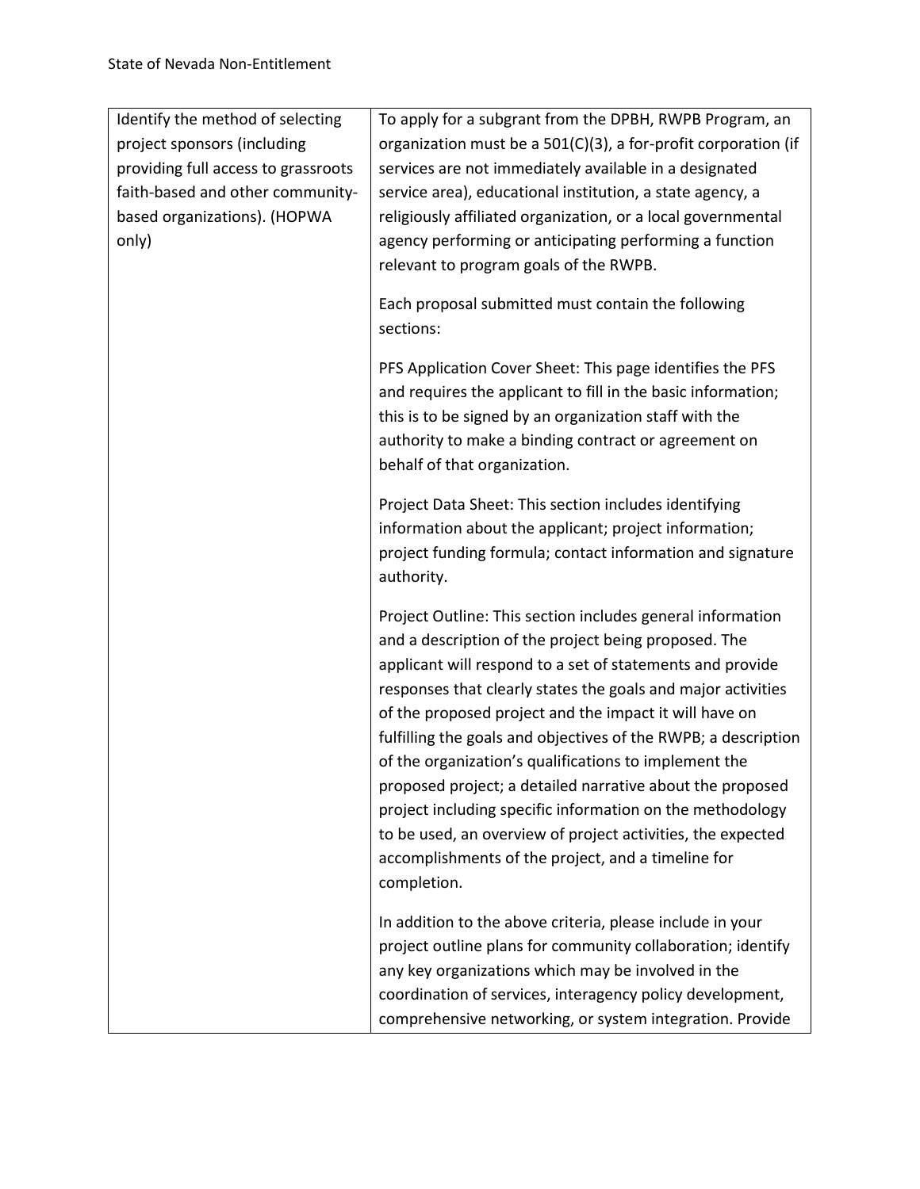| | |
|---|---|
| Identify the method of selecting project sponsors (including providing full access to grassroots faith-based and other community-based organizations). (HOPWA only) | To apply for a subgrant from the DPBH, RWPB Program, an organization must be a 501(C)(3), a for-profit corporation (if services are not immediately available in a designated service area), educational institution, a state agency, a religiously affiliated organization, or a local governmental agency performing or anticipating performing a function relevant to program goals of the RWPB.<br><br>Each proposal submitted must contain the following sections:<br><br>PFS Application Cover Sheet: This page identifies the PFS and requires the applicant to fill in the basic information; this is to be signed by an organization staff with the authority to make a binding contract or agreement on behalf of that organization.<br><br>Project Data Sheet: This section includes identifying information about the applicant; project information; project funding formula; contact information and signature authority.<br><br>Project Outline: This section includes general information and a description of the project being proposed. The applicant will respond to a set of statements and provide responses that clearly states the goals and major activities of the proposed project and the impact it will have on fulfilling the goals and objectives of the RWPB; a description of the organization's qualifications to implement the proposed project; a detailed narrative about the proposed project including specific information on the methodology to be used, an overview of project activities, the expected accomplishments of the project, and a timeline for completion.<br><br>In addition to the above criteria, please include in your project outline plans for community collaboration; identify any key organizations which may be involved in the coordination of services, interagency policy development, comprehensive networking, or system integration. Provide |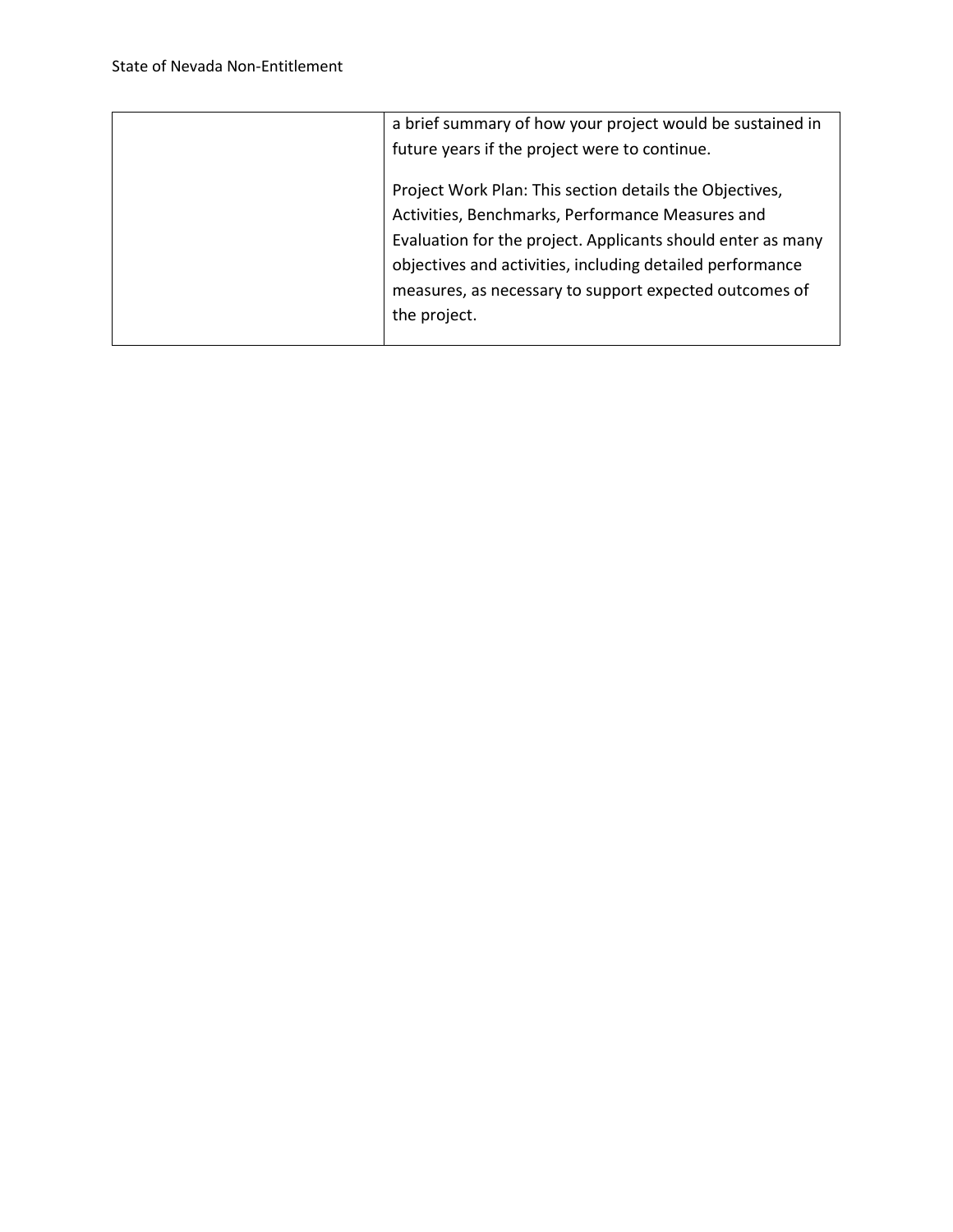| | |
|---|---|
| | a brief summary of how your project would be sustained in future years if the project were to continue.<br><br>Project Work Plan: This section details the Objectives, Activities, Benchmarks, Performance Measures and Evaluation for the project. Applicants should enter as many objectives and activities, including detailed performance measures, as necessary to support expected outcomes of the project. |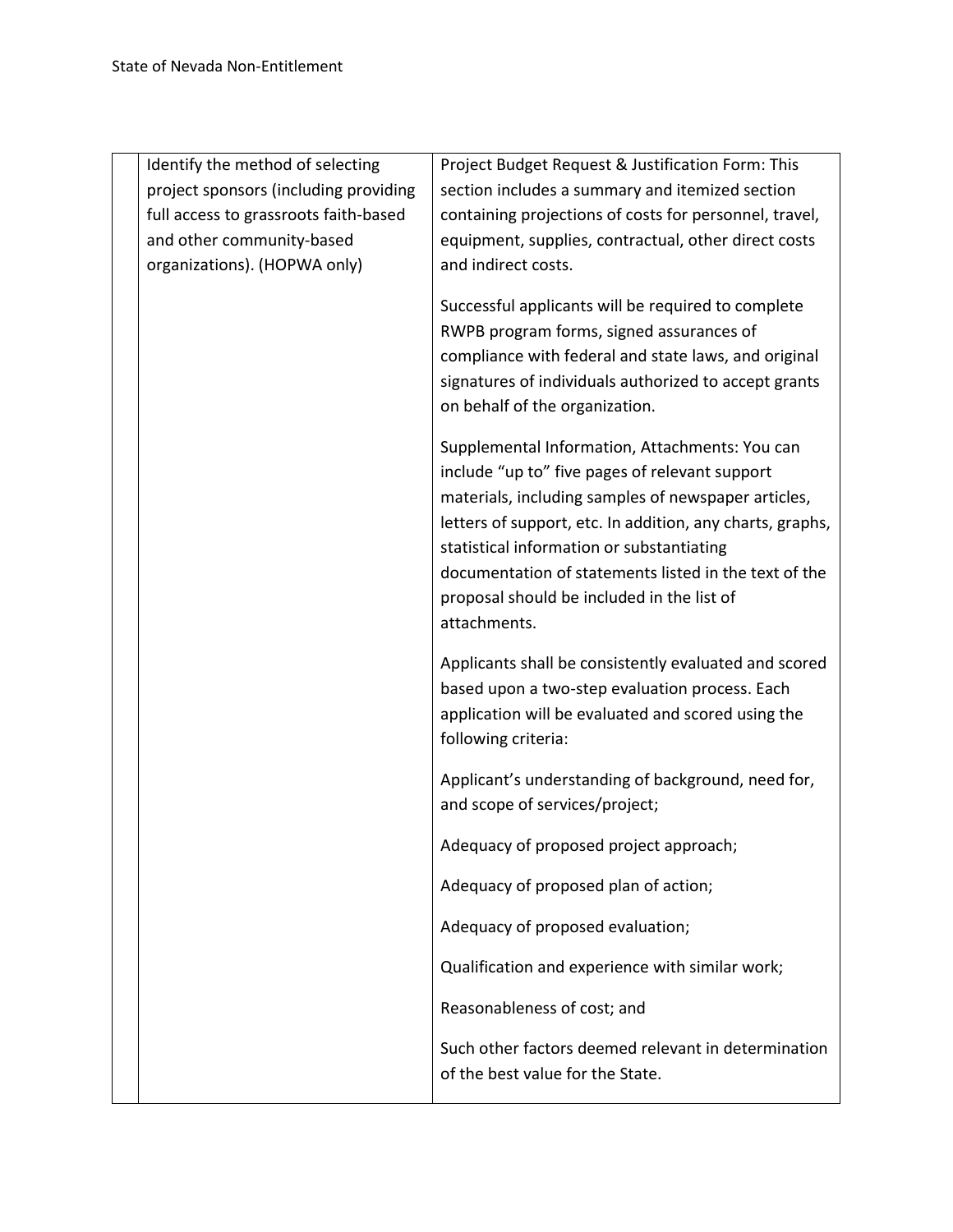| | | |
|---|---|---|
| | Identify the method of selecting project sponsors (including providing full access to grassroots faith-based and other community-based organizations). (HOPWA only) | Project Budget Request & Justification Form: This section includes a summary and itemized section containing projections of costs for personnel, travel, equipment, supplies, contractual, other direct costs and indirect costs.<br><br>Successful applicants will be required to complete RWPB program forms, signed assurances of compliance with federal and state laws, and original signatures of individuals authorized to accept grants on behalf of the organization.<br><br>Supplemental Information, Attachments: You can include "up to" five pages of relevant support materials, including samples of newspaper articles, letters of support, etc. In addition, any charts, graphs, statistical information or substantiating documentation of statements listed in the text of the proposal should be included in the list of attachments.<br><br>Applicants shall be consistently evaluated and scored based upon a two-step evaluation process. Each application will be evaluated and scored using the following criteria:<br><br>Applicant's understanding of background, need for, and scope of services/project;<br><br>Adequacy of proposed project approach;<br><br>Adequacy of proposed plan of action;<br><br>Adequacy of proposed evaluation;<br><br>Qualification and experience with similar work;<br><br>Reasonableness of cost; and<br><br>Such other factors deemed relevant in determination of the best value for the State. |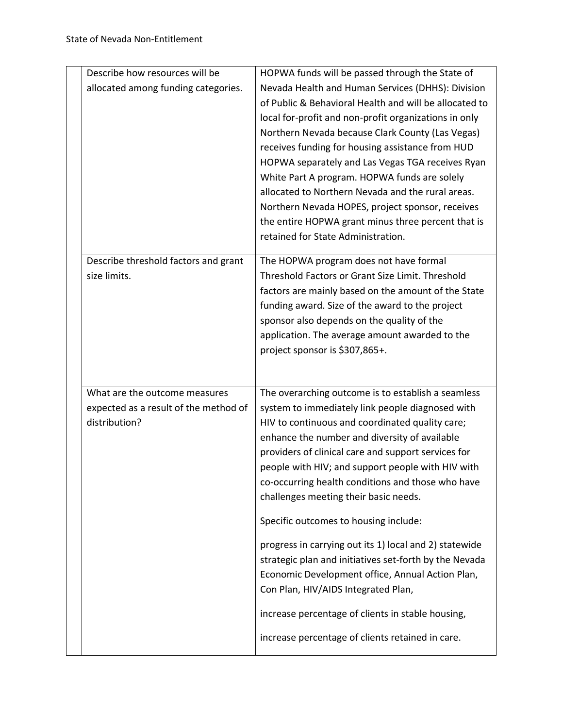| | | |
|---|---|---|
| | Describe how resources will be allocated among funding categories. | HOPWA funds will be passed through the State of Nevada Health and Human Services (DHHS): Division of Public & Behavioral Health and will be allocated to local for-profit and non-profit organizations in only Northern Nevada because Clark County (Las Vegas) receives funding for housing assistance from HUD HOPWA separately and Las Vegas TGA receives Ryan White Part A program. HOPWA funds are solely allocated to Northern Nevada and the rural areas. Northern Nevada HOPES, project sponsor, receives the entire HOPWA grant minus three percent that is retained for State Administration. |
| | Describe threshold factors and grant size limits. | The HOPWA program does not have formal Threshold Factors or Grant Size Limit. Threshold factors are mainly based on the amount of the State funding award. Size of the award to the project sponsor also depends on the quality of the application. The average amount awarded to the project sponsor is $307,865+. |
| | What are the outcome measures expected as a result of the method of distribution? | The overarching outcome is to establish a seamless system to immediately link people diagnosed with HIV to continuous and coordinated quality care; enhance the number and diversity of available providers of clinical care and support services for people with HIV; and support people with HIV with co-occurring health conditions and those who have challenges meeting their basic needs.<br><br>Specific outcomes to housing include:<br><br>progress in carrying out its 1) local and 2) statewide strategic plan and initiatives set-forth by the Nevada Economic Development office, Annual Action Plan, Con Plan, HIV/AIDS Integrated Plan,<br><br>increase percentage of clients in stable housing,<br><br>increase percentage of clients retained in care. |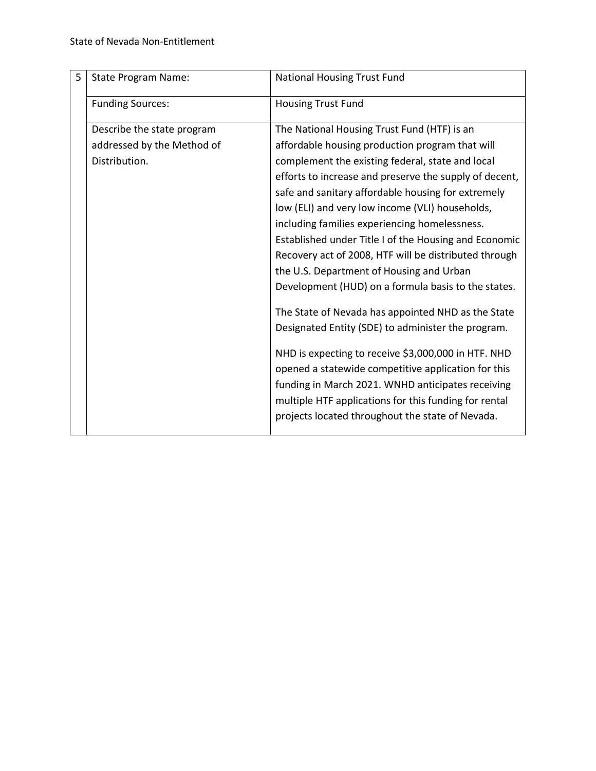| 5 | State Program Name: | National Housing Trust Fund |
|---|---|---|
| | Funding Sources: | Housing Trust Fund |
| | Describe the state program addressed by the Method of Distribution. | The National Housing Trust Fund (HTF) is an affordable housing production program that will complement the existing federal, state and local efforts to increase and preserve the supply of decent, safe and sanitary affordable housing for extremely low (ELI) and very low income (VLI) households, including families experiencing homelessness. Established under Title I of the Housing and Economic Recovery act of 2008, HTF will be distributed through the U.S. Department of Housing and Urban Development (HUD) on a formula basis to the states.<br><br>The State of Nevada has appointed NHD as the State Designated Entity (SDE) to administer the program.<br><br>NHD is expecting to receive $3,000,000 in HTF. NHD opened a statewide competitive application for this funding in March 2021. WNHD anticipates receiving multiple HTF applications for this funding for rental projects located throughout the state of Nevada. |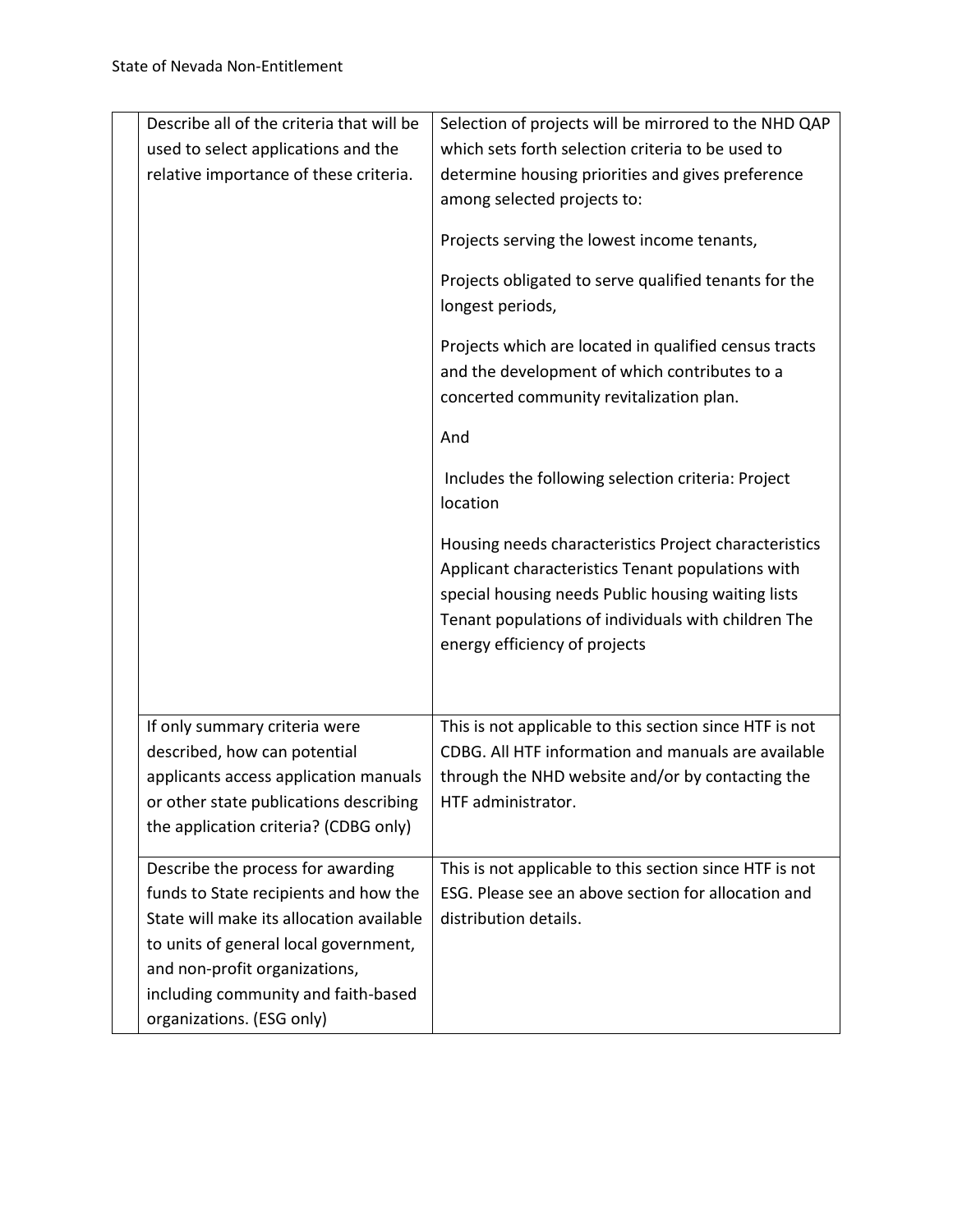| | | |
|---|---|---|
| | Describe all of the criteria that will be used to select applications and the relative importance of these criteria. | Selection of projects will be mirrored to the NHD QAP which sets forth selection criteria to be used to determine housing priorities and gives preference among selected projects to:<br><br>Projects serving the lowest income tenants,<br><br>Projects obligated to serve qualified tenants for the longest periods,<br><br>Projects which are located in qualified census tracts and the development of which contributes to a concerted community revitalization plan.<br><br>And<br><br>Includes the following selection criteria: Project location<br><br>Housing needs characteristics Project characteristics Applicant characteristics Tenant populations with special housing needs Public housing waiting lists Tenant populations of individuals with children The energy efficiency of projects |
| | If only summary criteria were described, how can potential applicants access application manuals or other state publications describing the application criteria? (CDBG only) | This is not applicable to this section since HTF is not CDBG. All HTF information and manuals are available through the NHD website and/or by contacting the HTF administrator. |
| | Describe the process for awarding funds to State recipients and how the State will make its allocation available to units of general local government, and non-profit organizations, including community and faith-based organizations. (ESG only) | This is not applicable to this section since HTF is not ESG. Please see an above section for allocation and distribution details. |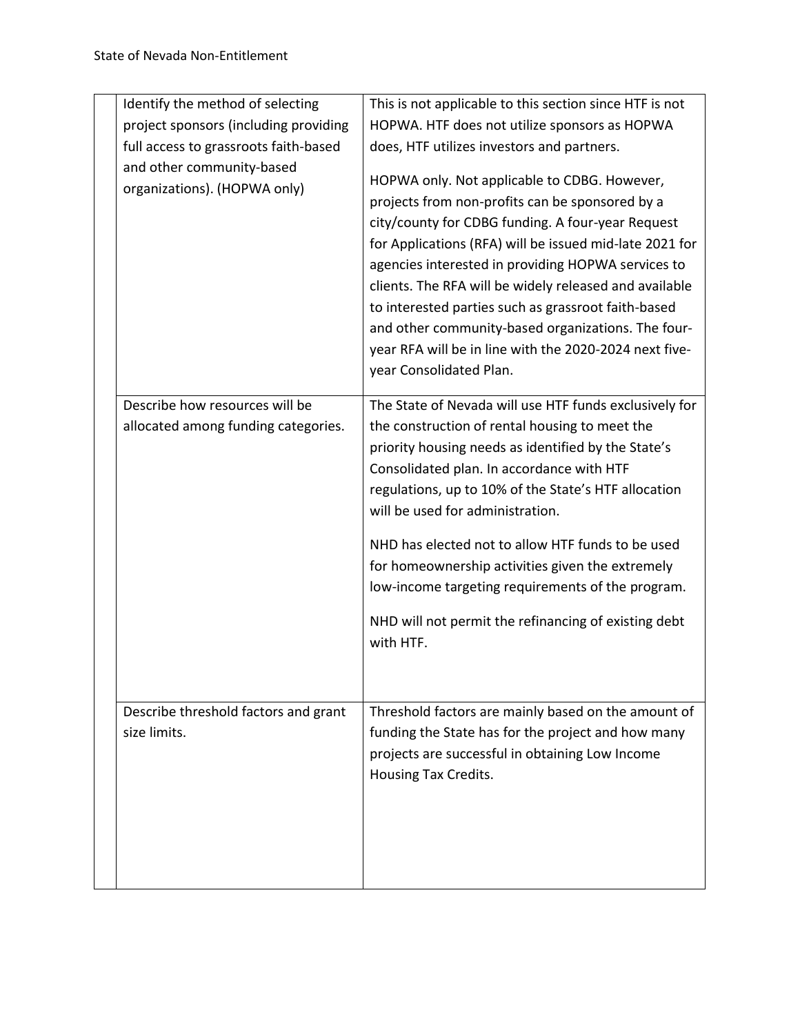| | | |
|---|---|---|
| | Identify the method of selecting project sponsors (including providing full access to grassroots faith-based and other community-based organizations). (HOPWA only) | This is not applicable to this section since HTF is not HOPWA. HTF does not utilize sponsors as HOPWA does, HTF utilizes investors and partners.<br><br>HOPWA only. Not applicable to CDBG. However, projects from non-profits can be sponsored by a city/county for CDBG funding. A four-year Request for Applications (RFA) will be issued mid-late 2021 for agencies interested in providing HOPWA services to clients. The RFA will be widely released and available to interested parties such as grassroot faith-based and other community-based organizations. The four-year RFA will be in line with the 2020-2024 next five-year Consolidated Plan. |
| | Describe how resources will be allocated among funding categories. | The State of Nevada will use HTF funds exclusively for the construction of rental housing to meet the priority housing needs as identified by the State's Consolidated plan. In accordance with HTF regulations, up to 10% of the State's HTF allocation will be used for administration.<br><br>NHD has elected not to allow HTF funds to be used for homeownership activities given the extremely low-income targeting requirements of the program.<br><br>NHD will not permit the refinancing of existing debt with HTF. |
| | Describe threshold factors and grant size limits. | Threshold factors are mainly based on the amount of funding the State has for the project and how many projects are successful in obtaining Low Income Housing Tax Credits. |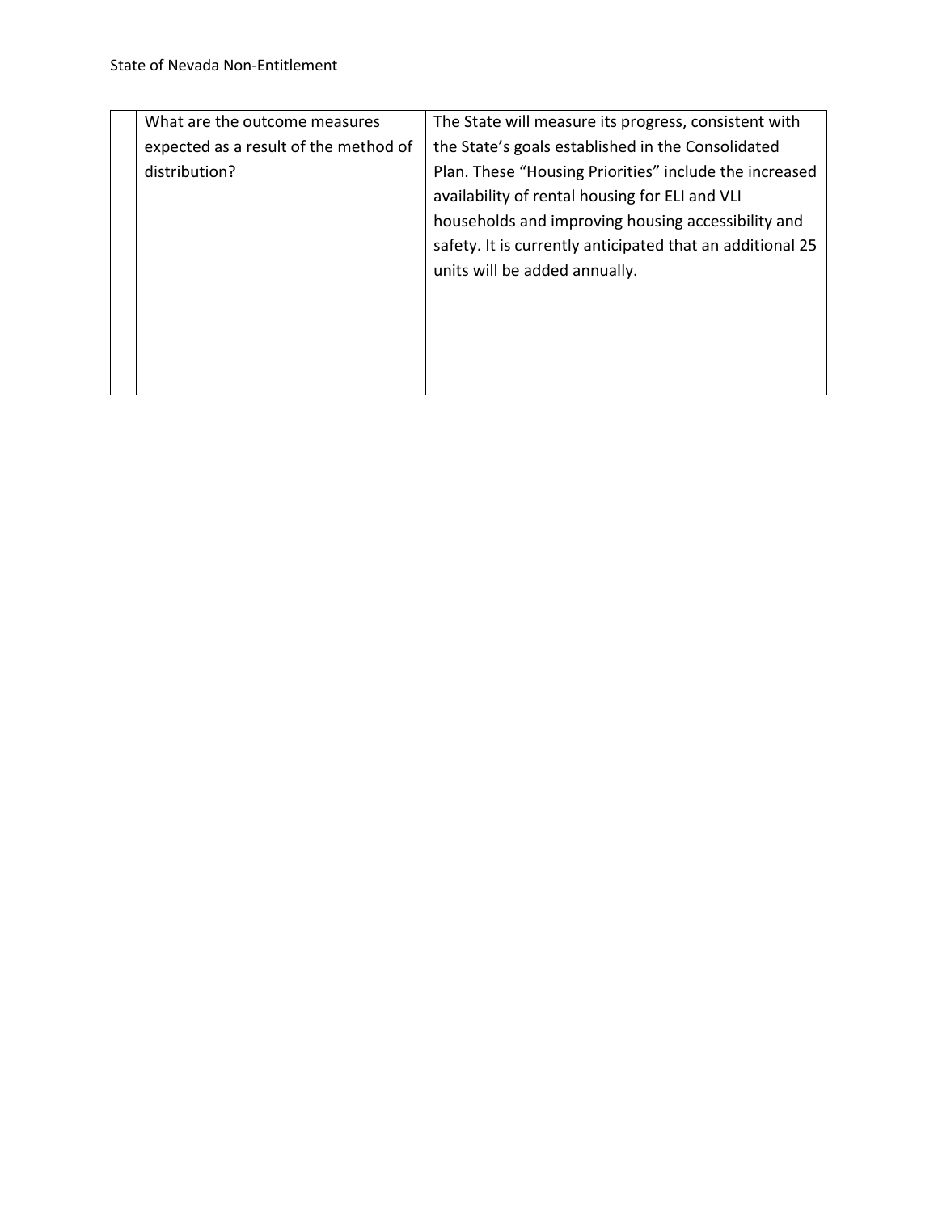| | | |
|---|---|---|
| | What are the outcome measures expected as a result of the method of distribution? | The State will measure its progress, consistent with the State's goals established in the Consolidated Plan. These "Housing Priorities" include the increased availability of rental housing for ELI and VLI households and improving housing accessibility and safety. It is currently anticipated that an additional 25 units will be added annually. |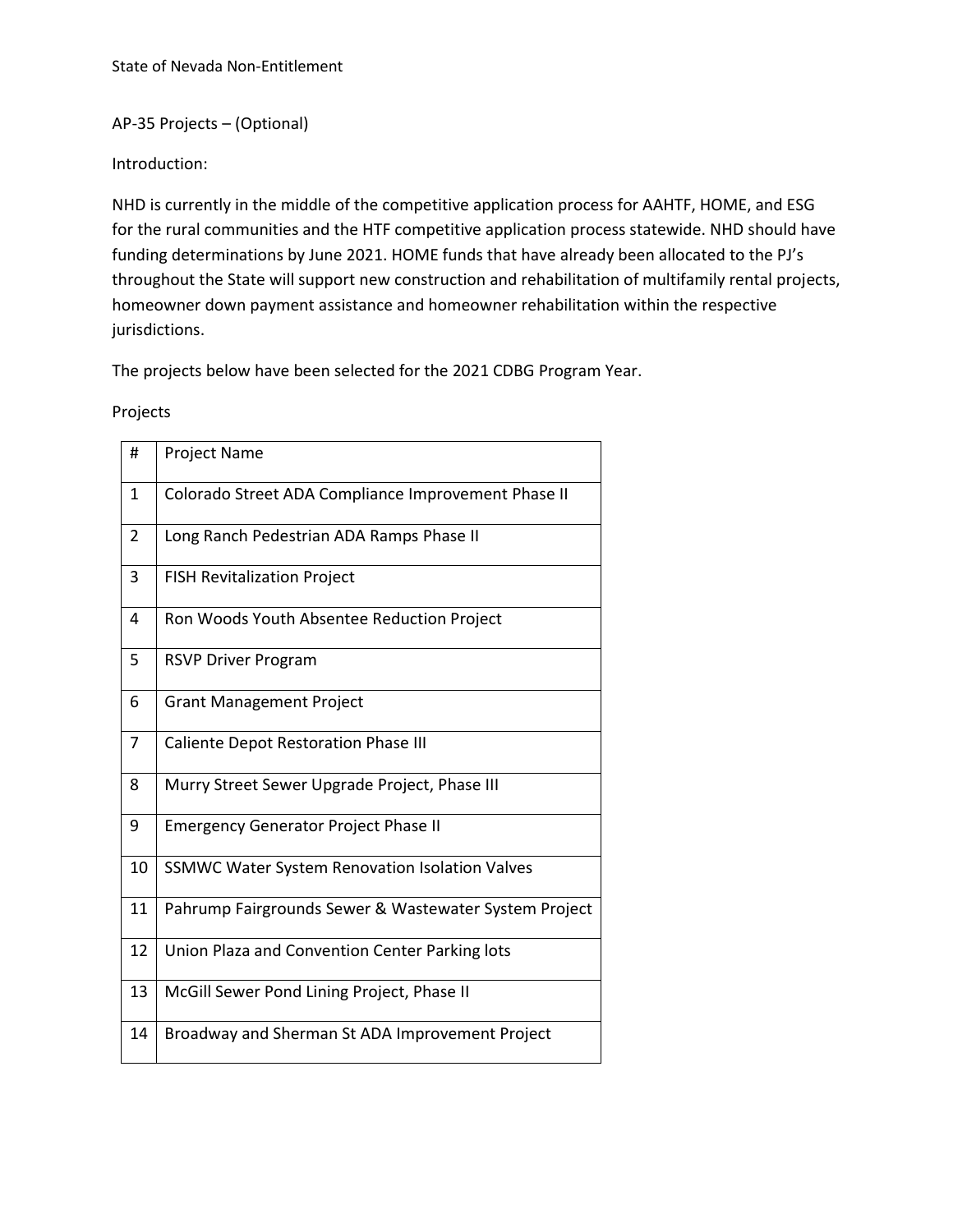## AP-35 Projects – (Optional)

Introduction:

NHD is currently in the middle of the competitive application process for AAHTF, HOME, and ESG for the rural communities and the HTF competitive application process statewide. NHD should have funding determinations by June 2021. HOME funds that have already been allocated to the PJ's throughout the State will support new construction and rehabilitation of multifamily rental projects, homeowner down payment assistance and homeowner rehabilitation within the respective jurisdictions.

The projects below have been selected for the 2021 CDBG Program Year.

Projects

| # | Project Name |
|---|---|
| 1 | Colorado Street ADA Compliance Improvement Phase II |
| 2 | Long Ranch Pedestrian ADA Ramps Phase II |
| 3 | FISH Revitalization Project |
| 4 | Ron Woods Youth Absentee Reduction Project |
| 5 | RSVP Driver Program |
| 6 | Grant Management Project |
| 7 | Caliente Depot Restoration Phase III |
| 8 | Murry Street Sewer Upgrade Project, Phase III |
| 9 | Emergency Generator Project Phase II |
| 10 | SSMWC Water System Renovation Isolation Valves |
| 11 | Pahrump Fairgrounds Sewer & Wastewater System Project |
| 12 | Union Plaza and Convention Center Parking lots |
| 13 | McGill Sewer Pond Lining Project, Phase II |
| 14 | Broadway and Sherman St ADA Improvement Project |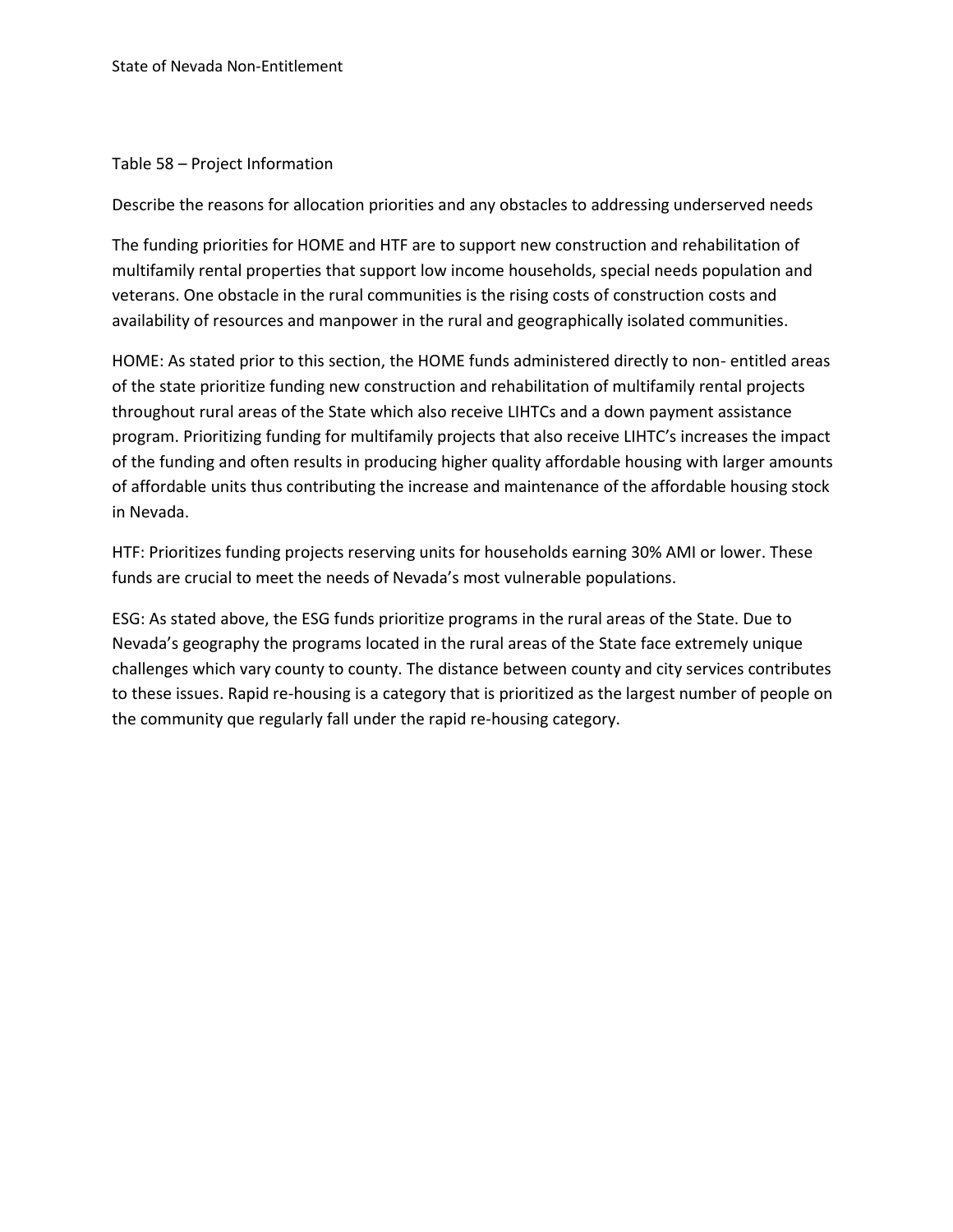Table 58 – Project Information

Describe the reasons for allocation priorities and any obstacles to addressing underserved needs

The funding priorities for HOME and HTF are to support new construction and rehabilitation of multifamily rental properties that support low income households, special needs population and veterans. One obstacle in the rural communities is the rising costs of construction costs and availability of resources and manpower in the rural and geographically isolated communities.

HOME: As stated prior to this section, the HOME funds administered directly to non- entitled areas of the state prioritize funding new construction and rehabilitation of multifamily rental projects throughout rural areas of the State which also receive LIHTCs and a down payment assistance program. Prioritizing funding for multifamily projects that also receive LIHTC's increases the impact of the funding and often results in producing higher quality affordable housing with larger amounts of affordable units thus contributing the increase and maintenance of the affordable housing stock in Nevada.

HTF: Prioritizes funding projects reserving units for households earning 30% AMI or lower. These funds are crucial to meet the needs of Nevada's most vulnerable populations.

ESG: As stated above, the ESG funds prioritize programs in the rural areas of the State. Due to Nevada's geography the programs located in the rural areas of the State face extremely unique challenges which vary county to county. The distance between county and city services contributes to these issues. Rapid re-housing is a category that is prioritized as the largest number of people on the community que regularly fall under the rapid re-housing category.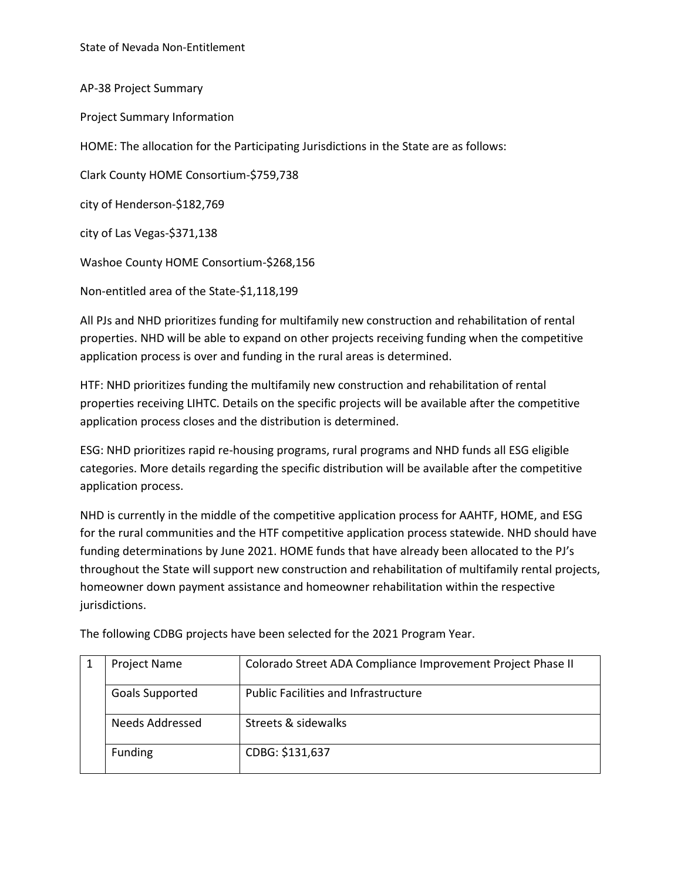State of Nevada Non-Entitlement

AP-38 Project Summary

Project Summary Information

HOME: The allocation for the Participating Jurisdictions in the State are as follows:

Clark County HOME Consortium-$759,738

city of Henderson-$182,769

city of Las Vegas-$371,138

Washoe County HOME Consortium-$268,156

Non-entitled area of the State-$1,118,199

All PJs and NHD prioritizes funding for multifamily new construction and rehabilitation of rental properties. NHD will be able to expand on other projects receiving funding when the competitive application process is over and funding in the rural areas is determined.

HTF: NHD prioritizes funding the multifamily new construction and rehabilitation of rental properties receiving LIHTC. Details on the specific projects will be available after the competitive application process closes and the distribution is determined.

ESG: NHD prioritizes rapid re-housing programs, rural programs and NHD funds all ESG eligible categories. More details regarding the specific distribution will be available after the competitive application process.

NHD is currently in the middle of the competitive application process for AAHTF, HOME, and ESG for the rural communities and the HTF competitive application process statewide. NHD should have funding determinations by June 2021. HOME funds that have already been allocated to the PJ's throughout the State will support new construction and rehabilitation of multifamily rental projects, homeowner down payment assistance and homeowner rehabilitation within the respective jurisdictions.

The following CDBG projects have been selected for the 2021 Program Year.

| 1 | Project Name | Colorado Street ADA Compliance Improvement Project Phase II |
|---|---|---|
| | Goals Supported | Public Facilities and Infrastructure |
| | Needs Addressed | Streets & sidewalks |
| | Funding | CDBG: $131,637 |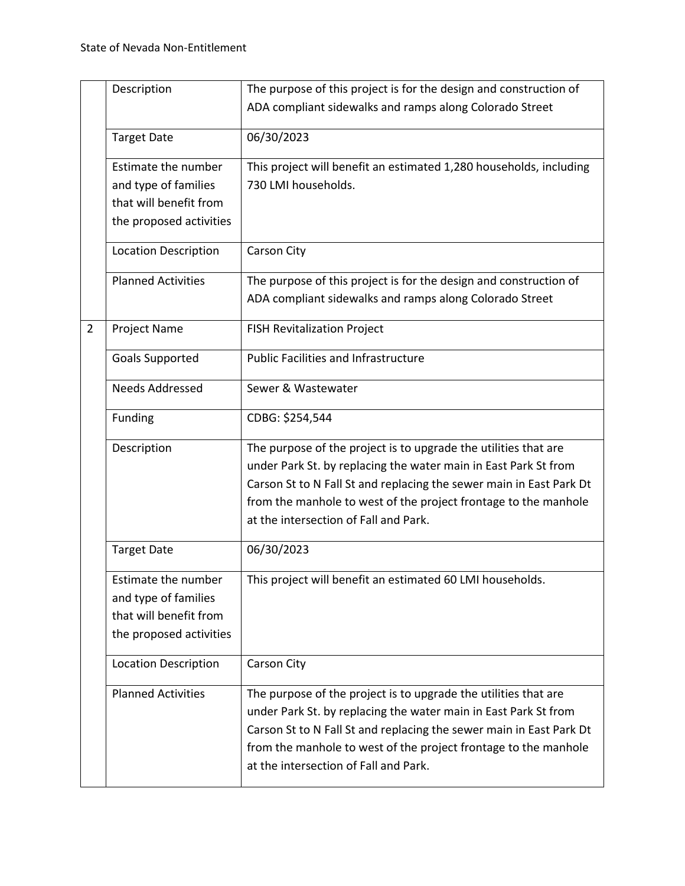| | | |
|---|---|---|
| | Description | The purpose of this project is for the design and construction of ADA compliant sidewalks and ramps along Colorado Street |
| | Target Date | 06/30/2023 |
| | Estimate the number and type of families that will benefit from the proposed activities | This project will benefit an estimated 1,280 households, including 730 LMI households. |
| | Location Description | Carson City |
| | Planned Activities | The purpose of this project is for the design and construction of ADA compliant sidewalks and ramps along Colorado Street |
| 2 | Project Name | FISH Revitalization Project |
| | Goals Supported | Public Facilities and Infrastructure |
| | Needs Addressed | Sewer & Wastewater |
| | Funding | CDBG: $254,544 |
| | Description | The purpose of the project is to upgrade the utilities that are under Park St. by replacing the water main in East Park St from Carson St to N Fall St and replacing the sewer main in East Park Dt from the manhole to west of the project frontage to the manhole at the intersection of Fall and Park. |
| | Target Date | 06/30/2023 |
| | Estimate the number and type of families that will benefit from the proposed activities | This project will benefit an estimated 60 LMI households. |
| | Location Description | Carson City |
| | Planned Activities | The purpose of the project is to upgrade the utilities that are under Park St. by replacing the water main in East Park St from Carson St to N Fall St and replacing the sewer main in East Park Dt from the manhole to west of the project frontage to the manhole at the intersection of Fall and Park. |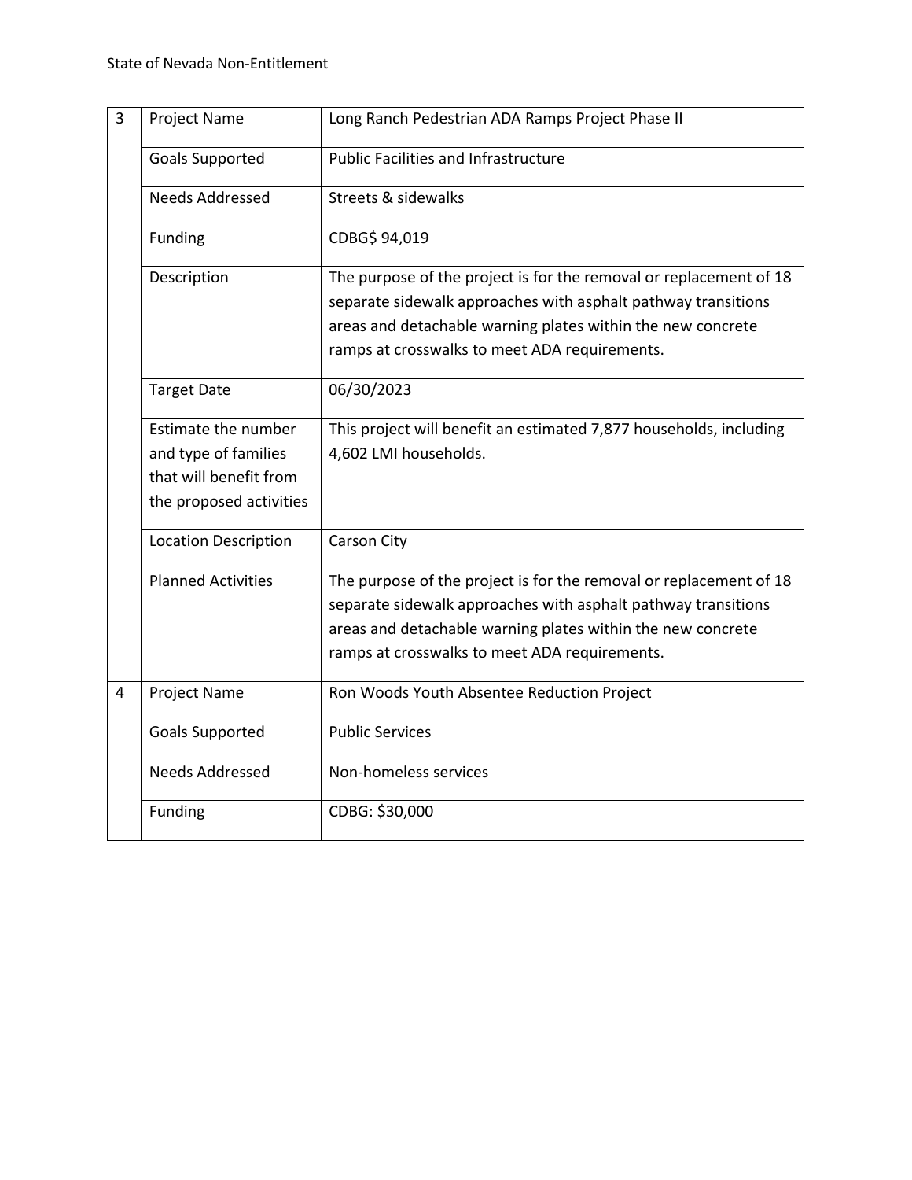| | | |
|---|---|---|
| 3 | Project Name | Long Ranch Pedestrian ADA Ramps Project Phase II |
| | Goals Supported | Public Facilities and Infrastructure |
| | Needs Addressed | Streets & sidewalks |
| | Funding | CDBG$ 94,019 |
| | Description | The purpose of the project is for the removal or replacement of 18 separate sidewalk approaches with asphalt pathway transitions areas and detachable warning plates within the new concrete ramps at crosswalks to meet ADA requirements. |
| | Target Date | 06/30/2023 |
| | Estimate the number and type of families that will benefit from the proposed activities | This project will benefit an estimated 7,877 households, including 4,602 LMI households. |
| | Location Description | Carson City |
| | Planned Activities | The purpose of the project is for the removal or replacement of 18 separate sidewalk approaches with asphalt pathway transitions areas and detachable warning plates within the new concrete ramps at crosswalks to meet ADA requirements. |
| 4 | Project Name | Ron Woods Youth Absentee Reduction Project |
| | Goals Supported | Public Services |
| | Needs Addressed | Non-homeless services |
| | Funding | CDBG: $30,000 |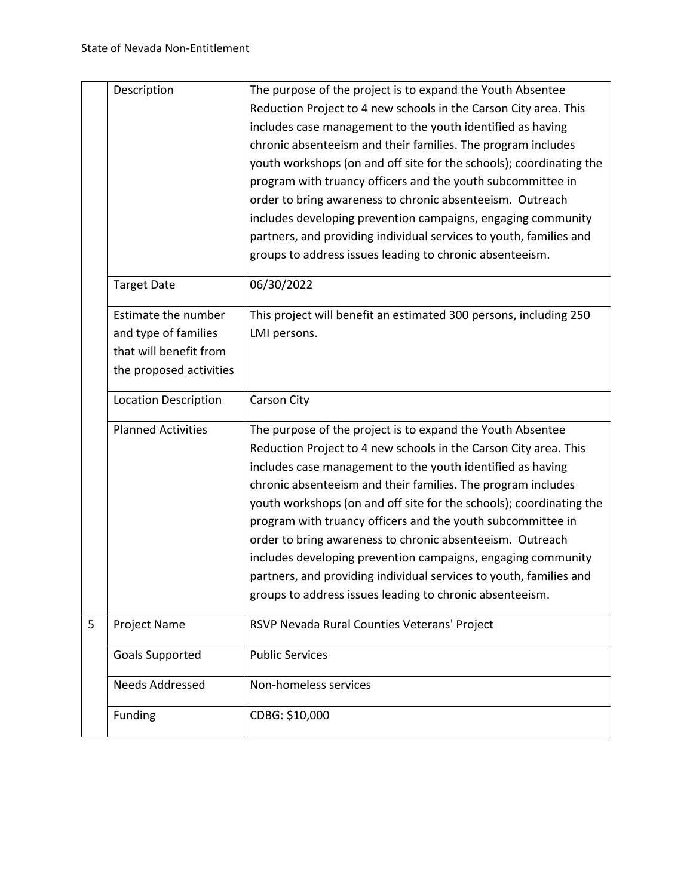| | | |
|---|---|---|
| | Description | The purpose of the project is to expand the Youth Absentee Reduction Project to 4 new schools in the Carson City area. This includes case management to the youth identified as having chronic absenteeism and their families. The program includes youth workshops (on and off site for the schools); coordinating the program with truancy officers and the youth subcommittee in order to bring awareness to chronic absenteeism. Outreach includes developing prevention campaigns, engaging community partners, and providing individual services to youth, families and groups to address issues leading to chronic absenteeism. |
| | Target Date | 06/30/2022 |
| | Estimate the number and type of families that will benefit from the proposed activities | This project will benefit an estimated 300 persons, including 250 LMI persons. |
| | Location Description | Carson City |
| | Planned Activities | The purpose of the project is to expand the Youth Absentee Reduction Project to 4 new schools in the Carson City area. This includes case management to the youth identified as having chronic absenteeism and their families. The program includes youth workshops (on and off site for the schools); coordinating the program with truancy officers and the youth subcommittee in order to bring awareness to chronic absenteeism. Outreach includes developing prevention campaigns, engaging community partners, and providing individual services to youth, families and groups to address issues leading to chronic absenteeism. |
| 5 | Project Name | RSVP Nevada Rural Counties Veterans' Project |
| | Goals Supported | Public Services |
| | Needs Addressed | Non-homeless services |
| | Funding | CDBG: $10,000 |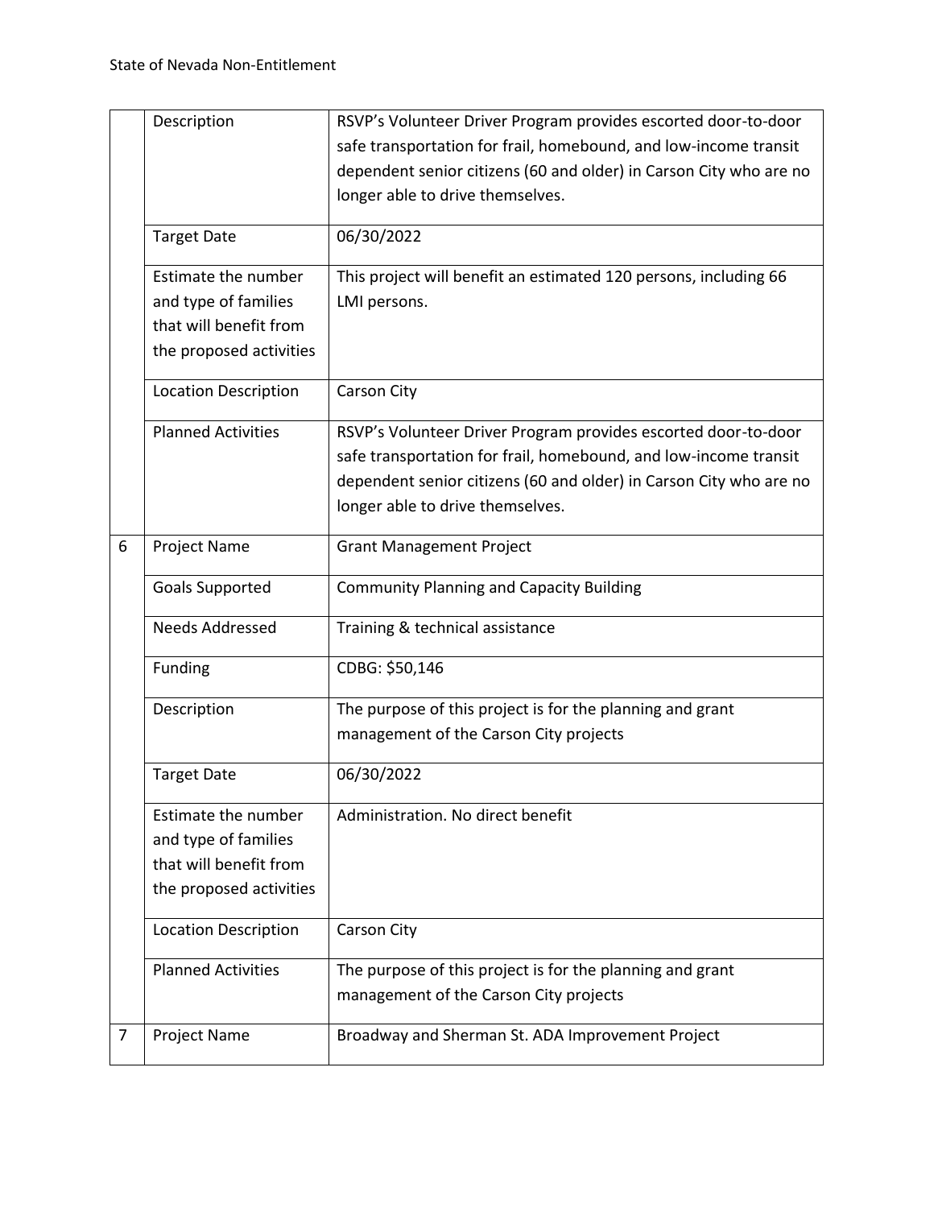| | | |
|---|---|---|
| | Description | RSVP's Volunteer Driver Program provides escorted door-to-door safe transportation for frail, homebound, and low-income transit dependent senior citizens (60 and older) in Carson City who are no longer able to drive themselves. |
| | Target Date | 06/30/2022 |
| | Estimate the number and type of families that will benefit from the proposed activities | This project will benefit an estimated 120 persons, including 66 LMI persons. |
| | Location Description | Carson City |
| | Planned Activities | RSVP's Volunteer Driver Program provides escorted door-to-door safe transportation for frail, homebound, and low-income transit dependent senior citizens (60 and older) in Carson City who are no longer able to drive themselves. |
| 6 | Project Name | Grant Management Project |
| | Goals Supported | Community Planning and Capacity Building |
| | Needs Addressed | Training & technical assistance |
| | Funding | CDBG: $50,146 |
| | Description | The purpose of this project is for the planning and grant management of the Carson City projects |
| | Target Date | 06/30/2022 |
| | Estimate the number and type of families that will benefit from the proposed activities | Administration. No direct benefit |
| | Location Description | Carson City |
| | Planned Activities | The purpose of this project is for the planning and grant management of the Carson City projects |
| 7 | Project Name | Broadway and Sherman St. ADA Improvement Project |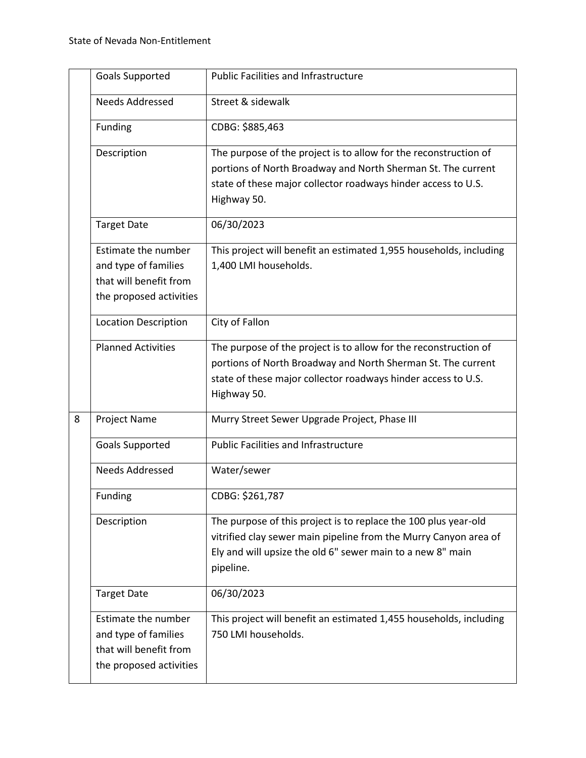| | | |
|---|---|---|
| | Goals Supported | Public Facilities and Infrastructure |
| | Needs Addressed | Street & sidewalk |
| | Funding | CDBG: $885,463 |
| | Description | The purpose of the project is to allow for the reconstruction of portions of North Broadway and North Sherman St. The current state of these major collector roadways hinder access to U.S. Highway 50. |
| | Target Date | 06/30/2023 |
| | Estimate the number and type of families that will benefit from the proposed activities | This project will benefit an estimated 1,955 households, including 1,400 LMI households. |
| | Location Description | City of Fallon |
| | Planned Activities | The purpose of the project is to allow for the reconstruction of portions of North Broadway and North Sherman St. The current state of these major collector roadways hinder access to U.S. Highway 50. |
| 8 | Project Name | Murry Street Sewer Upgrade Project, Phase III |
| | Goals Supported | Public Facilities and Infrastructure |
| | Needs Addressed | Water/sewer |
| | Funding | CDBG: $261,787 |
| | Description | The purpose of this project is to replace the 100 plus year-old vitrified clay sewer main pipeline from the Murry Canyon area of Ely and will upsize the old 6" sewer main to a new 8" main pipeline. |
| | Target Date | 06/30/2023 |
| | Estimate the number and type of families that will benefit from the proposed activities | This project will benefit an estimated 1,455 households, including 750 LMI households. |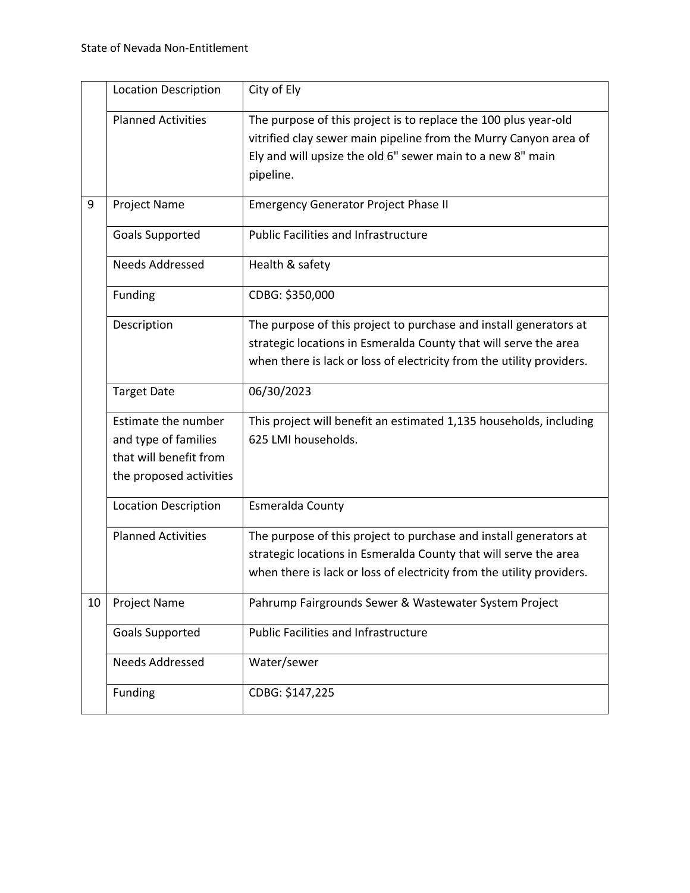| | | |
|---|---|---|
| | Location Description | City of Ely |
| | Planned Activities | The purpose of this project is to replace the 100 plus year-old vitrified clay sewer main pipeline from the Murry Canyon area of Ely and will upsize the old 6" sewer main to a new 8" main pipeline. |
| 9 | Project Name | Emergency Generator Project Phase II |
| | Goals Supported | Public Facilities and Infrastructure |
| | Needs Addressed | Health & safety |
| | Funding | CDBG: $350,000 |
| | Description | The purpose of this project to purchase and install generators at strategic locations in Esmeralda County that will serve the area when there is lack or loss of electricity from the utility providers. |
| | Target Date | 06/30/2023 |
| | Estimate the number and type of families that will benefit from the proposed activities | This project will benefit an estimated 1,135 households, including 625 LMI households. |
| | Location Description | Esmeralda County |
| | Planned Activities | The purpose of this project to purchase and install generators at strategic locations in Esmeralda County that will serve the area when there is lack or loss of electricity from the utility providers. |
| 10 | Project Name | Pahrump Fairgrounds Sewer & Wastewater System Project |
| | Goals Supported | Public Facilities and Infrastructure |
| | Needs Addressed | Water/sewer |
| | Funding | CDBG: $147,225 |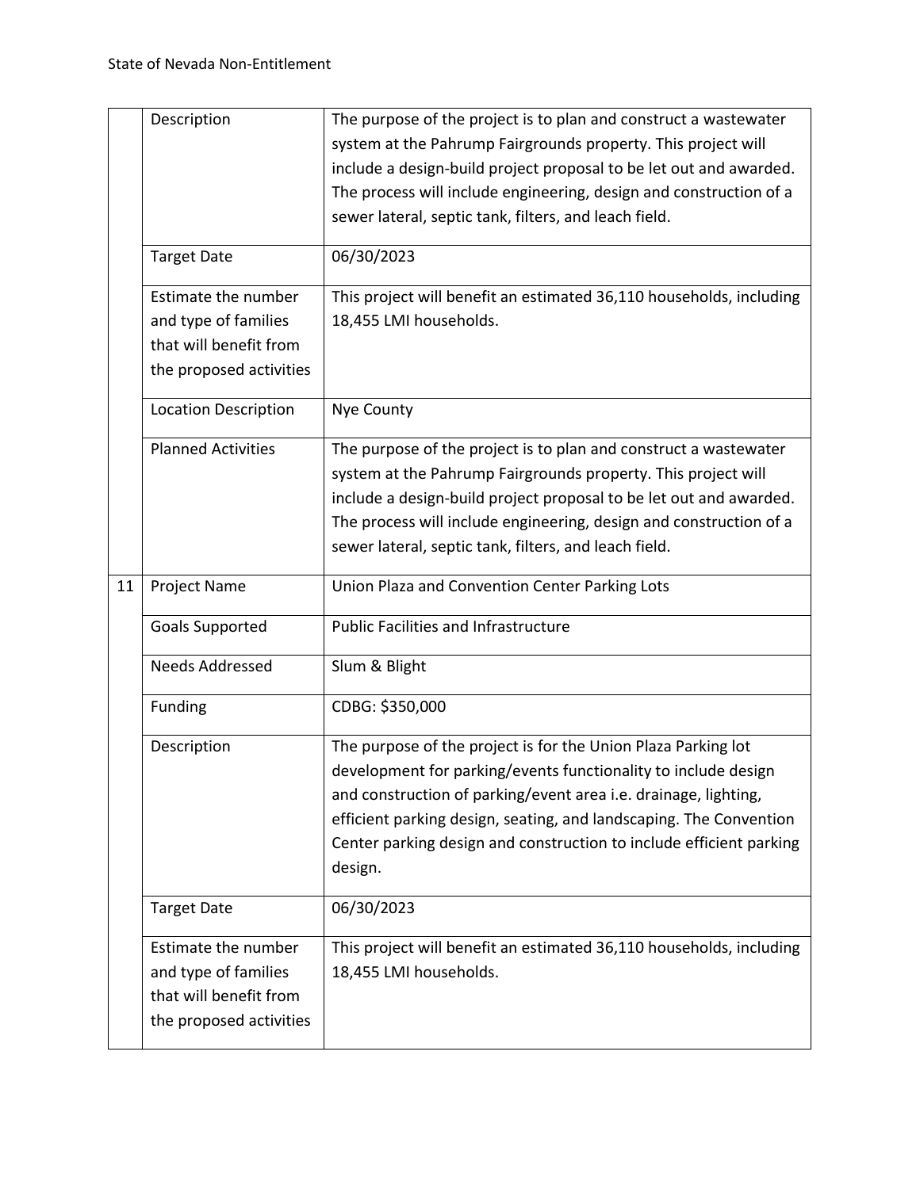| | | |
|---|---|---|
| | Description | The purpose of the project is to plan and construct a wastewater system at the Pahrump Fairgrounds property. This project will include a design-build project proposal to be let out and awarded. The process will include engineering, design and construction of a sewer lateral, septic tank, filters, and leach field. |
| | Target Date | 06/30/2023 |
| | Estimate the number and type of families that will benefit from the proposed activities | This project will benefit an estimated 36,110 households, including 18,455 LMI households. |
| | Location Description | Nye County |
| | Planned Activities | The purpose of the project is to plan and construct a wastewater system at the Pahrump Fairgrounds property. This project will include a design-build project proposal to be let out and awarded. The process will include engineering, design and construction of a sewer lateral, septic tank, filters, and leach field. |
| 11 | Project Name | Union Plaza and Convention Center Parking Lots |
| | Goals Supported | Public Facilities and Infrastructure |
| | Needs Addressed | Slum & Blight |
| | Funding | CDBG: $350,000 |
| | Description | The purpose of the project is for the Union Plaza Parking lot development for parking/events functionality to include design and construction of parking/event area i.e. drainage, lighting, efficient parking design, seating, and landscaping. The Convention Center parking design and construction to include efficient parking design. |
| | Target Date | 06/30/2023 |
| | Estimate the number and type of families that will benefit from the proposed activities | This project will benefit an estimated 36,110 households, including 18,455 LMI households. |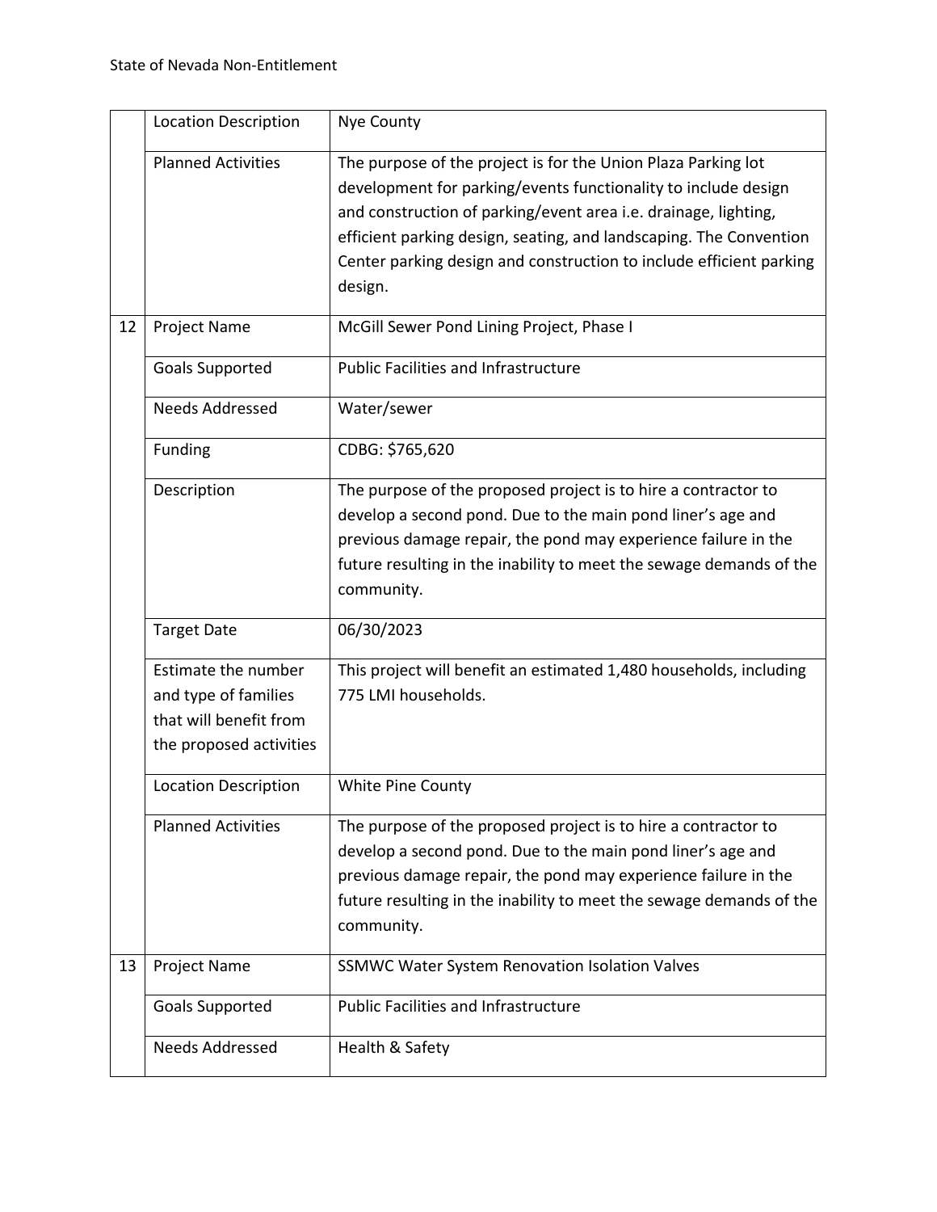| | | |
|---|---|---|
| | Location Description | Nye County |
| | Planned Activities | The purpose of the project is for the Union Plaza Parking lot development for parking/events functionality to include design and construction of parking/event area i.e. drainage, lighting, efficient parking design, seating, and landscaping. The Convention Center parking design and construction to include efficient parking design. |
| 12 | Project Name | McGill Sewer Pond Lining Project, Phase I |
| | Goals Supported | Public Facilities and Infrastructure |
| | Needs Addressed | Water/sewer |
| | Funding | CDBG: $765,620 |
| | Description | The purpose of the proposed project is to hire a contractor to develop a second pond. Due to the main pond liner's age and previous damage repair, the pond may experience failure in the future resulting in the inability to meet the sewage demands of the community. |
| | Target Date | 06/30/2023 |
| | Estimate the number and type of families that will benefit from the proposed activities | This project will benefit an estimated 1,480 households, including 775 LMI households. |
| | Location Description | White Pine County |
| | Planned Activities | The purpose of the proposed project is to hire a contractor to develop a second pond. Due to the main pond liner's age and previous damage repair, the pond may experience failure in the future resulting in the inability to meet the sewage demands of the community. |
| 13 | Project Name | SSMWC Water System Renovation Isolation Valves |
| | Goals Supported | Public Facilities and Infrastructure |
| | Needs Addressed | Health & Safety |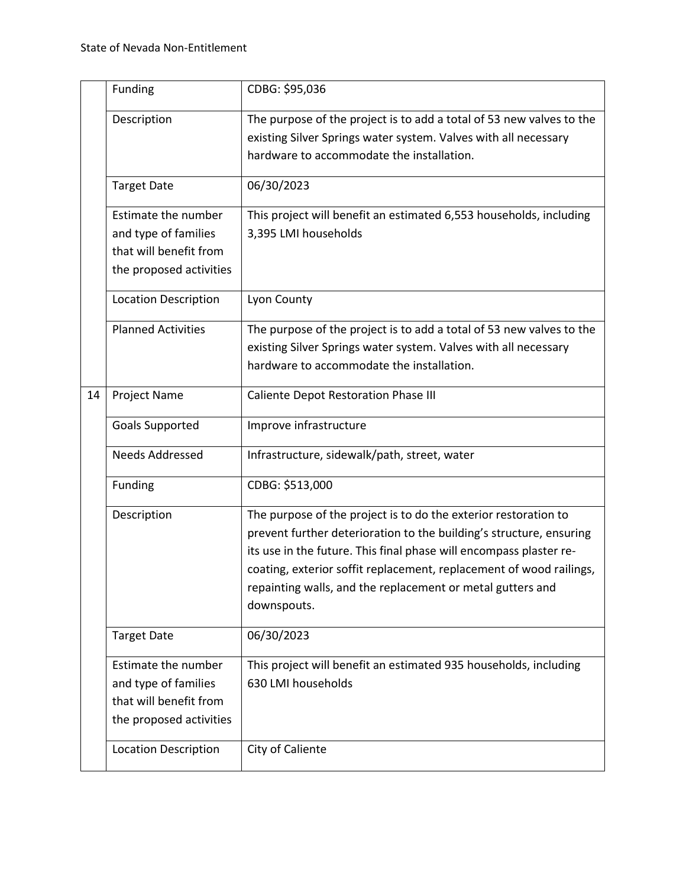| | | |
|---|---|---|
| | Funding | CDBG: $95,036 |
| | Description | The purpose of the project is to add a total of 53 new valves to the existing Silver Springs water system. Valves with all necessary hardware to accommodate the installation. |
| | Target Date | 06/30/2023 |
| | Estimate the number and type of families that will benefit from the proposed activities | This project will benefit an estimated 6,553 households, including 3,395 LMI households |
| | Location Description | Lyon County |
| | Planned Activities | The purpose of the project is to add a total of 53 new valves to the existing Silver Springs water system. Valves with all necessary hardware to accommodate the installation. |
| 14 | Project Name | Caliente Depot Restoration Phase III |
| | Goals Supported | Improve infrastructure |
| | Needs Addressed | Infrastructure, sidewalk/path, street, water |
| | Funding | CDBG: $513,000 |
| | Description | The purpose of the project is to do the exterior restoration to prevent further deterioration to the building's structure, ensuring its use in the future. This final phase will encompass plaster re-coating, exterior soffit replacement, replacement of wood railings, repainting walls, and the replacement or metal gutters and downspouts. |
| | Target Date | 06/30/2023 |
| | Estimate the number and type of families that will benefit from the proposed activities | This project will benefit an estimated 935 households, including 630 LMI households |
| | Location Description | City of Caliente |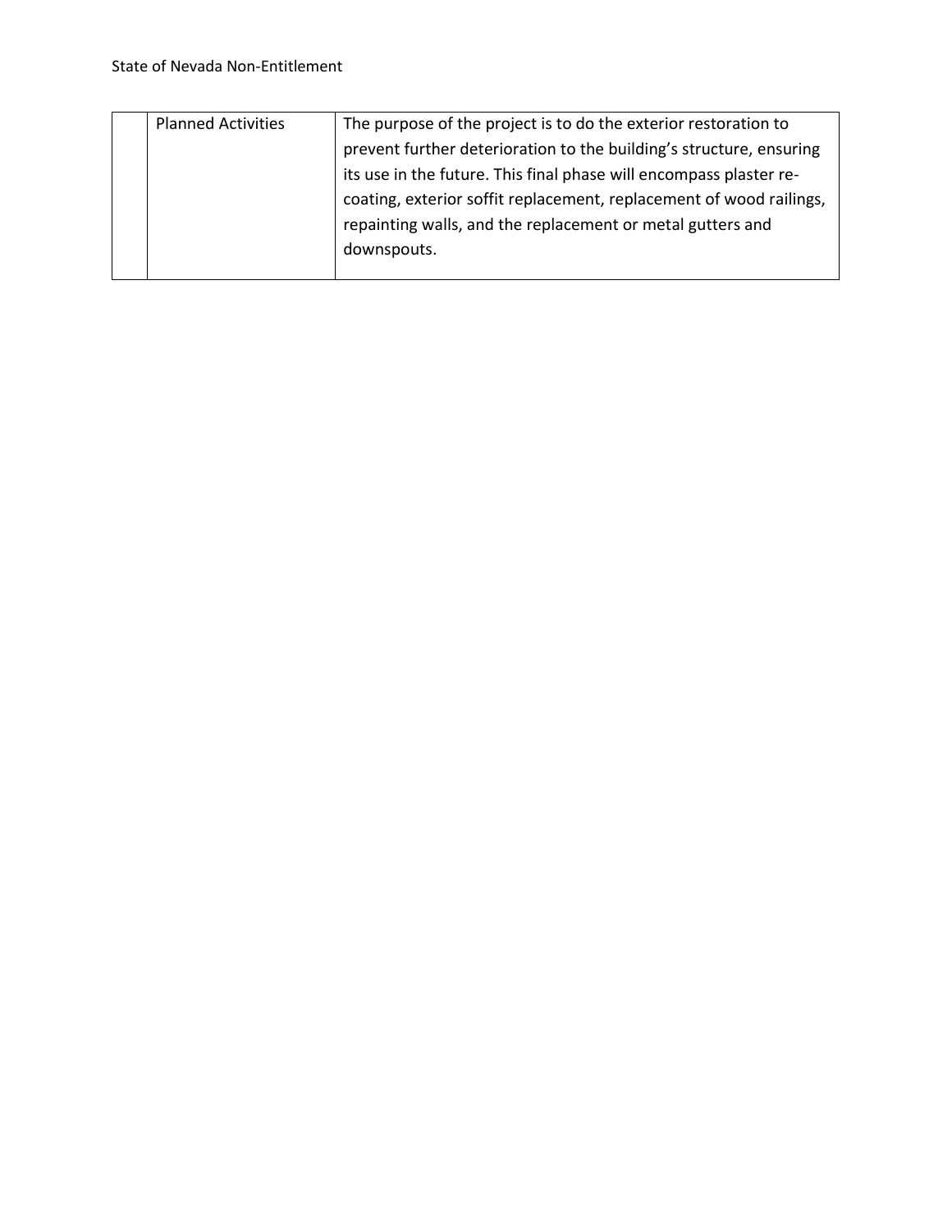| | | |
|---|---|---|
| | Planned Activities | The purpose of the project is to do the exterior restoration to prevent further deterioration to the building's structure, ensuring its use in the future. This final phase will encompass plaster re-coating, exterior soffit replacement, replacement of wood railings, repainting walls, and the replacement or metal gutters and downspouts. |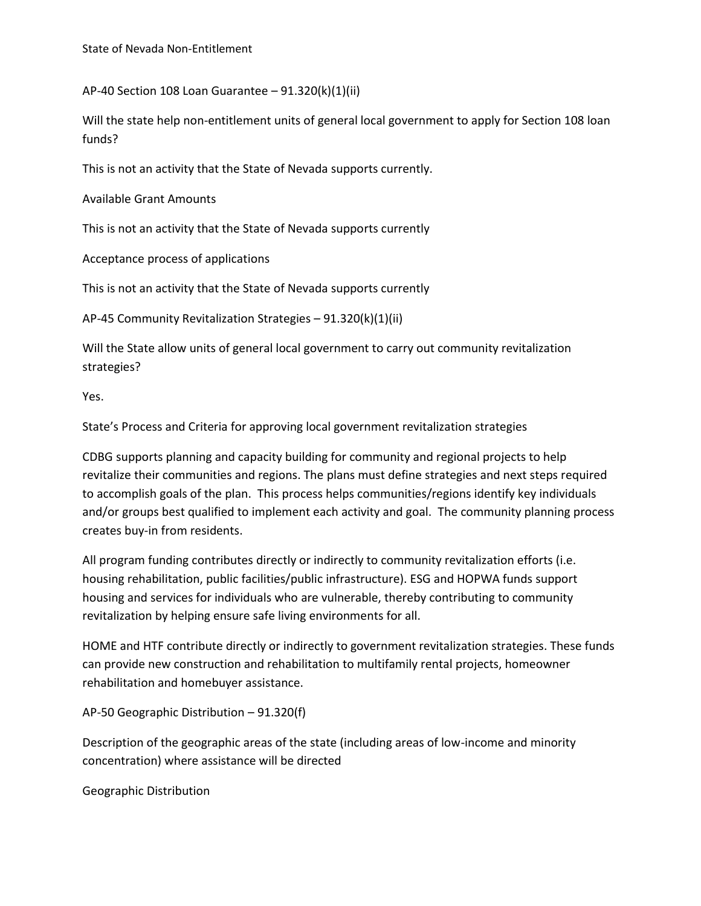## AP-40 Section 108 Loan Guarantee – 91.320(k)(1)(ii)

Will the state help non-entitlement units of general local government to apply for Section 108 loan funds?

This is not an activity that the State of Nevada supports currently.

Available Grant Amounts

This is not an activity that the State of Nevada supports currently

Acceptance process of applications

This is not an activity that the State of Nevada supports currently

## AP-45 Community Revitalization Strategies – 91.320(k)(1)(ii)

Will the State allow units of general local government to carry out community revitalization strategies?

Yes.

State's Process and Criteria for approving local government revitalization strategies

CDBG supports planning and capacity building for community and regional projects to help revitalize their communities and regions. The plans must define strategies and next steps required to accomplish goals of the plan. This process helps communities/regions identify key individuals and/or groups best qualified to implement each activity and goal. The community planning process creates buy-in from residents.

All program funding contributes directly or indirectly to community revitalization efforts (i.e. housing rehabilitation, public facilities/public infrastructure). ESG and HOPWA funds support housing and services for individuals who are vulnerable, thereby contributing to community revitalization by helping ensure safe living environments for all.

HOME and HTF contribute directly or indirectly to government revitalization strategies. These funds can provide new construction and rehabilitation to multifamily rental projects, homeowner rehabilitation and homebuyer assistance.

## AP-50 Geographic Distribution – 91.320(f)

Description of the geographic areas of the state (including areas of low-income and minority concentration) where assistance will be directed

Geographic Distribution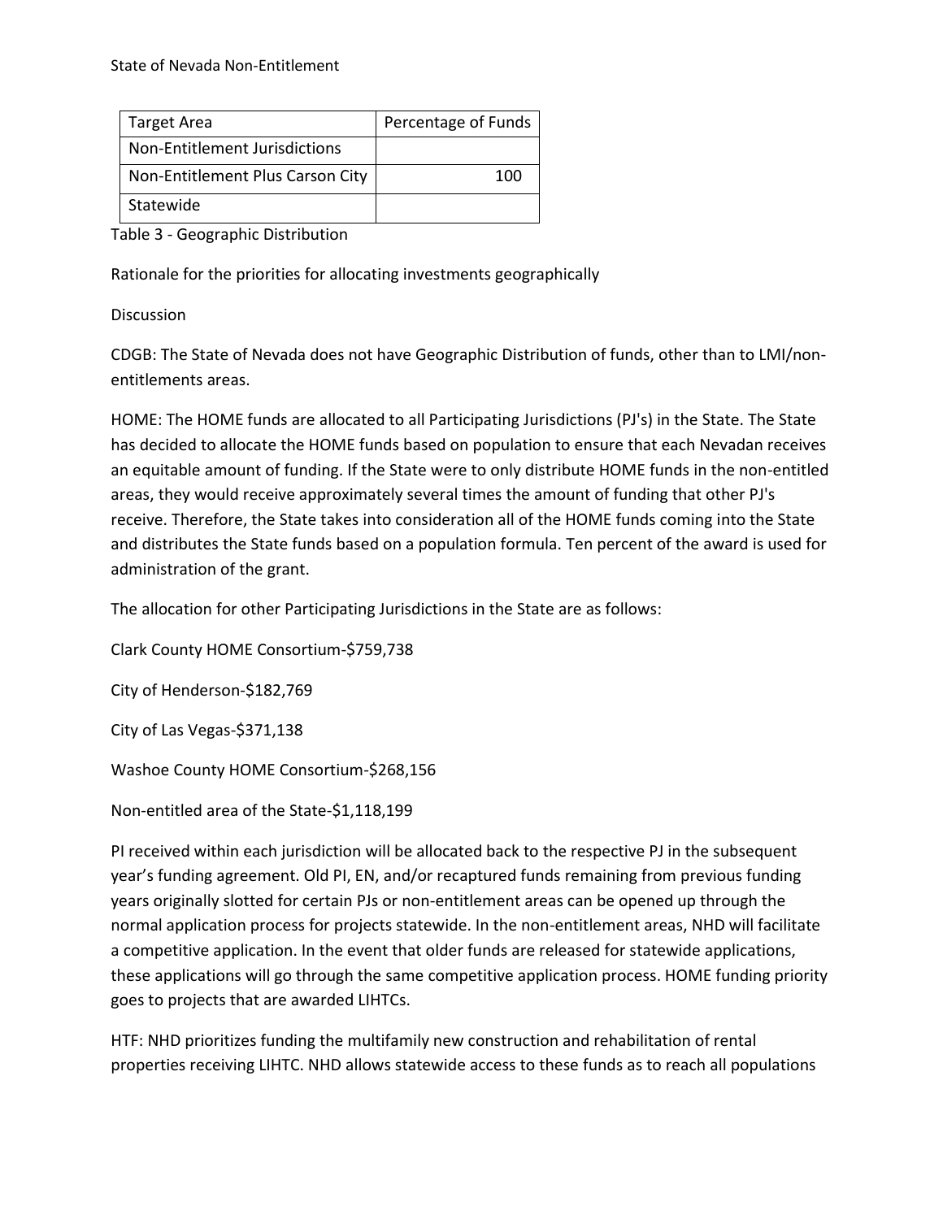| Target Area | Percentage of Funds |
| --- | --- |
| Non-Entitlement Jurisdictions | |
| Non-Entitlement Plus Carson City | 100 |
| Statewide | |

Table 3 - Geographic Distribution

Rationale for the priorities for allocating investments geographically

Discussion

CDGB: The State of Nevada does not have Geographic Distribution of funds, other than to LMI/non-entitlements areas.

HOME: The HOME funds are allocated to all Participating Jurisdictions (PJ's) in the State. The State has decided to allocate the HOME funds based on population to ensure that each Nevadan receives an equitable amount of funding. If the State were to only distribute HOME funds in the non-entitled areas, they would receive approximately several times the amount of funding that other PJ's receive. Therefore, the State takes into consideration all of the HOME funds coming into the State and distributes the State funds based on a population formula. Ten percent of the award is used for administration of the grant.

The allocation for other Participating Jurisdictions in the State are as follows:

Clark County HOME Consortium-$759,738

City of Henderson-$182,769

City of Las Vegas-$371,138

Washoe County HOME Consortium-$268,156

Non-entitled area of the State-$1,118,199

PI received within each jurisdiction will be allocated back to the respective PJ in the subsequent year's funding agreement. Old PI, EN, and/or recaptured funds remaining from previous funding years originally slotted for certain PJs or non-entitlement areas can be opened up through the normal application process for projects statewide. In the non-entitlement areas, NHD will facilitate a competitive application. In the event that older funds are released for statewide applications, these applications will go through the same competitive application process. HOME funding priority goes to projects that are awarded LIHTCs.

HTF: NHD prioritizes funding the multifamily new construction and rehabilitation of rental properties receiving LIHTC. NHD allows statewide access to these funds as to reach all populations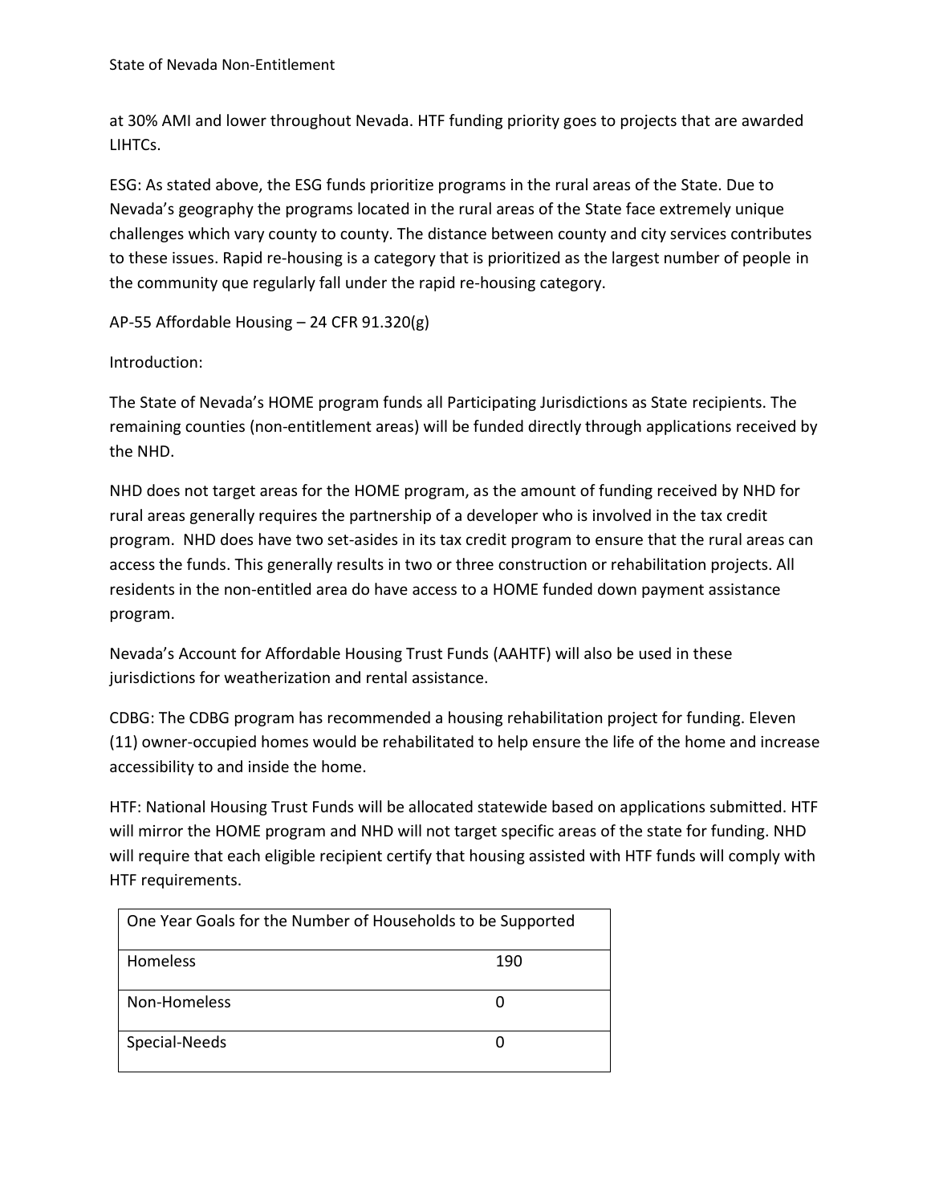at 30% AMI and lower throughout Nevada. HTF funding priority goes to projects that are awarded LIHTCs.

ESG: As stated above, the ESG funds prioritize programs in the rural areas of the State. Due to Nevada's geography the programs located in the rural areas of the State face extremely unique challenges which vary county to county. The distance between county and city services contributes to these issues. Rapid re-housing is a category that is prioritized as the largest number of people in the community que regularly fall under the rapid re-housing category.

## AP-55 Affordable Housing – 24 CFR 91.320(g)

Introduction:

The State of Nevada's HOME program funds all Participating Jurisdictions as State recipients. The remaining counties (non-entitlement areas) will be funded directly through applications received by the NHD.

NHD does not target areas for the HOME program, as the amount of funding received by NHD for rural areas generally requires the partnership of a developer who is involved in the tax credit program. NHD does have two set-asides in its tax credit program to ensure that the rural areas can access the funds. This generally results in two or three construction or rehabilitation projects. All residents in the non-entitled area do have access to a HOME funded down payment assistance program.

Nevada's Account for Affordable Housing Trust Funds (AAHTF) will also be used in these jurisdictions for weatherization and rental assistance.

CDBG: The CDBG program has recommended a housing rehabilitation project for funding. Eleven (11) owner-occupied homes would be rehabilitated to help ensure the life of the home and increase accessibility to and inside the home.

HTF: National Housing Trust Funds will be allocated statewide based on applications submitted. HTF will mirror the HOME program and NHD will not target specific areas of the state for funding. NHD will require that each eligible recipient certify that housing assisted with HTF funds will comply with HTF requirements.

| One Year Goals for the Number of Households to be Supported | |
|---|---|
| Homeless | 190 |
| Non-Homeless | 0 |
| Special-Needs | 0 |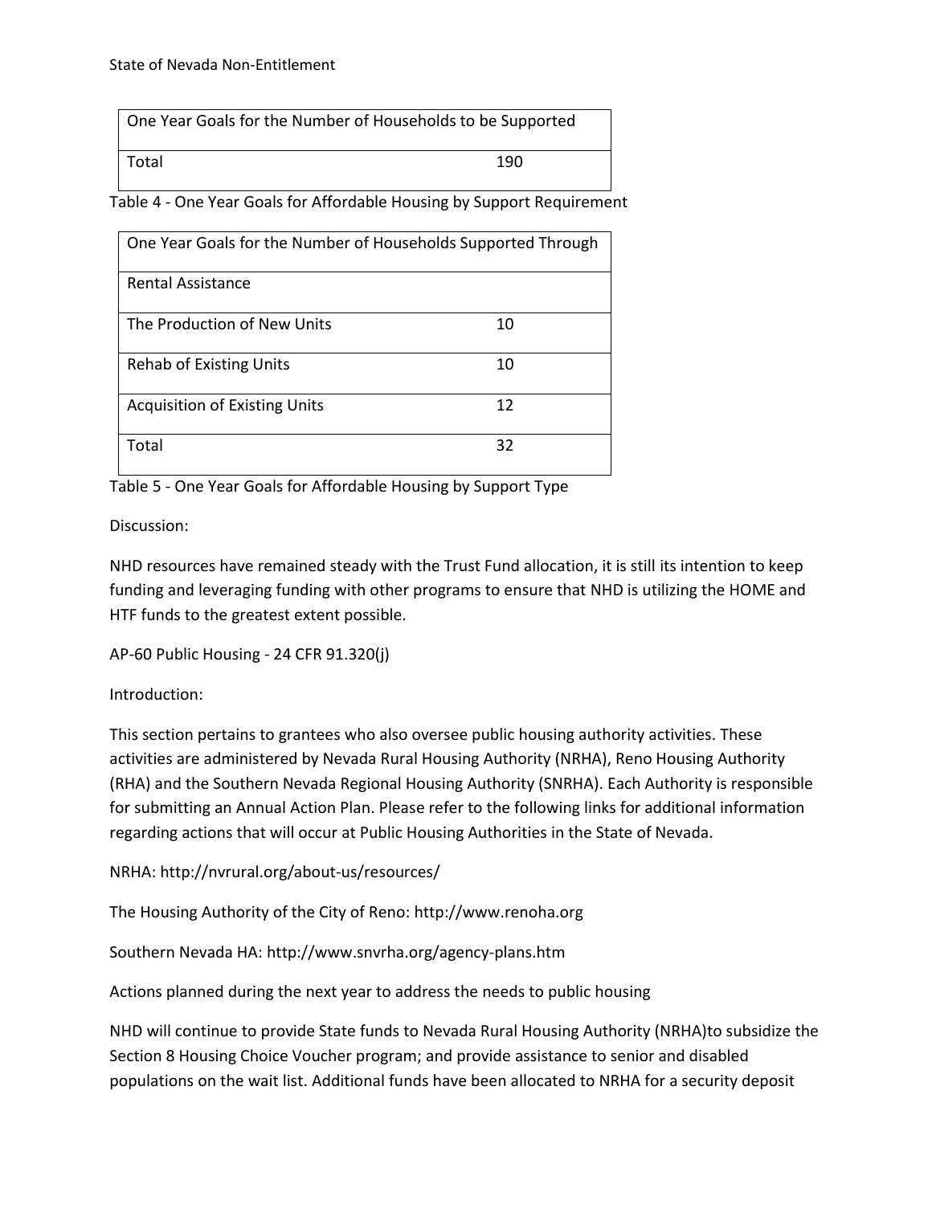| One Year Goals for the Number of Households to be Supported | |
| --- | --- |
| Total | 190 |

Table 4 - One Year Goals for Affordable Housing by Support Requirement

| One Year Goals for the Number of Households Supported Through | |
| --- | --- |
| Rental Assistance | |
| The Production of New Units | 10 |
| Rehab of Existing Units | 10 |
| Acquisition of Existing Units | 12 |
| Total | 32 |

Table 5 - One Year Goals for Affordable Housing by Support Type

Discussion:

NHD resources have remained steady with the Trust Fund allocation, it is still its intention to keep funding and leveraging funding with other programs to ensure that NHD is utilizing the HOME and HTF funds to the greatest extent possible.

## AP-60 Public Housing - 24 CFR 91.320(j)

Introduction:

This section pertains to grantees who also oversee public housing authority activities. These activities are administered by Nevada Rural Housing Authority (NRHA), Reno Housing Authority (RHA) and the Southern Nevada Regional Housing Authority (SNRHA). Each Authority is responsible for submitting an Annual Action Plan. Please refer to the following links for additional information regarding actions that will occur at Public Housing Authorities in the State of Nevada.

NRHA: http://nvrural.org/about-us/resources/

The Housing Authority of the City of Reno: http://www.renoha.org

Southern Nevada HA: http://www.snvrha.org/agency-plans.htm

Actions planned during the next year to address the needs to public housing

NHD will continue to provide State funds to Nevada Rural Housing Authority (NRHA)to subsidize the Section 8 Housing Choice Voucher program; and provide assistance to senior and disabled populations on the wait list. Additional funds have been allocated to NRHA for a security deposit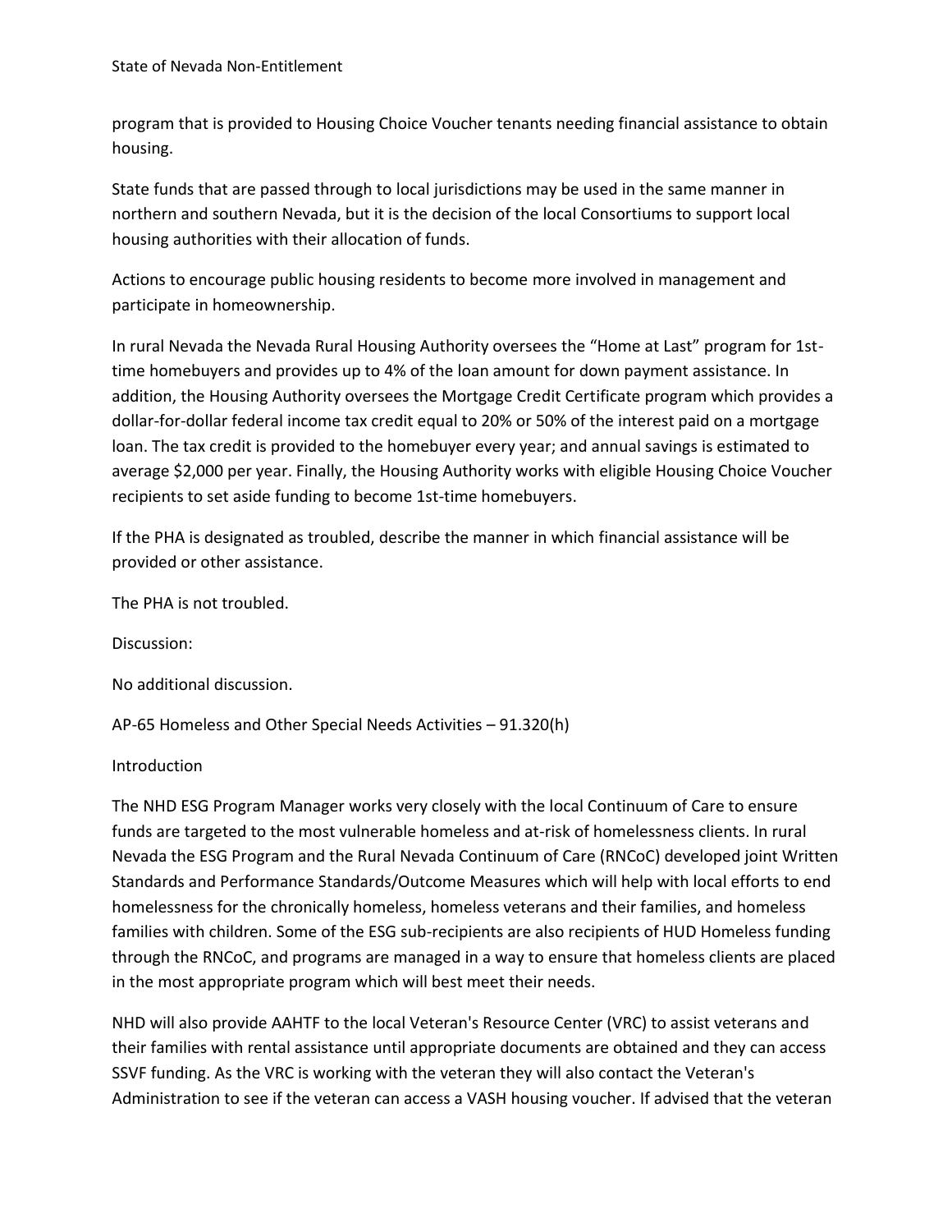program that is provided to Housing Choice Voucher tenants needing financial assistance to obtain housing.

State funds that are passed through to local jurisdictions may be used in the same manner in northern and southern Nevada, but it is the decision of the local Consortiums to support local housing authorities with their allocation of funds.

Actions to encourage public housing residents to become more involved in management and participate in homeownership.

In rural Nevada the Nevada Rural Housing Authority oversees the "Home at Last" program for 1st-time homebuyers and provides up to 4% of the loan amount for down payment assistance. In addition, the Housing Authority oversees the Mortgage Credit Certificate program which provides a dollar-for-dollar federal income tax credit equal to 20% or 50% of the interest paid on a mortgage loan. The tax credit is provided to the homebuyer every year; and annual savings is estimated to average $2,000 per year. Finally, the Housing Authority works with eligible Housing Choice Voucher recipients to set aside funding to become 1st-time homebuyers.

If the PHA is designated as troubled, describe the manner in which financial assistance will be provided or other assistance.

The PHA is not troubled.

Discussion:

No additional discussion.

## AP-65 Homeless and Other Special Needs Activities – 91.320(h)

Introduction

The NHD ESG Program Manager works very closely with the local Continuum of Care to ensure funds are targeted to the most vulnerable homeless and at-risk of homelessness clients. In rural Nevada the ESG Program and the Rural Nevada Continuum of Care (RNCoC) developed joint Written Standards and Performance Standards/Outcome Measures which will help with local efforts to end homelessness for the chronically homeless, homeless veterans and their families, and homeless families with children. Some of the ESG sub-recipients are also recipients of HUD Homeless funding through the RNCoC, and programs are managed in a way to ensure that homeless clients are placed in the most appropriate program which will best meet their needs.

NHD will also provide AAHTF to the local Veteran's Resource Center (VRC) to assist veterans and their families with rental assistance until appropriate documents are obtained and they can access SSVF funding. As the VRC is working with the veteran they will also contact the Veteran's Administration to see if the veteran can access a VASH housing voucher. If advised that the veteran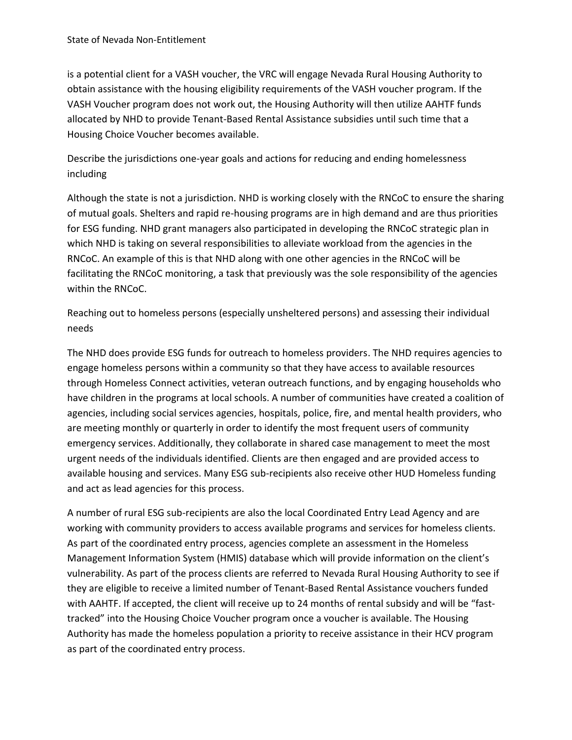is a potential client for a VASH voucher, the VRC will engage Nevada Rural Housing Authority to obtain assistance with the housing eligibility requirements of the VASH voucher program. If the VASH Voucher program does not work out, the Housing Authority will then utilize AAHTF funds allocated by NHD to provide Tenant-Based Rental Assistance subsidies until such time that a Housing Choice Voucher becomes available.

Describe the jurisdictions one-year goals and actions for reducing and ending homelessness including

Although the state is not a jurisdiction. NHD is working closely with the RNCoC to ensure the sharing of mutual goals. Shelters and rapid re-housing programs are in high demand and are thus priorities for ESG funding. NHD grant managers also participated in developing the RNCoC strategic plan in which NHD is taking on several responsibilities to alleviate workload from the agencies in the RNCoC. An example of this is that NHD along with one other agencies in the RNCoC will be facilitating the RNCoC monitoring, a task that previously was the sole responsibility of the agencies within the RNCoC.

Reaching out to homeless persons (especially unsheltered persons) and assessing their individual needs

The NHD does provide ESG funds for outreach to homeless providers. The NHD requires agencies to engage homeless persons within a community so that they have access to available resources through Homeless Connect activities, veteran outreach functions, and by engaging households who have children in the programs at local schools. A number of communities have created a coalition of agencies, including social services agencies, hospitals, police, fire, and mental health providers, who are meeting monthly or quarterly in order to identify the most frequent users of community emergency services. Additionally, they collaborate in shared case management to meet the most urgent needs of the individuals identified. Clients are then engaged and are provided access to available housing and services. Many ESG sub-recipients also receive other HUD Homeless funding and act as lead agencies for this process.

A number of rural ESG sub-recipients are also the local Coordinated Entry Lead Agency and are working with community providers to access available programs and services for homeless clients. As part of the coordinated entry process, agencies complete an assessment in the Homeless Management Information System (HMIS) database which will provide information on the client's vulnerability. As part of the process clients are referred to Nevada Rural Housing Authority to see if they are eligible to receive a limited number of Tenant-Based Rental Assistance vouchers funded with AAHTF. If accepted, the client will receive up to 24 months of rental subsidy and will be "fast-tracked" into the Housing Choice Voucher program once a voucher is available. The Housing Authority has made the homeless population a priority to receive assistance in their HCV program as part of the coordinated entry process.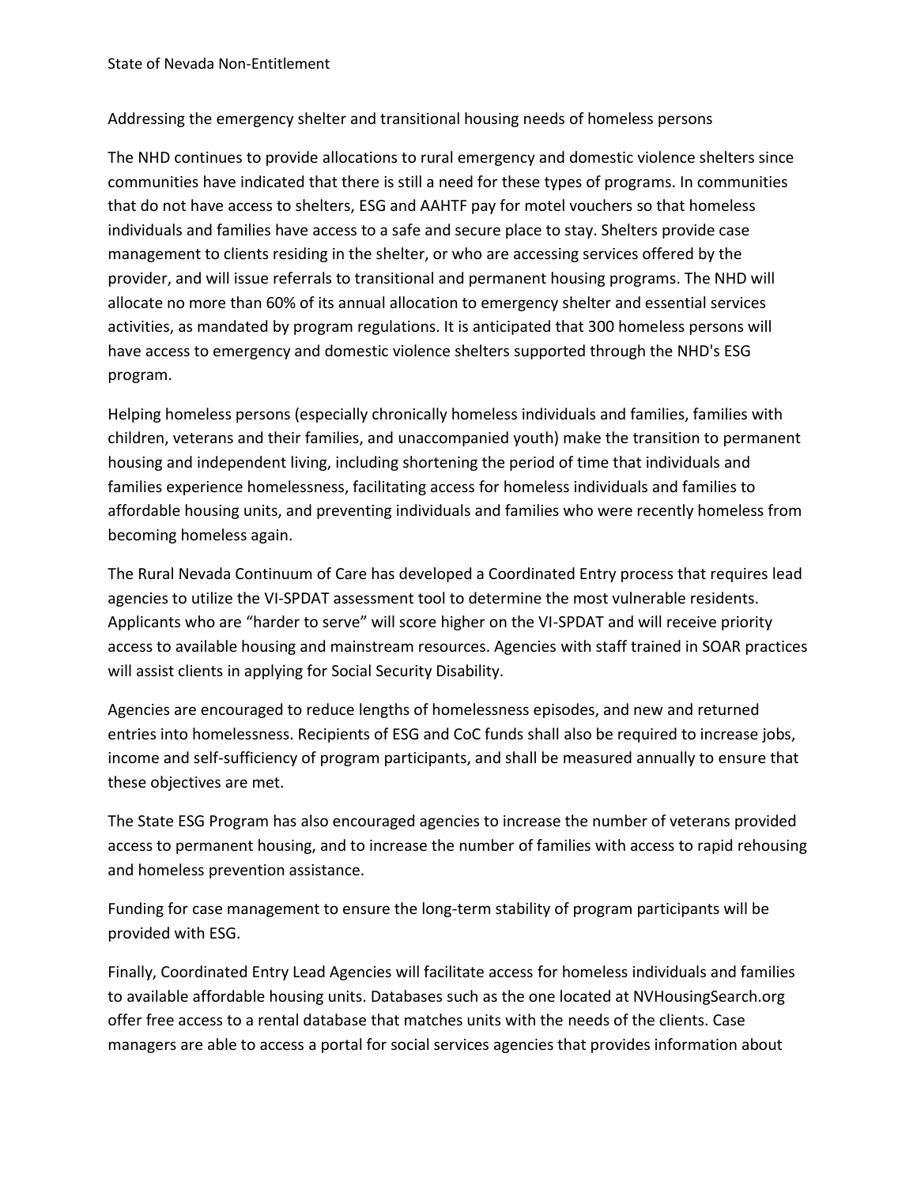Addressing the emergency shelter and transitional housing needs of homeless persons

The NHD continues to provide allocations to rural emergency and domestic violence shelters since communities have indicated that there is still a need for these types of programs. In communities that do not have access to shelters, ESG and AAHTF pay for motel vouchers so that homeless individuals and families have access to a safe and secure place to stay. Shelters provide case management to clients residing in the shelter, or who are accessing services offered by the provider, and will issue referrals to transitional and permanent housing programs. The NHD will allocate no more than 60% of its annual allocation to emergency shelter and essential services activities, as mandated by program regulations. It is anticipated that 300 homeless persons will have access to emergency and domestic violence shelters supported through the NHD's ESG program.

Helping homeless persons (especially chronically homeless individuals and families, families with children, veterans and their families, and unaccompanied youth) make the transition to permanent housing and independent living, including shortening the period of time that individuals and families experience homelessness, facilitating access for homeless individuals and families to affordable housing units, and preventing individuals and families who were recently homeless from becoming homeless again.

The Rural Nevada Continuum of Care has developed a Coordinated Entry process that requires lead agencies to utilize the VI-SPDAT assessment tool to determine the most vulnerable residents. Applicants who are "harder to serve" will score higher on the VI-SPDAT and will receive priority access to available housing and mainstream resources. Agencies with staff trained in SOAR practices will assist clients in applying for Social Security Disability.

Agencies are encouraged to reduce lengths of homelessness episodes, and new and returned entries into homelessness. Recipients of ESG and CoC funds shall also be required to increase jobs, income and self-sufficiency of program participants, and shall be measured annually to ensure that these objectives are met.

The State ESG Program has also encouraged agencies to increase the number of veterans provided access to permanent housing, and to increase the number of families with access to rapid rehousing and homeless prevention assistance.

Funding for case management to ensure the long-term stability of program participants will be provided with ESG.

Finally, Coordinated Entry Lead Agencies will facilitate access for homeless individuals and families to available affordable housing units. Databases such as the one located at NVHousingSearch.org offer free access to a rental database that matches units with the needs of the clients. Case managers are able to access a portal for social services agencies that provides information about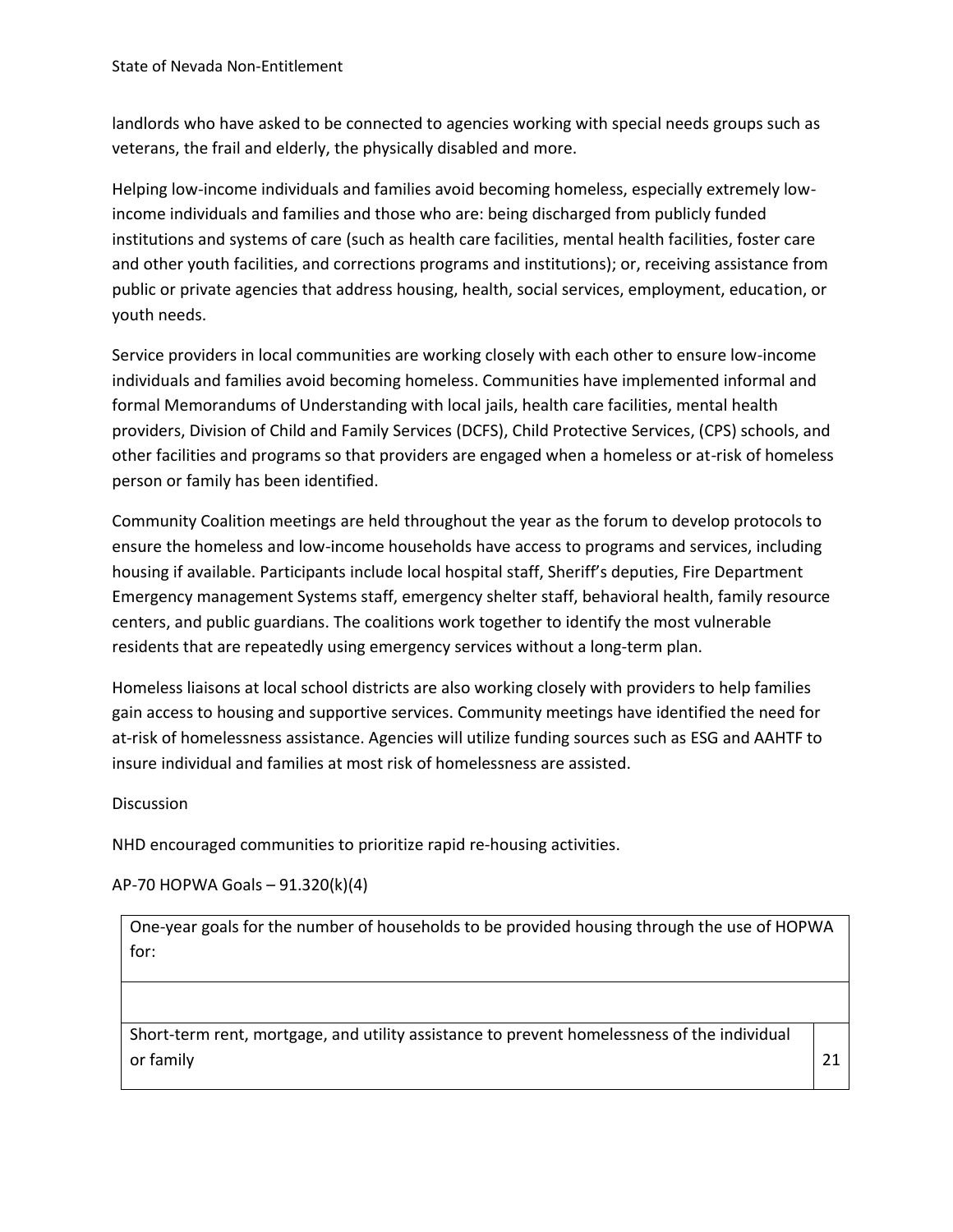landlords who have asked to be connected to agencies working with special needs groups such as veterans, the frail and elderly, the physically disabled and more.

Helping low-income individuals and families avoid becoming homeless, especially extremely low-income individuals and families and those who are: being discharged from publicly funded institutions and systems of care (such as health care facilities, mental health facilities, foster care and other youth facilities, and corrections programs and institutions); or, receiving assistance from public or private agencies that address housing, health, social services, employment, education, or youth needs.

Service providers in local communities are working closely with each other to ensure low-income individuals and families avoid becoming homeless. Communities have implemented informal and formal Memorandums of Understanding with local jails, health care facilities, mental health providers, Division of Child and Family Services (DCFS), Child Protective Services, (CPS) schools, and other facilities and programs so that providers are engaged when a homeless or at-risk of homeless person or family has been identified.

Community Coalition meetings are held throughout the year as the forum to develop protocols to ensure the homeless and low-income households have access to programs and services, including housing if available. Participants include local hospital staff, Sheriff's deputies, Fire Department Emergency management Systems staff, emergency shelter staff, behavioral health, family resource centers, and public guardians. The coalitions work together to identify the most vulnerable residents that are repeatedly using emergency services without a long-term plan.

Homeless liaisons at local school districts are also working closely with providers to help families gain access to housing and supportive services. Community meetings have identified the need for at-risk of homelessness assistance. Agencies will utilize funding sources such as ESG and AAHTF to insure individual and families at most risk of homelessness are assisted.

Discussion

NHD encouraged communities to prioritize rapid re-housing activities.

## AP-70 HOPWA Goals – 91.320(k)(4)

| One-year goals for the number of households to be provided housing through the use of HOPWA for: | |
|---|---|
| | |
| Short-term rent, mortgage, and utility assistance to prevent homelessness of the individual or family | 21 |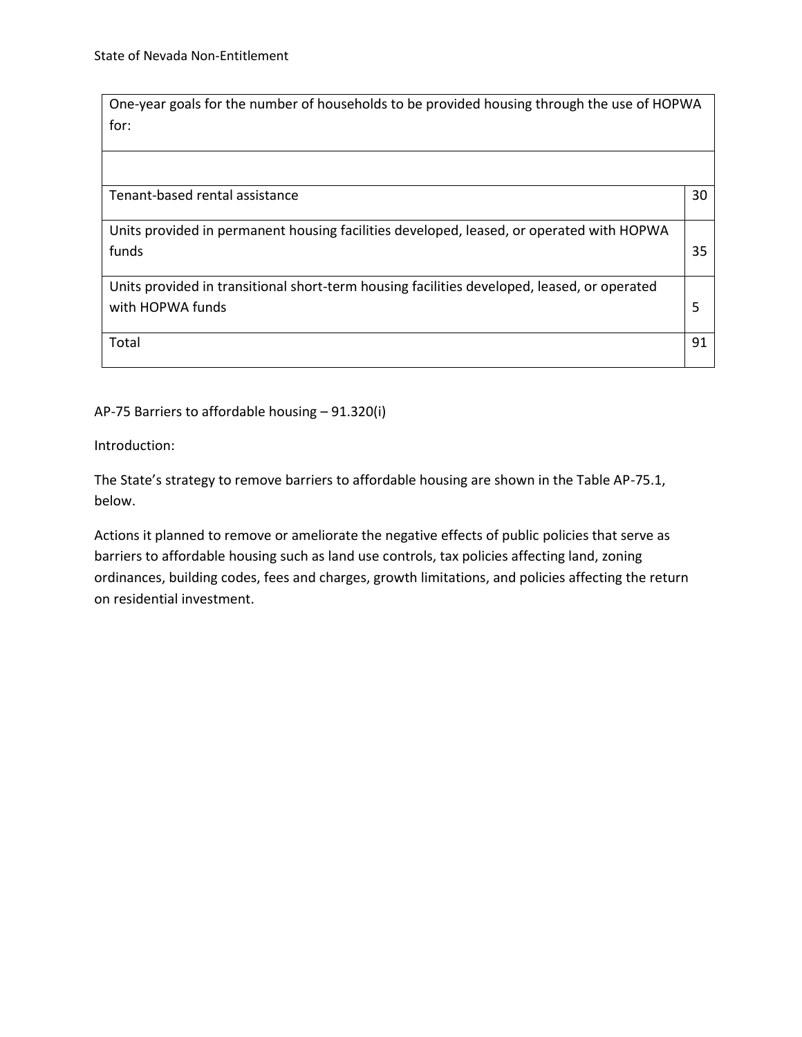| One-year goals for the number of households to be provided housing through the use of HOPWA for: | |
|---|---|
| | |
| Tenant-based rental assistance | 30 |
| Units provided in permanent housing facilities developed, leased, or operated with HOPWA funds | 35 |
| Units provided in transitional short-term housing facilities developed, leased, or operated with HOPWA funds | 5 |
| Total | 91 |

AP-75 Barriers to affordable housing – 91.320(i)

Introduction:

The State's strategy to remove barriers to affordable housing are shown in the Table AP-75.1, below.

Actions it planned to remove or ameliorate the negative effects of public policies that serve as barriers to affordable housing such as land use controls, tax policies affecting land, zoning ordinances, building codes, fees and charges, growth limitations, and policies affecting the return on residential investment.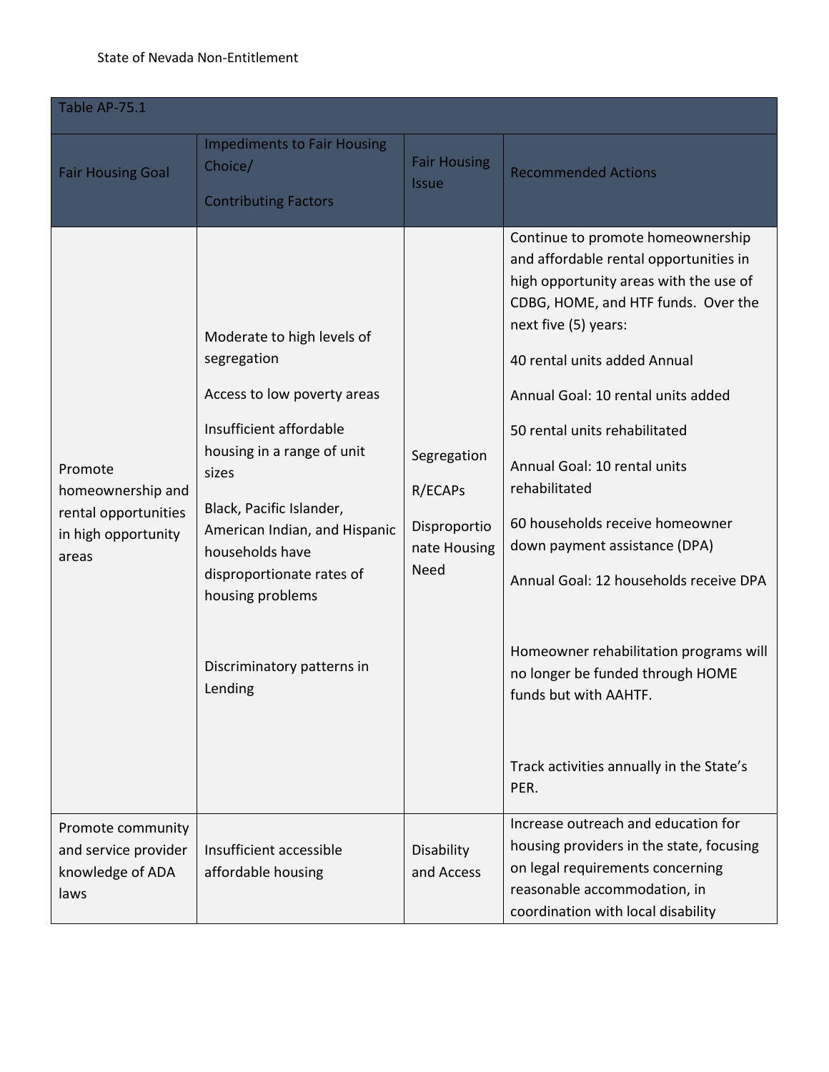| Table AP-75.1 | | | |
|---|---|---|---|
| Fair Housing Goal | Impediments to Fair Housing Choice/<br>Contributing Factors | Fair Housing Issue | Recommended Actions |
| Promote homeownership and rental opportunities in high opportunity areas | Moderate to high levels of segregation<br>Access to low poverty areas<br>Insufficient affordable housing in a range of unit sizes<br>Black, Pacific Islander, American Indian, and Hispanic households have disproportionate rates of housing problems<br>Discriminatory patterns in Lending | Segregation<br>R/ECAPs<br>Disproportionate Housing Need | Continue to promote homeownership and affordable rental opportunities in high opportunity areas with the use of CDBG, HOME, and HTF funds. Over the next five (5) years:<br>40 rental units added Annual<br>Annual Goal: 10 rental units added<br>50 rental units rehabilitated<br>Annual Goal: 10 rental units rehabilitated<br>60 households receive homeowner down payment assistance (DPA)<br>Annual Goal: 12 households receive DPA<br>Homeowner rehabilitation programs will no longer be funded through HOME funds but with AAHTF.<br>Track activities annually in the State's PER. |
| Promote community and service provider knowledge of ADA laws | Insufficient accessible affordable housing | Disability and Access | Increase outreach and education for housing providers in the state, focusing on legal requirements concerning reasonable accommodation, in coordination with local disability |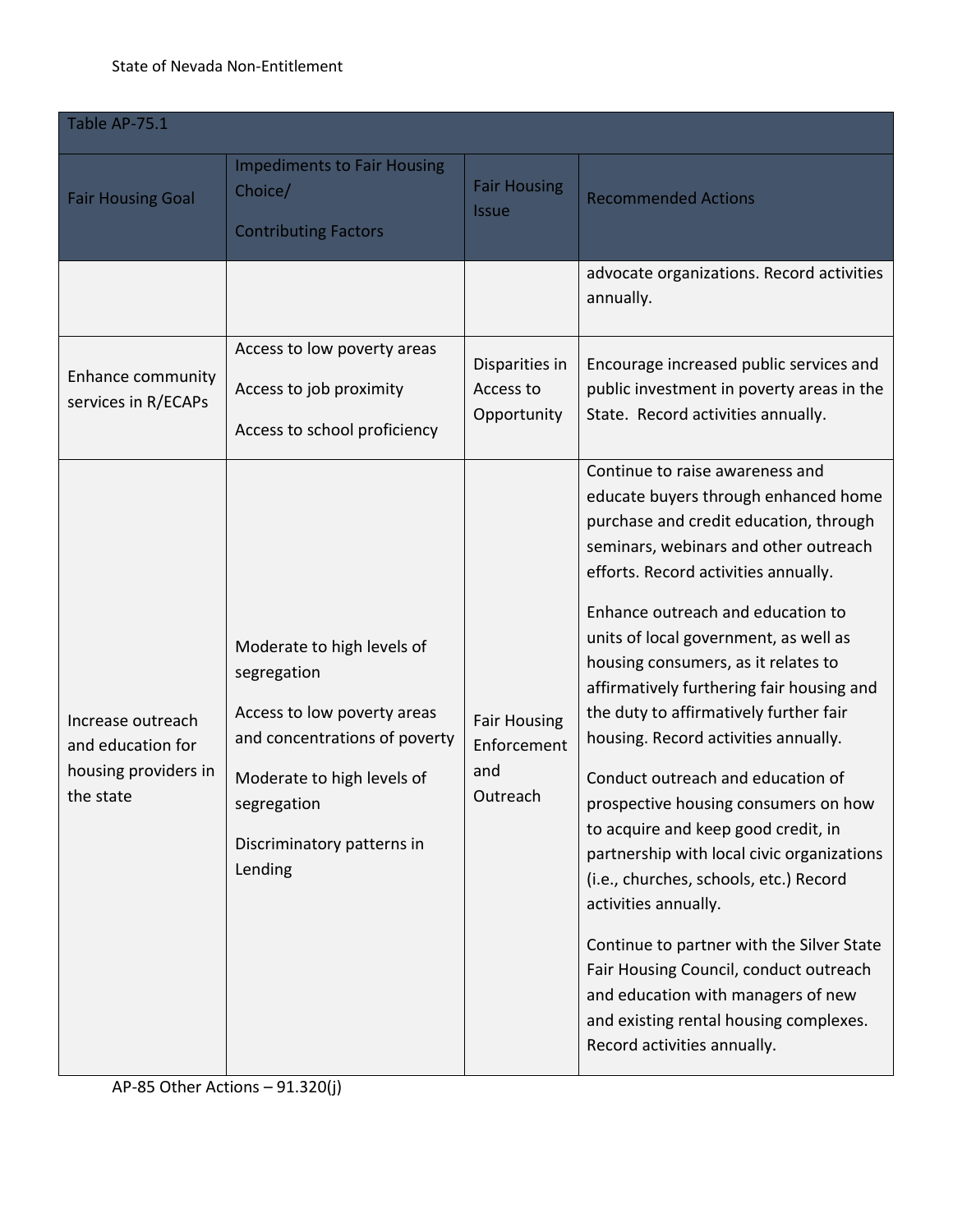| Table AP-75.1 | | | |
|---|---|---|---|
| Fair Housing Goal | Impediments to Fair Housing Choice/ Contributing Factors | Fair Housing Issue | Recommended Actions |
| | | | advocate organizations. Record activities annually. |
| Enhance community services in R/ECAPs | Access to low poverty areas<br><br>Access to job proximity<br><br>Access to school proficiency | Disparities in Access to Opportunity | Encourage increased public services and public investment in poverty areas in the State. Record activities annually. |
| Increase outreach and education for housing providers in the state | Moderate to high levels of segregation<br><br>Access to low poverty areas and concentrations of poverty<br><br>Moderate to high levels of segregation<br><br>Discriminatory patterns in Lending | Fair Housing Enforcement and Outreach | Continue to raise awareness and educate buyers through enhanced home purchase and credit education, through seminars, webinars and other outreach efforts. Record activities annually.<br><br>Enhance outreach and education to units of local government, as well as housing consumers, as it relates to affirmatively furthering fair housing and the duty to affirmatively further fair housing. Record activities annually.<br><br>Conduct outreach and education of prospective housing consumers on how to acquire and keep good credit, in partnership with local civic organizations (i.e., churches, schools, etc.) Record activities annually.<br><br>Continue to partner with the Silver State Fair Housing Council, conduct outreach and education with managers of new and existing rental housing complexes. Record activities annually. |

AP-85 Other Actions – 91.320(j)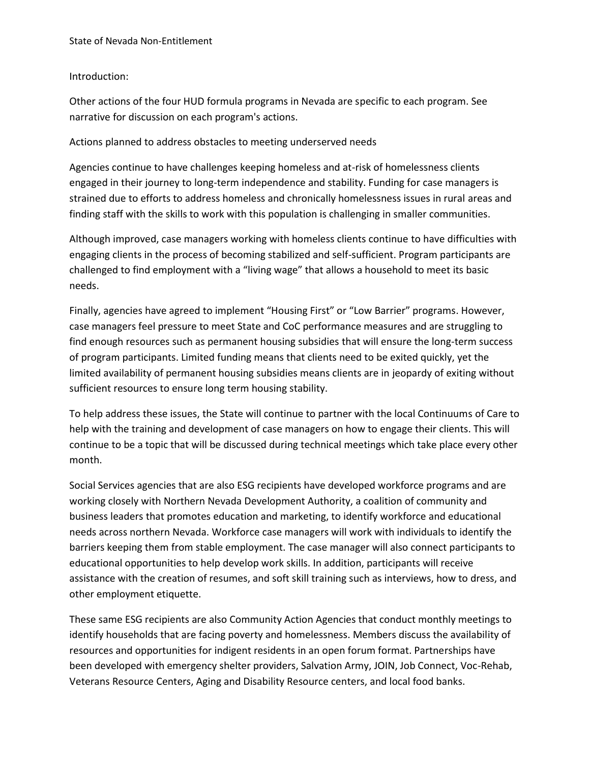State of Nevada Non-Entitlement

Introduction:

Other actions of the four HUD formula programs in Nevada are specific to each program. See narrative for discussion on each program's actions.

Actions planned to address obstacles to meeting underserved needs

Agencies continue to have challenges keeping homeless and at-risk of homelessness clients engaged in their journey to long-term independence and stability. Funding for case managers is strained due to efforts to address homeless and chronically homelessness issues in rural areas and finding staff with the skills to work with this population is challenging in smaller communities.

Although improved, case managers working with homeless clients continue to have difficulties with engaging clients in the process of becoming stabilized and self-sufficient. Program participants are challenged to find employment with a "living wage" that allows a household to meet its basic needs.

Finally, agencies have agreed to implement "Housing First" or "Low Barrier" programs. However, case managers feel pressure to meet State and CoC performance measures and are struggling to find enough resources such as permanent housing subsidies that will ensure the long-term success of program participants. Limited funding means that clients need to be exited quickly, yet the limited availability of permanent housing subsidies means clients are in jeopardy of exiting without sufficient resources to ensure long term housing stability.

To help address these issues, the State will continue to partner with the local Continuums of Care to help with the training and development of case managers on how to engage their clients. This will continue to be a topic that will be discussed during technical meetings which take place every other month.

Social Services agencies that are also ESG recipients have developed workforce programs and are working closely with Northern Nevada Development Authority, a coalition of community and business leaders that promotes education and marketing, to identify workforce and educational needs across northern Nevada. Workforce case managers will work with individuals to identify the barriers keeping them from stable employment. The case manager will also connect participants to educational opportunities to help develop work skills. In addition, participants will receive assistance with the creation of resumes, and soft skill training such as interviews, how to dress, and other employment etiquette.

These same ESG recipients are also Community Action Agencies that conduct monthly meetings to identify households that are facing poverty and homelessness. Members discuss the availability of resources and opportunities for indigent residents in an open forum format. Partnerships have been developed with emergency shelter providers, Salvation Army, JOIN, Job Connect, Voc-Rehab, Veterans Resource Centers, Aging and Disability Resource centers, and local food banks.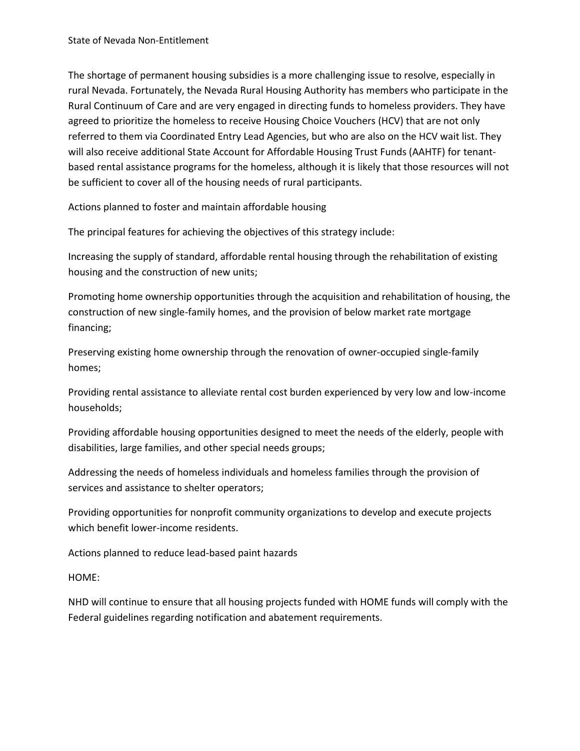The shortage of permanent housing subsidies is a more challenging issue to resolve, especially in rural Nevada. Fortunately, the Nevada Rural Housing Authority has members who participate in the Rural Continuum of Care and are very engaged in directing funds to homeless providers. They have agreed to prioritize the homeless to receive Housing Choice Vouchers (HCV) that are not only referred to them via Coordinated Entry Lead Agencies, but who are also on the HCV wait list. They will also receive additional State Account for Affordable Housing Trust Funds (AAHTF) for tenant-based rental assistance programs for the homeless, although it is likely that those resources will not be sufficient to cover all of the housing needs of rural participants.

Actions planned to foster and maintain affordable housing

The principal features for achieving the objectives of this strategy include:

Increasing the supply of standard, affordable rental housing through the rehabilitation of existing housing and the construction of new units;

Promoting home ownership opportunities through the acquisition and rehabilitation of housing, the construction of new single-family homes, and the provision of below market rate mortgage financing;

Preserving existing home ownership through the renovation of owner-occupied single-family homes;

Providing rental assistance to alleviate rental cost burden experienced by very low and low-income households;

Providing affordable housing opportunities designed to meet the needs of the elderly, people with disabilities, large families, and other special needs groups;

Addressing the needs of homeless individuals and homeless families through the provision of services and assistance to shelter operators;

Providing opportunities for nonprofit community organizations to develop and execute projects which benefit lower-income residents.

Actions planned to reduce lead-based paint hazards

HOME:

NHD will continue to ensure that all housing projects funded with HOME funds will comply with the Federal guidelines regarding notification and abatement requirements.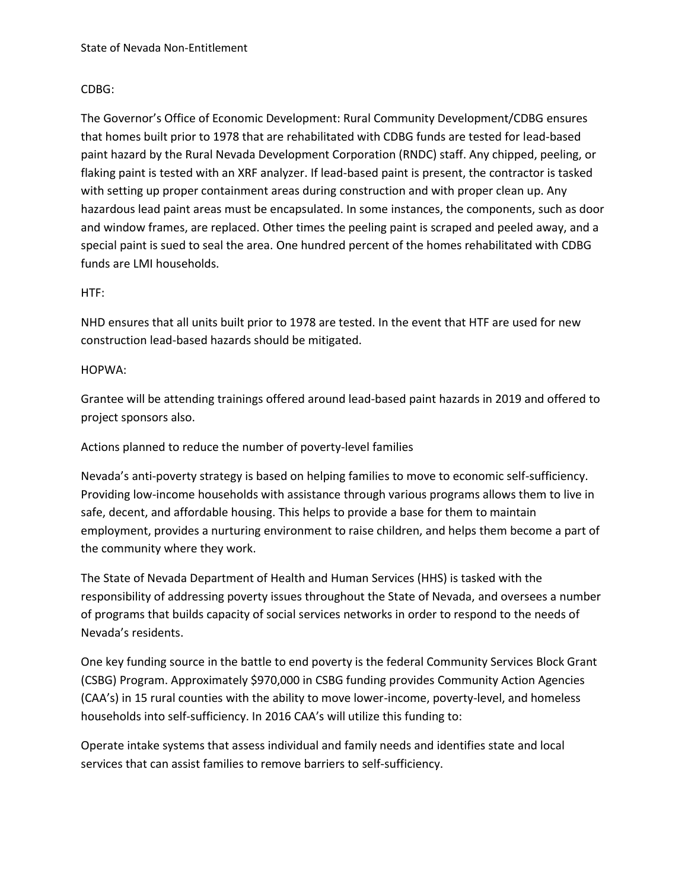State of Nevada Non-Entitlement

CDBG:

The Governor's Office of Economic Development: Rural Community Development/CDBG ensures that homes built prior to 1978 that are rehabilitated with CDBG funds are tested for lead-based paint hazard by the Rural Nevada Development Corporation (RNDC) staff. Any chipped, peeling, or flaking paint is tested with an XRF analyzer. If lead-based paint is present, the contractor is tasked with setting up proper containment areas during construction and with proper clean up. Any hazardous lead paint areas must be encapsulated. In some instances, the components, such as door and window frames, are replaced. Other times the peeling paint is scraped and peeled away, and a special paint is sued to seal the area. One hundred percent of the homes rehabilitated with CDBG funds are LMI households.

HTF:

NHD ensures that all units built prior to 1978 are tested. In the event that HTF are used for new construction lead-based hazards should be mitigated.

HOPWA:

Grantee will be attending trainings offered around lead-based paint hazards in 2019 and offered to project sponsors also.

Actions planned to reduce the number of poverty-level families

Nevada's anti-poverty strategy is based on helping families to move to economic self-sufficiency. Providing low-income households with assistance through various programs allows them to live in safe, decent, and affordable housing. This helps to provide a base for them to maintain employment, provides a nurturing environment to raise children, and helps them become a part of the community where they work.

The State of Nevada Department of Health and Human Services (HHS) is tasked with the responsibility of addressing poverty issues throughout the State of Nevada, and oversees a number of programs that builds capacity of social services networks in order to respond to the needs of Nevada's residents.

One key funding source in the battle to end poverty is the federal Community Services Block Grant (CSBG) Program. Approximately $970,000 in CSBG funding provides Community Action Agencies (CAA's) in 15 rural counties with the ability to move lower-income, poverty-level, and homeless households into self-sufficiency. In 2016 CAA's will utilize this funding to:

Operate intake systems that assess individual and family needs and identifies state and local services that can assist families to remove barriers to self-sufficiency.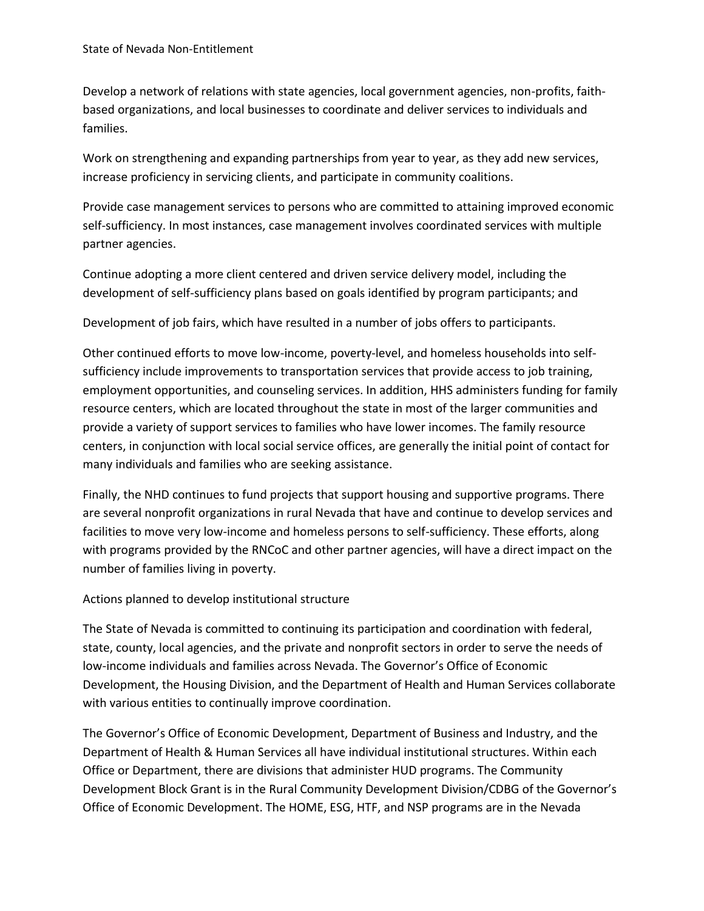Develop a network of relations with state agencies, local government agencies, non-profits, faith-based organizations, and local businesses to coordinate and deliver services to individuals and families.

Work on strengthening and expanding partnerships from year to year, as they add new services, increase proficiency in servicing clients, and participate in community coalitions.

Provide case management services to persons who are committed to attaining improved economic self-sufficiency. In most instances, case management involves coordinated services with multiple partner agencies.

Continue adopting a more client centered and driven service delivery model, including the development of self-sufficiency plans based on goals identified by program participants; and

Development of job fairs, which have resulted in a number of jobs offers to participants.

Other continued efforts to move low-income, poverty-level, and homeless households into self-sufficiency include improvements to transportation services that provide access to job training, employment opportunities, and counseling services. In addition, HHS administers funding for family resource centers, which are located throughout the state in most of the larger communities and provide a variety of support services to families who have lower incomes. The family resource centers, in conjunction with local social service offices, are generally the initial point of contact for many individuals and families who are seeking assistance.

Finally, the NHD continues to fund projects that support housing and supportive programs. There are several nonprofit organizations in rural Nevada that have and continue to develop services and facilities to move very low-income and homeless persons to self-sufficiency. These efforts, along with programs provided by the RNCoC and other partner agencies, will have a direct impact on the number of families living in poverty.

## Actions planned to develop institutional structure

The State of Nevada is committed to continuing its participation and coordination with federal, state, county, local agencies, and the private and nonprofit sectors in order to serve the needs of low-income individuals and families across Nevada. The Governor's Office of Economic Development, the Housing Division, and the Department of Health and Human Services collaborate with various entities to continually improve coordination.

The Governor's Office of Economic Development, Department of Business and Industry, and the Department of Health & Human Services all have individual institutional structures. Within each Office or Department, there are divisions that administer HUD programs. The Community Development Block Grant is in the Rural Community Development Division/CDBG of the Governor's Office of Economic Development. The HOME, ESG, HTF, and NSP programs are in the Nevada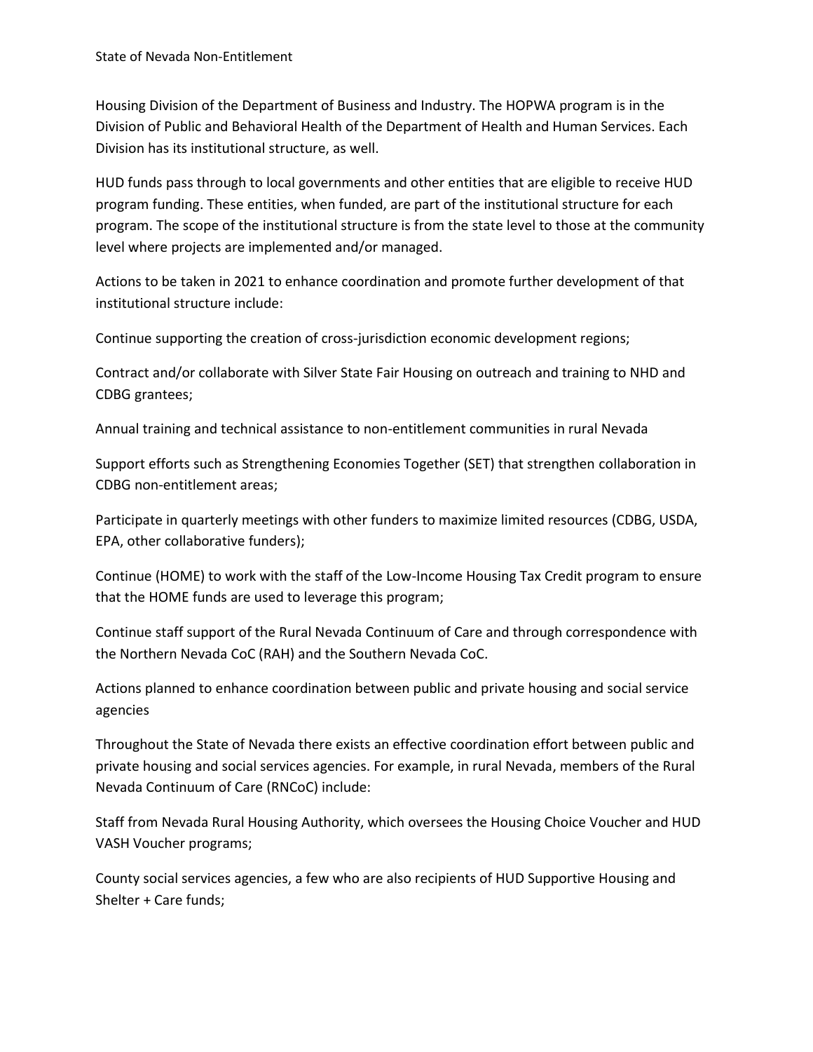Housing Division of the Department of Business and Industry. The HOPWA program is in the Division of Public and Behavioral Health of the Department of Health and Human Services. Each Division has its institutional structure, as well.

HUD funds pass through to local governments and other entities that are eligible to receive HUD program funding. These entities, when funded, are part of the institutional structure for each program. The scope of the institutional structure is from the state level to those at the community level where projects are implemented and/or managed.

Actions to be taken in 2021 to enhance coordination and promote further development of that institutional structure include:

Continue supporting the creation of cross-jurisdiction economic development regions;

Contract and/or collaborate with Silver State Fair Housing on outreach and training to NHD and CDBG grantees;

Annual training and technical assistance to non-entitlement communities in rural Nevada

Support efforts such as Strengthening Economies Together (SET) that strengthen collaboration in CDBG non-entitlement areas;

Participate in quarterly meetings with other funders to maximize limited resources (CDBG, USDA, EPA, other collaborative funders);

Continue (HOME) to work with the staff of the Low-Income Housing Tax Credit program to ensure that the HOME funds are used to leverage this program;

Continue staff support of the Rural Nevada Continuum of Care and through correspondence with the Northern Nevada CoC (RAH) and the Southern Nevada CoC.

## Actions planned to enhance coordination between public and private housing and social service agencies

Throughout the State of Nevada there exists an effective coordination effort between public and private housing and social services agencies. For example, in rural Nevada, members of the Rural Nevada Continuum of Care (RNCoC) include:

Staff from Nevada Rural Housing Authority, which oversees the Housing Choice Voucher and HUD VASH Voucher programs;

County social services agencies, a few who are also recipients of HUD Supportive Housing and Shelter + Care funds;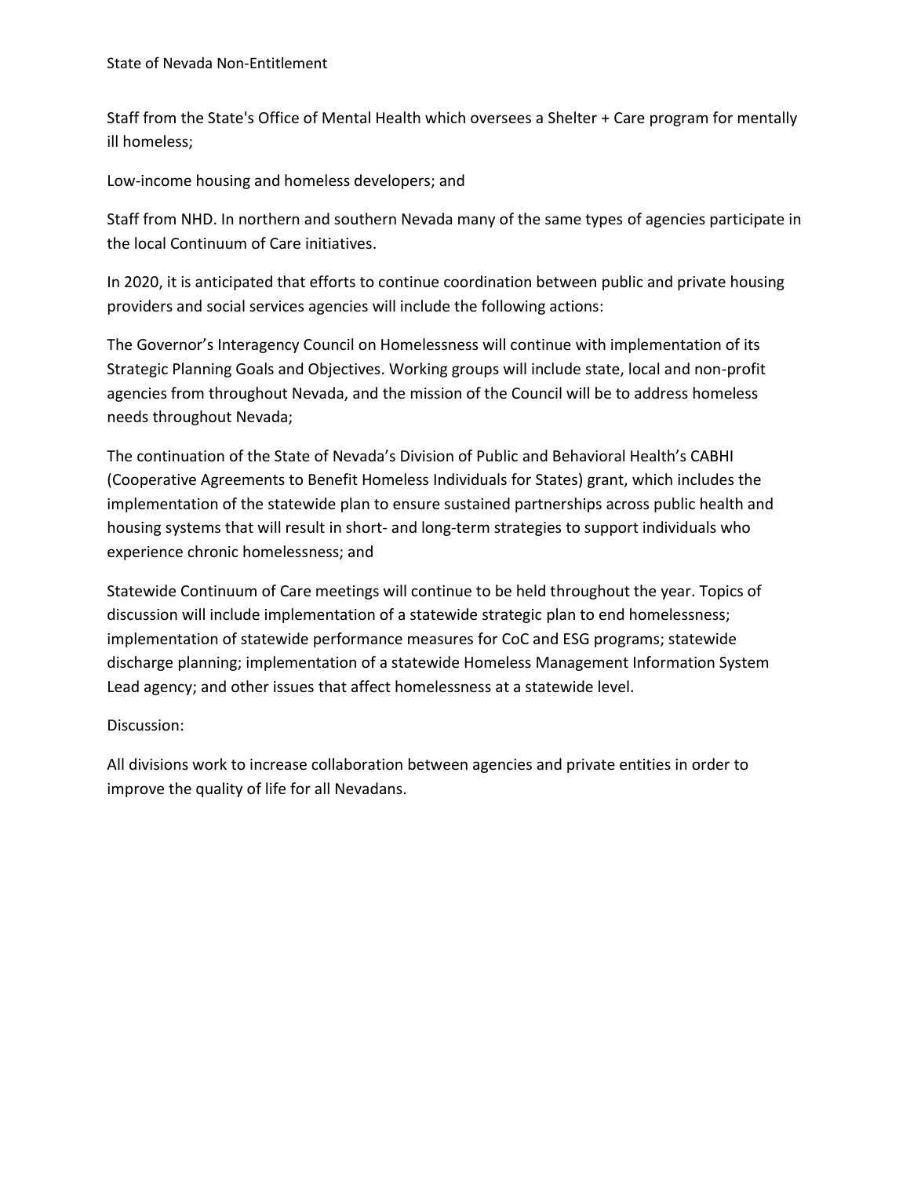Staff from the State's Office of Mental Health which oversees a Shelter + Care program for mentally ill homeless;

Low-income housing and homeless developers; and

Staff from NHD. In northern and southern Nevada many of the same types of agencies participate in the local Continuum of Care initiatives.

In 2020, it is anticipated that efforts to continue coordination between public and private housing providers and social services agencies will include the following actions:

The Governor's Interagency Council on Homelessness will continue with implementation of its Strategic Planning Goals and Objectives. Working groups will include state, local and non-profit agencies from throughout Nevada, and the mission of the Council will be to address homeless needs throughout Nevada;

The continuation of the State of Nevada's Division of Public and Behavioral Health's CABHI (Cooperative Agreements to Benefit Homeless Individuals for States) grant, which includes the implementation of the statewide plan to ensure sustained partnerships across public health and housing systems that will result in short- and long-term strategies to support individuals who experience chronic homelessness; and

Statewide Continuum of Care meetings will continue to be held throughout the year. Topics of discussion will include implementation of a statewide strategic plan to end homelessness; implementation of statewide performance measures for CoC and ESG programs; statewide discharge planning; implementation of a statewide Homeless Management Information System Lead agency; and other issues that affect homelessness at a statewide level.

Discussion:

All divisions work to increase collaboration between agencies and private entities in order to improve the quality of life for all Nevadans.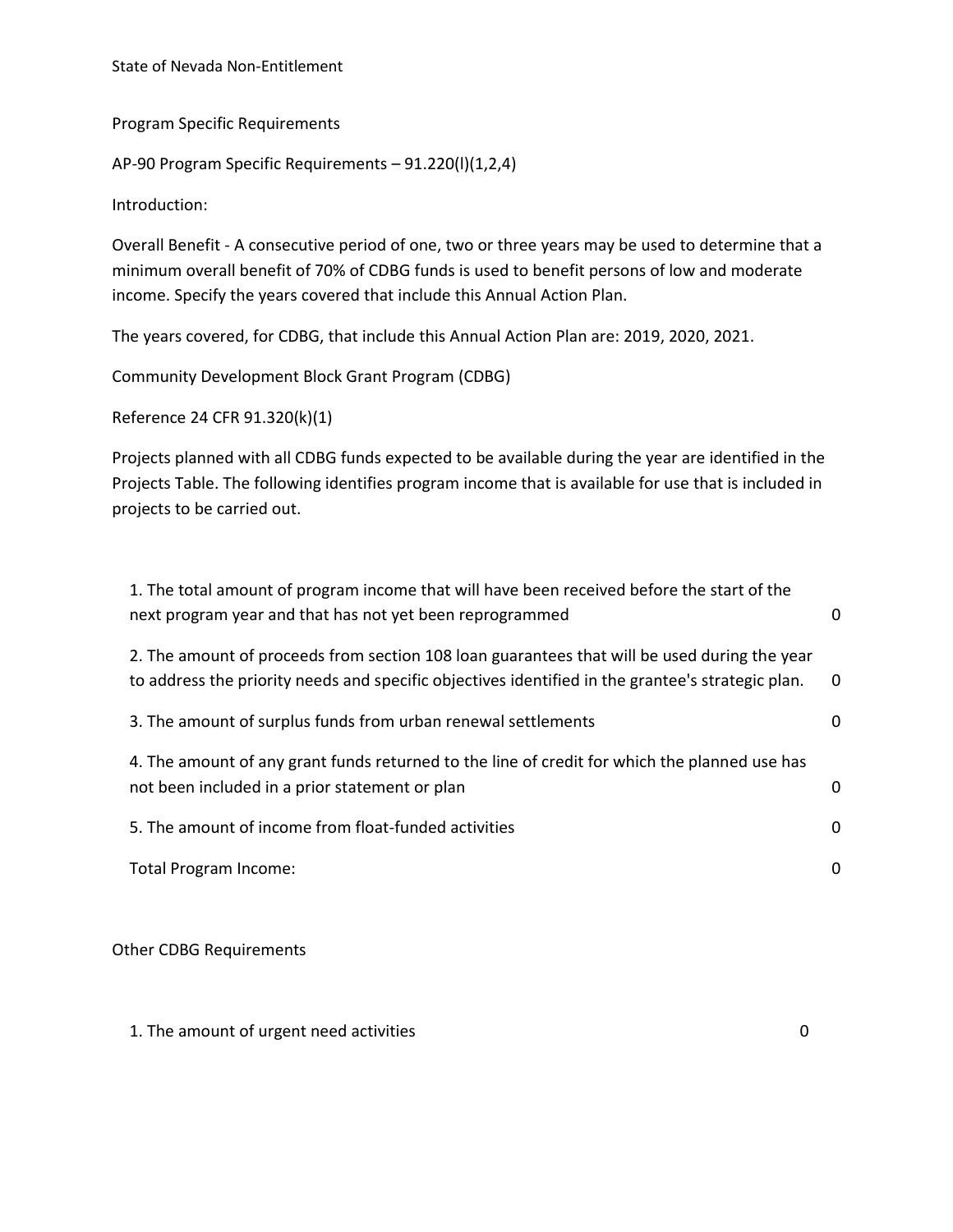State of Nevada Non-Entitlement

## Program Specific Requirements

### AP-90 Program Specific Requirements – 91.220(l)(1,2,4)

Introduction:

Overall Benefit - A consecutive period of one, two or three years may be used to determine that a minimum overall benefit of 70% of CDBG funds is used to benefit persons of low and moderate income. Specify the years covered that include this Annual Action Plan.

The years covered, for CDBG, that include this Annual Action Plan are: 2019, 2020, 2021.

### Community Development Block Grant Program (CDBG)

Reference 24 CFR 91.320(k)(1)

Projects planned with all CDBG funds expected to be available during the year are identified in the Projects Table. The following identifies program income that is available for use that is included in projects to be carried out.

| | |
|---|---|
| 1. The total amount of program income that will have been received before the start of the next program year and that has not yet been reprogrammed | 0 |
| 2. The amount of proceeds from section 108 loan guarantees that will be used during the year to address the priority needs and specific objectives identified in the grantee's strategic plan. | 0 |
| 3. The amount of surplus funds from urban renewal settlements | 0 |
| 4. The amount of any grant funds returned to the line of credit for which the planned use has not been included in a prior statement or plan | 0 |
| 5. The amount of income from float-funded activities | 0 |
| Total Program Income: | 0 |

### Other CDBG Requirements

| | |
|---|---|
| 1. The amount of urgent need activities | 0 |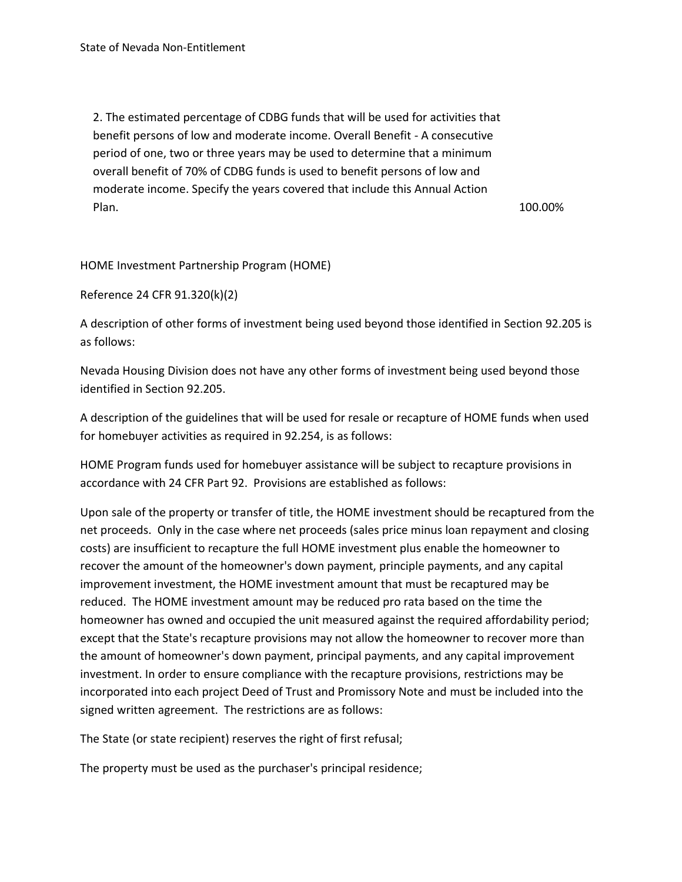2. The estimated percentage of CDBG funds that will be used for activities that benefit persons of low and moderate income. Overall Benefit - A consecutive period of one, two or three years may be used to determine that a minimum overall benefit of 70% of CDBG funds is used to benefit persons of low and moderate income. Specify the years covered that include this Annual Action Plan. 100.00%

HOME Investment Partnership Program (HOME)

Reference 24 CFR 91.320(k)(2)

A description of other forms of investment being used beyond those identified in Section 92.205 is as follows:

Nevada Housing Division does not have any other forms of investment being used beyond those identified in Section 92.205.

A description of the guidelines that will be used for resale or recapture of HOME funds when used for homebuyer activities as required in 92.254, is as follows:

HOME Program funds used for homebuyer assistance will be subject to recapture provisions in accordance with 24 CFR Part 92. Provisions are established as follows:

Upon sale of the property or transfer of title, the HOME investment should be recaptured from the net proceeds. Only in the case where net proceeds (sales price minus loan repayment and closing costs) are insufficient to recapture the full HOME investment plus enable the homeowner to recover the amount of the homeowner's down payment, principle payments, and any capital improvement investment, the HOME investment amount that must be recaptured may be reduced. The HOME investment amount may be reduced pro rata based on the time the homeowner has owned and occupied the unit measured against the required affordability period; except that the State's recapture provisions may not allow the homeowner to recover more than the amount of homeowner's down payment, principal payments, and any capital improvement investment. In order to ensure compliance with the recapture provisions, restrictions may be incorporated into each project Deed of Trust and Promissory Note and must be included into the signed written agreement. The restrictions are as follows:

The State (or state recipient) reserves the right of first refusal;

The property must be used as the purchaser's principal residence;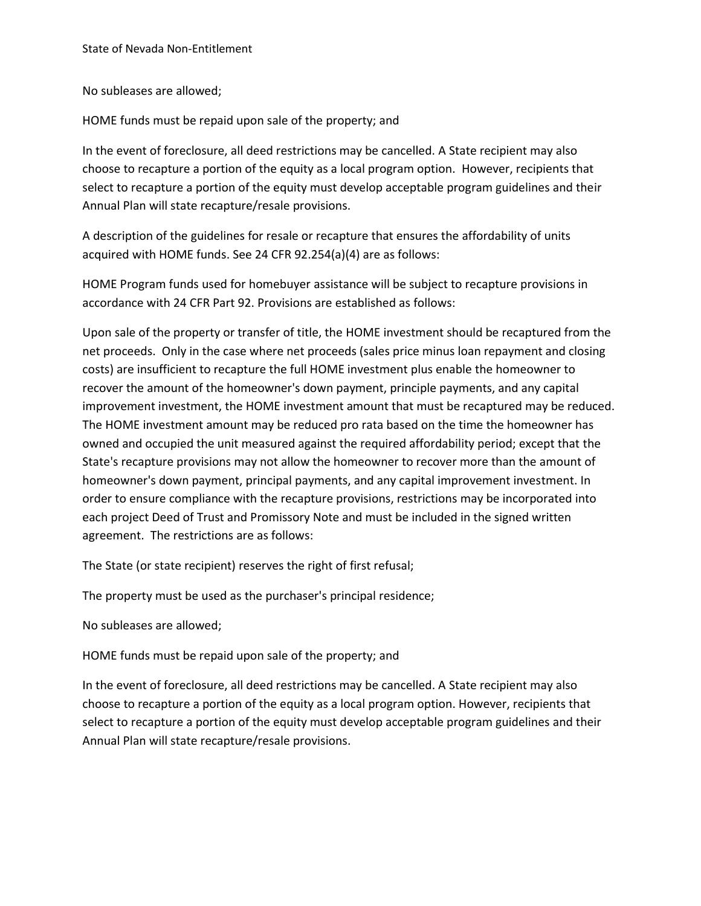No subleases are allowed;

HOME funds must be repaid upon sale of the property; and

In the event of foreclosure, all deed restrictions may be cancelled. A State recipient may also choose to recapture a portion of the equity as a local program option. However, recipients that select to recapture a portion of the equity must develop acceptable program guidelines and their Annual Plan will state recapture/resale provisions.

A description of the guidelines for resale or recapture that ensures the affordability of units acquired with HOME funds. See 24 CFR 92.254(a)(4) are as follows:

HOME Program funds used for homebuyer assistance will be subject to recapture provisions in accordance with 24 CFR Part 92. Provisions are established as follows:

Upon sale of the property or transfer of title, the HOME investment should be recaptured from the net proceeds. Only in the case where net proceeds (sales price minus loan repayment and closing costs) are insufficient to recapture the full HOME investment plus enable the homeowner to recover the amount of the homeowner's down payment, principle payments, and any capital improvement investment, the HOME investment amount that must be recaptured may be reduced. The HOME investment amount may be reduced pro rata based on the time the homeowner has owned and occupied the unit measured against the required affordability period; except that the State's recapture provisions may not allow the homeowner to recover more than the amount of homeowner's down payment, principal payments, and any capital improvement investment. In order to ensure compliance with the recapture provisions, restrictions may be incorporated into each project Deed of Trust and Promissory Note and must be included in the signed written agreement. The restrictions are as follows:

The State (or state recipient) reserves the right of first refusal;

The property must be used as the purchaser's principal residence;

No subleases are allowed;

HOME funds must be repaid upon sale of the property; and

In the event of foreclosure, all deed restrictions may be cancelled. A State recipient may also choose to recapture a portion of the equity as a local program option. However, recipients that select to recapture a portion of the equity must develop acceptable program guidelines and their Annual Plan will state recapture/resale provisions.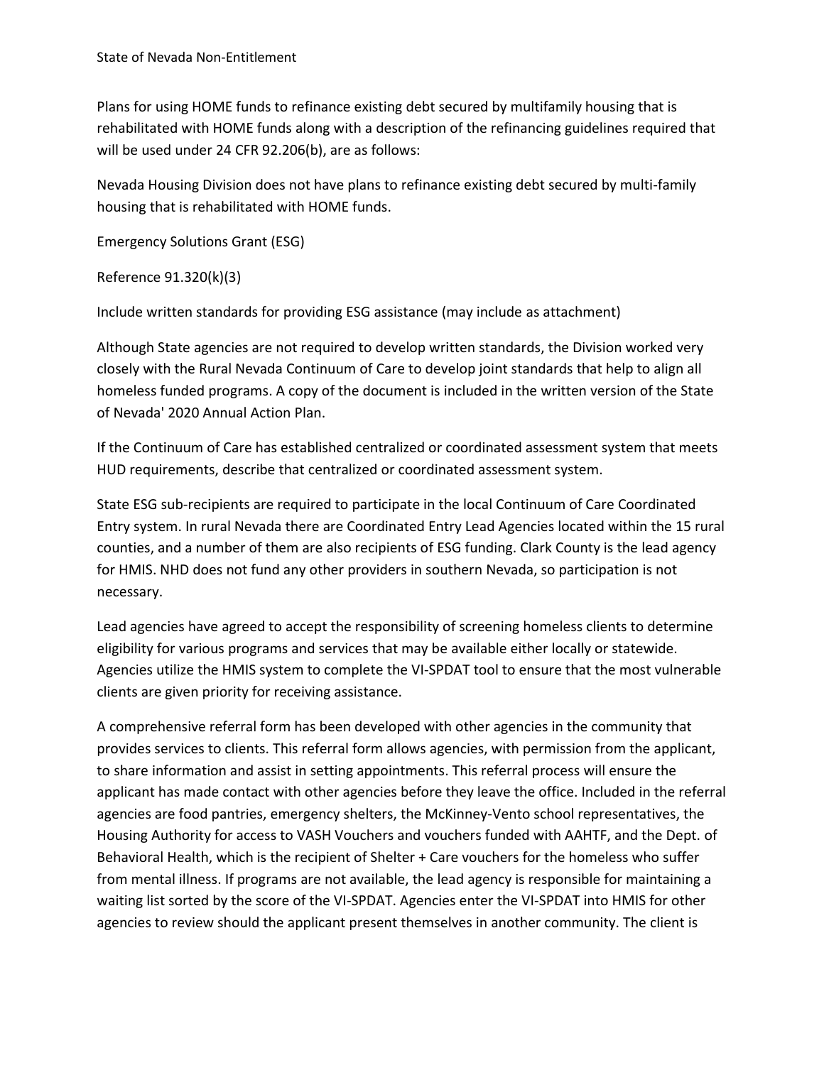Plans for using HOME funds to refinance existing debt secured by multifamily housing that is rehabilitated with HOME funds along with a description of the refinancing guidelines required that will be used under 24 CFR 92.206(b), are as follows:

Nevada Housing Division does not have plans to refinance existing debt secured by multi-family housing that is rehabilitated with HOME funds.

Emergency Solutions Grant (ESG)

Reference 91.320(k)(3)

Include written standards for providing ESG assistance (may include as attachment)

Although State agencies are not required to develop written standards, the Division worked very closely with the Rural Nevada Continuum of Care to develop joint standards that help to align all homeless funded programs. A copy of the document is included in the written version of the State of Nevada' 2020 Annual Action Plan.

If the Continuum of Care has established centralized or coordinated assessment system that meets HUD requirements, describe that centralized or coordinated assessment system.

State ESG sub-recipients are required to participate in the local Continuum of Care Coordinated Entry system. In rural Nevada there are Coordinated Entry Lead Agencies located within the 15 rural counties, and a number of them are also recipients of ESG funding. Clark County is the lead agency for HMIS. NHD does not fund any other providers in southern Nevada, so participation is not necessary.

Lead agencies have agreed to accept the responsibility of screening homeless clients to determine eligibility for various programs and services that may be available either locally or statewide. Agencies utilize the HMIS system to complete the VI-SPDAT tool to ensure that the most vulnerable clients are given priority for receiving assistance.

A comprehensive referral form has been developed with other agencies in the community that provides services to clients. This referral form allows agencies, with permission from the applicant, to share information and assist in setting appointments. This referral process will ensure the applicant has made contact with other agencies before they leave the office. Included in the referral agencies are food pantries, emergency shelters, the McKinney-Vento school representatives, the Housing Authority for access to VASH Vouchers and vouchers funded with AAHTF, and the Dept. of Behavioral Health, which is the recipient of Shelter + Care vouchers for the homeless who suffer from mental illness. If programs are not available, the lead agency is responsible for maintaining a waiting list sorted by the score of the VI-SPDAT. Agencies enter the VI-SPDAT into HMIS for other agencies to review should the applicant present themselves in another community. The client is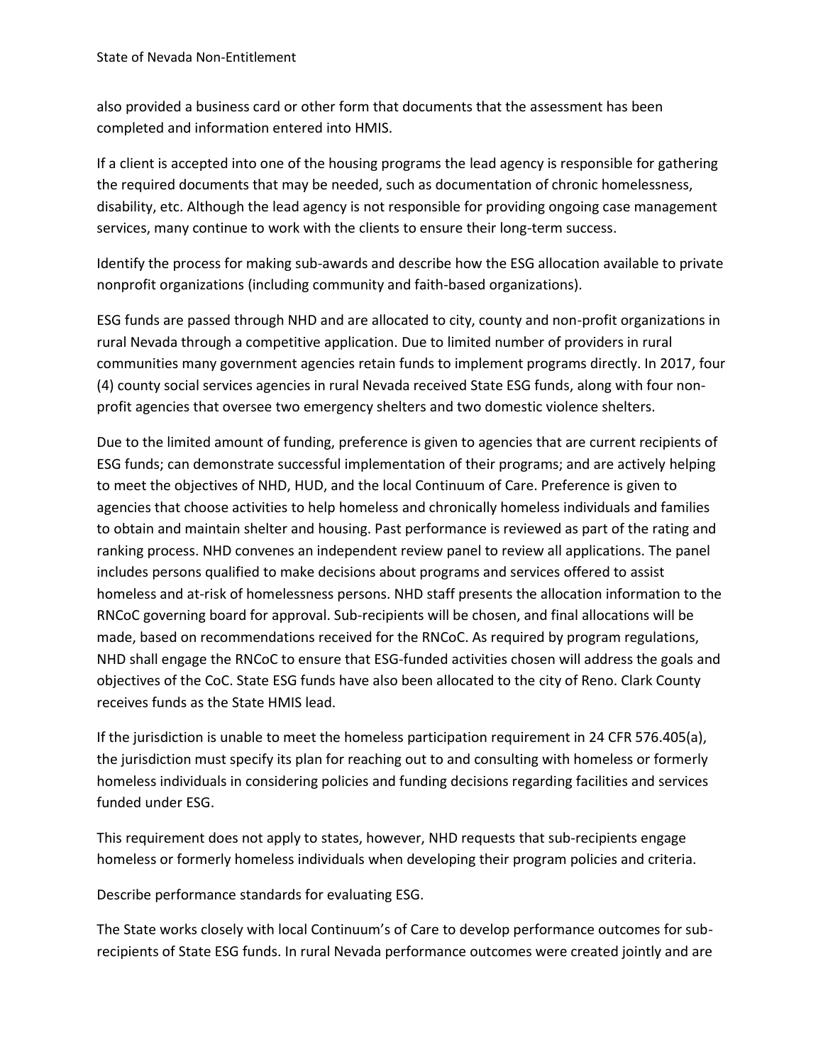also provided a business card or other form that documents that the assessment has been completed and information entered into HMIS.

If a client is accepted into one of the housing programs the lead agency is responsible for gathering the required documents that may be needed, such as documentation of chronic homelessness, disability, etc. Although the lead agency is not responsible for providing ongoing case management services, many continue to work with the clients to ensure their long-term success.

Identify the process for making sub-awards and describe how the ESG allocation available to private nonprofit organizations (including community and faith-based organizations).

ESG funds are passed through NHD and are allocated to city, county and non-profit organizations in rural Nevada through a competitive application. Due to limited number of providers in rural communities many government agencies retain funds to implement programs directly. In 2017, four (4) county social services agencies in rural Nevada received State ESG funds, along with four non-profit agencies that oversee two emergency shelters and two domestic violence shelters.

Due to the limited amount of funding, preference is given to agencies that are current recipients of ESG funds; can demonstrate successful implementation of their programs; and are actively helping to meet the objectives of NHD, HUD, and the local Continuum of Care. Preference is given to agencies that choose activities to help homeless and chronically homeless individuals and families to obtain and maintain shelter and housing. Past performance is reviewed as part of the rating and ranking process. NHD convenes an independent review panel to review all applications. The panel includes persons qualified to make decisions about programs and services offered to assist homeless and at-risk of homelessness persons. NHD staff presents the allocation information to the RNCoC governing board for approval. Sub-recipients will be chosen, and final allocations will be made, based on recommendations received for the RNCoC. As required by program regulations, NHD shall engage the RNCoC to ensure that ESG-funded activities chosen will address the goals and objectives of the CoC. State ESG funds have also been allocated to the city of Reno. Clark County receives funds as the State HMIS lead.

If the jurisdiction is unable to meet the homeless participation requirement in 24 CFR 576.405(a), the jurisdiction must specify its plan for reaching out to and consulting with homeless or formerly homeless individuals in considering policies and funding decisions regarding facilities and services funded under ESG.

This requirement does not apply to states, however, NHD requests that sub-recipients engage homeless or formerly homeless individuals when developing their program policies and criteria.

Describe performance standards for evaluating ESG.

The State works closely with local Continuum's of Care to develop performance outcomes for sub-recipients of State ESG funds. In rural Nevada performance outcomes were created jointly and are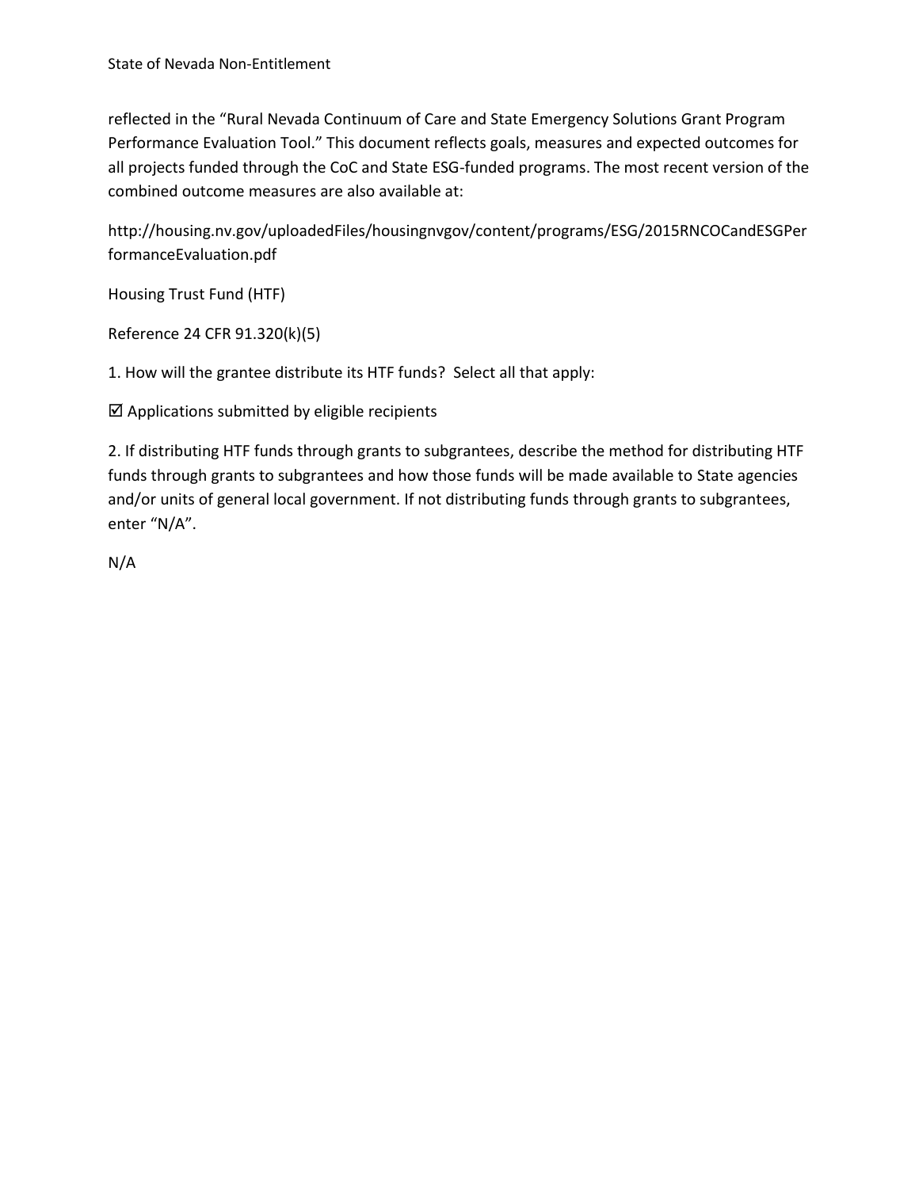reflected in the “Rural Nevada Continuum of Care and State Emergency Solutions Grant Program Performance Evaluation Tool.” This document reflects goals, measures and expected outcomes for all projects funded through the CoC and State ESG-funded programs. The most recent version of the combined outcome measures are also available at:

http://housing.nv.gov/uploadedFiles/housingnvgov/content/programs/ESG/2015RNCOCandESGPerformanceEvaluation.pdf

Housing Trust Fund (HTF)

Reference 24 CFR 91.320(k)(5)

1. How will the grantee distribute its HTF funds? Select all that apply:

☑ Applications submitted by eligible recipients

2. If distributing HTF funds through grants to subgrantees, describe the method for distributing HTF funds through grants to subgrantees and how those funds will be made available to State agencies and/or units of general local government. If not distributing funds through grants to subgrantees, enter “N/A”.

N/A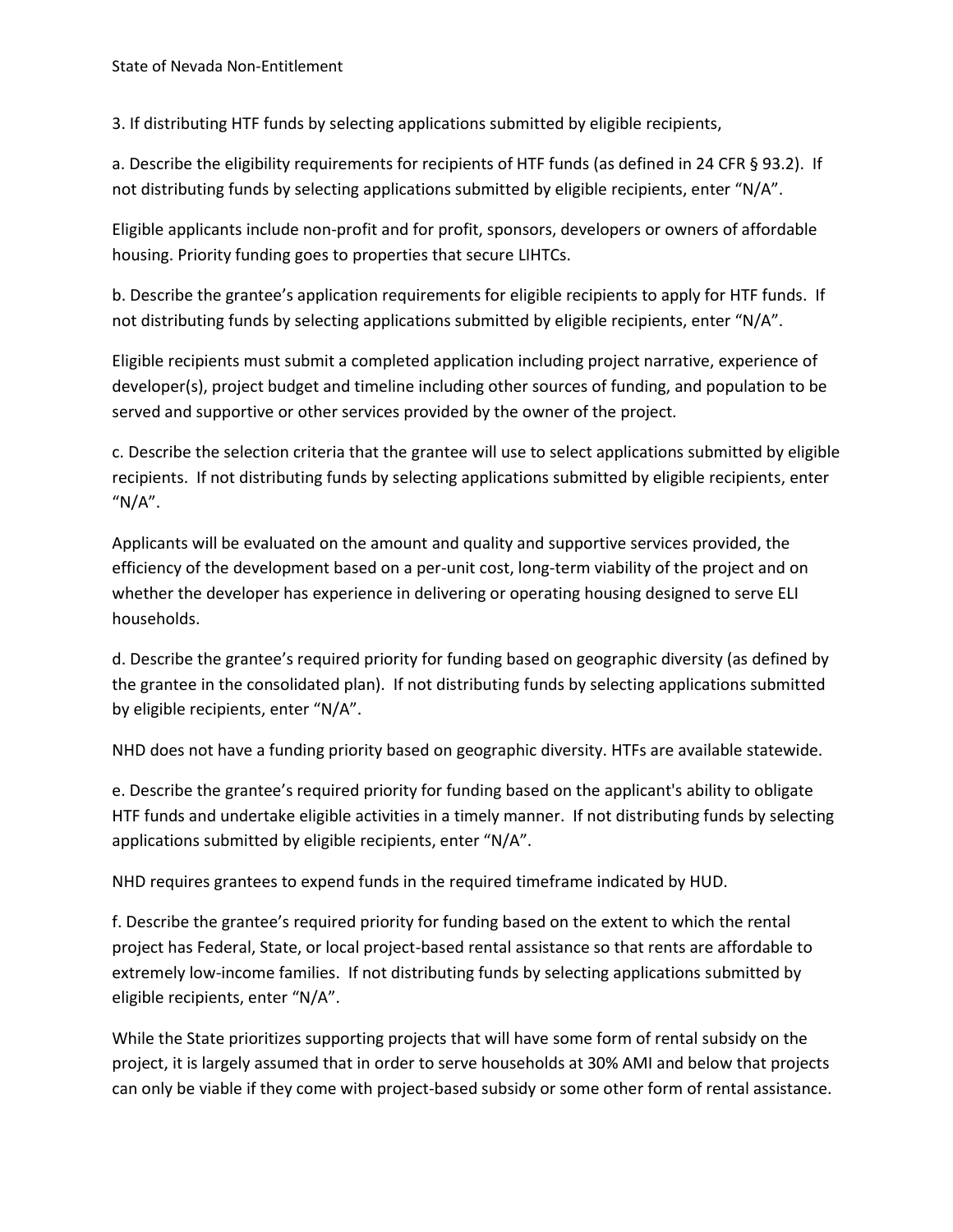3. If distributing HTF funds by selecting applications submitted by eligible recipients,

a. Describe the eligibility requirements for recipients of HTF funds (as defined in 24 CFR § 93.2). If not distributing funds by selecting applications submitted by eligible recipients, enter “N/A”.

Eligible applicants include non-profit and for profit, sponsors, developers or owners of affordable housing. Priority funding goes to properties that secure LIHTCs.

b. Describe the grantee’s application requirements for eligible recipients to apply for HTF funds. If not distributing funds by selecting applications submitted by eligible recipients, enter “N/A”.

Eligible recipients must submit a completed application including project narrative, experience of developer(s), project budget and timeline including other sources of funding, and population to be served and supportive or other services provided by the owner of the project.

c. Describe the selection criteria that the grantee will use to select applications submitted by eligible recipients. If not distributing funds by selecting applications submitted by eligible recipients, enter “N/A”.

Applicants will be evaluated on the amount and quality and supportive services provided, the efficiency of the development based on a per-unit cost, long-term viability of the project and on whether the developer has experience in delivering or operating housing designed to serve ELI households.

d. Describe the grantee’s required priority for funding based on geographic diversity (as defined by the grantee in the consolidated plan). If not distributing funds by selecting applications submitted by eligible recipients, enter “N/A”.

NHD does not have a funding priority based on geographic diversity. HTFs are available statewide.

e. Describe the grantee’s required priority for funding based on the applicant's ability to obligate HTF funds and undertake eligible activities in a timely manner. If not distributing funds by selecting applications submitted by eligible recipients, enter “N/A”.

NHD requires grantees to expend funds in the required timeframe indicated by HUD.

f. Describe the grantee’s required priority for funding based on the extent to which the rental project has Federal, State, or local project-based rental assistance so that rents are affordable to extremely low-income families. If not distributing funds by selecting applications submitted by eligible recipients, enter “N/A”.

While the State prioritizes supporting projects that will have some form of rental subsidy on the project, it is largely assumed that in order to serve households at 30% AMI and below that projects can only be viable if they come with project-based subsidy or some other form of rental assistance.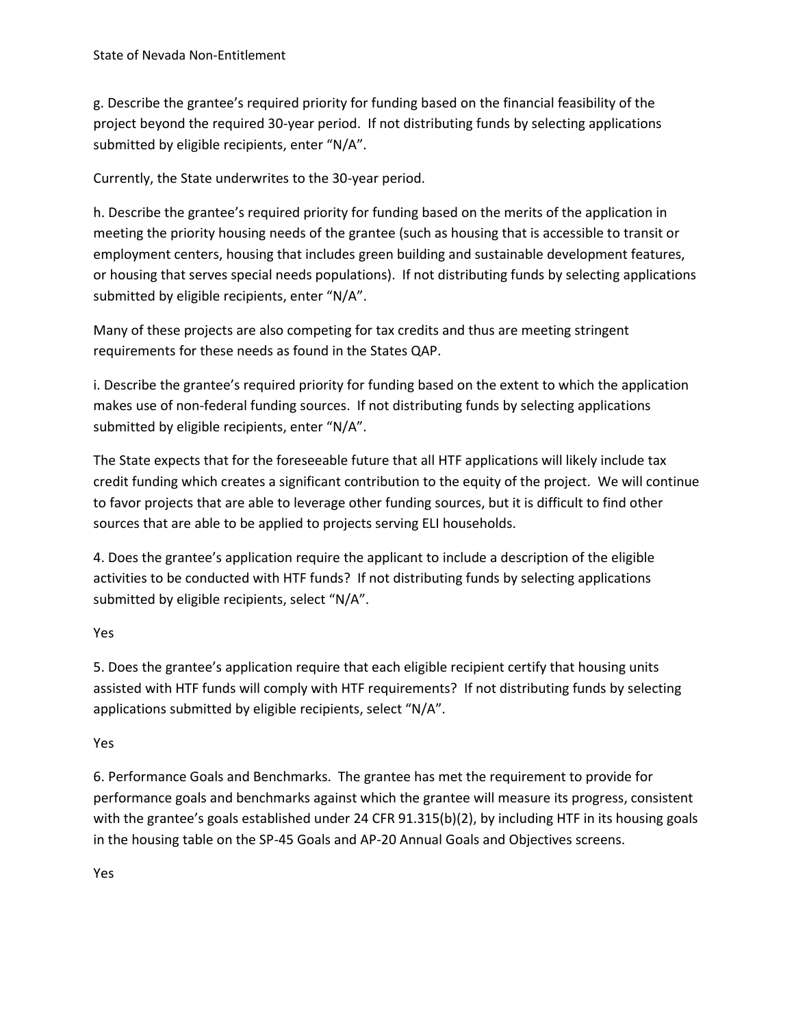g. Describe the grantee's required priority for funding based on the financial feasibility of the project beyond the required 30-year period. If not distributing funds by selecting applications submitted by eligible recipients, enter "N/A".

Currently, the State underwrites to the 30-year period.

h. Describe the grantee's required priority for funding based on the merits of the application in meeting the priority housing needs of the grantee (such as housing that is accessible to transit or employment centers, housing that includes green building and sustainable development features, or housing that serves special needs populations). If not distributing funds by selecting applications submitted by eligible recipients, enter "N/A".

Many of these projects are also competing for tax credits and thus are meeting stringent requirements for these needs as found in the States QAP.

i. Describe the grantee's required priority for funding based on the extent to which the application makes use of non-federal funding sources. If not distributing funds by selecting applications submitted by eligible recipients, enter "N/A".

The State expects that for the foreseeable future that all HTF applications will likely include tax credit funding which creates a significant contribution to the equity of the project. We will continue to favor projects that are able to leverage other funding sources, but it is difficult to find other sources that are able to be applied to projects serving ELI households.

4. Does the grantee's application require the applicant to include a description of the eligible activities to be conducted with HTF funds? If not distributing funds by selecting applications submitted by eligible recipients, select "N/A".

Yes

5. Does the grantee's application require that each eligible recipient certify that housing units assisted with HTF funds will comply with HTF requirements? If not distributing funds by selecting applications submitted by eligible recipients, select "N/A".

Yes

6. Performance Goals and Benchmarks. The grantee has met the requirement to provide for performance goals and benchmarks against which the grantee will measure its progress, consistent with the grantee's goals established under 24 CFR 91.315(b)(2), by including HTF in its housing goals in the housing table on the SP-45 Goals and AP-20 Annual Goals and Objectives screens.

Yes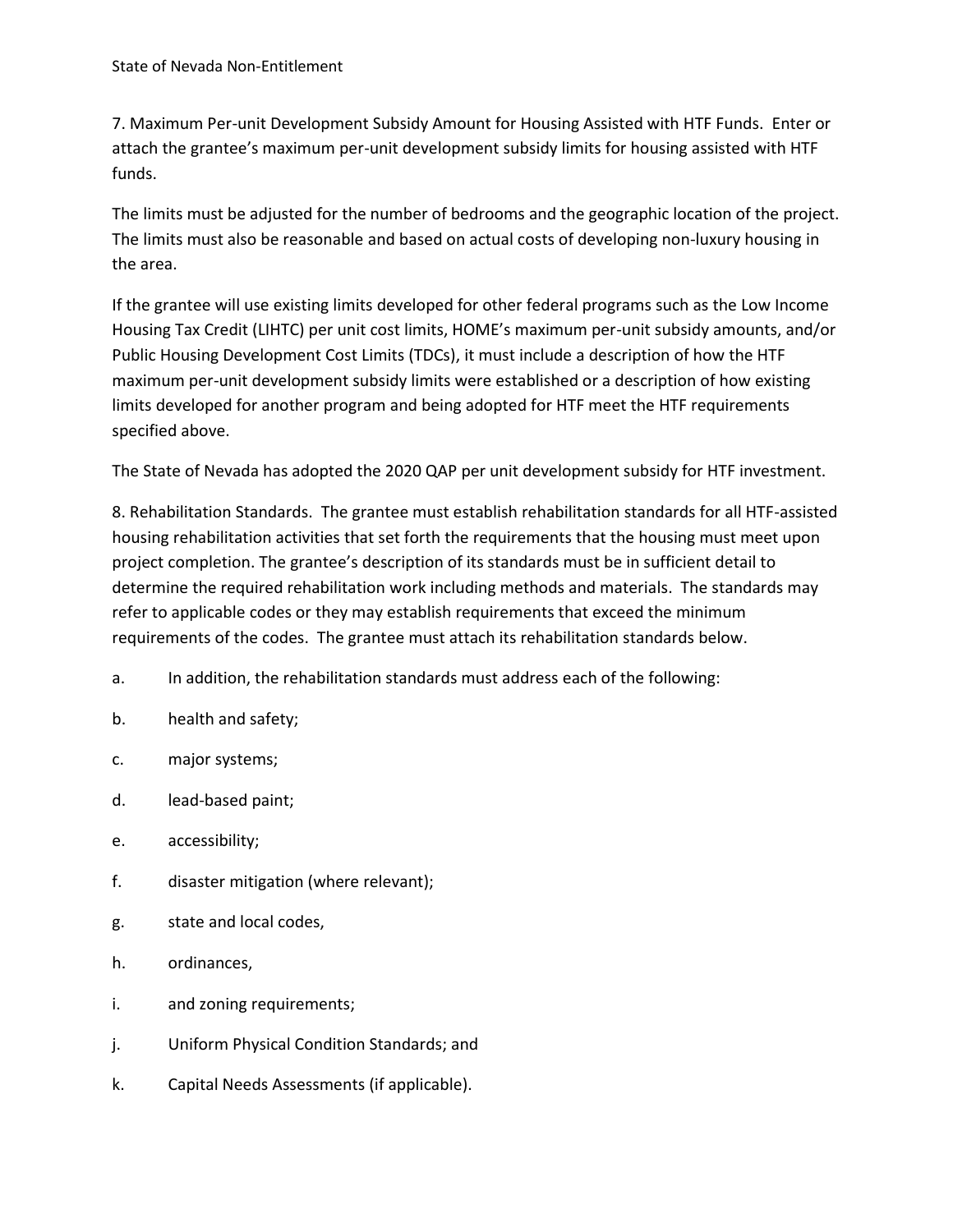7. Maximum Per-unit Development Subsidy Amount for Housing Assisted with HTF Funds. Enter or attach the grantee's maximum per-unit development subsidy limits for housing assisted with HTF funds.

The limits must be adjusted for the number of bedrooms and the geographic location of the project. The limits must also be reasonable and based on actual costs of developing non-luxury housing in the area.

If the grantee will use existing limits developed for other federal programs such as the Low Income Housing Tax Credit (LIHTC) per unit cost limits, HOME's maximum per-unit subsidy amounts, and/or Public Housing Development Cost Limits (TDCs), it must include a description of how the HTF maximum per-unit development subsidy limits were established or a description of how existing limits developed for another program and being adopted for HTF meet the HTF requirements specified above.

The State of Nevada has adopted the 2020 QAP per unit development subsidy for HTF investment.

8. Rehabilitation Standards. The grantee must establish rehabilitation standards for all HTF-assisted housing rehabilitation activities that set forth the requirements that the housing must meet upon project completion. The grantee's description of its standards must be in sufficient detail to determine the required rehabilitation work including methods and materials. The standards may refer to applicable codes or they may establish requirements that exceed the minimum requirements of the codes. The grantee must attach its rehabilitation standards below.

a. In addition, the rehabilitation standards must address each of the following:

b. health and safety;

c. major systems;

d. lead-based paint;

e. accessibility;

f. disaster mitigation (where relevant);

g. state and local codes,

h. ordinances,

i. and zoning requirements;

j. Uniform Physical Condition Standards; and

k. Capital Needs Assessments (if applicable).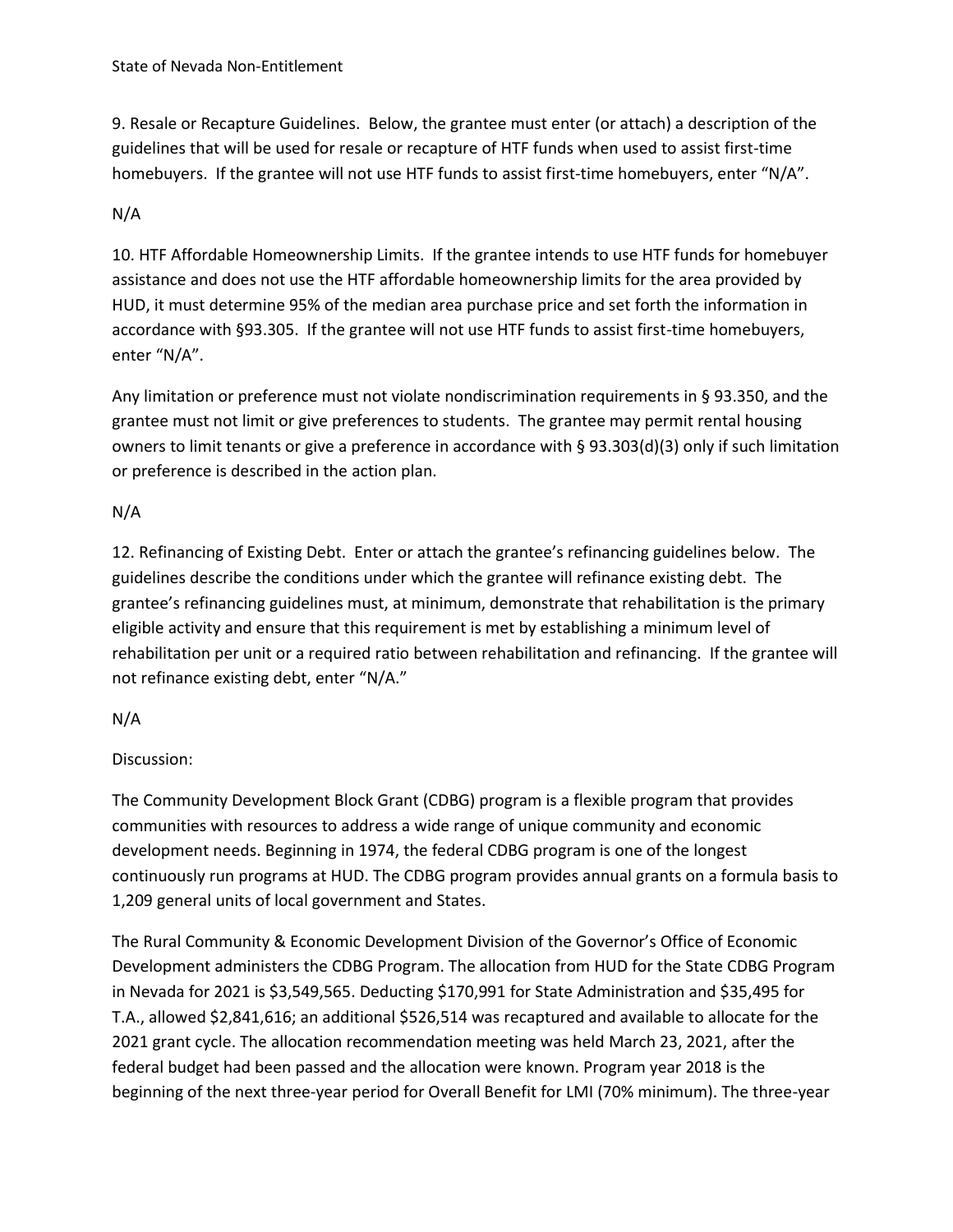9. Resale or Recapture Guidelines. Below, the grantee must enter (or attach) a description of the guidelines that will be used for resale or recapture of HTF funds when used to assist first-time homebuyers. If the grantee will not use HTF funds to assist first-time homebuyers, enter "N/A".

N/A

10. HTF Affordable Homeownership Limits. If the grantee intends to use HTF funds for homebuyer assistance and does not use the HTF affordable homeownership limits for the area provided by HUD, it must determine 95% of the median area purchase price and set forth the information in accordance with §93.305. If the grantee will not use HTF funds to assist first-time homebuyers, enter "N/A".

Any limitation or preference must not violate nondiscrimination requirements in § 93.350, and the grantee must not limit or give preferences to students. The grantee may permit rental housing owners to limit tenants or give a preference in accordance with § 93.303(d)(3) only if such limitation or preference is described in the action plan.

N/A

12. Refinancing of Existing Debt. Enter or attach the grantee's refinancing guidelines below. The guidelines describe the conditions under which the grantee will refinance existing debt. The grantee's refinancing guidelines must, at minimum, demonstrate that rehabilitation is the primary eligible activity and ensure that this requirement is met by establishing a minimum level of rehabilitation per unit or a required ratio between rehabilitation and refinancing. If the grantee will not refinance existing debt, enter "N/A."

N/A

Discussion:

The Community Development Block Grant (CDBG) program is a flexible program that provides communities with resources to address a wide range of unique community and economic development needs. Beginning in 1974, the federal CDBG program is one of the longest continuously run programs at HUD. The CDBG program provides annual grants on a formula basis to 1,209 general units of local government and States.

The Rural Community & Economic Development Division of the Governor's Office of Economic Development administers the CDBG Program. The allocation from HUD for the State CDBG Program in Nevada for 2021 is $3,549,565. Deducting $170,991 for State Administration and $35,495 for T.A., allowed $2,841,616; an additional $526,514 was recaptured and available to allocate for the 2021 grant cycle. The allocation recommendation meeting was held March 23, 2021, after the federal budget had been passed and the allocation were known. Program year 2018 is the beginning of the next three-year period for Overall Benefit for LMI (70% minimum). The three-year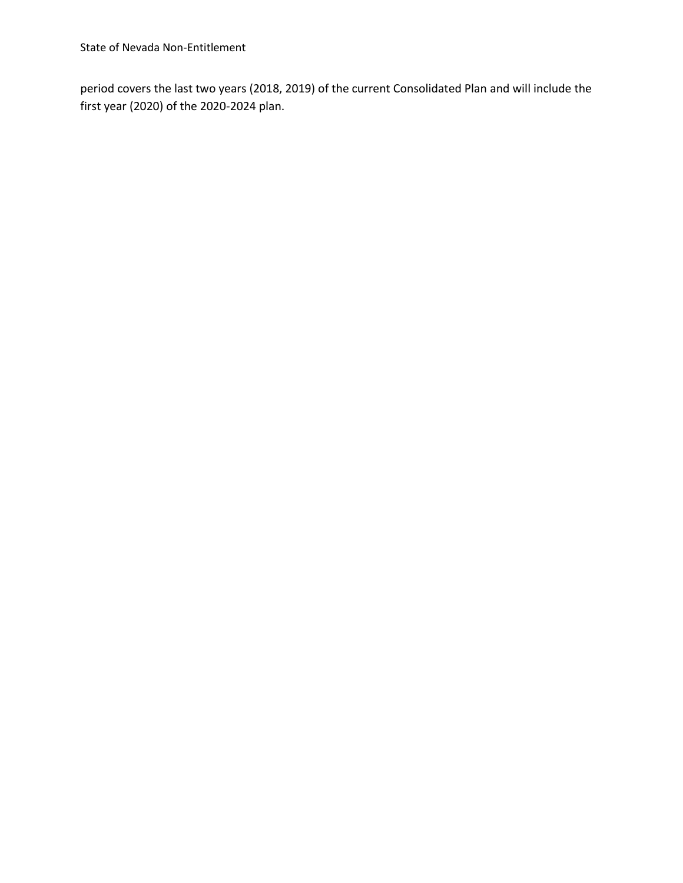period covers the last two years (2018, 2019) of the current Consolidated Plan and will include the first year (2020) of the 2020-2024 plan.